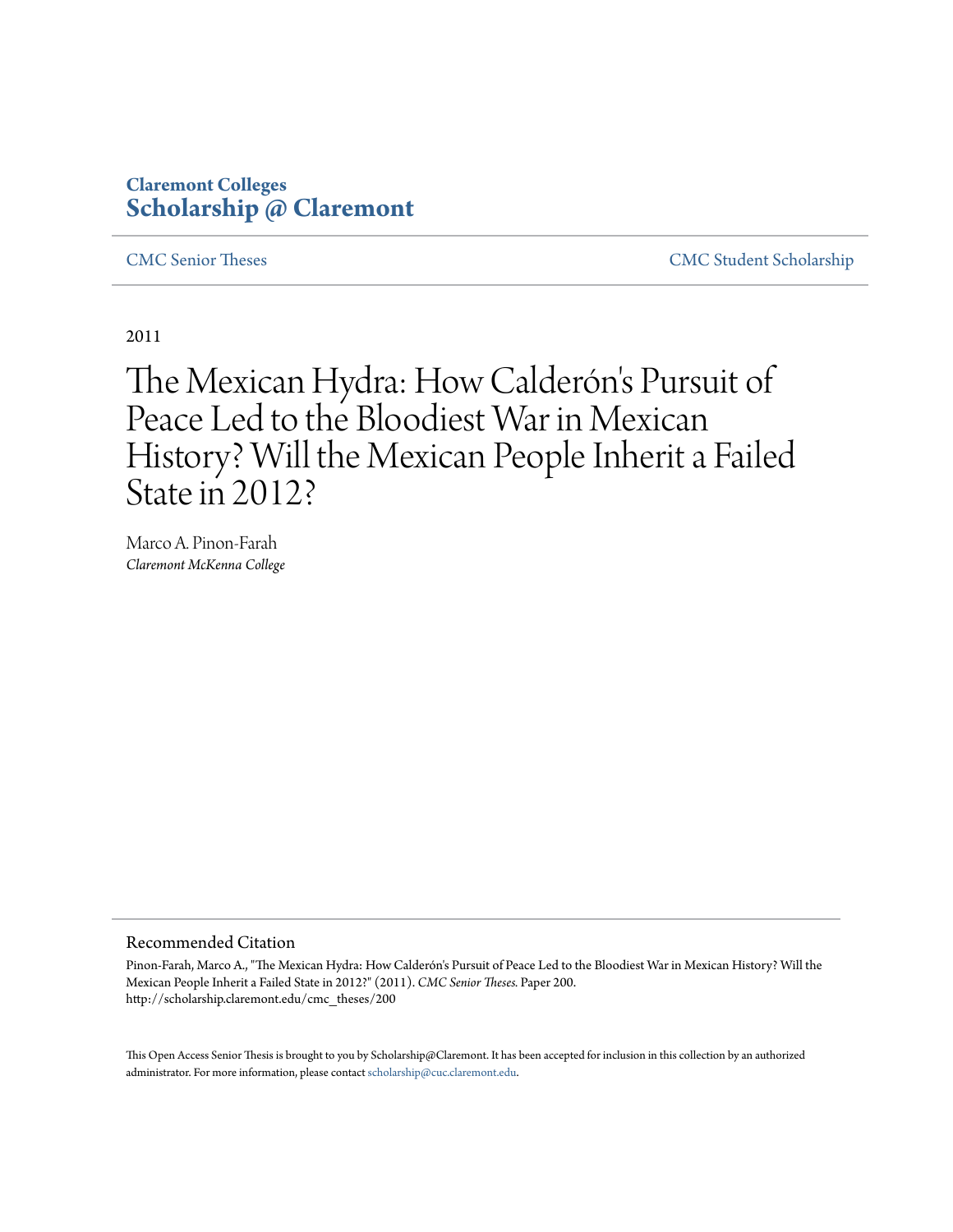Claremont Colleges
**Scholarship @ Claremont**

CMC Senior Theses CMC Student Scholarship

2011

# The Mexican Hydra: How Calderón's Pursuit of Peace Led to the Bloodiest War in Mexican History? Will the Mexican People Inherit a Failed State in 2012?

Marco A. Pinon-Farah
*Claremont McKenna College*

## Recommended Citation

Pinon-Farah, Marco A., "The Mexican Hydra: How Calderón's Pursuit of Peace Led to the Bloodiest War in Mexican History? Will the Mexican People Inherit a Failed State in 2012?" (2011). *CMC Senior Theses.* Paper 200.
http://scholarship.claremont.edu/cmc_theses/200

This Open Access Senior Thesis is brought to you by Scholarship@Claremont. It has been accepted for inclusion in this collection by an authorized administrator. For more information, please contact scholarship@cuc.claremont.edu.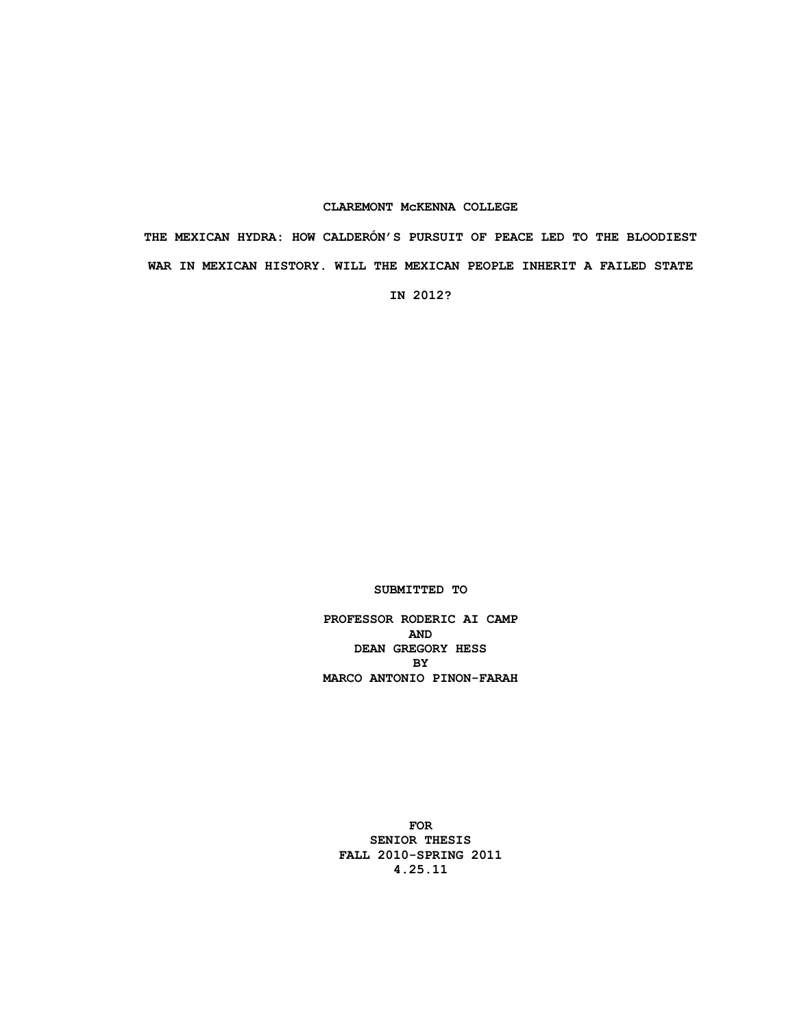**CLAREMONT McKENNA COLLEGE**

# THE MEXICAN HYDRA: HOW CALDERÓN'S PURSUIT OF PEACE LED TO THE BLOODIEST WAR IN MEXICAN HISTORY. WILL THE MEXICAN PEOPLE INHERIT A FAILED STATE IN 2012?

**SUBMITTED TO**

**PROFESSOR RODERIC AI CAMP**
**AND**
**DEAN GREGORY HESS**
**BY**
**MARCO ANTONIO PINON-FARAH**

**FOR**
**SENIOR THESIS**
**FALL 2010-SPRING 2011**
**4.25.11**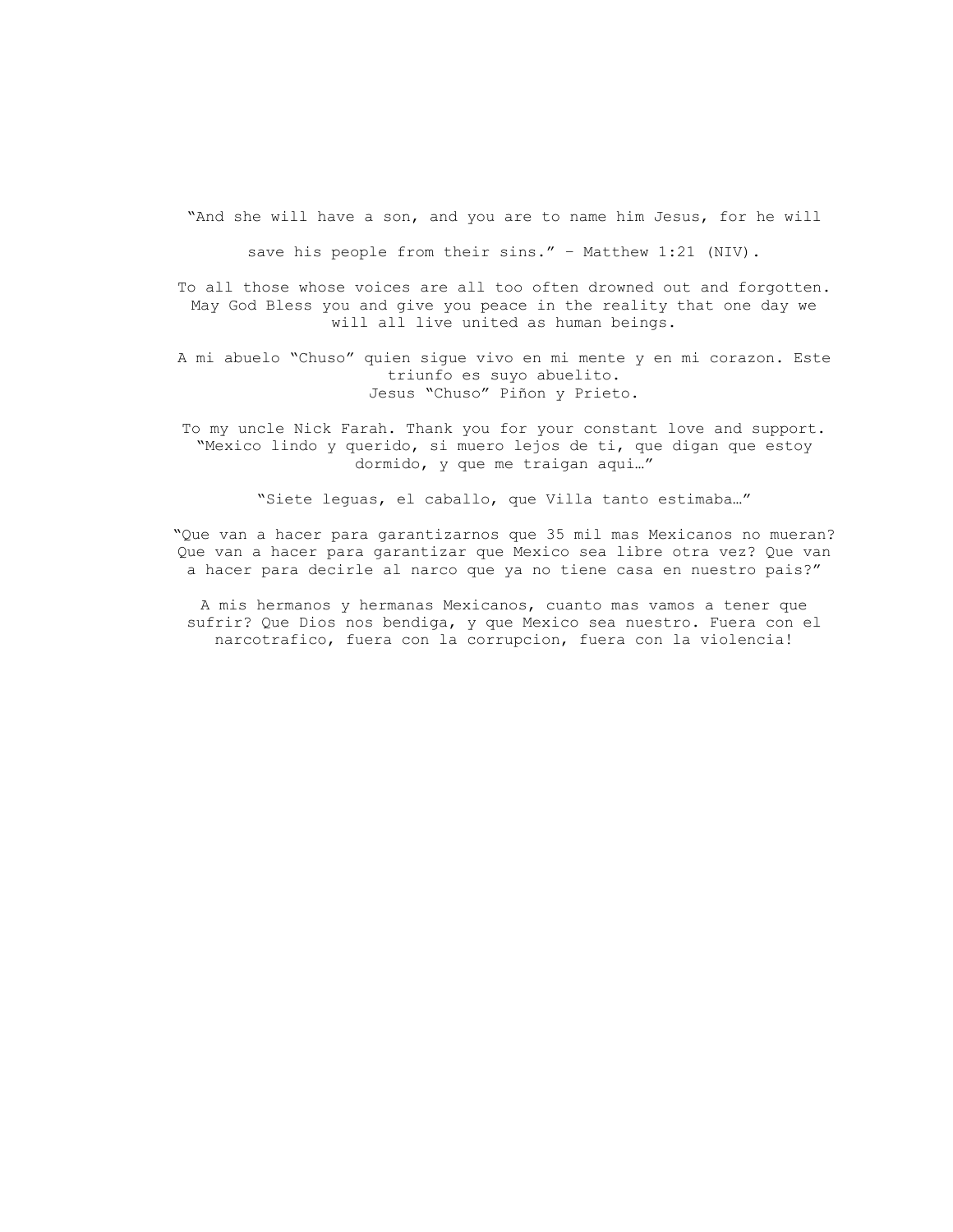"And she will have a son, and you are to name him Jesus, for he will save his people from their sins." – Matthew 1:21 (NIV).

To all those whose voices are all too often drowned out and forgotten. May God Bless you and give you peace in the reality that one day we will all live united as human beings.

A mi abuelo "Chuso" quien sigue vivo en mi mente y en mi corazon. Este triunfo es suyo abuelito.
Jesus "Chuso" Piñon y Prieto.

To my uncle Nick Farah. Thank you for your constant love and support.
"Mexico lindo y querido, si muero lejos de ti, que digan que estoy dormido, y que me traigan aqui…"

"Siete leguas, el caballo, que Villa tanto estimaba…"

"Que van a hacer para garantizarnos que 35 mil mas Mexicanos no mueran? Que van a hacer para garantizar que Mexico sea libre otra vez? Que van a hacer para decirle al narco que ya no tiene casa en nuestro pais?"

A mis hermanos y hermanas Mexicanos, cuanto mas vamos a tener que sufrir? Que Dios nos bendiga, y que Mexico sea nuestro. Fuera con el narcotrafico, fuera con la corrupcion, fuera con la violencia!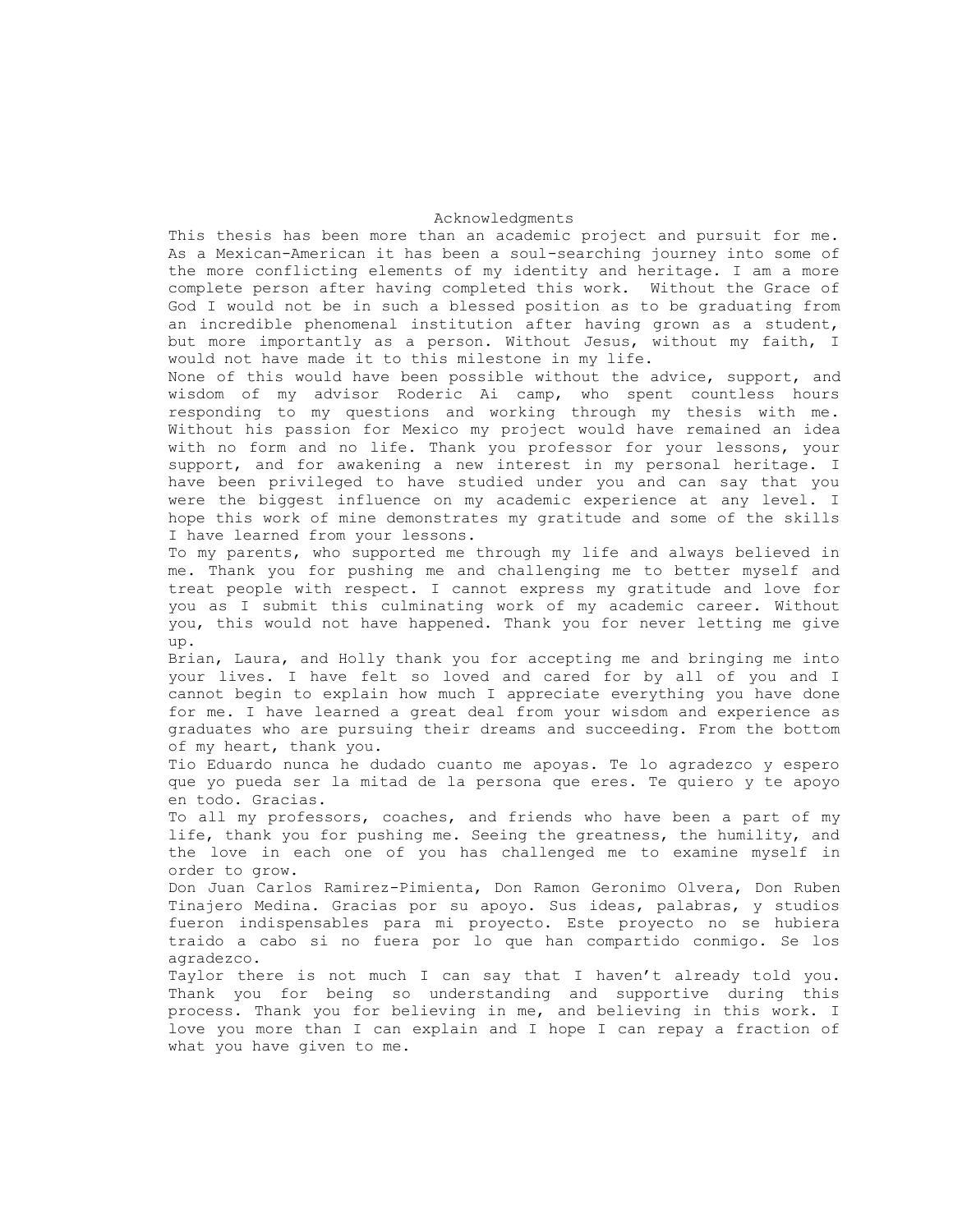# Acknowledgments

This thesis has been more than an academic project and pursuit for me. As a Mexican-American it has been a soul-searching journey into some of the more conflicting elements of my identity and heritage. I am a more complete person after having completed this work. Without the Grace of God I would not be in such a blessed position as to be graduating from an incredible phenomenal institution after having grown as a student, but more importantly as a person. Without Jesus, without my faith, I would not have made it to this milestone in my life.

None of this would have been possible without the advice, support, and wisdom of my advisor Roderic Ai camp, who spent countless hours responding to my questions and working through my thesis with me. Without his passion for Mexico my project would have remained an idea with no form and no life. Thank you professor for your lessons, your support, and for awakening a new interest in my personal heritage. I have been privileged to have studied under you and can say that you were the biggest influence on my academic experience at any level. I hope this work of mine demonstrates my gratitude and some of the skills I have learned from your lessons.

To my parents, who supported me through my life and always believed in me. Thank you for pushing me and challenging me to better myself and treat people with respect. I cannot express my gratitude and love for you as I submit this culminating work of my academic career. Without you, this would not have happened. Thank you for never letting me give up.

Brian, Laura, and Holly thank you for accepting me and bringing me into your lives. I have felt so loved and cared for by all of you and I cannot begin to explain how much I appreciate everything you have done for me. I have learned a great deal from your wisdom and experience as graduates who are pursuing their dreams and succeeding. From the bottom of my heart, thank you.

Tio Eduardo nunca he dudado cuanto me apoyas. Te lo agradezco y espero que yo pueda ser la mitad de la persona que eres. Te quiero y te apoyo en todo. Gracias.

To all my professors, coaches, and friends who have been a part of my life, thank you for pushing me. Seeing the greatness, the humility, and the love in each one of you has challenged me to examine myself in order to grow.

Don Juan Carlos Ramirez-Pimienta, Don Ramon Geronimo Olvera, Don Ruben Tinajero Medina. Gracias por su apoyo. Sus ideas, palabras, y studios fueron indispensables para mi proyecto. Este proyecto no se hubiera traido a cabo si no fuera por lo que han compartido conmigo. Se los agradezco.

Taylor there is not much I can say that I haven't already told you. Thank you for being so understanding and supportive during this process. Thank you for believing in me, and believing in this work. I love you more than I can explain and I hope I can repay a fraction of what you have given to me.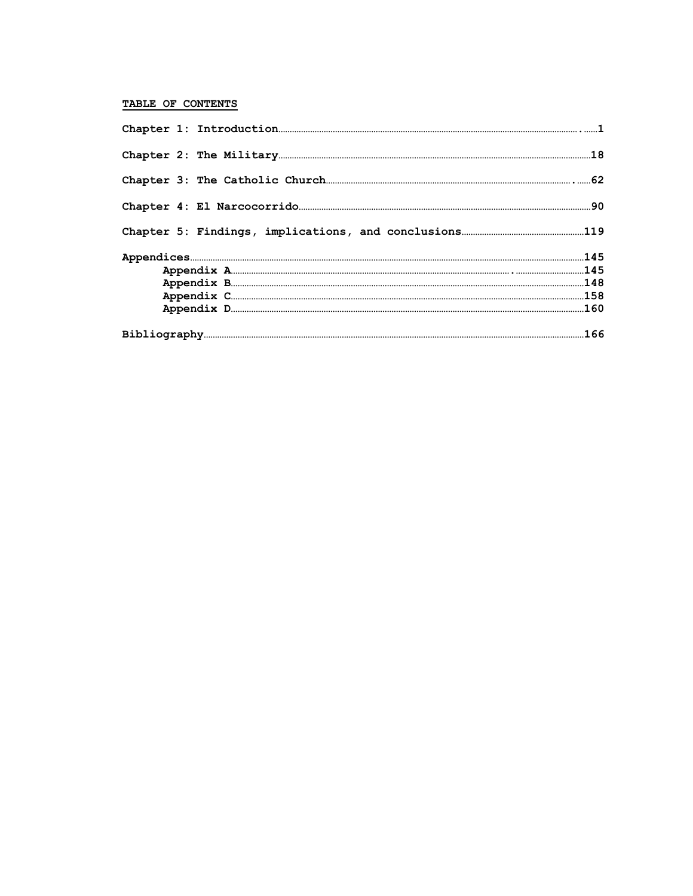## TABLE OF CONTENTS

**Chapter 1: Introduction** .......... 1

**Chapter 2: The Military** .......... 18

**Chapter 3: The Catholic Church** .......... 62

**Chapter 4: El Narcocorrido** .......... 90

**Chapter 5: Findings, implications, and conclusions** .......... 119

**Appendices** .......... 145
- **Appendix A** .......... 145
- **Appendix B** .......... 148
- **Appendix C** .......... 158
- **Appendix D** .......... 160

**Bibliography** .......... 166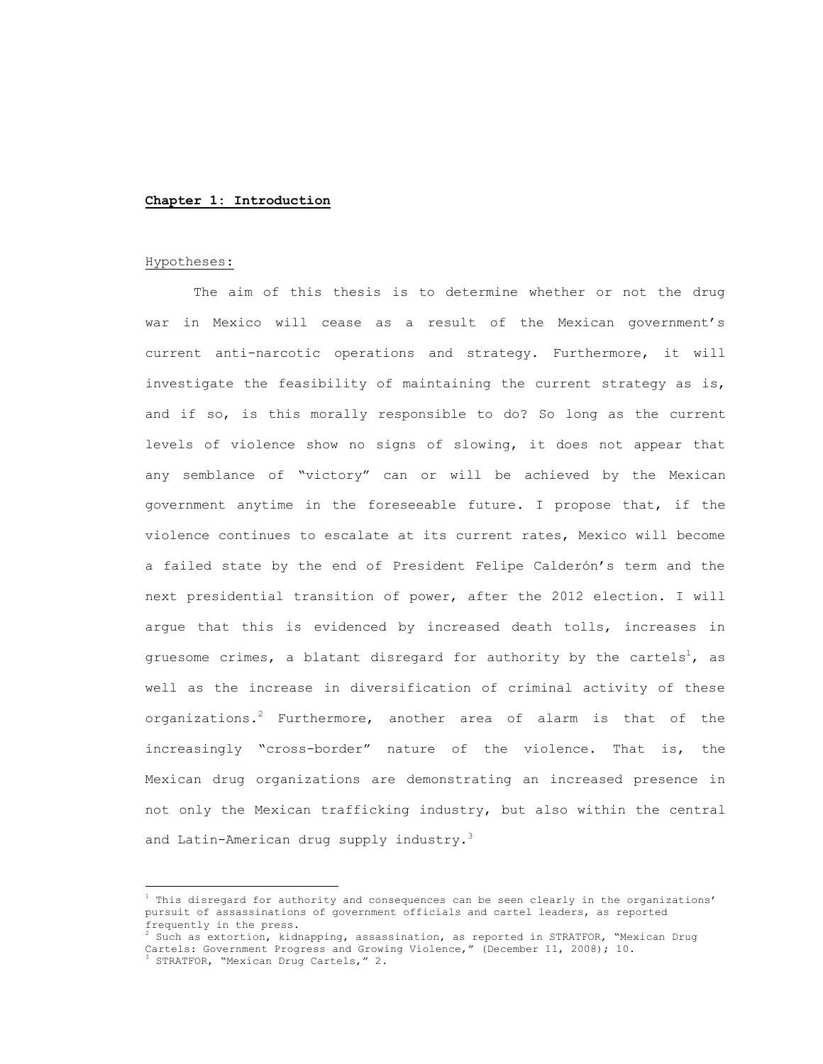# **Chapter 1: Introduction**

Hypotheses:

The aim of this thesis is to determine whether or not the drug war in Mexico will cease as a result of the Mexican government's current anti-narcotic operations and strategy. Furthermore, it will investigate the feasibility of maintaining the current strategy as is, and if so, is this morally responsible to do? So long as the current levels of violence show no signs of slowing, it does not appear that any semblance of "victory" can or will be achieved by the Mexican government anytime in the foreseeable future. I propose that, if the violence continues to escalate at its current rates, Mexico will become a failed state by the end of President Felipe Calderón's term and the next presidential transition of power, after the 2012 election. I will argue that this is evidenced by increased death tolls, increases in gruesome crimes, a blatant disregard for authority by the cartels[1], as well as the increase in diversification of criminal activity of these organizations.[2] Furthermore, another area of alarm is that of the increasingly "cross-border" nature of the violence. That is, the Mexican drug organizations are demonstrating an increased presence in not only the Mexican trafficking industry, but also within the central and Latin-American drug supply industry.[3]

---

[1] This disregard for authority and consequences can be seen clearly in the organizations' pursuit of assassinations of government officials and cartel leaders, as reported frequently in the press.

[2] Such as extortion, kidnapping, assassination, as reported in STRATFOR, "Mexican Drug Cartels: Government Progress and Growing Violence," (December 11, 2008); 10.

[3] STRATFOR, "Mexican Drug Cartels," 2.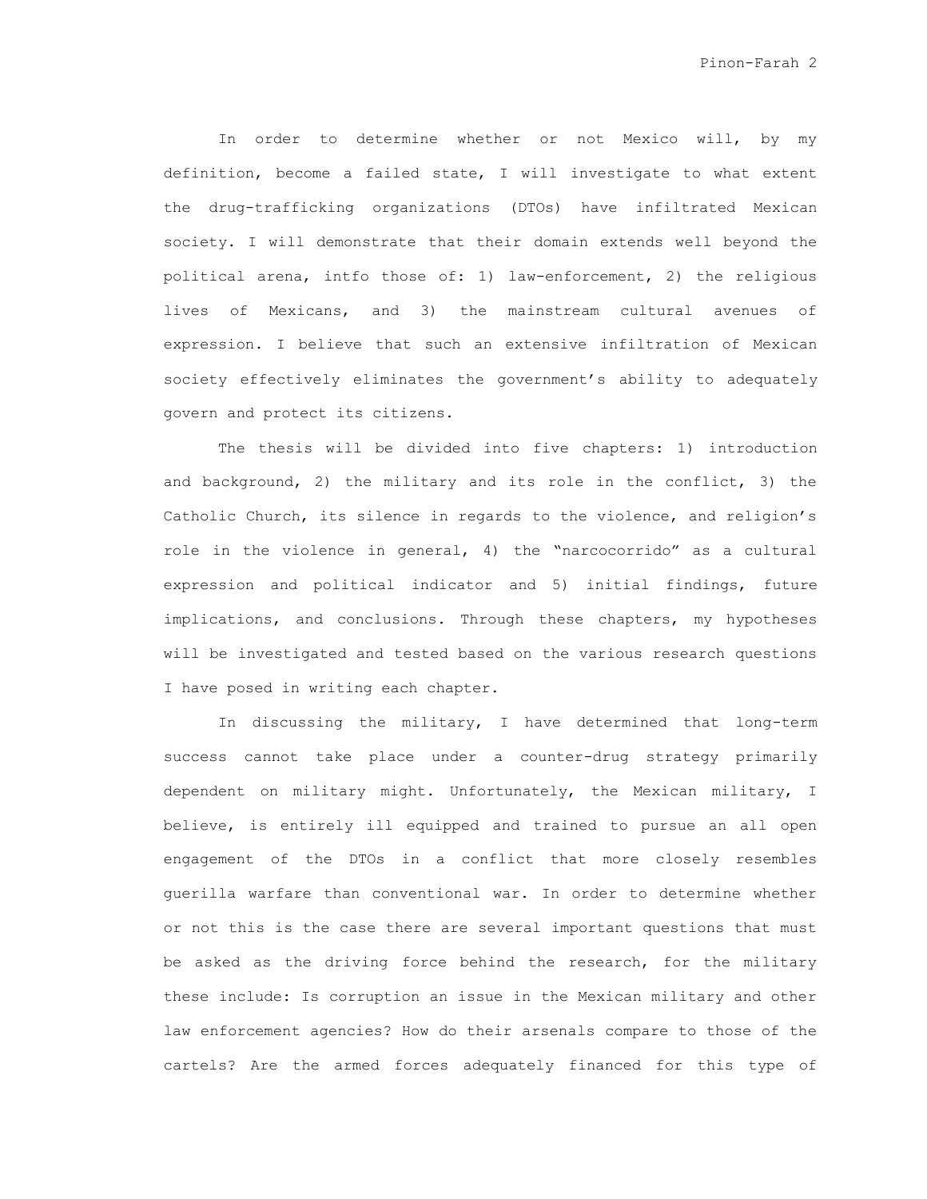In order to determine whether or not Mexico will, by my definition, become a failed state, I will investigate to what extent the drug-trafficking organizations (DTOs) have infiltrated Mexican society. I will demonstrate that their domain extends well beyond the political arena, intfo those of: 1) law-enforcement, 2) the religious lives of Mexicans, and 3) the mainstream cultural avenues of expression. I believe that such an extensive infiltration of Mexican society effectively eliminates the government's ability to adequately govern and protect its citizens.

The thesis will be divided into five chapters: 1) introduction and background, 2) the military and its role in the conflict, 3) the Catholic Church, its silence in regards to the violence, and religion's role in the violence in general, 4) the "narcocorrido" as a cultural expression and political indicator and 5) initial findings, future implications, and conclusions. Through these chapters, my hypotheses will be investigated and tested based on the various research questions I have posed in writing each chapter.

In discussing the military, I have determined that long-term success cannot take place under a counter-drug strategy primarily dependent on military might. Unfortunately, the Mexican military, I believe, is entirely ill equipped and trained to pursue an all open engagement of the DTOs in a conflict that more closely resembles guerilla warfare than conventional war. In order to determine whether or not this is the case there are several important questions that must be asked as the driving force behind the research, for the military these include: Is corruption an issue in the Mexican military and other law enforcement agencies? How do their arsenals compare to those of the cartels? Are the armed forces adequately financed for this type of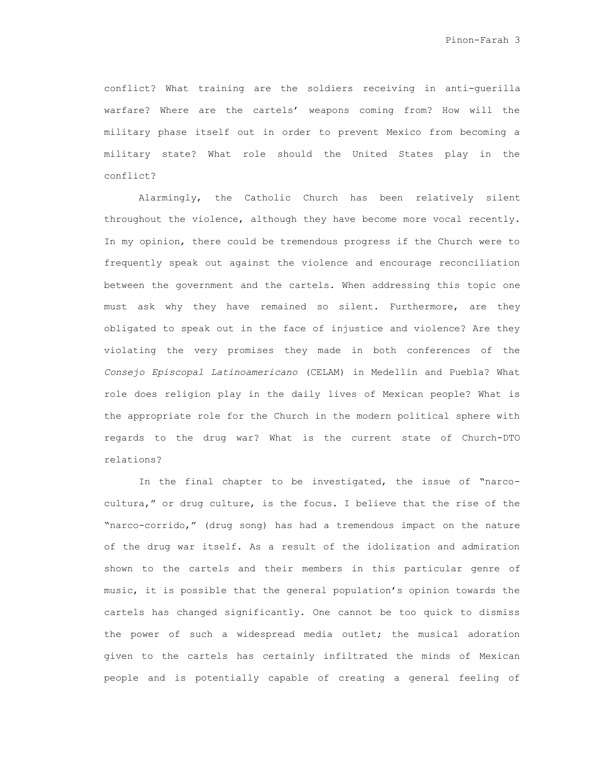conflict? What training are the soldiers receiving in anti-guerilla warfare? Where are the cartels' weapons coming from? How will the military phase itself out in order to prevent Mexico from becoming a military state? What role should the United States play in the conflict?

Alarmingly, the Catholic Church has been relatively silent throughout the violence, although they have become more vocal recently. In my opinion, there could be tremendous progress if the Church were to frequently speak out against the violence and encourage reconciliation between the government and the cartels. When addressing this topic one must ask why they have remained so silent. Furthermore, are they obligated to speak out in the face of injustice and violence? Are they violating the very promises they made in both conferences of the *Consejo Episcopal Latinoamericano* (CELAM) in Medellin and Puebla? What role does religion play in the daily lives of Mexican people? What is the appropriate role for the Church in the modern political sphere with regards to the drug war? What is the current state of Church-DTO relations?

In the final chapter to be investigated, the issue of "narco-cultura," or drug culture, is the focus. I believe that the rise of the "narco-corrido," (drug song) has had a tremendous impact on the nature of the drug war itself. As a result of the idolization and admiration shown to the cartels and their members in this particular genre of music, it is possible that the general population's opinion towards the cartels has changed significantly. One cannot be too quick to dismiss the power of such a widespread media outlet; the musical adoration given to the cartels has certainly infiltrated the minds of Mexican people and is potentially capable of creating a general feeling of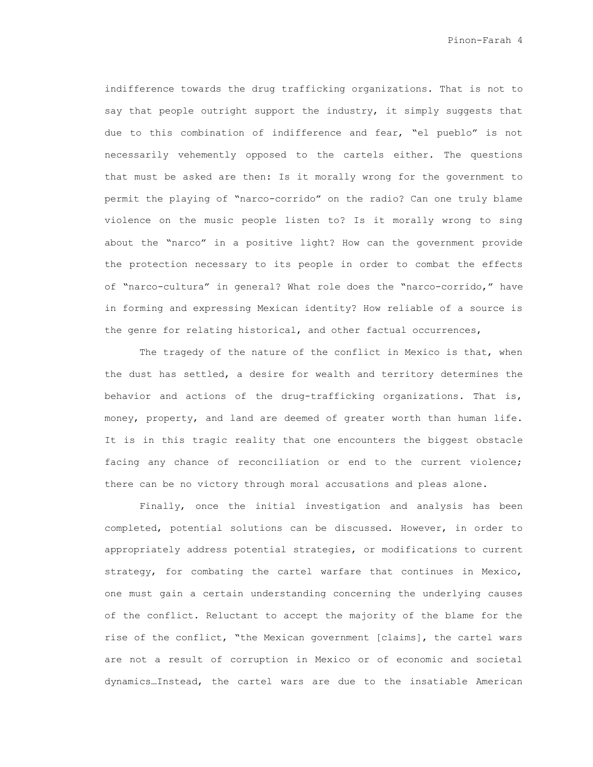indifference towards the drug trafficking organizations. That is not to say that people outright support the industry, it simply suggests that due to this combination of indifference and fear, "el pueblo" is not necessarily vehemently opposed to the cartels either. The questions that must be asked are then: Is it morally wrong for the government to permit the playing of "narco-corrido" on the radio? Can one truly blame violence on the music people listen to? Is it morally wrong to sing about the "narco" in a positive light? How can the government provide the protection necessary to its people in order to combat the effects of "narco-cultura" in general? What role does the "narco-corrido," have in forming and expressing Mexican identity? How reliable of a source is the genre for relating historical, and other factual occurrences,

The tragedy of the nature of the conflict in Mexico is that, when the dust has settled, a desire for wealth and territory determines the behavior and actions of the drug-trafficking organizations. That is, money, property, and land are deemed of greater worth than human life. It is in this tragic reality that one encounters the biggest obstacle facing any chance of reconciliation or end to the current violence; there can be no victory through moral accusations and pleas alone.

Finally, once the initial investigation and analysis has been completed, potential solutions can be discussed. However, in order to appropriately address potential strategies, or modifications to current strategy, for combating the cartel warfare that continues in Mexico, one must gain a certain understanding concerning the underlying causes of the conflict. Reluctant to accept the majority of the blame for the rise of the conflict, "the Mexican government [claims], the cartel wars are not a result of corruption in Mexico or of economic and societal dynamics…Instead, the cartel wars are due to the insatiable American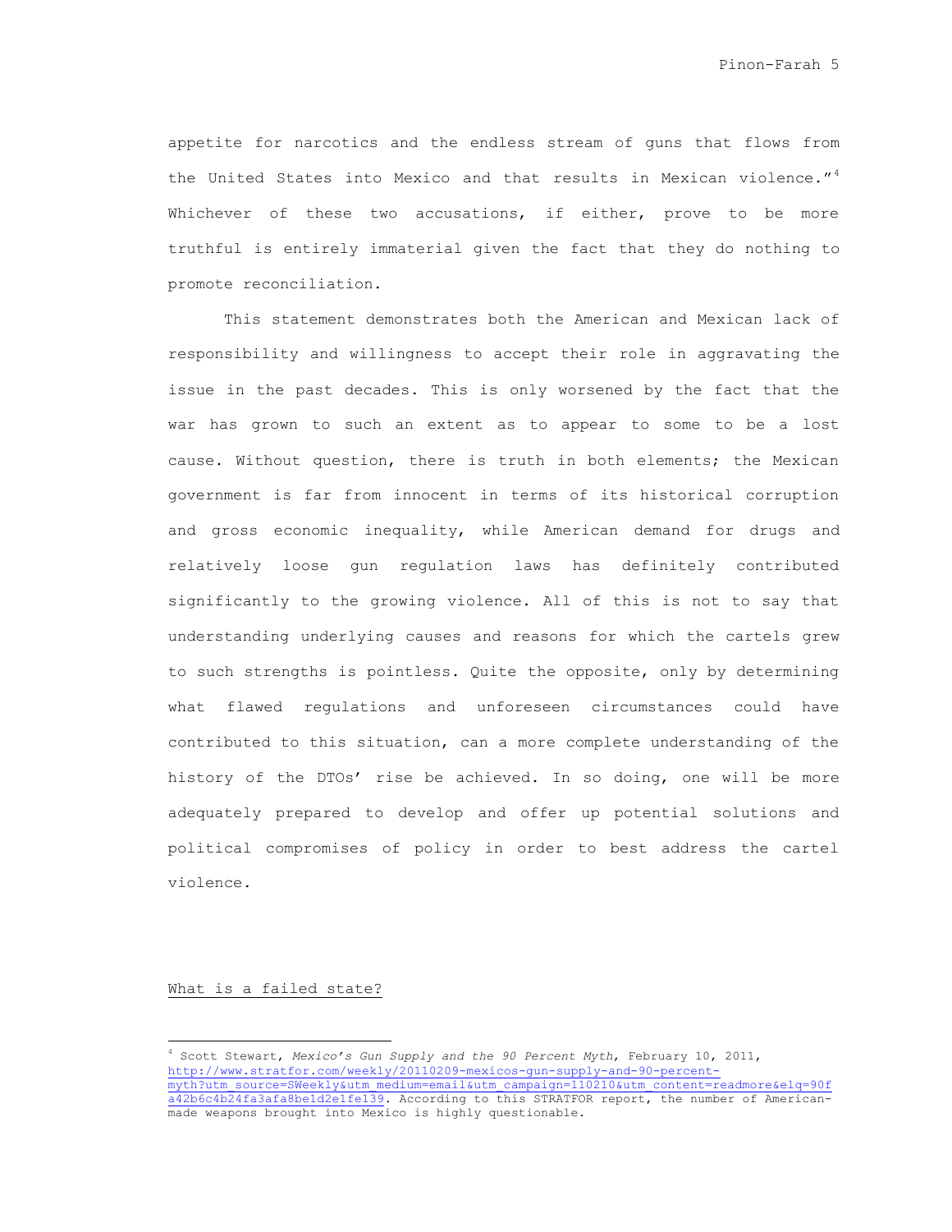appetite for narcotics and the endless stream of guns that flows from the United States into Mexico and that results in Mexican violence."[4] Whichever of these two accusations, if either, prove to be more truthful is entirely immaterial given the fact that they do nothing to promote reconciliation.

This statement demonstrates both the American and Mexican lack of responsibility and willingness to accept their role in aggravating the issue in the past decades. This is only worsened by the fact that the war has grown to such an extent as to appear to some to be a lost cause. Without question, there is truth in both elements; the Mexican government is far from innocent in terms of its historical corruption and gross economic inequality, while American demand for drugs and relatively loose gun regulation laws has definitely contributed significantly to the growing violence. All of this is not to say that understanding underlying causes and reasons for which the cartels grew to such strengths is pointless. Quite the opposite, only by determining what flawed regulations and unforeseen circumstances could have contributed to this situation, can a more complete understanding of the history of the DTOs' rise be achieved. In so doing, one will be more adequately prepared to develop and offer up potential solutions and political compromises of policy in order to best address the cartel violence.

<u>What is a failed state?</u>

---

[4] Scott Stewart, *Mexico's Gun Supply and the 90 Percent Myth*, February 10, 2011, http://www.stratfor.com/weekly/20110209-mexicos-gun-supply-and-90-percent-myth?utm_source=SWeekly&utm_medium=email&utm_campaign=110210&utm_content=readmore&elq=90fa42b6c4b24fa3afa8be1d2e1fe139. According to this STRATFOR report, the number of American-made weapons brought into Mexico is highly questionable.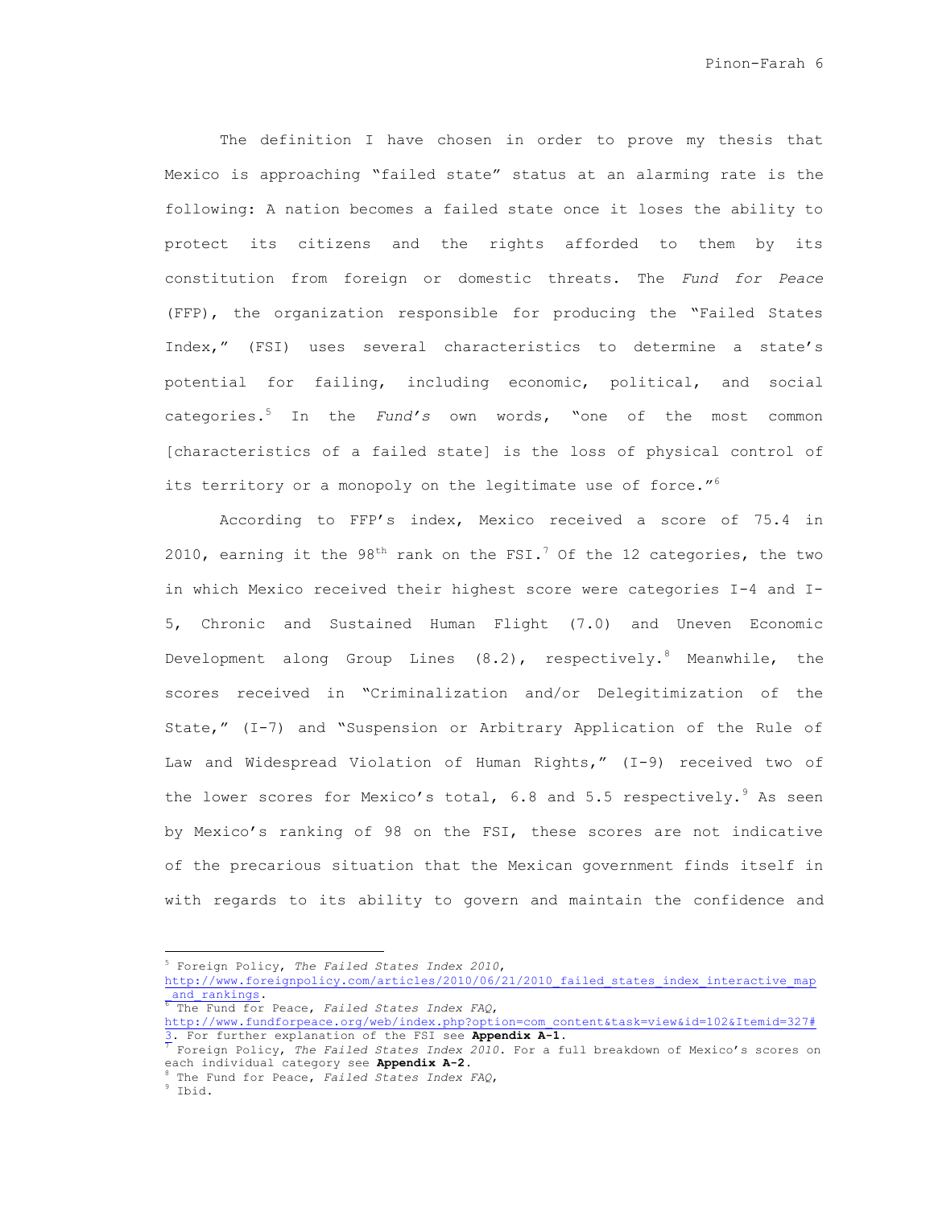The definition I have chosen in order to prove my thesis that Mexico is approaching "failed state" status at an alarming rate is the following: A nation becomes a failed state once it loses the ability to protect its citizens and the rights afforded to them by its constitution from foreign or domestic threats. The *Fund for Peace* (FFP), the organization responsible for producing the "Failed States Index," (FSI) uses several characteristics to determine a state's potential for failing, including economic, political, and social categories.[5] In the *Fund's* own words, "one of the most common [characteristics of a failed state] is the loss of physical control of its territory or a monopoly on the legitimate use of force."[6]

According to FFP's index, Mexico received a score of 75.4 in 2010, earning it the 98th rank on the FSI.[7] Of the 12 categories, the two in which Mexico received their highest score were categories I-4 and I-5, Chronic and Sustained Human Flight (7.0) and Uneven Economic Development along Group Lines (8.2), respectively.[8] Meanwhile, the scores received in "Criminalization and/or Delegitimization of the State," (I-7) and "Suspension or Arbitrary Application of the Rule of Law and Widespread Violation of Human Rights," (I-9) received two of the lower scores for Mexico's total, 6.8 and 5.5 respectively.[9] As seen by Mexico's ranking of 98 on the FSI, these scores are not indicative of the precarious situation that the Mexican government finds itself in with regards to its ability to govern and maintain the confidence and

---

[5] Foreign Policy, *The Failed States Index 2010*, http://www.foreignpolicy.com/articles/2010/06/21/2010_failed_states_index_interactive_map_and_rankings.

[6] The Fund for Peace, *Failed States Index FAQ*, http://www.fundforpeace.org/web/index.php?option=com_content&task=view&id=102&Itemid=327#3. For further explanation of the FSI see **Appendix A-1**.

[7] Foreign Policy, *The Failed States Index 2010*. For a full breakdown of Mexico's scores on each individual category see **Appendix A-2**.

[8] The Fund for Peace, *Failed States Index FAQ*,

[9] Ibid.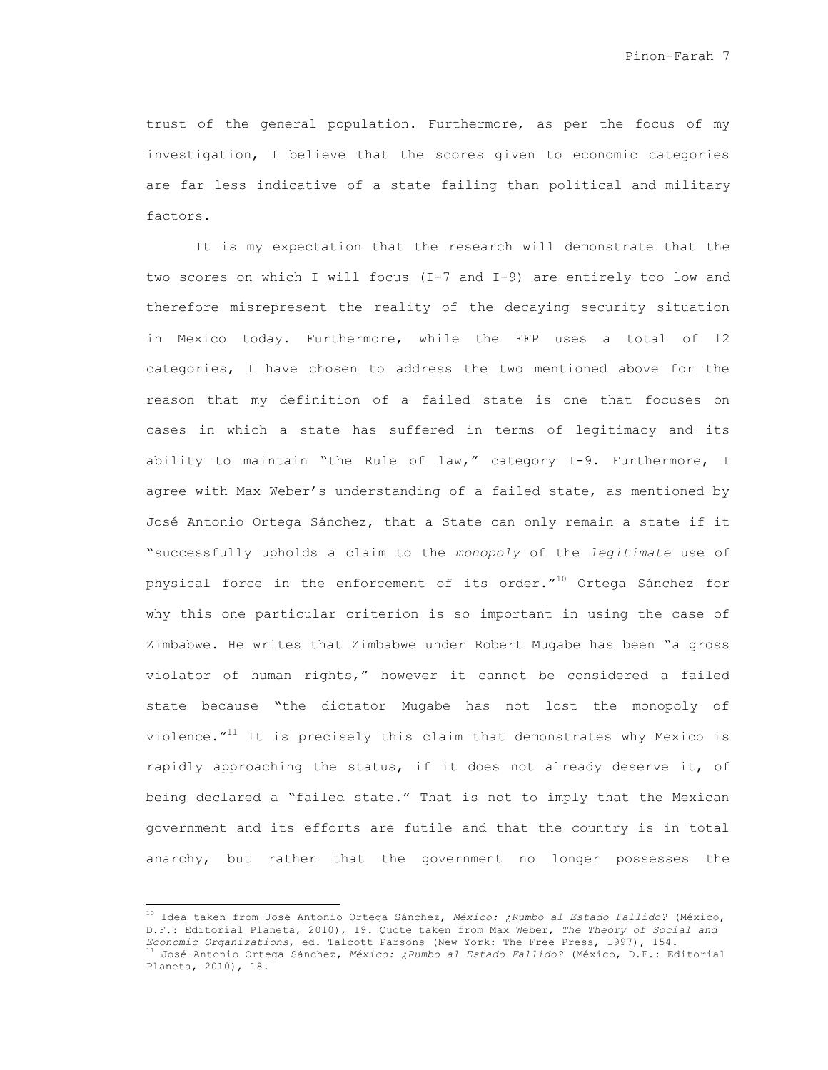trust of the general population. Furthermore, as per the focus of my investigation, I believe that the scores given to economic categories are far less indicative of a state failing than political and military factors.

It is my expectation that the research will demonstrate that the two scores on which I will focus (I-7 and I-9) are entirely too low and therefore misrepresent the reality of the decaying security situation in Mexico today. Furthermore, while the FFP uses a total of 12 categories, I have chosen to address the two mentioned above for the reason that my definition of a failed state is one that focuses on cases in which a state has suffered in terms of legitimacy and its ability to maintain "the Rule of law," category I-9. Furthermore, I agree with Max Weber's understanding of a failed state, as mentioned by José Antonio Ortega Sánchez, that a State can only remain a state if it "successfully upholds a claim to the *monopoly* of the *legitimate* use of physical force in the enforcement of its order."[10] Ortega Sánchez for why this one particular criterion is so important in using the case of Zimbabwe. He writes that Zimbabwe under Robert Mugabe has been "a gross violator of human rights," however it cannot be considered a failed state because "the dictator Mugabe has not lost the monopoly of violence."[11] It is precisely this claim that demonstrates why Mexico is rapidly approaching the status, if it does not already deserve it, of being declared a "failed state." That is not to imply that the Mexican government and its efforts are futile and that the country is in total anarchy, but rather that the government no longer possesses the

---

[10] Idea taken from José Antonio Ortega Sánchez, *México: ¿Rumbo al Estado Fallido?* (México, D.F.: Editorial Planeta, 2010), 19. Quote taken from Max Weber, *The Theory of Social and Economic Organizations*, ed. Talcott Parsons (New York: The Free Press, 1997), 154.

[11] José Antonio Ortega Sánchez, *México: ¿Rumbo al Estado Fallido?* (México, D.F.: Editorial Planeta, 2010), 18.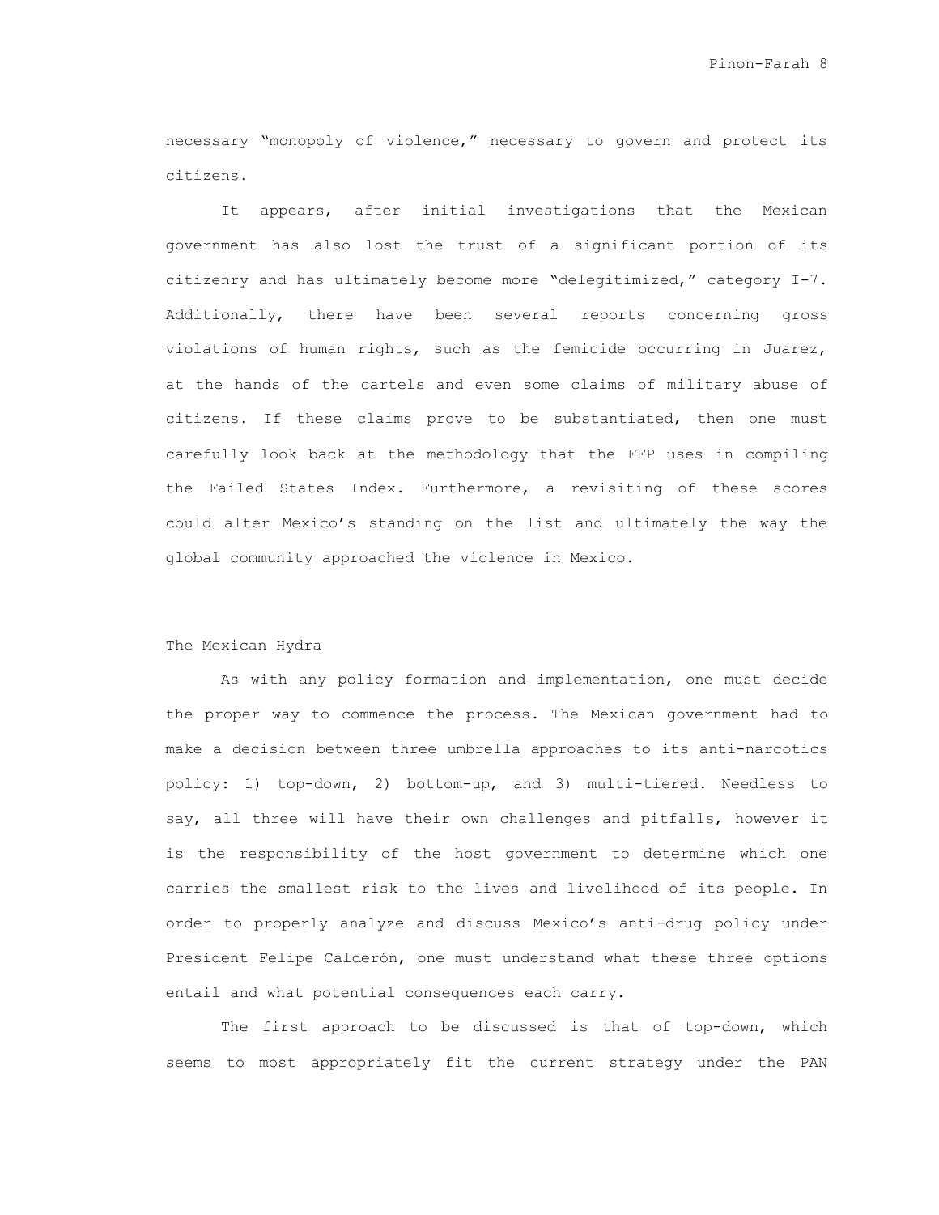necessary "monopoly of violence," necessary to govern and protect its citizens.

It appears, after initial investigations that the Mexican government has also lost the trust of a significant portion of its citizenry and has ultimately become more "delegitimized," category I-7. Additionally, there have been several reports concerning gross violations of human rights, such as the femicide occurring in Juarez, at the hands of the cartels and even some claims of military abuse of citizens. If these claims prove to be substantiated, then one must carefully look back at the methodology that the FFP uses in compiling the Failed States Index. Furthermore, a revisiting of these scores could alter Mexico's standing on the list and ultimately the way the global community approached the violence in Mexico.

## The Mexican Hydra

As with any policy formation and implementation, one must decide the proper way to commence the process. The Mexican government had to make a decision between three umbrella approaches to its anti-narcotics policy: 1) top-down, 2) bottom-up, and 3) multi-tiered. Needless to say, all three will have their own challenges and pitfalls, however it is the responsibility of the host government to determine which one carries the smallest risk to the lives and livelihood of its people. In order to properly analyze and discuss Mexico's anti-drug policy under President Felipe Calderón, one must understand what these three options entail and what potential consequences each carry.

The first approach to be discussed is that of top-down, which seems to most appropriately fit the current strategy under the PAN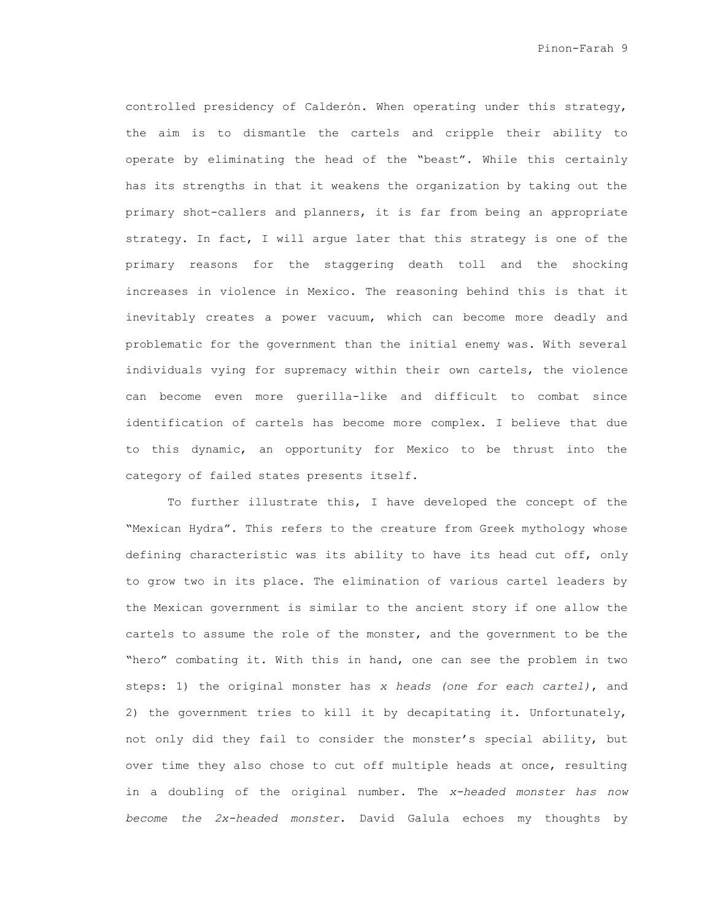controlled presidency of Calderón. When operating under this strategy, the aim is to dismantle the cartels and cripple their ability to operate by eliminating the head of the "beast". While this certainly has its strengths in that it weakens the organization by taking out the primary shot-callers and planners, it is far from being an appropriate strategy. In fact, I will argue later that this strategy is one of the primary reasons for the staggering death toll and the shocking increases in violence in Mexico. The reasoning behind this is that it inevitably creates a power vacuum, which can become more deadly and problematic for the government than the initial enemy was. With several individuals vying for supremacy within their own cartels, the violence can become even more guerilla-like and difficult to combat since identification of cartels has become more complex. I believe that due to this dynamic, an opportunity for Mexico to be thrust into the category of failed states presents itself.

To further illustrate this, I have developed the concept of the "Mexican Hydra". This refers to the creature from Greek mythology whose defining characteristic was its ability to have its head cut off, only to grow two in its place. The elimination of various cartel leaders by the Mexican government is similar to the ancient story if one allow the cartels to assume the role of the monster, and the government to be the "hero" combating it. With this in hand, one can see the problem in two steps: 1) the original monster has *x heads (one for each cartel)*, and 2) the government tries to kill it by decapitating it. Unfortunately, not only did they fail to consider the monster's special ability, but over time they also chose to cut off multiple heads at once, resulting in a doubling of the original number. The *x-headed monster has now become the 2x-headed monster*. David Galula echoes my thoughts by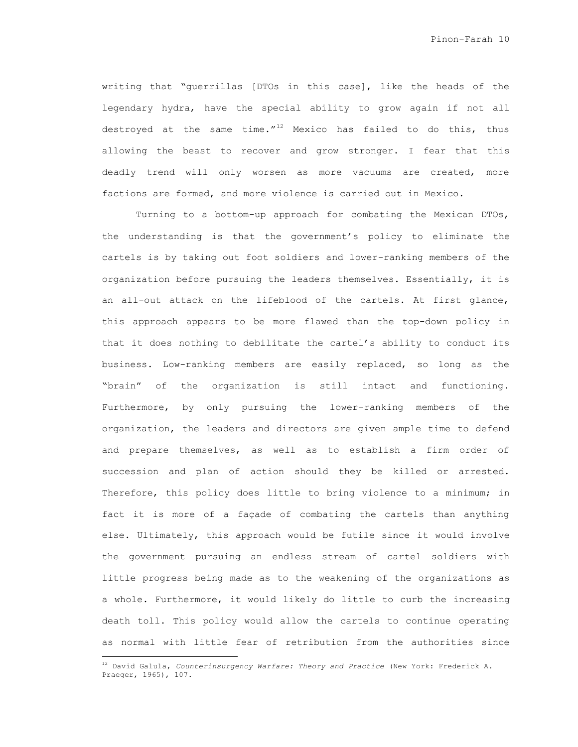writing that "guerrillas [DTOs in this case], like the heads of the legendary hydra, have the special ability to grow again if not all destroyed at the same time."[12] Mexico has failed to do this, thus allowing the beast to recover and grow stronger. I fear that this deadly trend will only worsen as more vacuums are created, more factions are formed, and more violence is carried out in Mexico.

Turning to a bottom-up approach for combating the Mexican DTOs, the understanding is that the government's policy to eliminate the cartels is by taking out foot soldiers and lower-ranking members of the organization before pursuing the leaders themselves. Essentially, it is an all-out attack on the lifeblood of the cartels. At first glance, this approach appears to be more flawed than the top-down policy in that it does nothing to debilitate the cartel's ability to conduct its business. Low-ranking members are easily replaced, so long as the "brain" of the organization is still intact and functioning. Furthermore, by only pursuing the lower-ranking members of the organization, the leaders and directors are given ample time to defend and prepare themselves, as well as to establish a firm order of succession and plan of action should they be killed or arrested. Therefore, this policy does little to bring violence to a minimum; in fact it is more of a façade of combating the cartels than anything else. Ultimately, this approach would be futile since it would involve the government pursuing an endless stream of cartel soldiers with little progress being made as to the weakening of the organizations as a whole. Furthermore, it would likely do little to curb the increasing death toll. This policy would allow the cartels to continue operating as normal with little fear of retribution from the authorities since

---

[12] David Galula, *Counterinsurgency Warfare: Theory and Practice* (New York: Frederick A. Praeger, 1965), 107.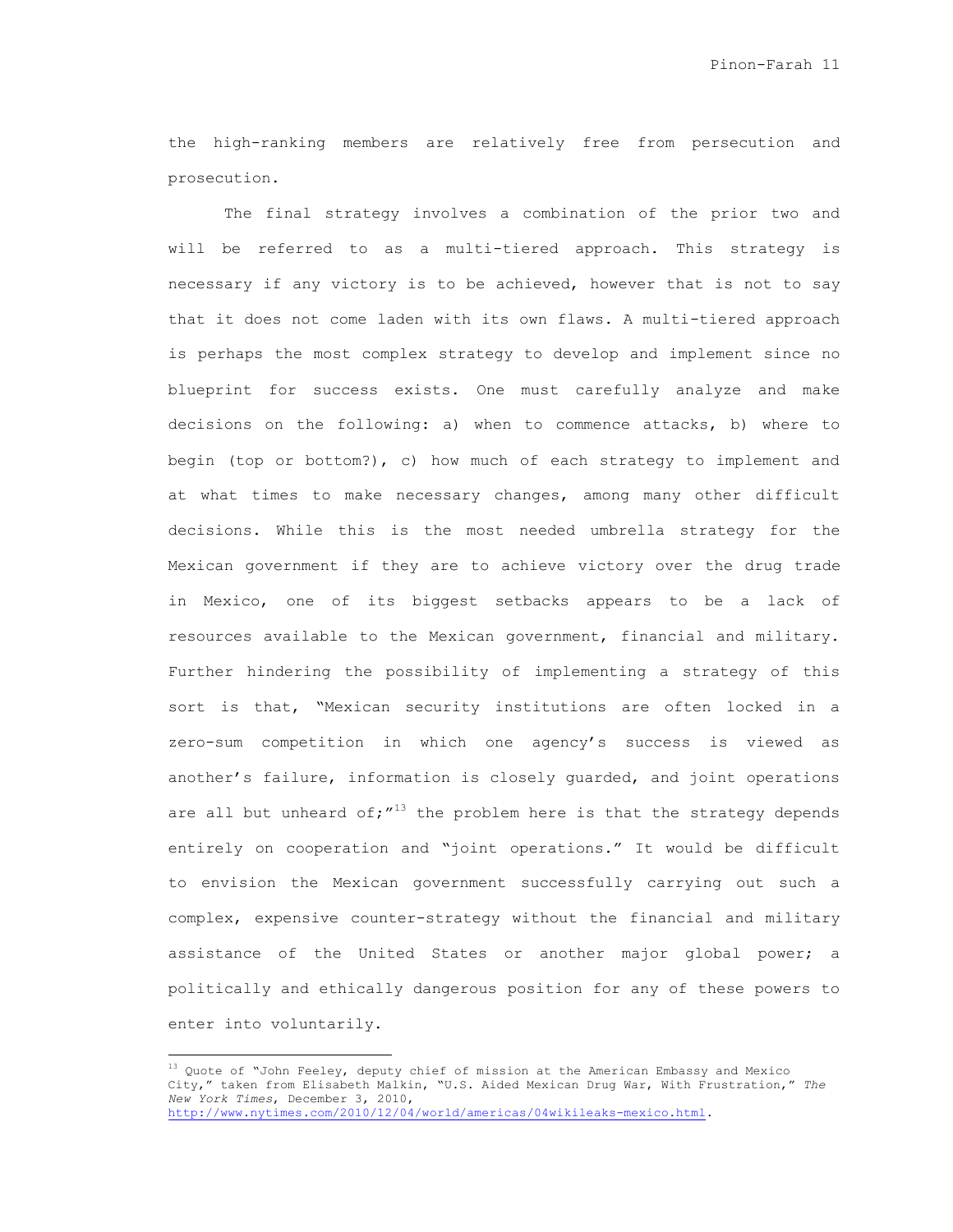the high-ranking members are relatively free from persecution and prosecution.

The final strategy involves a combination of the prior two and will be referred to as a multi-tiered approach. This strategy is necessary if any victory is to be achieved, however that is not to say that it does not come laden with its own flaws. A multi-tiered approach is perhaps the most complex strategy to develop and implement since no blueprint for success exists. One must carefully analyze and make decisions on the following: a) when to commence attacks, b) where to begin (top or bottom?), c) how much of each strategy to implement and at what times to make necessary changes, among many other difficult decisions. While this is the most needed umbrella strategy for the Mexican government if they are to achieve victory over the drug trade in Mexico, one of its biggest setbacks appears to be a lack of resources available to the Mexican government, financial and military. Further hindering the possibility of implementing a strategy of this sort is that, "Mexican security institutions are often locked in a zero-sum competition in which one agency's success is viewed as another's failure, information is closely guarded, and joint operations are all but unheard of;"[13] the problem here is that the strategy depends entirely on cooperation and "joint operations." It would be difficult to envision the Mexican government successfully carrying out such a complex, expensive counter-strategy without the financial and military assistance of the United States or another major global power; a politically and ethically dangerous position for any of these powers to enter into voluntarily.

---

[13] Quote of "John Feeley, deputy chief of mission at the American Embassy and Mexico City," taken from Elisabeth Malkin, "U.S. Aided Mexican Drug War, With Frustration," *The New York Times*, December 3, 2010, http://www.nytimes.com/2010/12/04/world/americas/04wikileaks-mexico.html.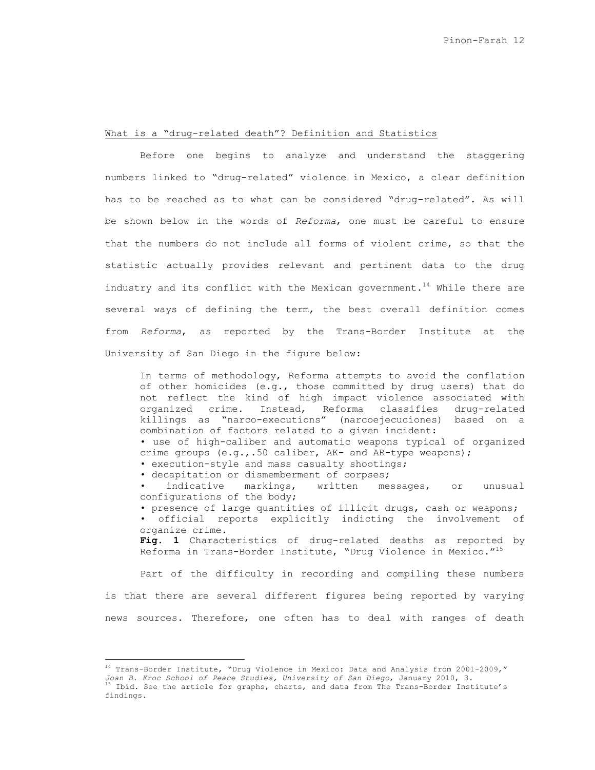What is a "drug-related death"? Definition and Statistics

Before one begins to analyze and understand the staggering numbers linked to "drug-related" violence in Mexico, a clear definition has to be reached as to what can be considered "drug-related". As will be shown below in the words of *Reforma*, one must be careful to ensure that the numbers do not include all forms of violent crime, so that the statistic actually provides relevant and pertinent data to the drug industry and its conflict with the Mexican government.[14] While there are several ways of defining the term, the best overall definition comes from *Reforma*, as reported by the Trans-Border Institute at the University of San Diego in the figure below:

> In terms of methodology, Reforma attempts to avoid the conflation of other homicides (e.g., those committed by drug users) that do not reflect the kind of high impact violence associated with organized crime. Instead, Reforma classifies drug-related killings as "narco-executions" (narcoejecuciones) based on a combination of factors related to a given incident:
> • use of high-caliber and automatic weapons typical of organized crime groups (e.g.,.50 caliber, AK- and AR-type weapons);
> • execution-style and mass casualty shootings;
> • decapitation or dismemberment of corpses;
> • indicative markings, written messages, or unusual configurations of the body;
> • presence of large quantities of illicit drugs, cash or weapons;
> • official reports explicitly indicting the involvement of organize crime.
>
> **Fig. 1** Characteristics of drug-related deaths as reported by Reforma in Trans-Border Institute, "Drug Violence in Mexico."[15]

Part of the difficulty in recording and compiling these numbers is that there are several different figures being reported by varying news sources. Therefore, one often has to deal with ranges of death

---

[14] Trans-Border Institute, "Drug Violence in Mexico: Data and Analysis from 2001-2009," *Joan B. Kroc School of Peace Studies, University of San Diego*, January 2010, 3.

[15] Ibid. See the article for graphs, charts, and data from The Trans-Border Institute's findings.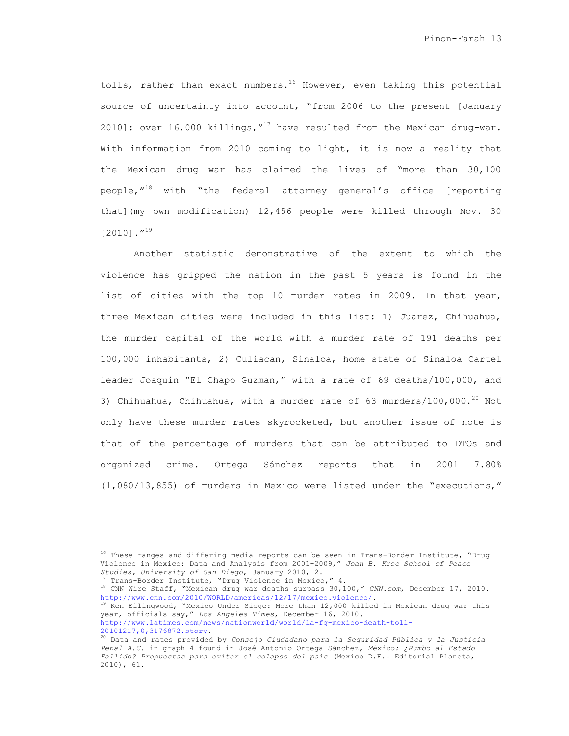tolls, rather than exact numbers.[16] However, even taking this potential source of uncertainty into account, "from 2006 to the present [January 2010]: over 16,000 killings,"[17] have resulted from the Mexican drug-war. With information from 2010 coming to light, it is now a reality that the Mexican drug war has claimed the lives of "more than 30,100 people,"[18] with "the federal attorney general's office [reporting that](my own modification) 12,456 people were killed through Nov. 30 [2010]."[19]

Another statistic demonstrative of the extent to which the violence has gripped the nation in the past 5 years is found in the list of cities with the top 10 murder rates in 2009. In that year, three Mexican cities were included in this list: 1) Juarez, Chihuahua, the murder capital of the world with a murder rate of 191 deaths per 100,000 inhabitants, 2) Culiacan, Sinaloa, home state of Sinaloa Cartel leader Joaquin "El Chapo Guzman," with a rate of 69 deaths/100,000, and 3) Chihuahua, Chihuahua, with a murder rate of 63 murders/100,000.[20] Not only have these murder rates skyrocketed, but another issue of note is that of the percentage of murders that can be attributed to DTOs and organized crime. Ortega Sánchez reports that in 2001 7.80% (1,080/13,855) of murders in Mexico were listed under the "executions,"

---

[16] These ranges and differing media reports can be seen in Trans-Border Institute, "Drug Violence in Mexico: Data and Analysis from 2001-2009," *Joan B. Kroc School of Peace Studies, University of San Diego*, January 2010, 2.

[17] Trans-Border Institute, "Drug Violence in Mexico," 4.

[18] CNN Wire Staff, "Mexican drug war deaths surpass 30,100," *CNN.com*, December 17, 2010. http://www.cnn.com/2010/WORLD/americas/12/17/mexico.violence/.

[19] Ken Ellingwood, "Mexico Under Siege: More than 12,000 killed in Mexican drug war this year, officials say," *Los Angeles Times*, December 16, 2010. http://www.latimes.com/news/nationworld/world/la-fg-mexico-death-toll-20101217,0,3176872.story.

[20] Data and rates provided by *Consejo Ciudadano para la Seguridad Pública y la Justicia Penal A.C.* in graph 4 found in José Antonio Ortega Sánchez, *México: ¿Rumbo al Estado Fallido? Propuestas para evitar el colapso del país* (Mexico D.F.: Editorial Planeta, 2010), 61.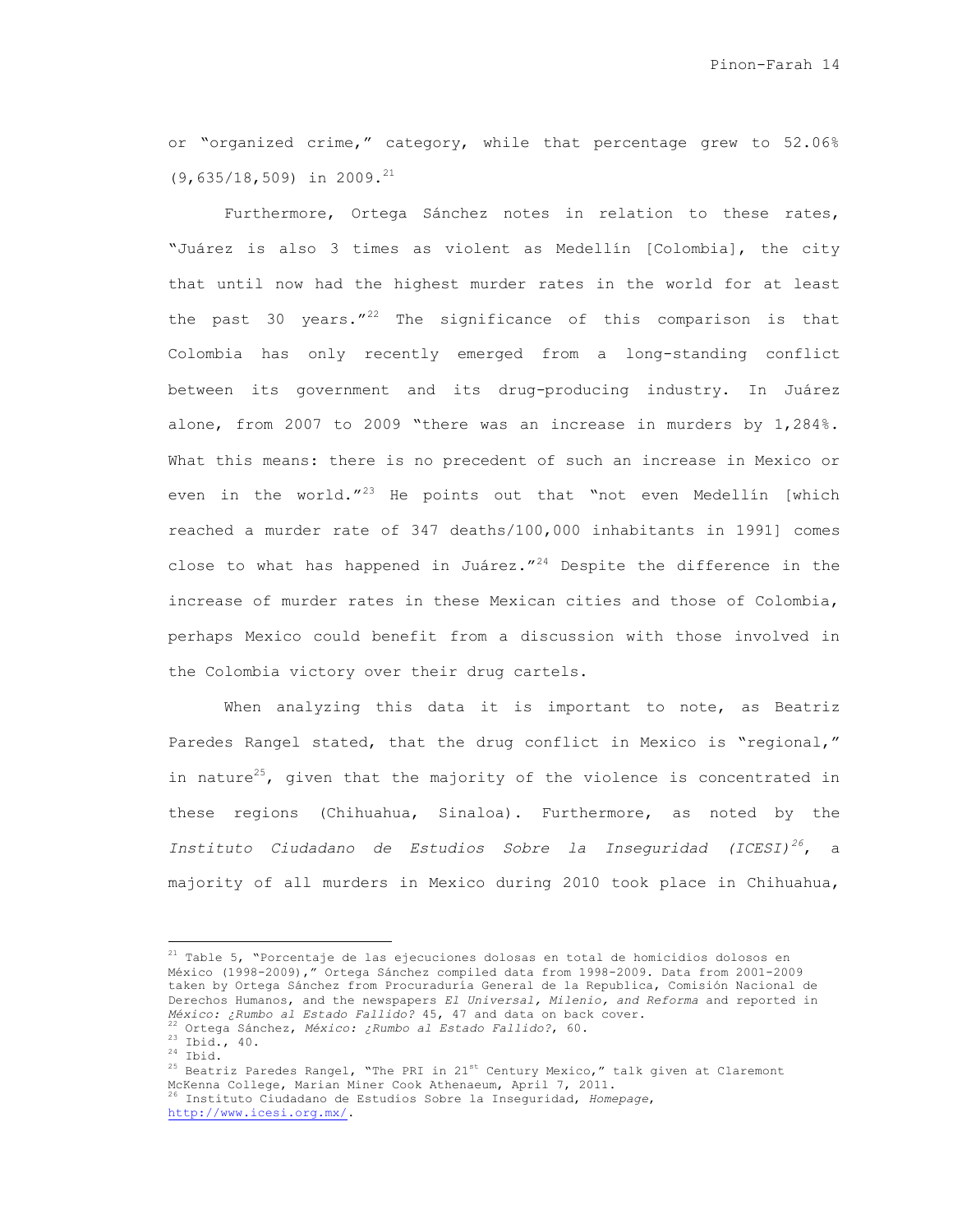or "organized crime," category, while that percentage grew to 52.06% (9,635/18,509) in 2009.[21]

Furthermore, Ortega Sánchez notes in relation to these rates, "Juárez is also 3 times as violent as Medellín [Colombia], the city that until now had the highest murder rates in the world for at least the past 30 years."[22] The significance of this comparison is that Colombia has only recently emerged from a long-standing conflict between its government and its drug-producing industry. In Juárez alone, from 2007 to 2009 "there was an increase in murders by 1,284%. What this means: there is no precedent of such an increase in Mexico or even in the world."[23] He points out that "not even Medellín [which reached a murder rate of 347 deaths/100,000 inhabitants in 1991] comes close to what has happened in Juárez."[24] Despite the difference in the increase of murder rates in these Mexican cities and those of Colombia, perhaps Mexico could benefit from a discussion with those involved in the Colombia victory over their drug cartels.

When analyzing this data it is important to note, as Beatriz Paredes Rangel stated, that the drug conflict in Mexico is "regional," in nature[25], given that the majority of the violence is concentrated in these regions (Chihuahua, Sinaloa). Furthermore, as noted by the *Instituto Ciudadano de Estudios Sobre la Inseguridad (ICESI)*[26], a majority of all murders in Mexico during 2010 took place in Chihuahua,

---

[21] Table 5, "Porcentaje de las ejecuciones dolosas en total de homicidios dolosos en México (1998-2009)," Ortega Sánchez compiled data from 1998-2009. Data from 2001-2009 taken by Ortega Sánchez from Procuraduría General de la Republica, Comisión Nacional de Derechos Humanos, and the newspapers *El Universal, Milenio, and Reforma* and reported in *México: ¿Rumbo al Estado Fallido?* 45, 47 and data on back cover.

[22] Ortega Sánchez, *México: ¿Rumbo al Estado Fallido?*, 60.

[23] Ibid., 40.

[24] Ibid.

[25] Beatriz Paredes Rangel, "The PRI in 21st Century Mexico," talk given at Claremont McKenna College, Marian Miner Cook Athenaeum, April 7, 2011.

[26] Instituto Ciudadano de Estudios Sobre la Inseguridad, *Homepage*, http://www.icesi.org.mx/.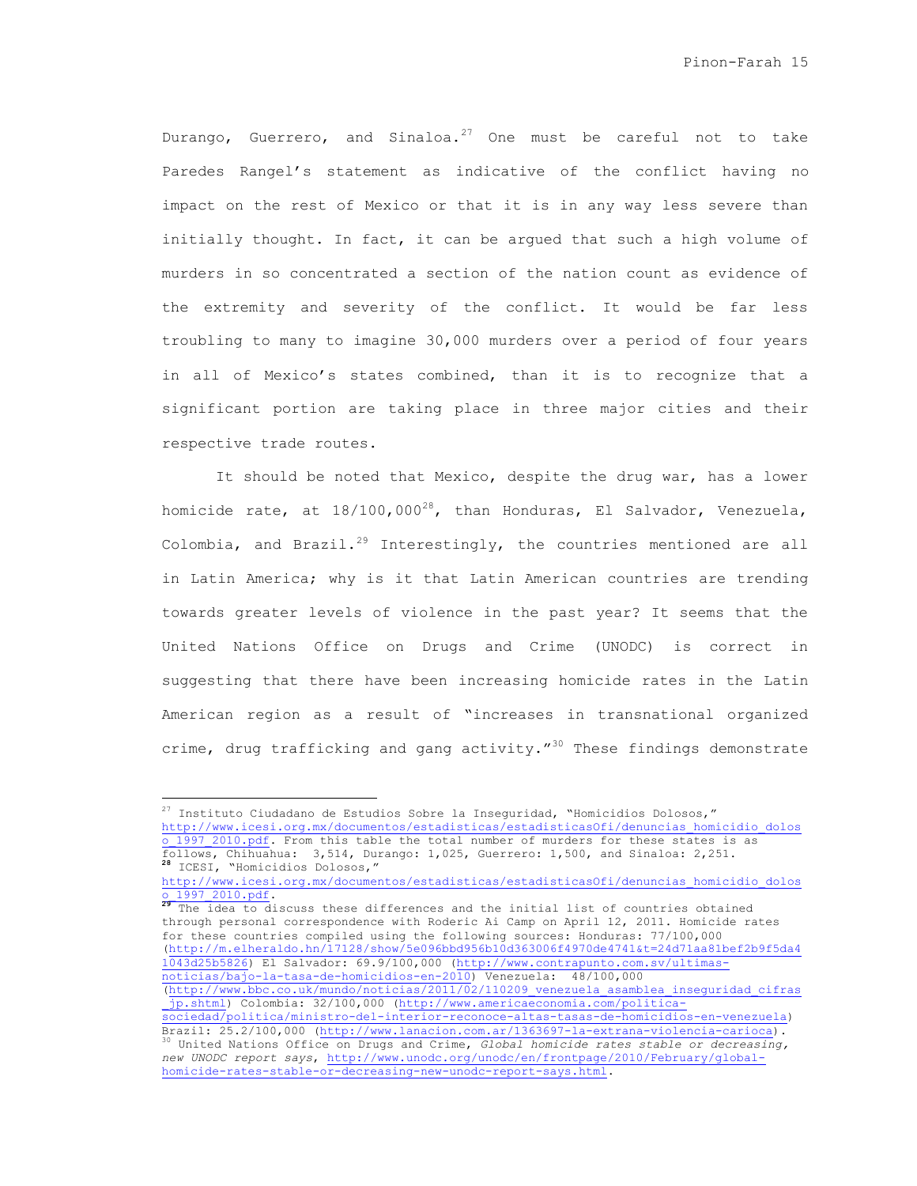Durango, Guerrero, and Sinaloa.[27] One must be careful not to take Paredes Rangel's statement as indicative of the conflict having no impact on the rest of Mexico or that it is in any way less severe than initially thought. In fact, it can be argued that such a high volume of murders in so concentrated a section of the nation count as evidence of the extremity and severity of the conflict. It would be far less troubling to many to imagine 30,000 murders over a period of four years in all of Mexico's states combined, than it is to recognize that a significant portion are taking place in three major cities and their respective trade routes.

It should be noted that Mexico, despite the drug war, has a lower homicide rate, at 18/100,000[28], than Honduras, El Salvador, Venezuela, Colombia, and Brazil.[29] Interestingly, the countries mentioned are all in Latin America; why is it that Latin American countries are trending towards greater levels of violence in the past year? It seems that the United Nations Office on Drugs and Crime (UNODC) is correct in suggesting that there have been increasing homicide rates in the Latin American region as a result of "increases in transnational organized crime, drug trafficking and gang activity."[30] These findings demonstrate

---

[27] Instituto Ciudadano de Estudios Sobre la Inseguridad, "Homicidios Dolosos," http://www.icesi.org.mx/documentos/estadisticas/estadisticasOfi/denuncias_homicidio_doloso_1997_2010.pdf. From this table the total number of murders for these states is as follows, Chihuahua: 3,514, Durango: 1,025, Guerrero: 1,500, and Sinaloa: 2,251.

[28] ICESI, "Homicidios Dolosos," http://www.icesi.org.mx/documentos/estadisticas/estadisticasOfi/denuncias_homicidio_doloso_1997_2010.pdf.

[29] The idea to discuss these differences and the initial list of countries obtained through personal correspondence with Roderic Ai Camp on April 12, 2011. Homicide rates for these countries compiled using the following sources: Honduras: 77/100,000 (http://m.elheraldo.hn/17128/show/5e096bbd956b10d363006f4970de4741&t=24d71aa81bef2b9f5da41043d25b5826) El Salvador: 69.9/100,000 (http://www.contrapunto.com.sv/ultimas-noticias/bajo-la-tasa-de-homicidios-en-2010) Venezuela: 48/100,000 (http://www.bbc.co.uk/mundo/noticias/2011/02/110209_venezuela_asamblea_inseguridad_cifras_jp.shtml) Colombia: 32/100,000 (http://www.americaeconomia.com/politica-sociedad/politica/ministro-del-interior-reconoce-altas-tasas-de-homicidios-en-venezuela) Brazil: 25.2/100,000 (http://www.lanacion.com.ar/1363697-la-extrana-violencia-carioca).

[30] United Nations Office on Drugs and Crime, *Global homicide rates stable or decreasing, new UNODC report says*, http://www.unodc.org/unodc/en/frontpage/2010/February/global-homicide-rates-stable-or-decreasing-new-unodc-report-says.html.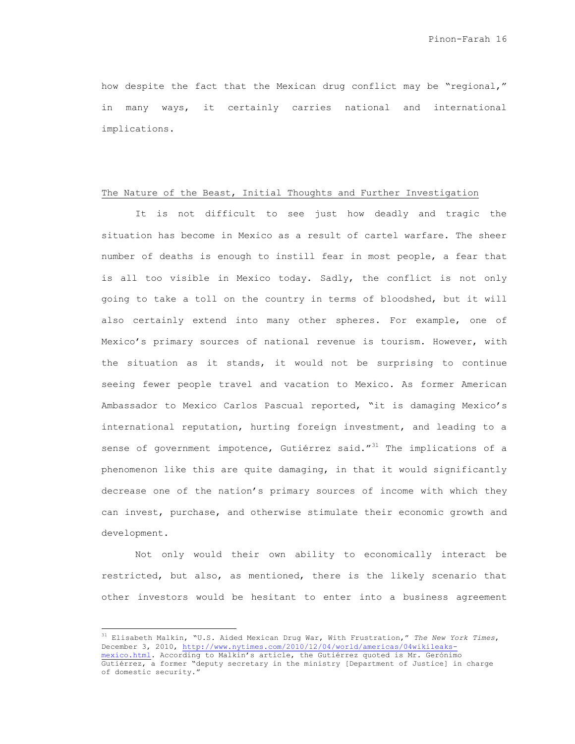how despite the fact that the Mexican drug conflict may be "regional," in many ways, it certainly carries national and international implications.

## The Nature of the Beast, Initial Thoughts and Further Investigation

It is not difficult to see just how deadly and tragic the situation has become in Mexico as a result of cartel warfare. The sheer number of deaths is enough to instill fear in most people, a fear that is all too visible in Mexico today. Sadly, the conflict is not only going to take a toll on the country in terms of bloodshed, but it will also certainly extend into many other spheres. For example, one of Mexico's primary sources of national revenue is tourism. However, with the situation as it stands, it would not be surprising to continue seeing fewer people travel and vacation to Mexico. As former American Ambassador to Mexico Carlos Pascual reported, "it is damaging Mexico's international reputation, hurting foreign investment, and leading to a sense of government impotence, Gutiérrez said."[31] The implications of a phenomenon like this are quite damaging, in that it would significantly decrease one of the nation's primary sources of income with which they can invest, purchase, and otherwise stimulate their economic growth and development.

Not only would their own ability to economically interact be restricted, but also, as mentioned, there is the likely scenario that other investors would be hesitant to enter into a business agreement

---

[31] Elisabeth Malkin, "U.S. Aided Mexican Drug War, With Frustration," *The New York Times*, December 3, 2010, http://www.nytimes.com/2010/12/04/world/americas/04wikileaks-mexico.html. According to Malkin's article, the Gutiérrez quoted is Mr. Gerónimo Gutiérrez, a former "deputy secretary in the ministry [Department of Justice] in charge of domestic security."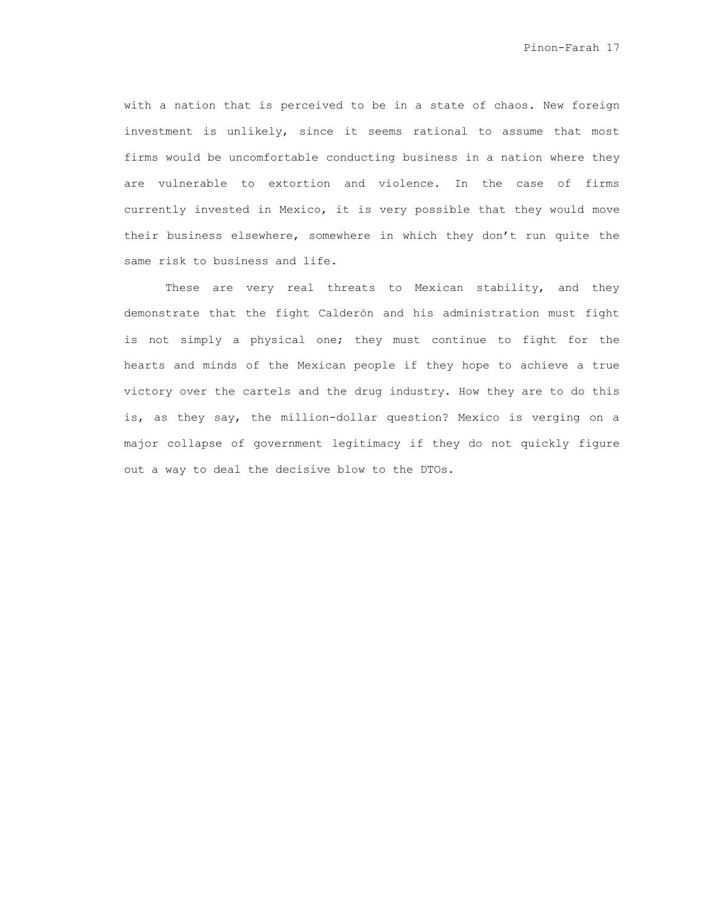with a nation that is perceived to be in a state of chaos. New foreign investment is unlikely, since it seems rational to assume that most firms would be uncomfortable conducting business in a nation where they are vulnerable to extortion and violence. In the case of firms currently invested in Mexico, it is very possible that they would move their business elsewhere, somewhere in which they don't run quite the same risk to business and life.

These are very real threats to Mexican stability, and they demonstrate that the fight Calderón and his administration must fight is not simply a physical one; they must continue to fight for the hearts and minds of the Mexican people if they hope to achieve a true victory over the cartels and the drug industry. How they are to do this is, as they say, the million-dollar question? Mexico is verging on a major collapse of government legitimacy if they do not quickly figure out a way to deal the decisive blow to the DTOs.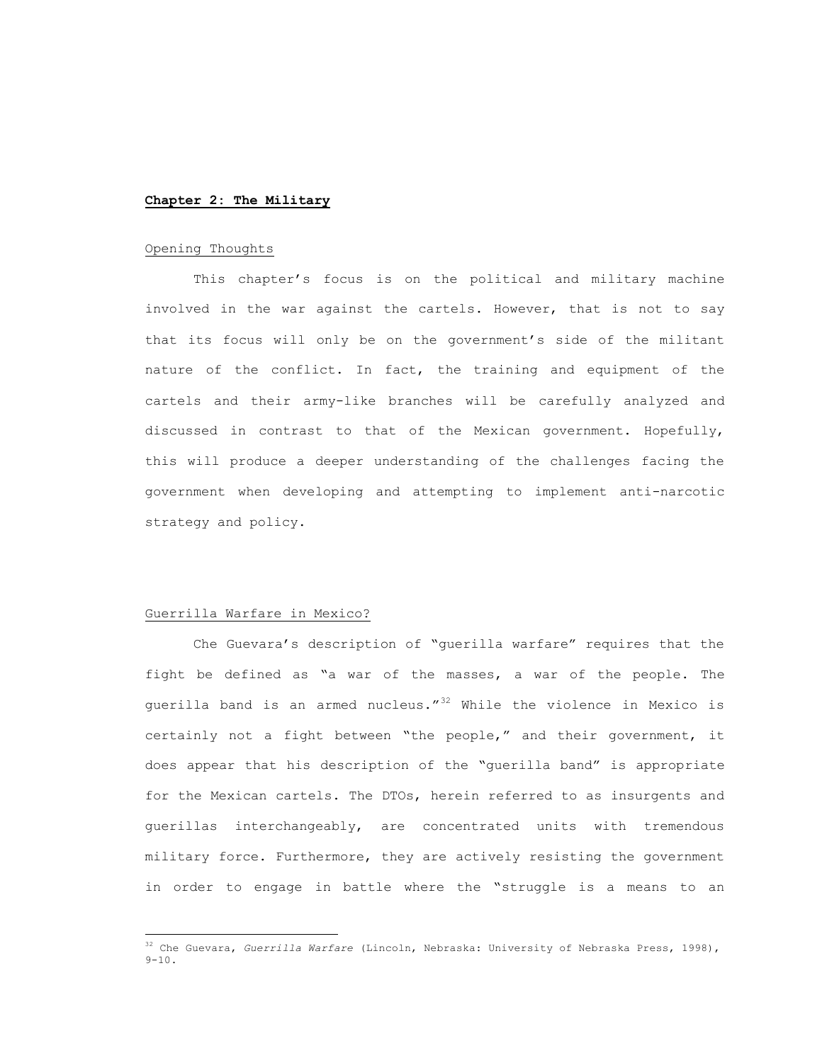## Chapter 2: The Military

### Opening Thoughts

This chapter's focus is on the political and military machine involved in the war against the cartels. However, that is not to say that its focus will only be on the government's side of the militant nature of the conflict. In fact, the training and equipment of the cartels and their army-like branches will be carefully analyzed and discussed in contrast to that of the Mexican government. Hopefully, this will produce a deeper understanding of the challenges facing the government when developing and attempting to implement anti-narcotic strategy and policy.

### Guerrilla Warfare in Mexico?

Che Guevara's description of "guerilla warfare" requires that the fight be defined as "a war of the masses, a war of the people. The guerilla band is an armed nucleus."[32] While the violence in Mexico is certainly not a fight between "the people," and their government, it does appear that his description of the "guerilla band" is appropriate for the Mexican cartels. The DTOs, herein referred to as insurgents and guerillas interchangeably, are concentrated units with tremendous military force. Furthermore, they are actively resisting the government in order to engage in battle where the "struggle is a means to an

---

[32] Che Guevara, *Guerrilla Warfare* (Lincoln, Nebraska: University of Nebraska Press, 1998), 9-10.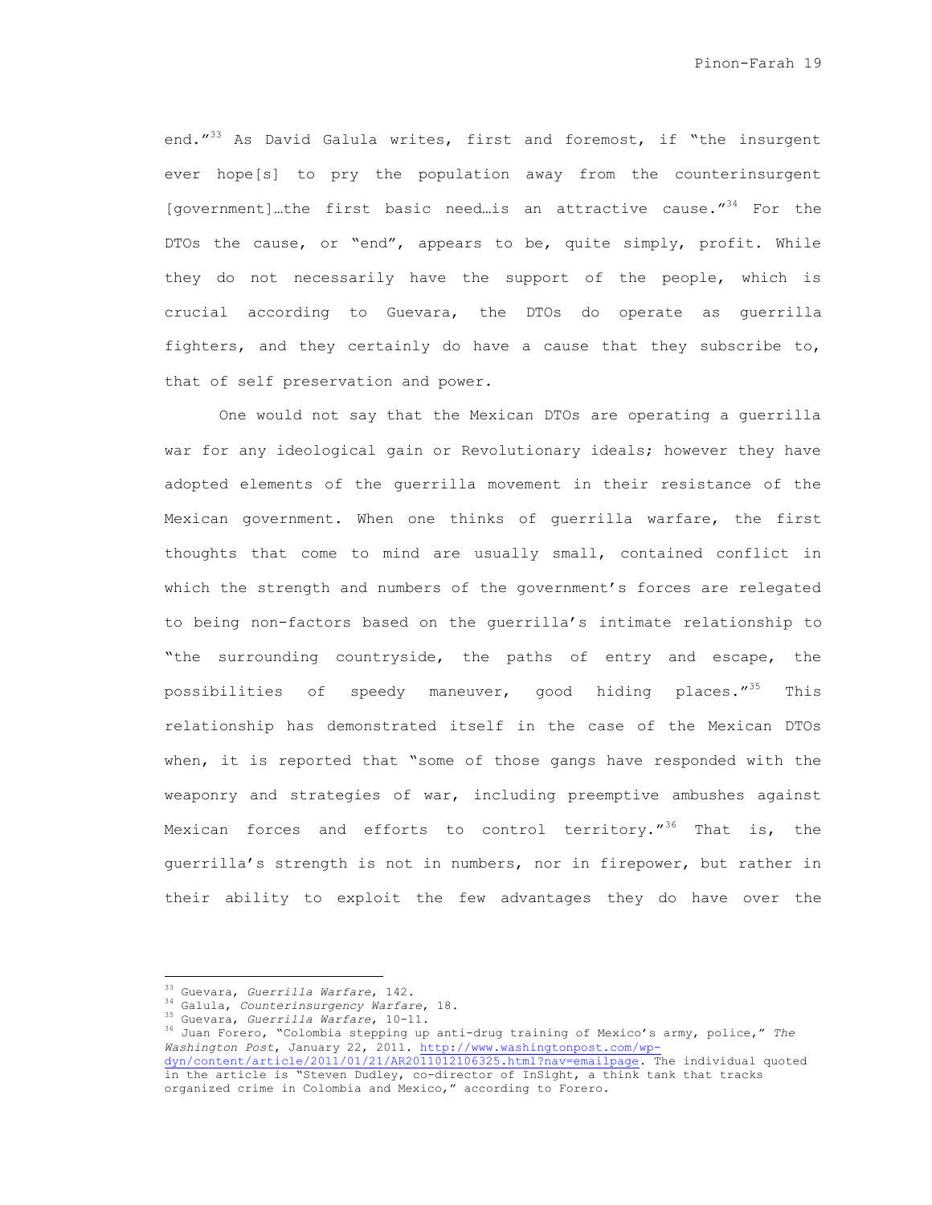end."[33] As David Galula writes, first and foremost, if "the insurgent ever hope[s] to pry the population away from the counterinsurgent [government]…the first basic need…is an attractive cause."[34] For the DTOs the cause, or "end", appears to be, quite simply, profit. While they do not necessarily have the support of the people, which is crucial according to Guevara, the DTOs do operate as guerrilla fighters, and they certainly do have a cause that they subscribe to, that of self preservation and power.

One would not say that the Mexican DTOs are operating a guerrilla war for any ideological gain or Revolutionary ideals; however they have adopted elements of the guerrilla movement in their resistance of the Mexican government. When one thinks of guerrilla warfare, the first thoughts that come to mind are usually small, contained conflict in which the strength and numbers of the government's forces are relegated to being non-factors based on the guerrilla's intimate relationship to "the surrounding countryside, the paths of entry and escape, the possibilities of speedy maneuver, good hiding places."[35] This relationship has demonstrated itself in the case of the Mexican DTOs when, it is reported that "some of those gangs have responded with the weaponry and strategies of war, including preemptive ambushes against Mexican forces and efforts to control territory."[36] That is, the guerrilla's strength is not in numbers, nor in firepower, but rather in their ability to exploit the few advantages they do have over the

---

[33] Guevara, *Guerrilla Warfare*, 142.

[34] Galula, *Counterinsurgency Warfare*, 18.

[35] Guevara, *Guerrilla Warfare*, 10-11.

[36] Juan Forero, "Colombia stepping up anti-drug training of Mexico's army, police," *The Washington Post*, January 22, 2011. http://www.washingtonpost.com/wp-dyn/content/article/2011/01/21/AR2011012106325.html?nav=emailpage. The individual quoted in the article is "Steven Dudley, co-director of InSight, a think tank that tracks organized crime in Colombia and Mexico," according to Forero.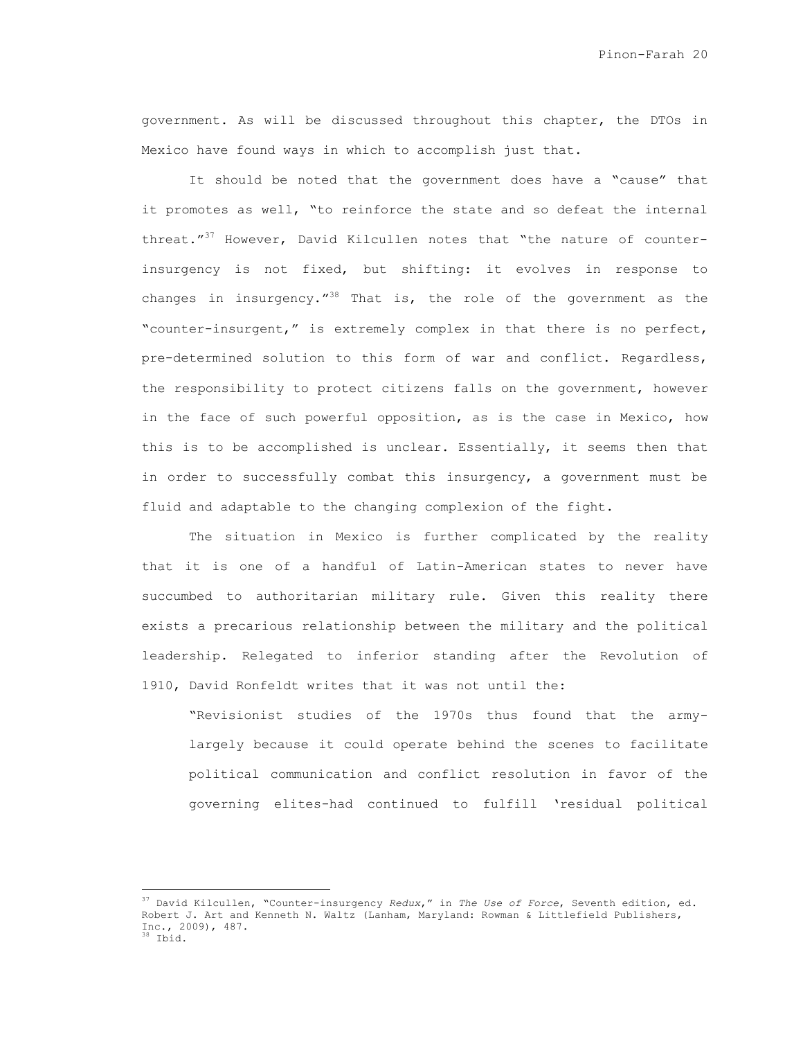government. As will be discussed throughout this chapter, the DTOs in Mexico have found ways in which to accomplish just that.

It should be noted that the government does have a "cause" that it promotes as well, "to reinforce the state and so defeat the internal threat."[37] However, David Kilcullen notes that "the nature of counter-insurgency is not fixed, but shifting: it evolves in response to changes in insurgency."[38] That is, the role of the government as the "counter-insurgent," is extremely complex in that there is no perfect, pre-determined solution to this form of war and conflict. Regardless, the responsibility to protect citizens falls on the government, however in the face of such powerful opposition, as is the case in Mexico, how this is to be accomplished is unclear. Essentially, it seems then that in order to successfully combat this insurgency, a government must be fluid and adaptable to the changing complexion of the fight.

The situation in Mexico is further complicated by the reality that it is one of a handful of Latin-American states to never have succumbed to authoritarian military rule. Given this reality there exists a precarious relationship between the military and the political leadership. Relegated to inferior standing after the Revolution of 1910, David Ronfeldt writes that it was not until the:

> "Revisionist studies of the 1970s thus found that the army-largely because it could operate behind the scenes to facilitate political communication and conflict resolution in favor of the governing elites-had continued to fulfill 'residual political

---

[37] David Kilcullen, "Counter-insurgency *Redux*," in *The Use of Force*, Seventh edition, ed. Robert J. Art and Kenneth N. Waltz (Lanham, Maryland: Rowman & Littlefield Publishers, Inc., 2009), 487.

[38] Ibid.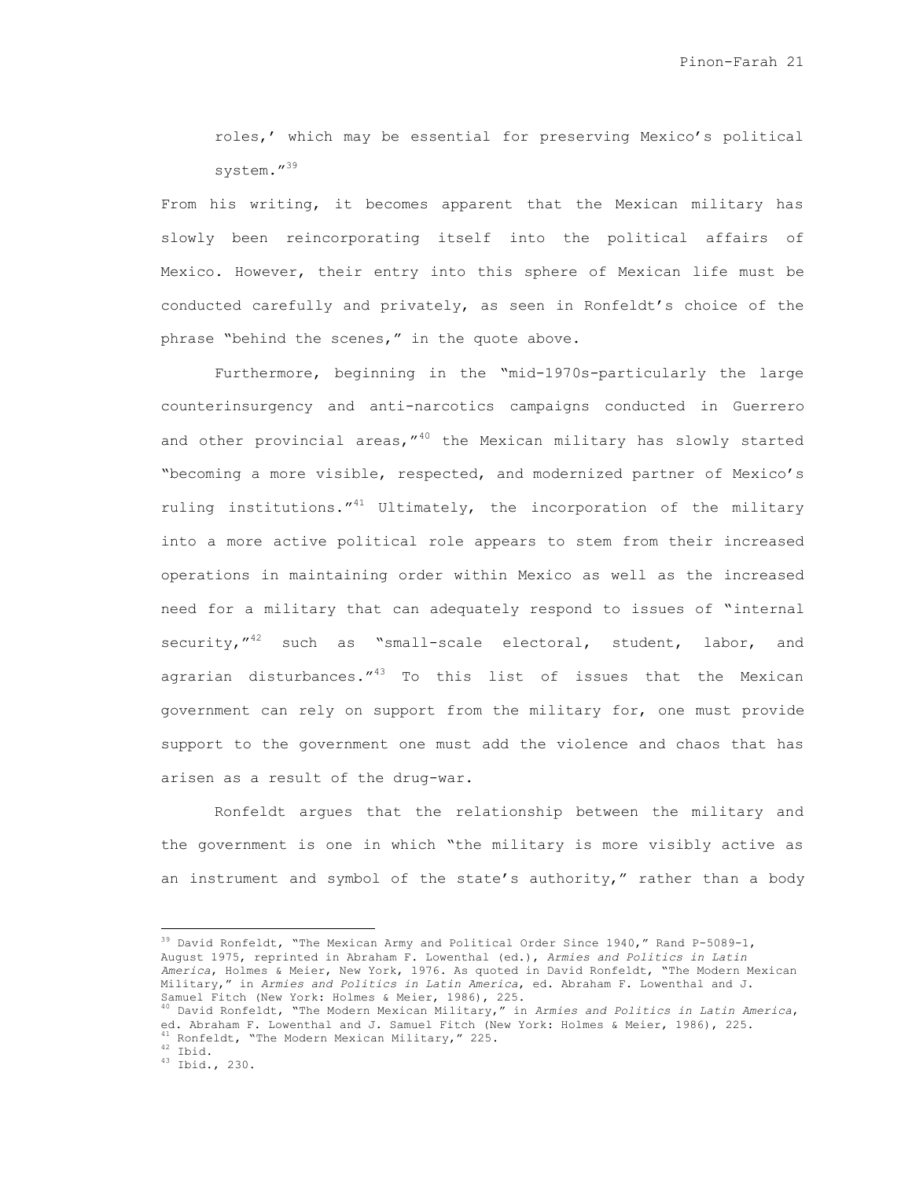roles,' which may be essential for preserving Mexico's political system."[39]

From his writing, it becomes apparent that the Mexican military has slowly been reincorporating itself into the political affairs of Mexico. However, their entry into this sphere of Mexican life must be conducted carefully and privately, as seen in Ronfeldt's choice of the phrase "behind the scenes," in the quote above.

Furthermore, beginning in the "mid-1970s-particularly the large counterinsurgency and anti-narcotics campaigns conducted in Guerrero and other provincial areas,"[40] the Mexican military has slowly started "becoming a more visible, respected, and modernized partner of Mexico's ruling institutions."[41] Ultimately, the incorporation of the military into a more active political role appears to stem from their increased operations in maintaining order within Mexico as well as the increased need for a military that can adequately respond to issues of "internal security,"[42] such as "small-scale electoral, student, labor, and agrarian disturbances."[43] To this list of issues that the Mexican government can rely on support from the military for, one must provide support to the government one must add the violence and chaos that has arisen as a result of the drug-war.

Ronfeldt argues that the relationship between the military and the government is one in which "the military is more visibly active as an instrument and symbol of the state's authority," rather than a body

---

[39] David Ronfeldt, "The Mexican Army and Political Order Since 1940," Rand P-5089-1, August 1975, reprinted in Abraham F. Lowenthal (ed.), *Armies and Politics in Latin America*, Holmes & Meier, New York, 1976. As quoted in David Ronfeldt, "The Modern Mexican Military," in *Armies and Politics in Latin America*, ed. Abraham F. Lowenthal and J. Samuel Fitch (New York: Holmes & Meier, 1986), 225.

[40] David Ronfeldt, "The Modern Mexican Military," in *Armies and Politics in Latin America*, ed. Abraham F. Lowenthal and J. Samuel Fitch (New York: Holmes & Meier, 1986), 225.

[41] Ronfeldt, "The Modern Mexican Military," 225.

[42] Ibid.

[43] Ibid., 230.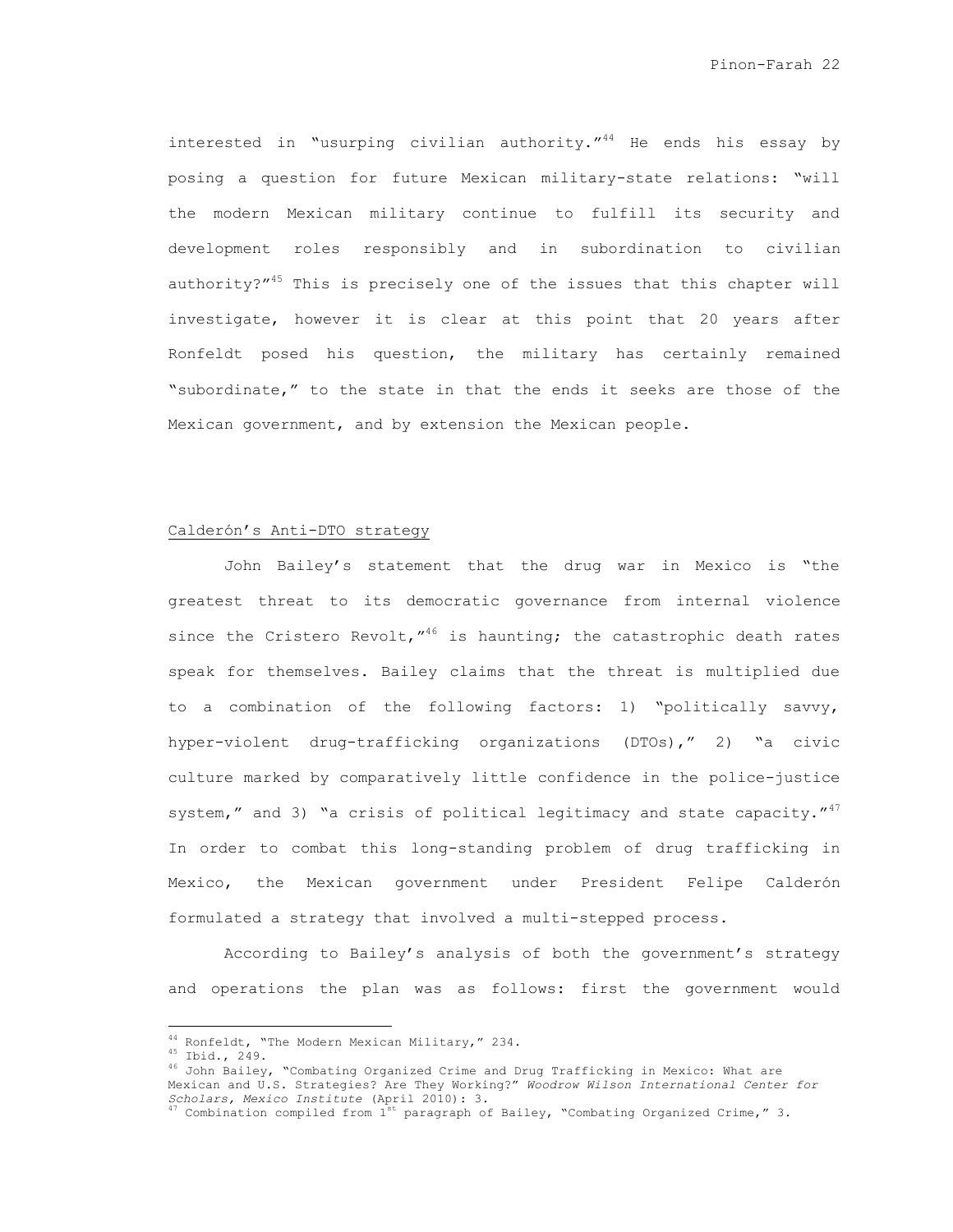interested in "usurping civilian authority."[44] He ends his essay by posing a question for future Mexican military-state relations: "will the modern Mexican military continue to fulfill its security and development roles responsibly and in subordination to civilian authority?"[45] This is precisely one of the issues that this chapter will investigate, however it is clear at this point that 20 years after Ronfeldt posed his question, the military has certainly remained "subordinate," to the state in that the ends it seeks are those of the Mexican government, and by extension the Mexican people.

## Calderón's Anti-DTO strategy

John Bailey's statement that the drug war in Mexico is "the greatest threat to its democratic governance from internal violence since the Cristero Revolt,"[46] is haunting; the catastrophic death rates speak for themselves. Bailey claims that the threat is multiplied due to a combination of the following factors: 1) "politically savvy, hyper-violent drug-trafficking organizations (DTOs)," 2) "a civic culture marked by comparatively little confidence in the police-justice system," and 3) "a crisis of political legitimacy and state capacity."[47] In order to combat this long-standing problem of drug trafficking in Mexico, the Mexican government under President Felipe Calderón formulated a strategy that involved a multi-stepped process.

According to Bailey's analysis of both the government's strategy and operations the plan was as follows: first the government would

---

[44] Ronfeldt, "The Modern Mexican Military," 234.
[45] Ibid., 249.
[46] John Bailey, "Combating Organized Crime and Drug Trafficking in Mexico: What are Mexican and U.S. Strategies? Are They Working?" *Woodrow Wilson International Center for Scholars, Mexico Institute* (April 2010): 3.
[47] Combination compiled from 1st paragraph of Bailey, "Combating Organized Crime," 3.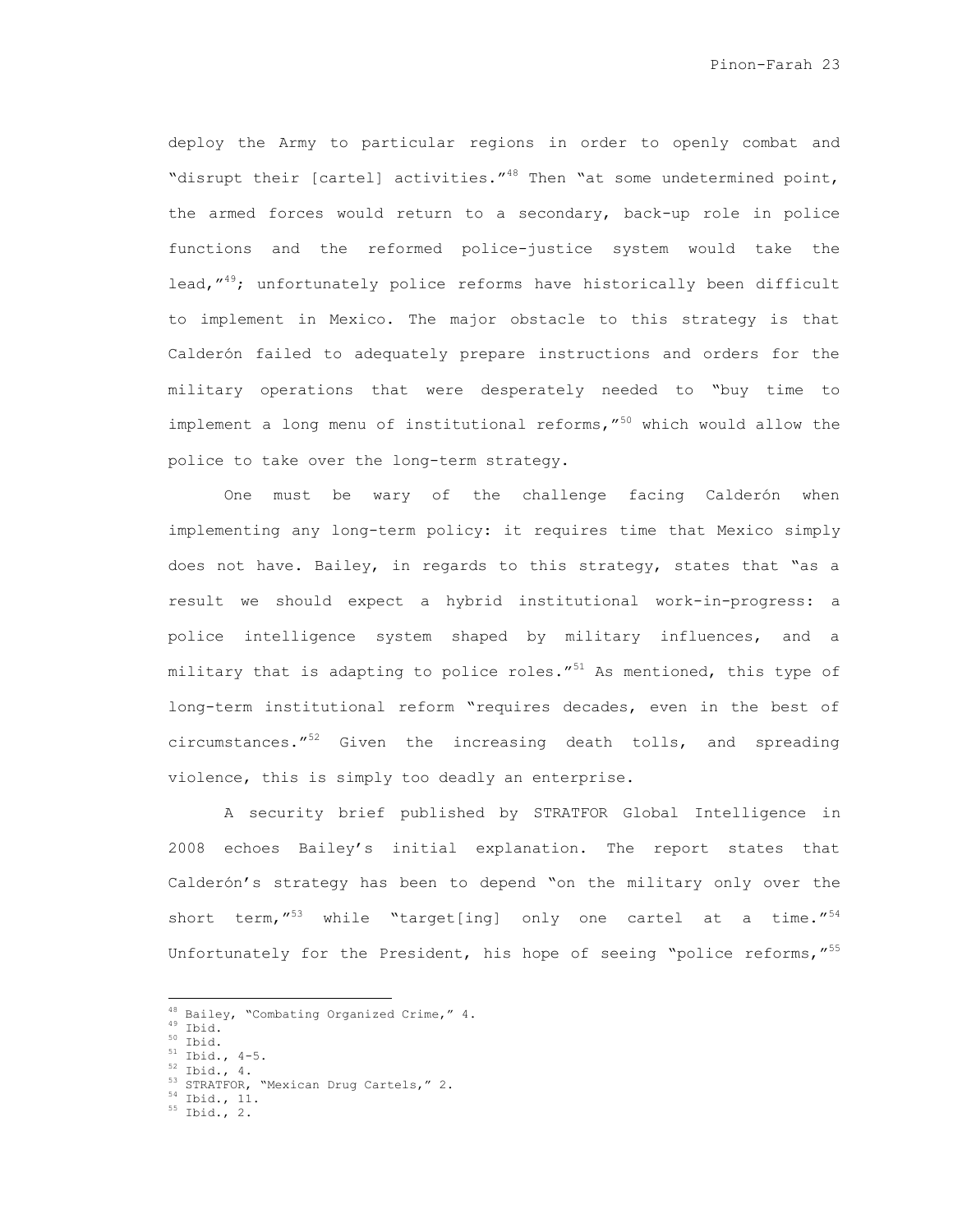deploy the Army to particular regions in order to openly combat and "disrupt their [cartel] activities."[48] Then "at some undetermined point, the armed forces would return to a secondary, back-up role in police functions and the reformed police-justice system would take the lead,"[49]; unfortunately police reforms have historically been difficult to implement in Mexico. The major obstacle to this strategy is that Calderón failed to adequately prepare instructions and orders for the military operations that were desperately needed to "buy time to implement a long menu of institutional reforms,"[50] which would allow the police to take over the long-term strategy.

One must be wary of the challenge facing Calderón when implementing any long-term policy: it requires time that Mexico simply does not have. Bailey, in regards to this strategy, states that "as a result we should expect a hybrid institutional work-in-progress: a police intelligence system shaped by military influences, and a military that is adapting to police roles."[51] As mentioned, this type of long-term institutional reform "requires decades, even in the best of circumstances."[52] Given the increasing death tolls, and spreading violence, this is simply too deadly an enterprise.

A security brief published by STRATFOR Global Intelligence in 2008 echoes Bailey's initial explanation. The report states that Calderón's strategy has been to depend "on the military only over the short term,"[53] while "target[ing] only one cartel at a time."[54] Unfortunately for the President, his hope of seeing "police reforms,"[55]

---

[48] Bailey, "Combating Organized Crime," 4.
[49] Ibid.
[50] Ibid.
[51] Ibid., 4-5.
[52] Ibid., 4.
[53] STRATFOR, "Mexican Drug Cartels," 2.
[54] Ibid., 11.
[55] Ibid., 2.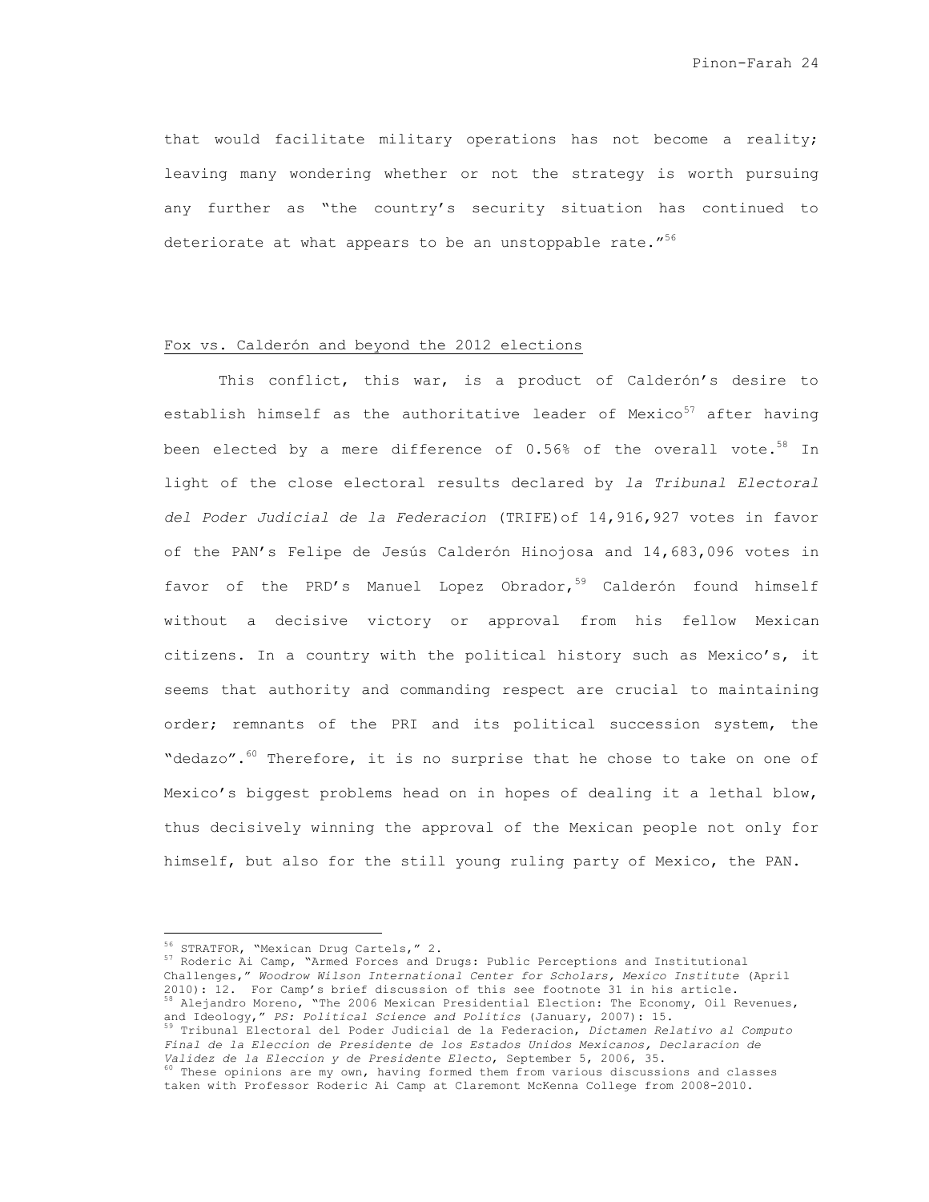that would facilitate military operations has not become a reality; leaving many wondering whether or not the strategy is worth pursuing any further as "the country's security situation has continued to deteriorate at what appears to be an unstoppable rate."[56]

## Fox vs. Calderón and beyond the 2012 elections

This conflict, this war, is a product of Calderón's desire to establish himself as the authoritative leader of Mexico[57] after having been elected by a mere difference of 0.56% of the overall vote.[58] In light of the close electoral results declared by *la Tribunal Electoral del Poder Judicial de la Federacion* (TRIFE)of 14,916,927 votes in favor of the PAN's Felipe de Jesús Calderón Hinojosa and 14,683,096 votes in favor of the PRD's Manuel Lopez Obrador,[59] Calderón found himself without a decisive victory or approval from his fellow Mexican citizens. In a country with the political history such as Mexico's, it seems that authority and commanding respect are crucial to maintaining order; remnants of the PRI and its political succession system, the "dedazo".[60] Therefore, it is no surprise that he chose to take on one of Mexico's biggest problems head on in hopes of dealing it a lethal blow, thus decisively winning the approval of the Mexican people not only for himself, but also for the still young ruling party of Mexico, the PAN.

---

[56] STRATFOR, "Mexican Drug Cartels," 2.

[57] Roderic Ai Camp, "Armed Forces and Drugs: Public Perceptions and Institutional Challenges," *Woodrow Wilson International Center for Scholars, Mexico Institute* (April 2010): 12. For Camp's brief discussion of this see footnote 31 in his article.

[58] Alejandro Moreno, "The 2006 Mexican Presidential Election: The Economy, Oil Revenues, and Ideology," *PS: Political Science and Politics* (January, 2007): 15.

[59] Tribunal Electoral del Poder Judicial de la Federacion, *Dictamen Relativo al Computo Final de la Eleccion de Presidente de los Estados Unidos Mexicanos, Declaracion de Validez de la Eleccion y de Presidente Electo*, September 5, 2006, 35.

[60] These opinions are my own, having formed them from various discussions and classes taken with Professor Roderic Ai Camp at Claremont McKenna College from 2008-2010.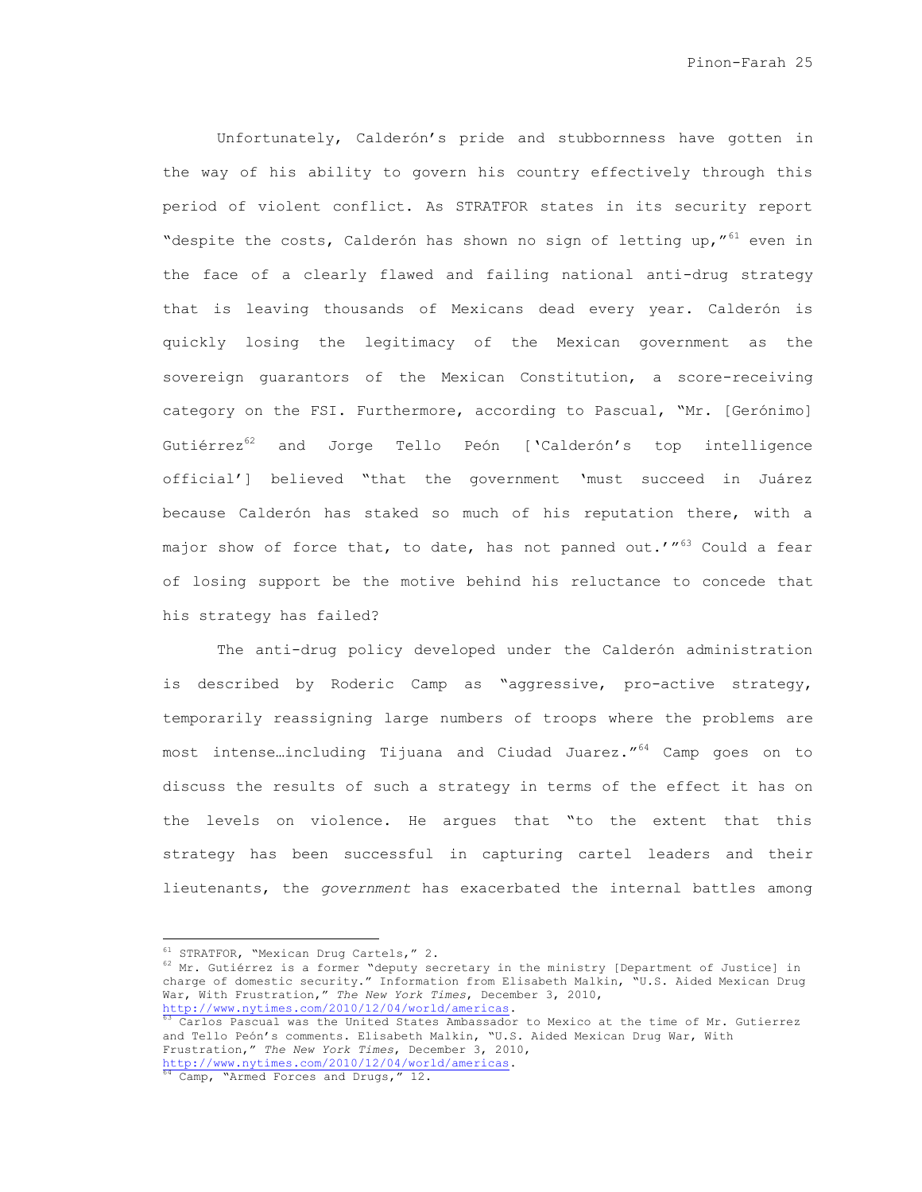Unfortunately, Calderón's pride and stubbornness have gotten in the way of his ability to govern his country effectively through this period of violent conflict. As STRATFOR states in its security report "despite the costs, Calderón has shown no sign of letting up,"[61] even in the face of a clearly flawed and failing national anti-drug strategy that is leaving thousands of Mexicans dead every year. Calderón is quickly losing the legitimacy of the Mexican government as the sovereign guarantors of the Mexican Constitution, a score-receiving category on the FSI. Furthermore, according to Pascual, "Mr. [Gerónimo] Gutiérrez[62] and Jorge Tello Peón ['Calderón's top intelligence official'] believed "that the government 'must succeed in Juárez because Calderón has staked so much of his reputation there, with a major show of force that, to date, has not panned out.'"[63] Could a fear of losing support be the motive behind his reluctance to concede that his strategy has failed?

The anti-drug policy developed under the Calderón administration is described by Roderic Camp as "aggressive, pro-active strategy, temporarily reassigning large numbers of troops where the problems are most intense…including Tijuana and Ciudad Juarez."[64] Camp goes on to discuss the results of such a strategy in terms of the effect it has on the levels on violence. He argues that "to the extent that this strategy has been successful in capturing cartel leaders and their lieutenants, the *government* has exacerbated the internal battles among

---

[61] STRATFOR, "Mexican Drug Cartels," 2.

[62] Mr. Gutiérrez is a former "deputy secretary in the ministry [Department of Justice] in charge of domestic security." Information from Elisabeth Malkin, "U.S. Aided Mexican Drug War, With Frustration," *The New York Times*, December 3, 2010, http://www.nytimes.com/2010/12/04/world/americas.

[63] Carlos Pascual was the United States Ambassador to Mexico at the time of Mr. Gutierrez and Tello Peón's comments. Elisabeth Malkin, "U.S. Aided Mexican Drug War, With Frustration," *The New York Times*, December 3, 2010, http://www.nytimes.com/2010/12/04/world/americas.

[64] Camp, "Armed Forces and Drugs," 12.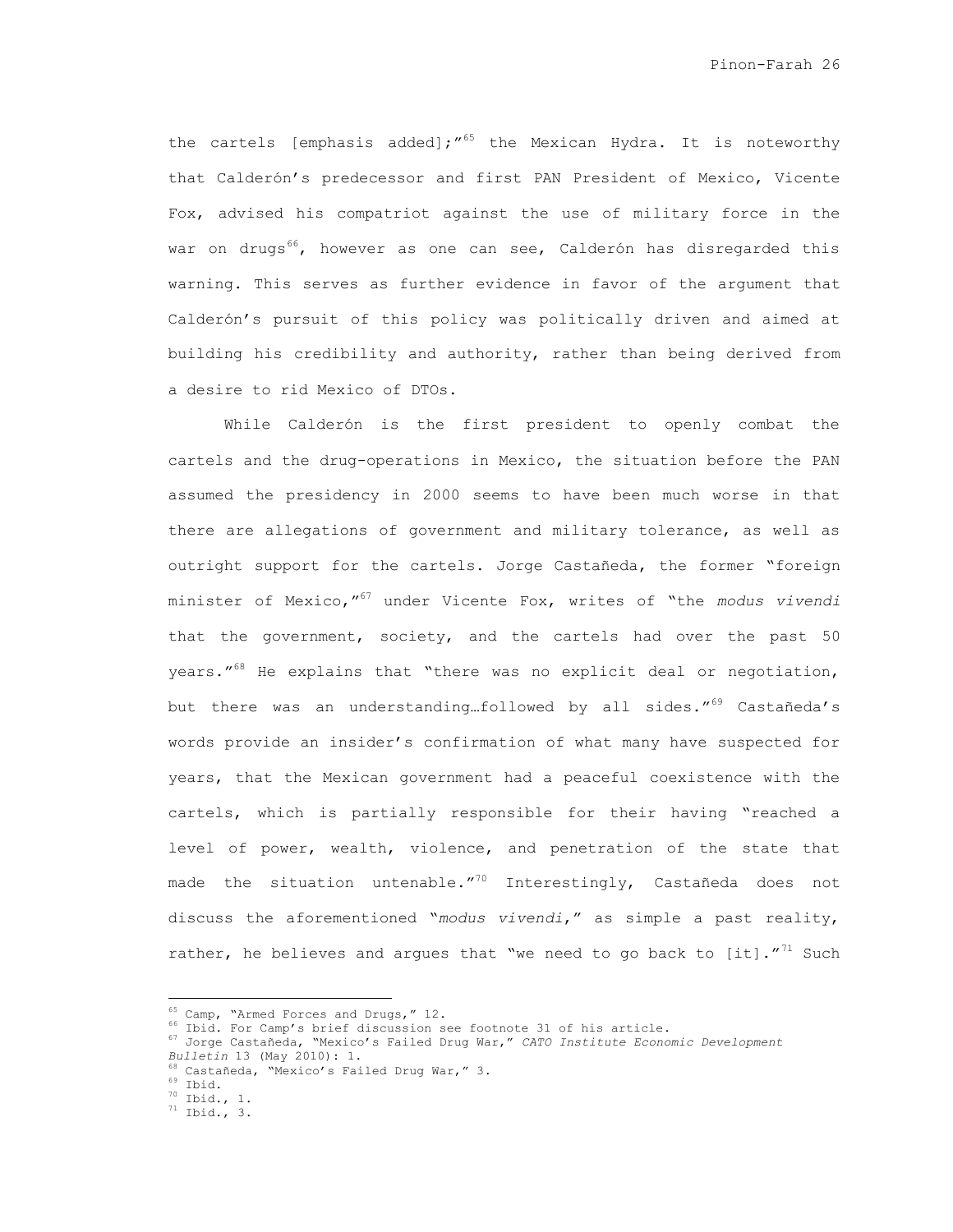the cartels [emphasis added];"[65] the Mexican Hydra. It is noteworthy that Calderón's predecessor and first PAN President of Mexico, Vicente Fox, advised his compatriot against the use of military force in the war on drugs[66], however as one can see, Calderón has disregarded this warning. This serves as further evidence in favor of the argument that Calderón's pursuit of this policy was politically driven and aimed at building his credibility and authority, rather than being derived from a desire to rid Mexico of DTOs.

While Calderón is the first president to openly combat the cartels and the drug-operations in Mexico, the situation before the PAN assumed the presidency in 2000 seems to have been much worse in that there are allegations of government and military tolerance, as well as outright support for the cartels. Jorge Castañeda, the former "foreign minister of Mexico,"[67] under Vicente Fox, writes of "the *modus vivendi* that the government, society, and the cartels had over the past 50 years."[68] He explains that "there was no explicit deal or negotiation, but there was an understanding…followed by all sides."[69] Castañeda's words provide an insider's confirmation of what many have suspected for years, that the Mexican government had a peaceful coexistence with the cartels, which is partially responsible for their having "reached a level of power, wealth, violence, and penetration of the state that made the situation untenable."[70] Interestingly, Castañeda does not discuss the aforementioned "*modus vivendi*," as simple a past reality, rather, he believes and argues that "we need to go back to [it]."[71] Such

---

[65] Camp, "Armed Forces and Drugs," 12.
[66] Ibid. For Camp's brief discussion see footnote 31 of his article.
[67] Jorge Castañeda, "Mexico's Failed Drug War," *CATO Institute Economic Development Bulletin* 13 (May 2010): 1.
[68] Castañeda, "Mexico's Failed Drug War," 3.
[69] Ibid.
[70] Ibid., 1.
[71] Ibid., 3.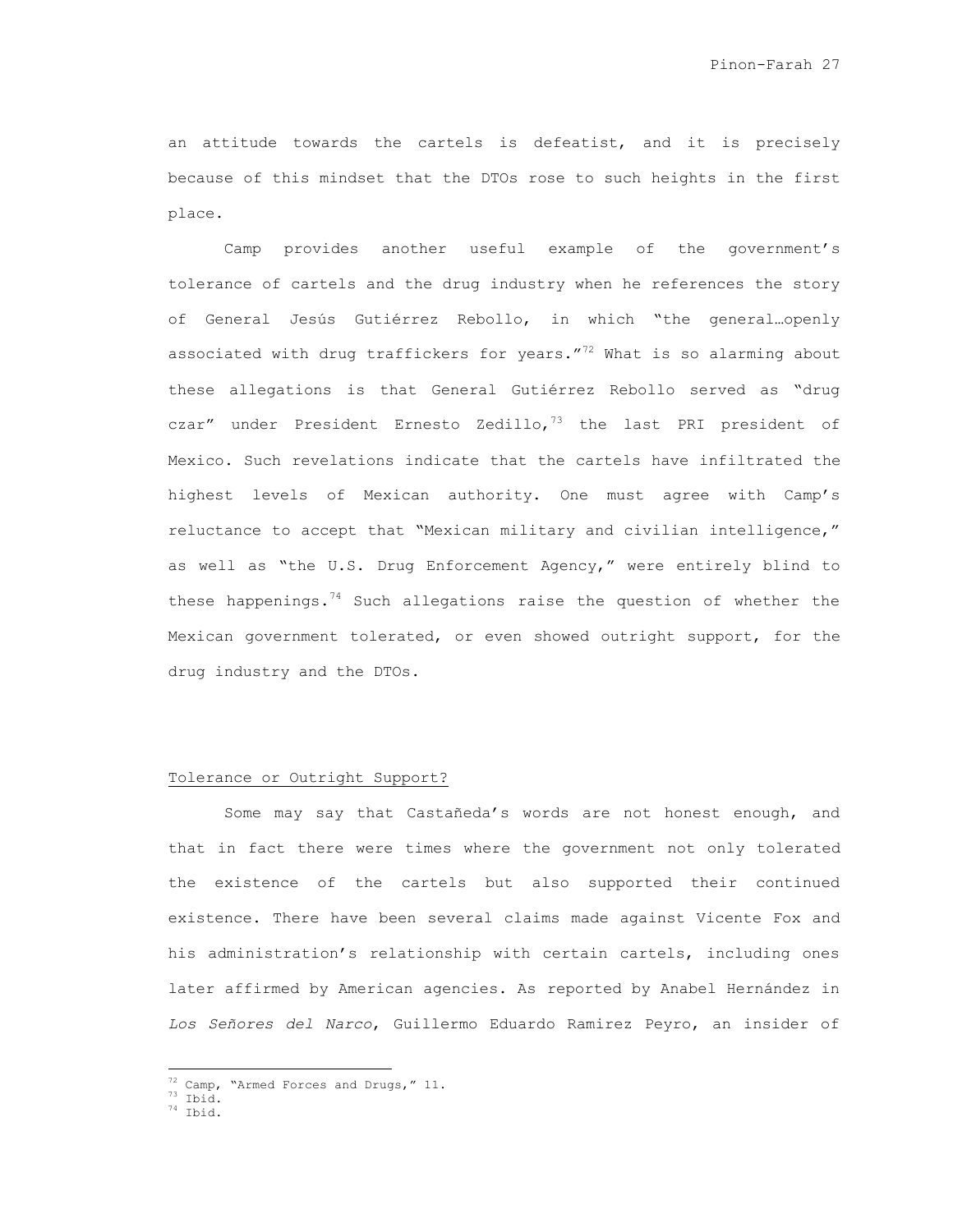an attitude towards the cartels is defeatist, and it is precisely because of this mindset that the DTOs rose to such heights in the first place.

Camp provides another useful example of the government's tolerance of cartels and the drug industry when he references the story of General Jesús Gutiérrez Rebollo, in which "the general…openly associated with drug traffickers for years."[72] What is so alarming about these allegations is that General Gutiérrez Rebollo served as "drug czar" under President Ernesto Zedillo,[73] the last PRI president of Mexico. Such revelations indicate that the cartels have infiltrated the highest levels of Mexican authority. One must agree with Camp's reluctance to accept that "Mexican military and civilian intelligence," as well as "the U.S. Drug Enforcement Agency," were entirely blind to these happenings.[74] Such allegations raise the question of whether the Mexican government tolerated, or even showed outright support, for the drug industry and the DTOs.

Tolerance or Outright Support?

Some may say that Castañeda's words are not honest enough, and that in fact there were times where the government not only tolerated the existence of the cartels but also supported their continued existence. There have been several claims made against Vicente Fox and his administration's relationship with certain cartels, including ones later affirmed by American agencies. As reported by Anabel Hernández in *Los Señores del Narco*, Guillermo Eduardo Ramirez Peyro, an insider of

---

[72] Camp, "Armed Forces and Drugs," 11.
[73] Ibid.
[74] Ibid.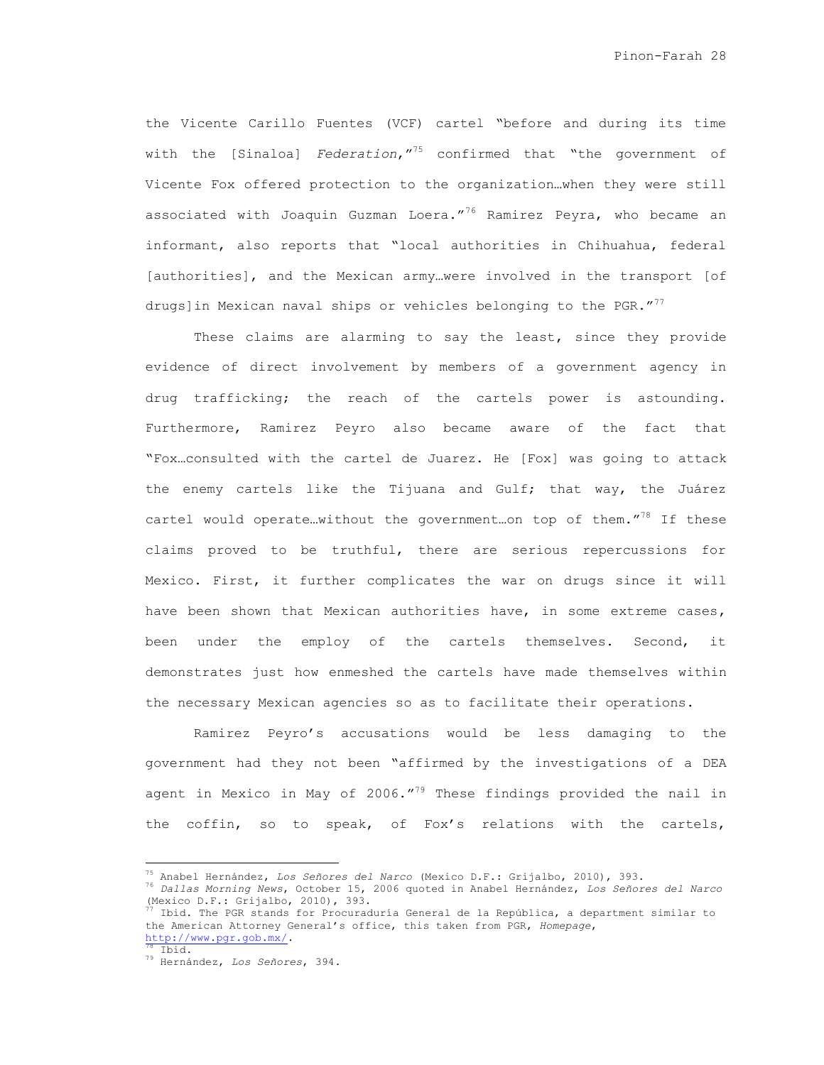the Vicente Carillo Fuentes (VCF) cartel "before and during its time with the [Sinaloa] *Federation*,"[75] confirmed that "the government of Vicente Fox offered protection to the organization…when they were still associated with Joaquin Guzman Loera."[76] Ramirez Peyra, who became an informant, also reports that "local authorities in Chihuahua, federal [authorities], and the Mexican army…were involved in the transport [of drugs]in Mexican naval ships or vehicles belonging to the PGR."[77]

These claims are alarming to say the least, since they provide evidence of direct involvement by members of a government agency in drug trafficking; the reach of the cartels power is astounding. Furthermore, Ramirez Peyro also became aware of the fact that "Fox…consulted with the cartel de Juarez. He [Fox] was going to attack the enemy cartels like the Tijuana and Gulf; that way, the Juárez cartel would operate…without the government…on top of them."[78] If these claims proved to be truthful, there are serious repercussions for Mexico. First, it further complicates the war on drugs since it will have been shown that Mexican authorities have, in some extreme cases, been under the employ of the cartels themselves. Second, it demonstrates just how enmeshed the cartels have made themselves within the necessary Mexican agencies so as to facilitate their operations.

Ramirez Peyro's accusations would be less damaging to the government had they not been "affirmed by the investigations of a DEA agent in Mexico in May of 2006."[79] These findings provided the nail in the coffin, so to speak, of Fox's relations with the cartels,

---

[75] Anabel Hernández, *Los Señores del Narco* (Mexico D.F.: Grijalbo, 2010), 393.

[76] *Dallas Morning News*, October 15, 2006 quoted in Anabel Hernández, *Los Señores del Narco* (Mexico D.F.: Grijalbo, 2010), 393.

[77] Ibid. The PGR stands for Procuraduría General de la República, a department similar to the American Attorney General's office, this taken from PGR, *Homepage*, http://www.pgr.gob.mx/.

[78] Ibid.

[79] Hernández, *Los Señores*, 394.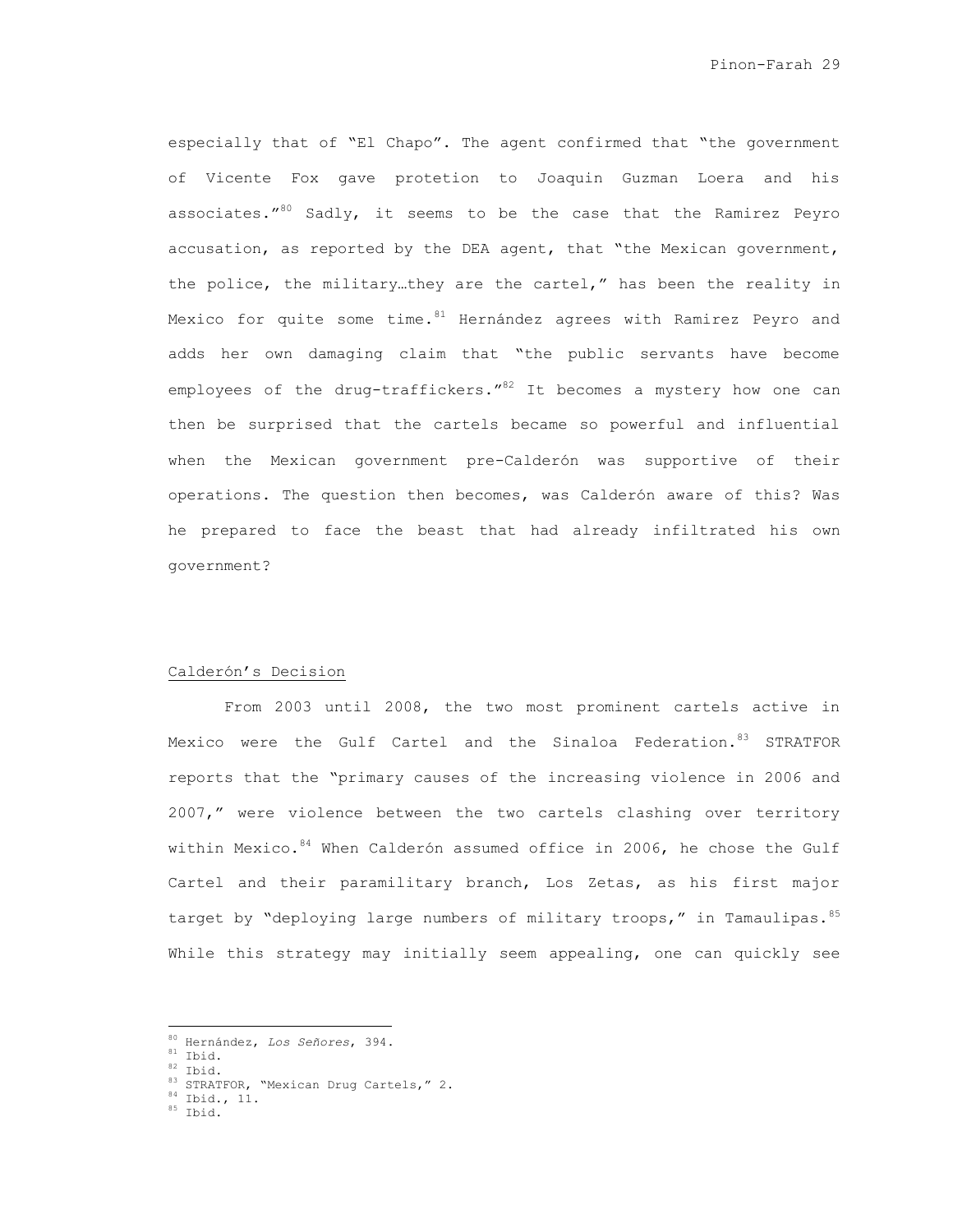especially that of "El Chapo". The agent confirmed that "the government of Vicente Fox gave protetion to Joaquin Guzman Loera and his associates."[80] Sadly, it seems to be the case that the Ramirez Peyro accusation, as reported by the DEA agent, that "the Mexican government, the police, the military…they are the cartel," has been the reality in Mexico for quite some time.[81] Hernández agrees with Ramirez Peyro and adds her own damaging claim that "the public servants have become employees of the drug-traffickers."[82] It becomes a mystery how one can then be surprised that the cartels became so powerful and influential when the Mexican government pre-Calderón was supportive of their operations. The question then becomes, was Calderón aware of this? Was he prepared to face the beast that had already infiltrated his own government?

Calderón's Decision

From 2003 until 2008, the two most prominent cartels active in Mexico were the Gulf Cartel and the Sinaloa Federation.[83] STRATFOR reports that the "primary causes of the increasing violence in 2006 and 2007," were violence between the two cartels clashing over territory within Mexico.[84] When Calderón assumed office in 2006, he chose the Gulf Cartel and their paramilitary branch, Los Zetas, as his first major target by "deploying large numbers of military troops," in Tamaulipas.[85] While this strategy may initially seem appealing, one can quickly see

---

[80] Hernández, *Los Señores*, 394.
[81] Ibid.
[82] Ibid.
[83] STRATFOR, "Mexican Drug Cartels," 2.
[84] Ibid., 11.
[85] Ibid.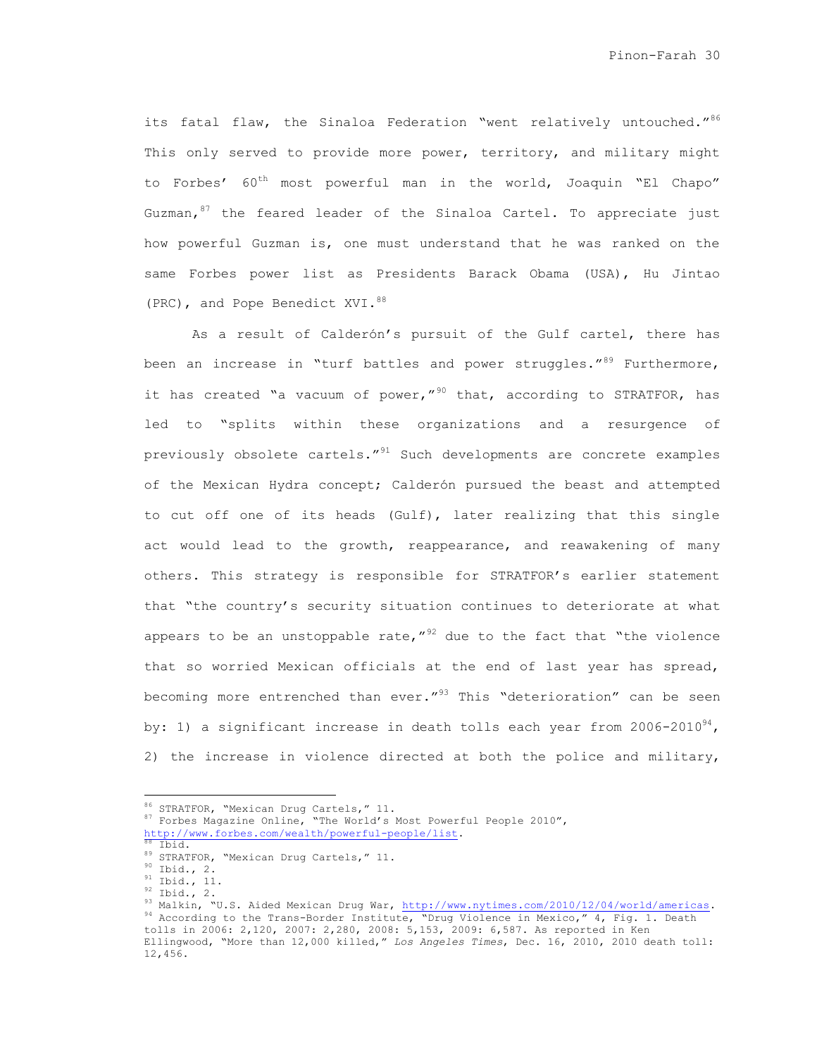its fatal flaw, the Sinaloa Federation "went relatively untouched."[86] This only served to provide more power, territory, and military might to Forbes' 60th most powerful man in the world, Joaquin "El Chapo" Guzman,[87] the feared leader of the Sinaloa Cartel. To appreciate just how powerful Guzman is, one must understand that he was ranked on the same Forbes power list as Presidents Barack Obama (USA), Hu Jintao (PRC), and Pope Benedict XVI.[88]

As a result of Calderón's pursuit of the Gulf cartel, there has been an increase in "turf battles and power struggles."[89] Furthermore, it has created "a vacuum of power,"[90] that, according to STRATFOR, has led to "splits within these organizations and a resurgence of previously obsolete cartels."[91] Such developments are concrete examples of the Mexican Hydra concept; Calderón pursued the beast and attempted to cut off one of its heads (Gulf), later realizing that this single act would lead to the growth, reappearance, and reawakening of many others. This strategy is responsible for STRATFOR's earlier statement that "the country's security situation continues to deteriorate at what appears to be an unstoppable rate,"[92] due to the fact that "the violence that so worried Mexican officials at the end of last year has spread, becoming more entrenched than ever."[93] This "deterioration" can be seen by: 1) a significant increase in death tolls each year from 2006-2010[94], 2) the increase in violence directed at both the police and military,

---

[86] STRATFOR, "Mexican Drug Cartels," 11.

[87] Forbes Magazine Online, "The World's Most Powerful People 2010", http://www.forbes.com/wealth/powerful-people/list.

[88] Ibid.

[89] STRATFOR, "Mexican Drug Cartels," 11.

[90] Ibid., 2.

[91] Ibid., 11.

[92] Ibid., 2.

[93] Malkin, "U.S. Aided Mexican Drug War, http://www.nytimes.com/2010/12/04/world/americas.

[94] According to the Trans-Border Institute, "Drug Violence in Mexico," 4, Fig. 1. Death tolls in 2006: 2,120, 2007: 2,280, 2008: 5,153, 2009: 6,587. As reported in Ken Ellingwood, "More than 12,000 killed," *Los Angeles Times*, Dec. 16, 2010, 2010 death toll: 12,456.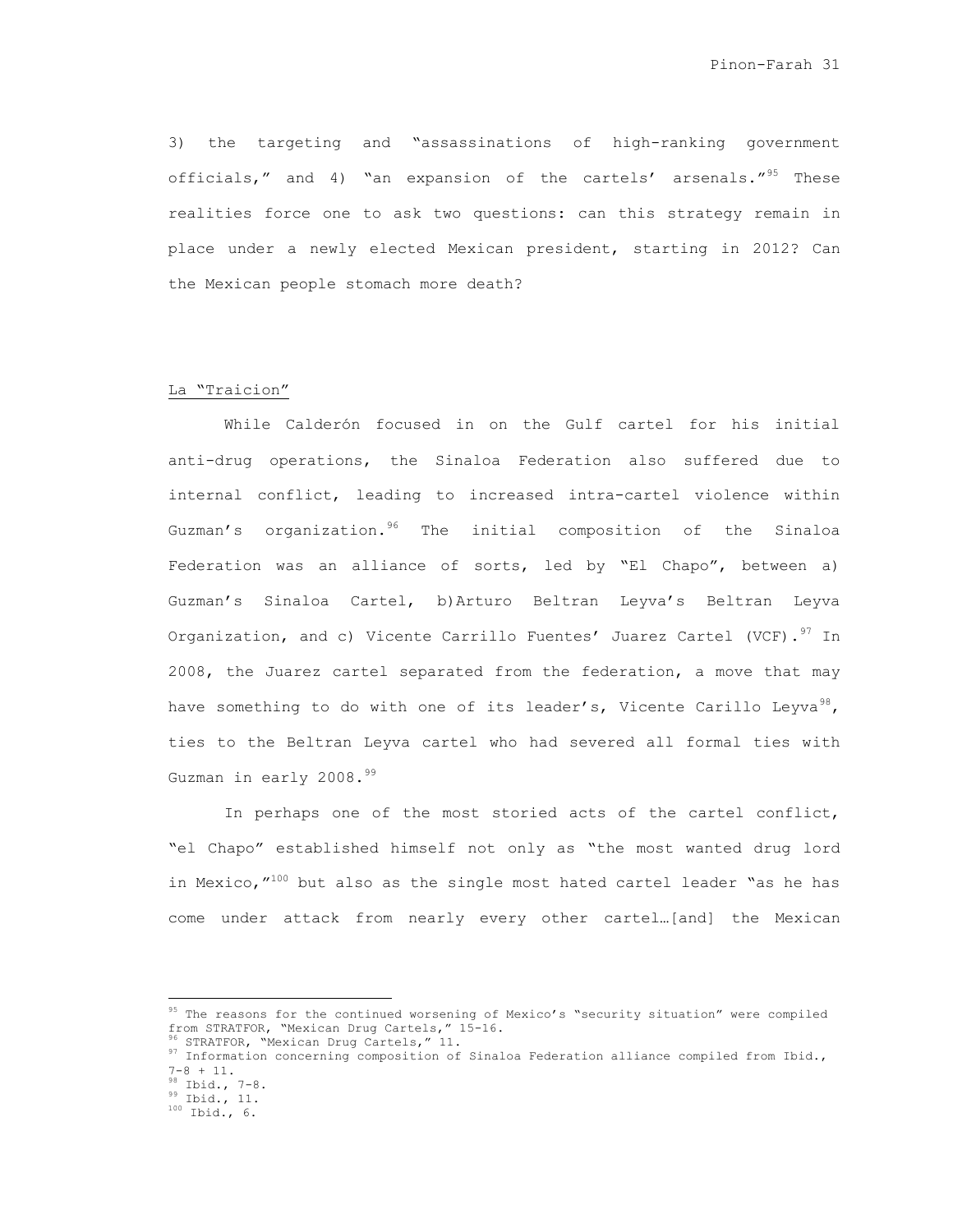3) the targeting and "assassinations of high-ranking government officials," and 4) "an expansion of the cartels' arsenals."[95] These realities force one to ask two questions: can this strategy remain in place under a newly elected Mexican president, starting in 2012? Can the Mexican people stomach more death?

La "Traicion"

While Calderón focused in on the Gulf cartel for his initial anti-drug operations, the Sinaloa Federation also suffered due to internal conflict, leading to increased intra-cartel violence within Guzman's organization.[96] The initial composition of the Sinaloa Federation was an alliance of sorts, led by "El Chapo", between a) Guzman's Sinaloa Cartel, b)Arturo Beltran Leyva's Beltran Leyva Organization, and c) Vicente Carrillo Fuentes' Juarez Cartel (VCF).[97] In 2008, the Juarez cartel separated from the federation, a move that may have something to do with one of its leader's, Vicente Carillo Leyva[98], ties to the Beltran Leyva cartel who had severed all formal ties with Guzman in early 2008.[99]

In perhaps one of the most storied acts of the cartel conflict, "el Chapo" established himself not only as "the most wanted drug lord in Mexico,"[100] but also as the single most hated cartel leader "as he has come under attack from nearly every other cartel…[and] the Mexican

---

[95] The reasons for the continued worsening of Mexico's "security situation" were compiled from STRATFOR, "Mexican Drug Cartels," 15-16.
[96] STRATFOR, "Mexican Drug Cartels," 11.
[97] Information concerning composition of Sinaloa Federation alliance compiled from Ibid., 7-8 + 11.
[98] Ibid., 7-8.
[99] Ibid., 11.
[100] Ibid., 6.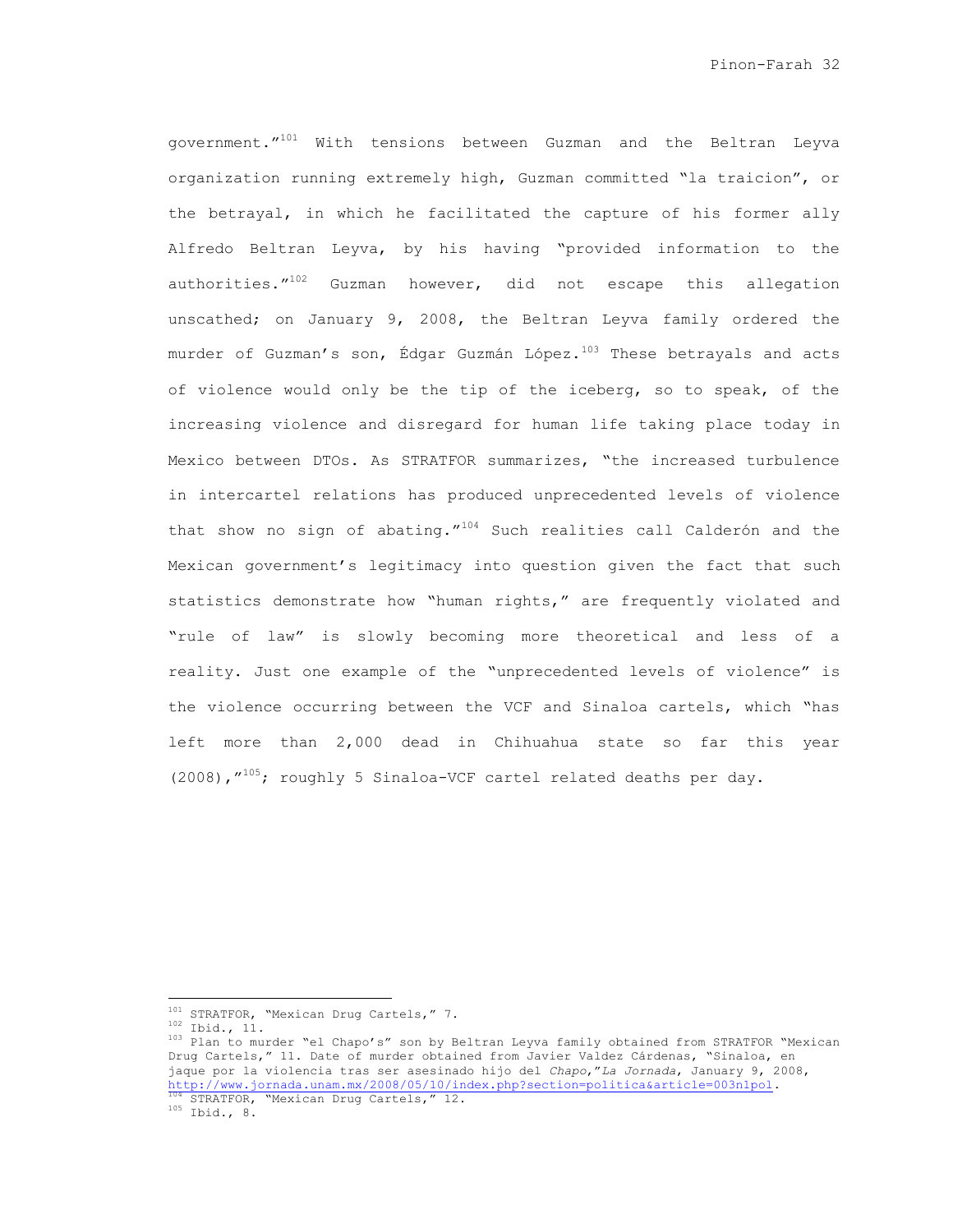government."[101] With tensions between Guzman and the Beltran Leyva organization running extremely high, Guzman committed "la traicion", or the betrayal, in which he facilitated the capture of his former ally Alfredo Beltran Leyva, by his having "provided information to the authorities."[102] Guzman however, did not escape this allegation unscathed; on January 9, 2008, the Beltran Leyva family ordered the murder of Guzman's son, Édgar Guzmán López.[103] These betrayals and acts of violence would only be the tip of the iceberg, so to speak, of the increasing violence and disregard for human life taking place today in Mexico between DTOs. As STRATFOR summarizes, "the increased turbulence in intercartel relations has produced unprecedented levels of violence that show no sign of abating."[104] Such realities call Calderón and the Mexican government's legitimacy into question given the fact that such statistics demonstrate how "human rights," are frequently violated and "rule of law" is slowly becoming more theoretical and less of a reality. Just one example of the "unprecedented levels of violence" is the violence occurring between the VCF and Sinaloa cartels, which "has left more than 2,000 dead in Chihuahua state so far this year (2008),"[105]; roughly 5 Sinaloa-VCF cartel related deaths per day.

---

[101] STRATFOR, "Mexican Drug Cartels," 7.

[102] Ibid., 11.

[103] Plan to murder "el Chapo's" son by Beltran Leyva family obtained from STRATFOR "Mexican Drug Cartels," 11. Date of murder obtained from Javier Valdez Cárdenas, "Sinaloa, en jaque por la violencia tras ser asesinado hijo del *Chapo*,"*La Jornada*, January 9, 2008, http://www.jornada.unam.mx/2008/05/10/index.php?section=politica&article=003n1pol.

[104] STRATFOR, "Mexican Drug Cartels," 12.

[105] Ibid., 8.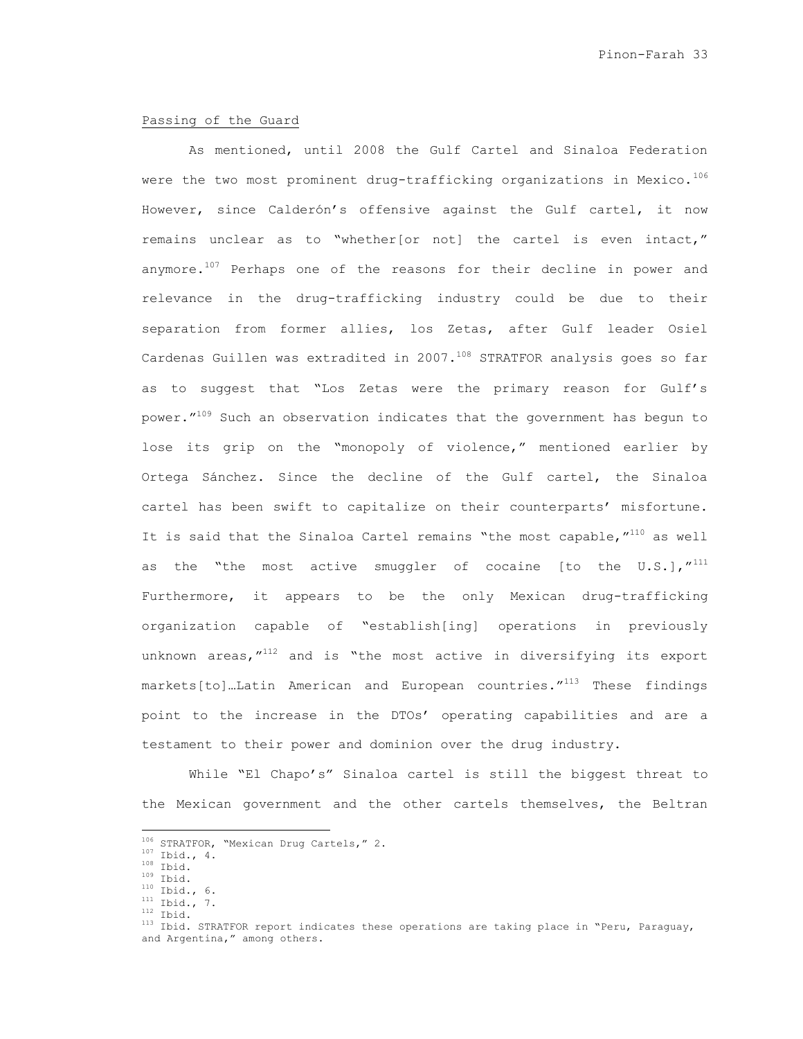Passing of the Guard

As mentioned, until 2008 the Gulf Cartel and Sinaloa Federation were the two most prominent drug-trafficking organizations in Mexico.[106] However, since Calderón's offensive against the Gulf cartel, it now remains unclear as to "whether[or not] the cartel is even intact," anymore.[107] Perhaps one of the reasons for their decline in power and relevance in the drug-trafficking industry could be due to their separation from former allies, los Zetas, after Gulf leader Osiel Cardenas Guillen was extradited in 2007.[108] STRATFOR analysis goes so far as to suggest that "Los Zetas were the primary reason for Gulf's power."[109] Such an observation indicates that the government has begun to lose its grip on the "monopoly of violence," mentioned earlier by Ortega Sánchez. Since the decline of the Gulf cartel, the Sinaloa cartel has been swift to capitalize on their counterparts' misfortune. It is said that the Sinaloa Cartel remains "the most capable,"[110] as well as the "the most active smuggler of cocaine [to the U.S.],"[111] Furthermore, it appears to be the only Mexican drug-trafficking organization capable of "establish[ing] operations in previously unknown areas,"[112] and is "the most active in diversifying its export markets[to]…Latin American and European countries."[113] These findings point to the increase in the DTOs' operating capabilities and are a testament to their power and dominion over the drug industry.

While "El Chapo's" Sinaloa cartel is still the biggest threat to the Mexican government and the other cartels themselves, the Beltran

---

[106] STRATFOR, "Mexican Drug Cartels," 2.
[107] Ibid., 4.
[108] Ibid.
[109] Ibid.
[110] Ibid., 6.
[111] Ibid., 7.
[112] Ibid.
[113] Ibid. STRATFOR report indicates these operations are taking place in "Peru, Paraguay, and Argentina," among others.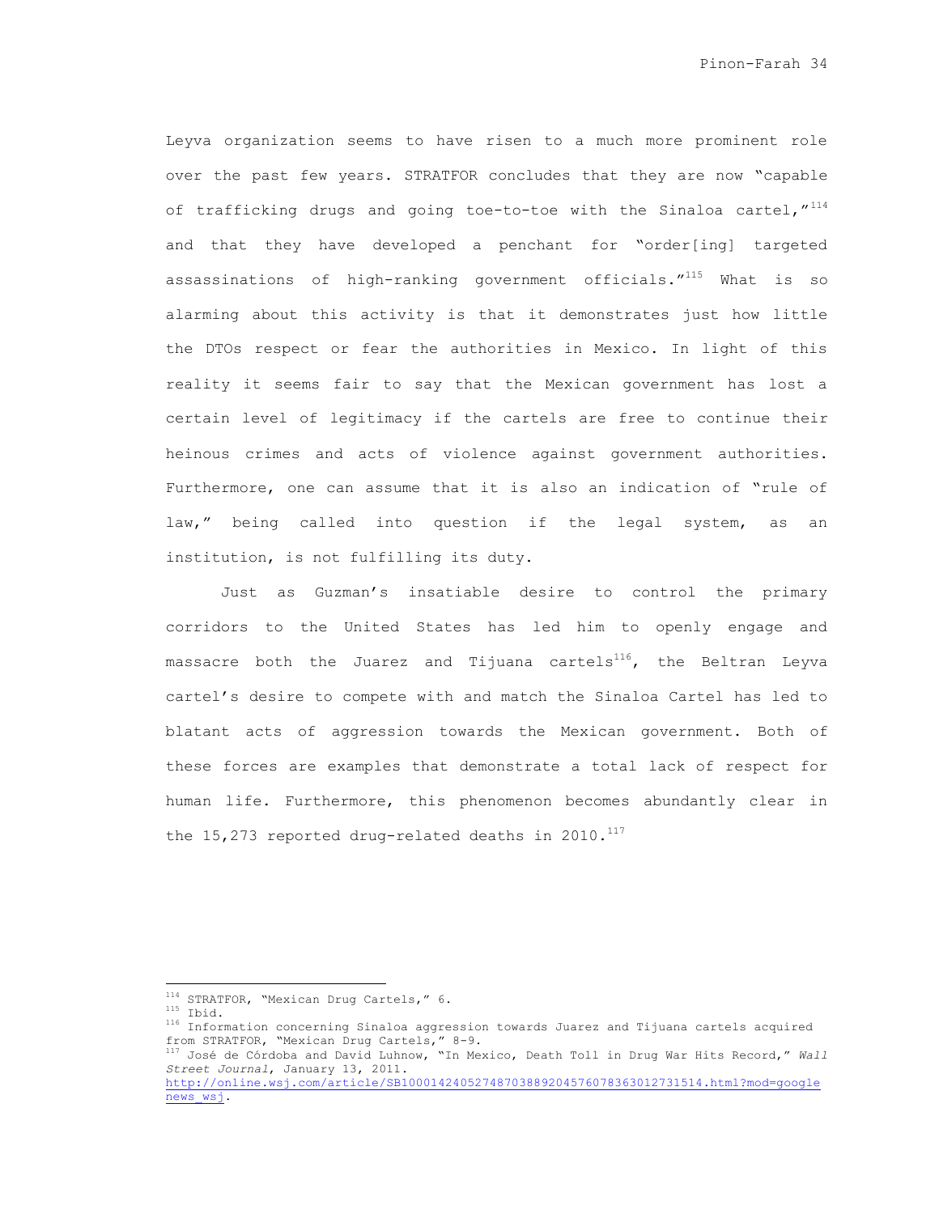Leyva organization seems to have risen to a much more prominent role over the past few years. STRATFOR concludes that they are now "capable of trafficking drugs and going toe-to-toe with the Sinaloa cartel,"[114] and that they have developed a penchant for "order[ing] targeted assassinations of high-ranking government officials."[115] What is so alarming about this activity is that it demonstrates just how little the DTOs respect or fear the authorities in Mexico. In light of this reality it seems fair to say that the Mexican government has lost a certain level of legitimacy if the cartels are free to continue their heinous crimes and acts of violence against government authorities. Furthermore, one can assume that it is also an indication of "rule of law," being called into question if the legal system, as an institution, is not fulfilling its duty.

Just as Guzman's insatiable desire to control the primary corridors to the United States has led him to openly engage and massacre both the Juarez and Tijuana cartels[116], the Beltran Leyva cartel's desire to compete with and match the Sinaloa Cartel has led to blatant acts of aggression towards the Mexican government. Both of these forces are examples that demonstrate a total lack of respect for human life. Furthermore, this phenomenon becomes abundantly clear in the 15,273 reported drug-related deaths in 2010.[117]

---

[114] STRATFOR, "Mexican Drug Cartels," 6.

[115] Ibid.

[116] Information concerning Sinaloa aggression towards Juarez and Tijuana cartels acquired from STRATFOR, "Mexican Drug Cartels," 8-9.

[117] José de Córdoba and David Luhnow, "In Mexico, Death Toll in Drug War Hits Record," *Wall Street Journal*, January 13, 2011. http://online.wsj.com/article/SB10001424052748703889204576078363012731514.html?mod=googlenews_wsj.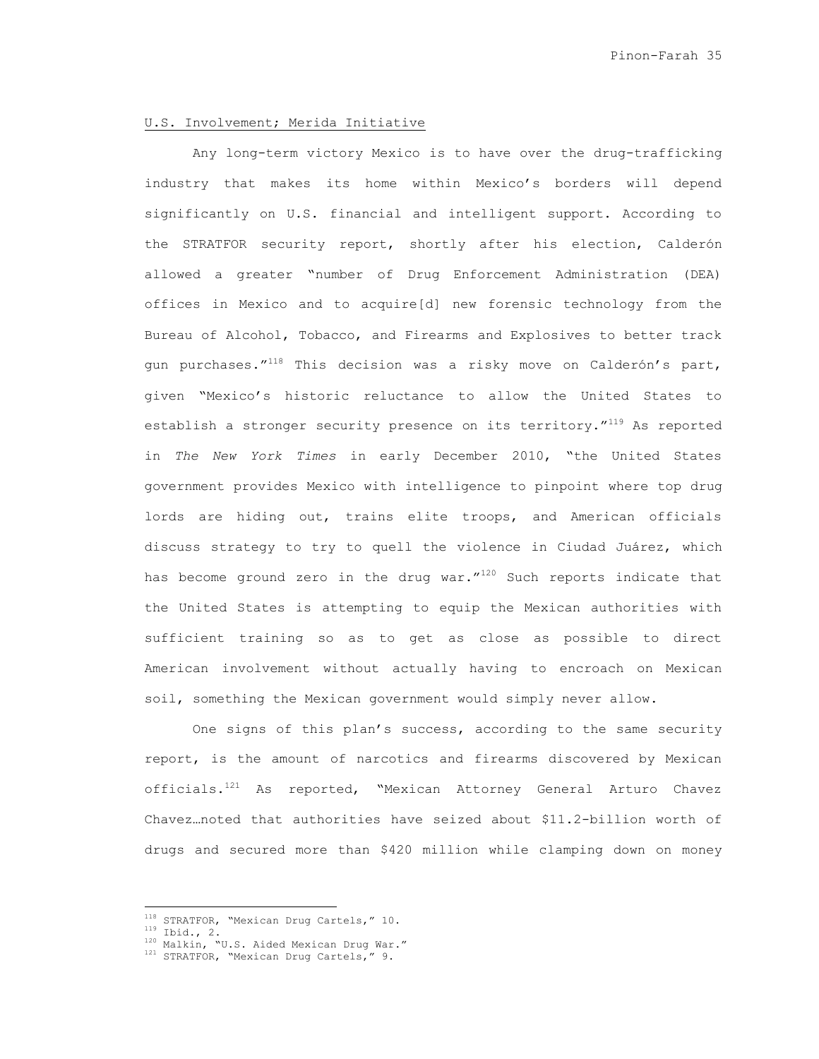U.S. Involvement; Merida Initiative

Any long-term victory Mexico is to have over the drug-trafficking industry that makes its home within Mexico's borders will depend significantly on U.S. financial and intelligent support. According to the STRATFOR security report, shortly after his election, Calderón allowed a greater "number of Drug Enforcement Administration (DEA) offices in Mexico and to acquire[d] new forensic technology from the Bureau of Alcohol, Tobacco, and Firearms and Explosives to better track gun purchases."[118] This decision was a risky move on Calderón's part, given "Mexico's historic reluctance to allow the United States to establish a stronger security presence on its territory."[119] As reported in *The New York Times* in early December 2010, "the United States government provides Mexico with intelligence to pinpoint where top drug lords are hiding out, trains elite troops, and American officials discuss strategy to try to quell the violence in Ciudad Juárez, which has become ground zero in the drug war."[120] Such reports indicate that the United States is attempting to equip the Mexican authorities with sufficient training so as to get as close as possible to direct American involvement without actually having to encroach on Mexican soil, something the Mexican government would simply never allow.

One signs of this plan's success, according to the same security report, is the amount of narcotics and firearms discovered by Mexican officials.[121] As reported, "Mexican Attorney General Arturo Chavez Chavez…noted that authorities have seized about $11.2-billion worth of drugs and secured more than $420 million while clamping down on money

---

[118] STRATFOR, "Mexican Drug Cartels," 10.
[119] Ibid., 2.
[120] Malkin, "U.S. Aided Mexican Drug War."
[121] STRATFOR, "Mexican Drug Cartels," 9.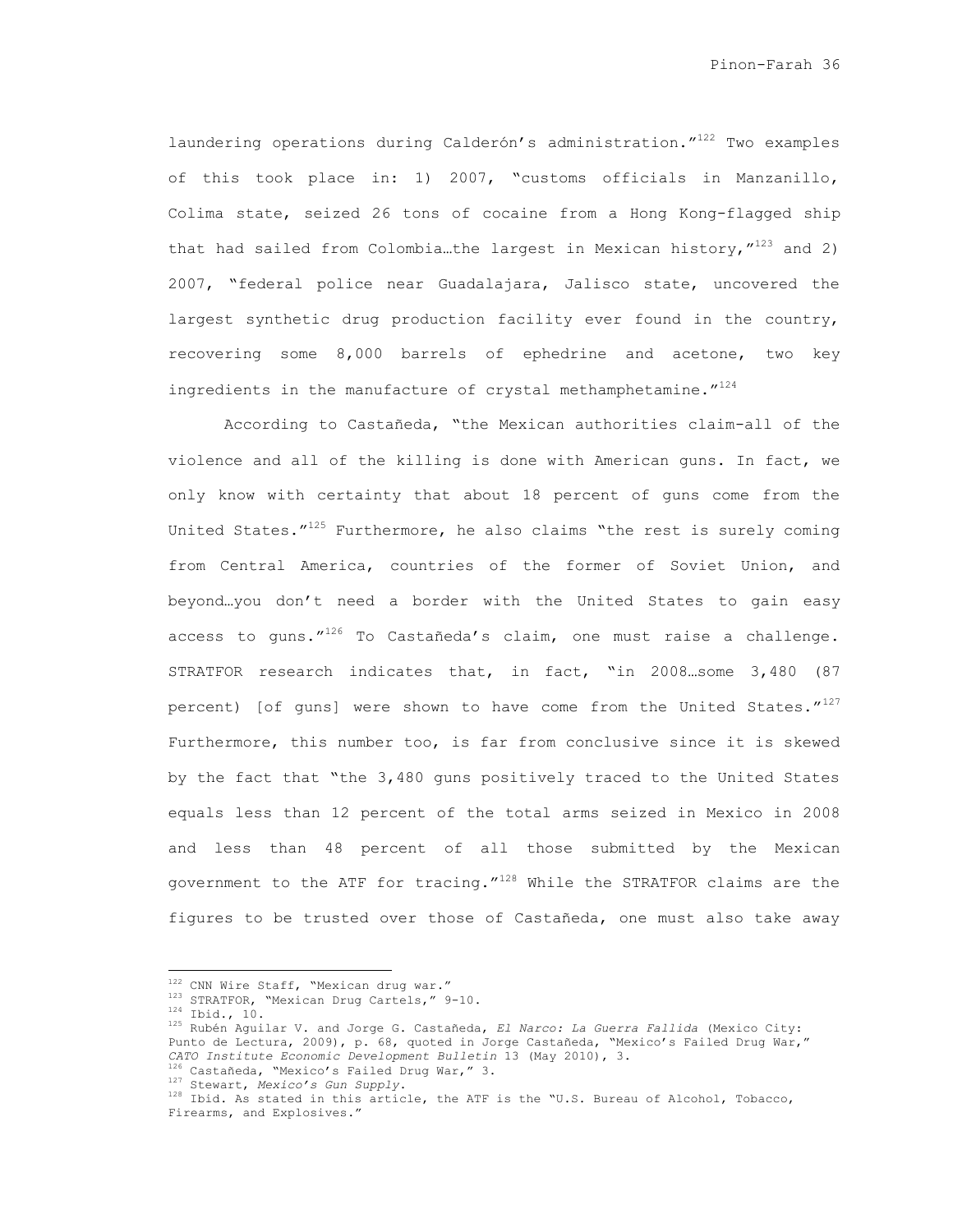laundering operations during Calderón's administration."[122] Two examples of this took place in: 1) 2007, "customs officials in Manzanillo, Colima state, seized 26 tons of cocaine from a Hong Kong-flagged ship that had sailed from Colombia…the largest in Mexican history,"[123] and 2) 2007, "federal police near Guadalajara, Jalisco state, uncovered the largest synthetic drug production facility ever found in the country, recovering some 8,000 barrels of ephedrine and acetone, two key ingredients in the manufacture of crystal methamphetamine."[124]

According to Castañeda, "the Mexican authorities claim-all of the violence and all of the killing is done with American guns. In fact, we only know with certainty that about 18 percent of guns come from the United States."[125] Furthermore, he also claims "the rest is surely coming from Central America, countries of the former of Soviet Union, and beyond…you don't need a border with the United States to gain easy access to guns."[126] To Castañeda's claim, one must raise a challenge. STRATFOR research indicates that, in fact, "in 2008…some 3,480 (87 percent) [of guns] were shown to have come from the United States."[127] Furthermore, this number too, is far from conclusive since it is skewed by the fact that "the 3,480 guns positively traced to the United States equals less than 12 percent of the total arms seized in Mexico in 2008 and less than 48 percent of all those submitted by the Mexican government to the ATF for tracing."[128] While the STRATFOR claims are the figures to be trusted over those of Castañeda, one must also take away

---

[122] CNN Wire Staff, "Mexican drug war."

[123] STRATFOR, "Mexican Drug Cartels," 9-10.

[124] Ibid., 10.

[125] Rubén Aguilar V. and Jorge G. Castañeda, *El Narco: La Guerra Fallida* (Mexico City: Punto de Lectura, 2009), p. 68, quoted in Jorge Castañeda, "Mexico's Failed Drug War," *CATO Institute Economic Development Bulletin* 13 (May 2010), 3.

[126] Castañeda, "Mexico's Failed Drug War," 3.

[127] Stewart, *Mexico's Gun Supply*.

[128] Ibid. As stated in this article, the ATF is the "U.S. Bureau of Alcohol, Tobacco, Firearms, and Explosives."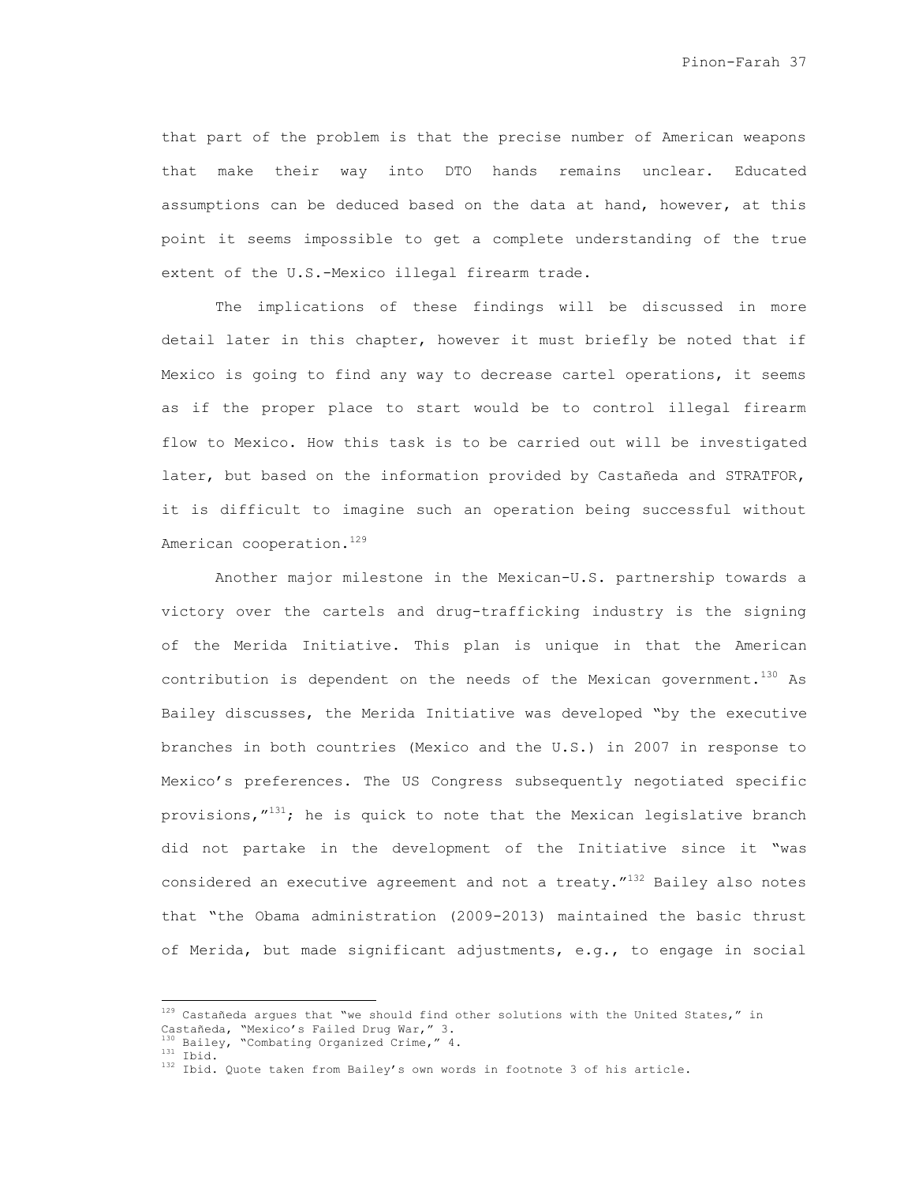that part of the problem is that the precise number of American weapons that make their way into DTO hands remains unclear. Educated assumptions can be deduced based on the data at hand, however, at this point it seems impossible to get a complete understanding of the true extent of the U.S.-Mexico illegal firearm trade.

The implications of these findings will be discussed in more detail later in this chapter, however it must briefly be noted that if Mexico is going to find any way to decrease cartel operations, it seems as if the proper place to start would be to control illegal firearm flow to Mexico. How this task is to be carried out will be investigated later, but based on the information provided by Castañeda and STRATFOR, it is difficult to imagine such an operation being successful without American cooperation.[129]

Another major milestone in the Mexican-U.S. partnership towards a victory over the cartels and drug-trafficking industry is the signing of the Merida Initiative. This plan is unique in that the American contribution is dependent on the needs of the Mexican government.[130] As Bailey discusses, the Merida Initiative was developed "by the executive branches in both countries (Mexico and the U.S.) in 2007 in response to Mexico's preferences. The US Congress subsequently negotiated specific provisions,"[131]; he is quick to note that the Mexican legislative branch did not partake in the development of the Initiative since it "was considered an executive agreement and not a treaty."[132] Bailey also notes that "the Obama administration (2009-2013) maintained the basic thrust of Merida, but made significant adjustments, e.g., to engage in social

---

[129] Castañeda argues that "we should find other solutions with the United States," in Castañeda, "Mexico's Failed Drug War," 3.

[130] Bailey, "Combating Organized Crime," 4.

[131] Ibid.

[132] Ibid. Quote taken from Bailey's own words in footnote 3 of his article.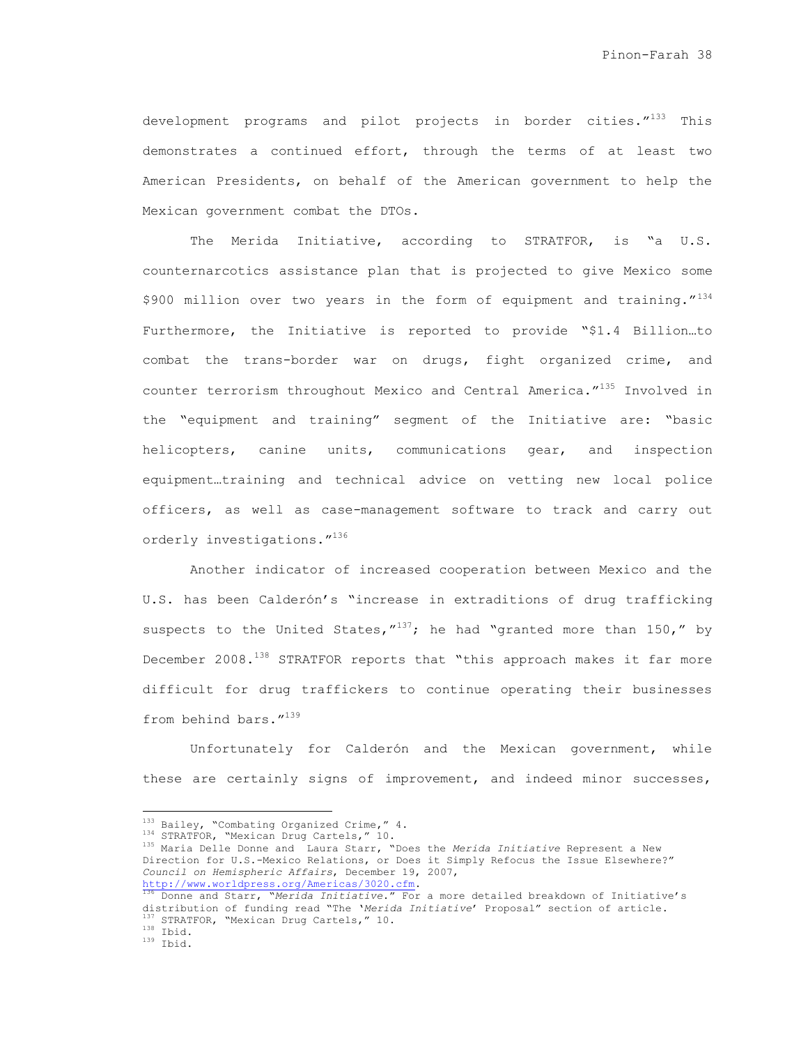development programs and pilot projects in border cities."[133] This demonstrates a continued effort, through the terms of at least two American Presidents, on behalf of the American government to help the Mexican government combat the DTOs.

The Merida Initiative, according to STRATFOR, is "a U.S. counternarcotics assistance plan that is projected to give Mexico some $900 million over two years in the form of equipment and training."[134] Furthermore, the Initiative is reported to provide "$1.4 Billion…to combat the trans-border war on drugs, fight organized crime, and counter terrorism throughout Mexico and Central America."[135] Involved in the "equipment and training" segment of the Initiative are: "basic helicopters, canine units, communications gear, and inspection equipment…training and technical advice on vetting new local police officers, as well as case-management software to track and carry out orderly investigations."[136]

Another indicator of increased cooperation between Mexico and the U.S. has been Calderón's "increase in extraditions of drug trafficking suspects to the United States,"[137]; he had "granted more than 150," by December 2008.[138] STRATFOR reports that "this approach makes it far more difficult for drug traffickers to continue operating their businesses from behind bars."[139]

Unfortunately for Calderón and the Mexican government, while these are certainly signs of improvement, and indeed minor successes,

---

[133] Bailey, "Combating Organized Crime," 4.

[134] STRATFOR, "Mexican Drug Cartels," 10.

[135] Maria Delle Donne and Laura Starr, "Does the *Merida Initiative* Represent a New Direction for U.S.-Mexico Relations, or Does it Simply Refocus the Issue Elsewhere?" *Council on Hemispheric Affairs*, December 19, 2007, http://www.worldpress.org/Americas/3020.cfm.

[136] Donne and Starr, "*Merida Initiative*." For a more detailed breakdown of Initiative's distribution of funding read "The '*Merida Initiative*' Proposal" section of article.

[137] STRATFOR, "Mexican Drug Cartels," 10.

[138] Ibid.

[139] Ibid.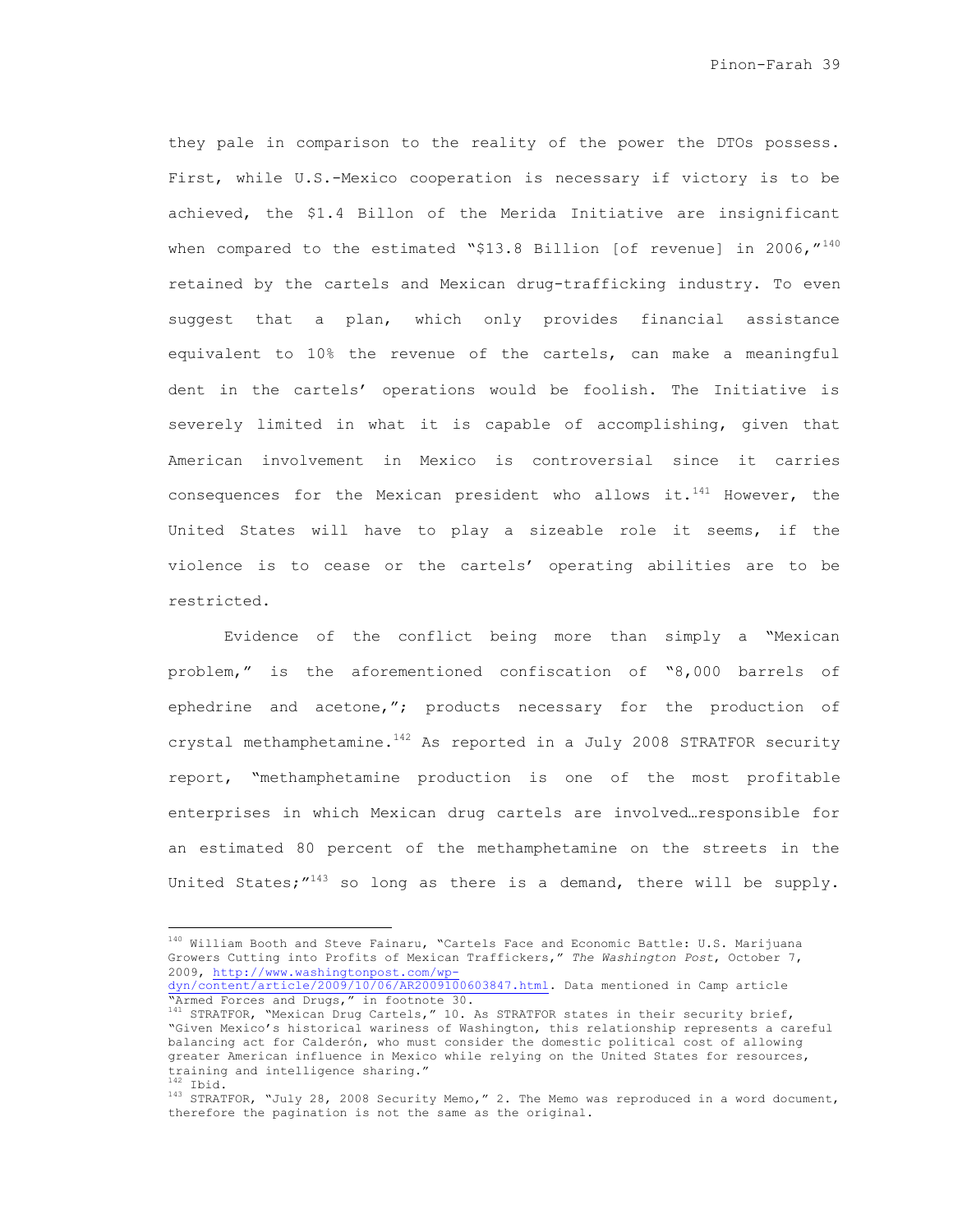they pale in comparison to the reality of the power the DTOs possess. First, while U.S.-Mexico cooperation is necessary if victory is to be achieved, the $1.4 Billon of the Merida Initiative are insignificant when compared to the estimated "$13.8 Billion [of revenue] in 2006,"[140] retained by the cartels and Mexican drug-trafficking industry. To even suggest that a plan, which only provides financial assistance equivalent to 10% the revenue of the cartels, can make a meaningful dent in the cartels' operations would be foolish. The Initiative is severely limited in what it is capable of accomplishing, given that American involvement in Mexico is controversial since it carries consequences for the Mexican president who allows it.[141] However, the United States will have to play a sizeable role it seems, if the violence is to cease or the cartels' operating abilities are to be restricted.

Evidence of the conflict being more than simply a "Mexican problem," is the aforementioned confiscation of "8,000 barrels of ephedrine and acetone,"; products necessary for the production of crystal methamphetamine.[142] As reported in a July 2008 STRATFOR security report, "methamphetamine production is one of the most profitable enterprises in which Mexican drug cartels are involved…responsible for an estimated 80 percent of the methamphetamine on the streets in the United States;"[143] so long as there is a demand, there will be supply.

---

[140] William Booth and Steve Fainaru, "Cartels Face and Economic Battle: U.S. Marijuana Growers Cutting into Profits of Mexican Traffickers," *The Washington Post*, October 7, 2009, http://www.washingtonpost.com/wp-dyn/content/article/2009/10/06/AR2009100603847.html. Data mentioned in Camp article "Armed Forces and Drugs," in footnote 30.

[141] STRATFOR, "Mexican Drug Cartels," 10. As STRATFOR states in their security brief, "Given Mexico's historical wariness of Washington, this relationship represents a careful balancing act for Calderón, who must consider the domestic political cost of allowing greater American influence in Mexico while relying on the United States for resources, training and intelligence sharing."

[142] Ibid.

[143] STRATFOR, "July 28, 2008 Security Memo," 2. The Memo was reproduced in a word document, therefore the pagination is not the same as the original.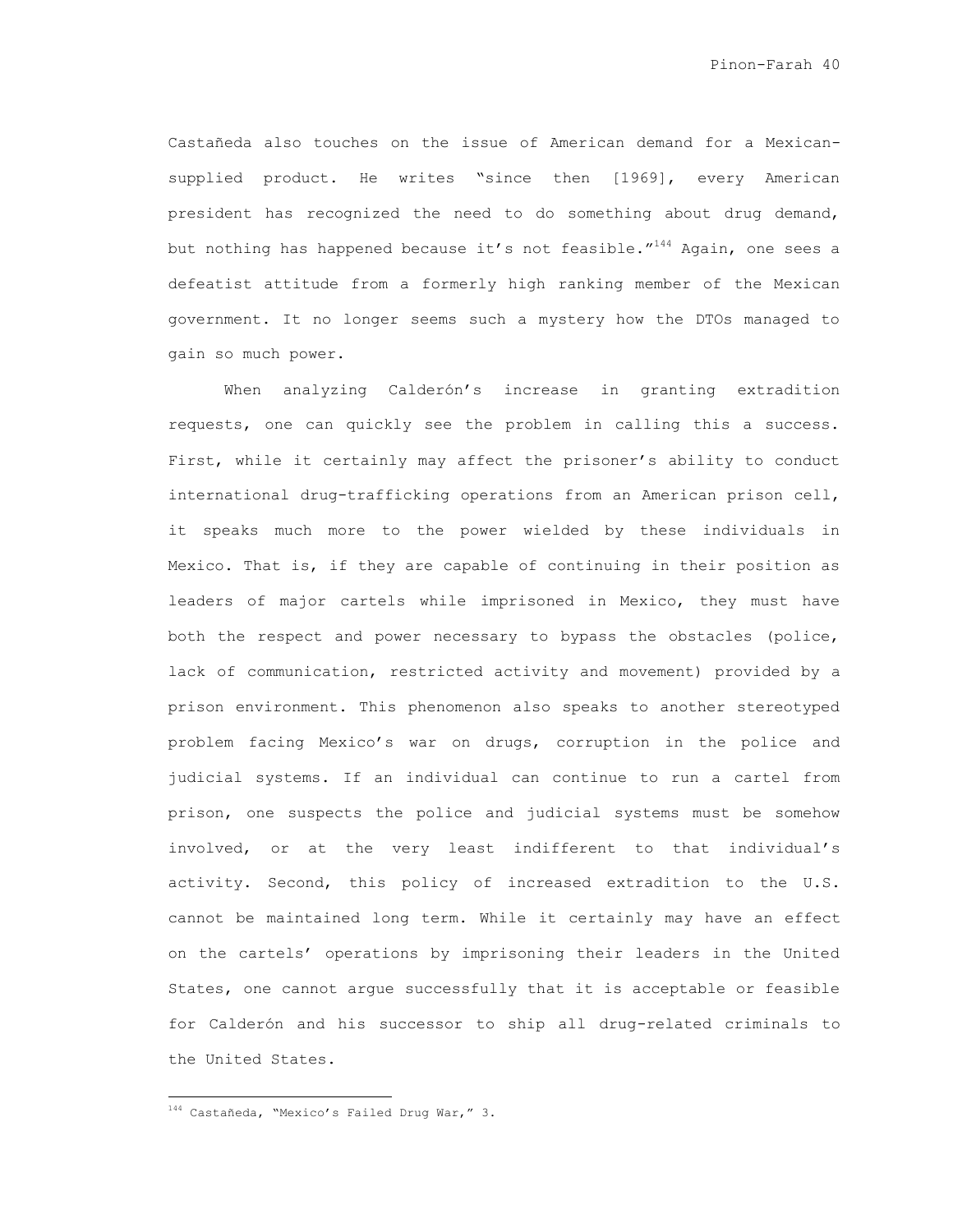Castañeda also touches on the issue of American demand for a Mexican-supplied product. He writes "since then [1969], every American president has recognized the need to do something about drug demand, but nothing has happened because it's not feasible."[144] Again, one sees a defeatist attitude from a formerly high ranking member of the Mexican government. It no longer seems such a mystery how the DTOs managed to gain so much power.

When analyzing Calderón's increase in granting extradition requests, one can quickly see the problem in calling this a success. First, while it certainly may affect the prisoner's ability to conduct international drug-trafficking operations from an American prison cell, it speaks much more to the power wielded by these individuals in Mexico. That is, if they are capable of continuing in their position as leaders of major cartels while imprisoned in Mexico, they must have both the respect and power necessary to bypass the obstacles (police, lack of communication, restricted activity and movement) provided by a prison environment. This phenomenon also speaks to another stereotyped problem facing Mexico's war on drugs, corruption in the police and judicial systems. If an individual can continue to run a cartel from prison, one suspects the police and judicial systems must be somehow involved, or at the very least indifferent to that individual's activity. Second, this policy of increased extradition to the U.S. cannot be maintained long term. While it certainly may have an effect on the cartels' operations by imprisoning their leaders in the United States, one cannot argue successfully that it is acceptable or feasible for Calderón and his successor to ship all drug-related criminals to the United States.

[144] Castañeda, "Mexico's Failed Drug War," 3.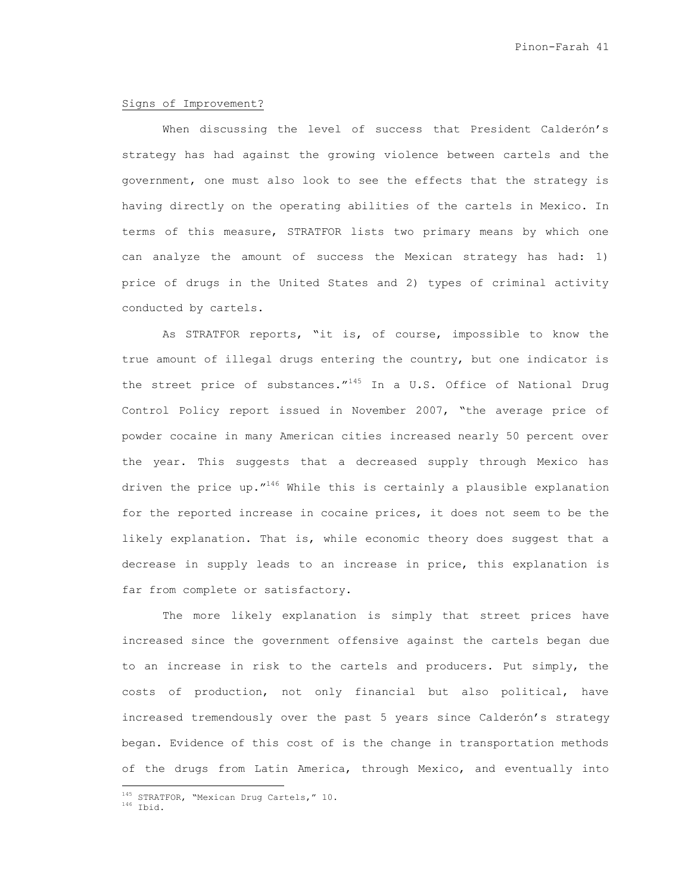Signs of Improvement?

When discussing the level of success that President Calderón's strategy has had against the growing violence between cartels and the government, one must also look to see the effects that the strategy is having directly on the operating abilities of the cartels in Mexico. In terms of this measure, STRATFOR lists two primary means by which one can analyze the amount of success the Mexican strategy has had: 1) price of drugs in the United States and 2) types of criminal activity conducted by cartels.

As STRATFOR reports, "it is, of course, impossible to know the true amount of illegal drugs entering the country, but one indicator is the street price of substances."[145] In a U.S. Office of National Drug Control Policy report issued in November 2007, "the average price of powder cocaine in many American cities increased nearly 50 percent over the year. This suggests that a decreased supply through Mexico has driven the price up."[146] While this is certainly a plausible explanation for the reported increase in cocaine prices, it does not seem to be the likely explanation. That is, while economic theory does suggest that a decrease in supply leads to an increase in price, this explanation is far from complete or satisfactory.

The more likely explanation is simply that street prices have increased since the government offensive against the cartels began due to an increase in risk to the cartels and producers. Put simply, the costs of production, not only financial but also political, have increased tremendously over the past 5 years since Calderón's strategy began. Evidence of this cost of is the change in transportation methods of the drugs from Latin America, through Mexico, and eventually into

[145] STRATFOR, "Mexican Drug Cartels," 10.
[146] Ibid.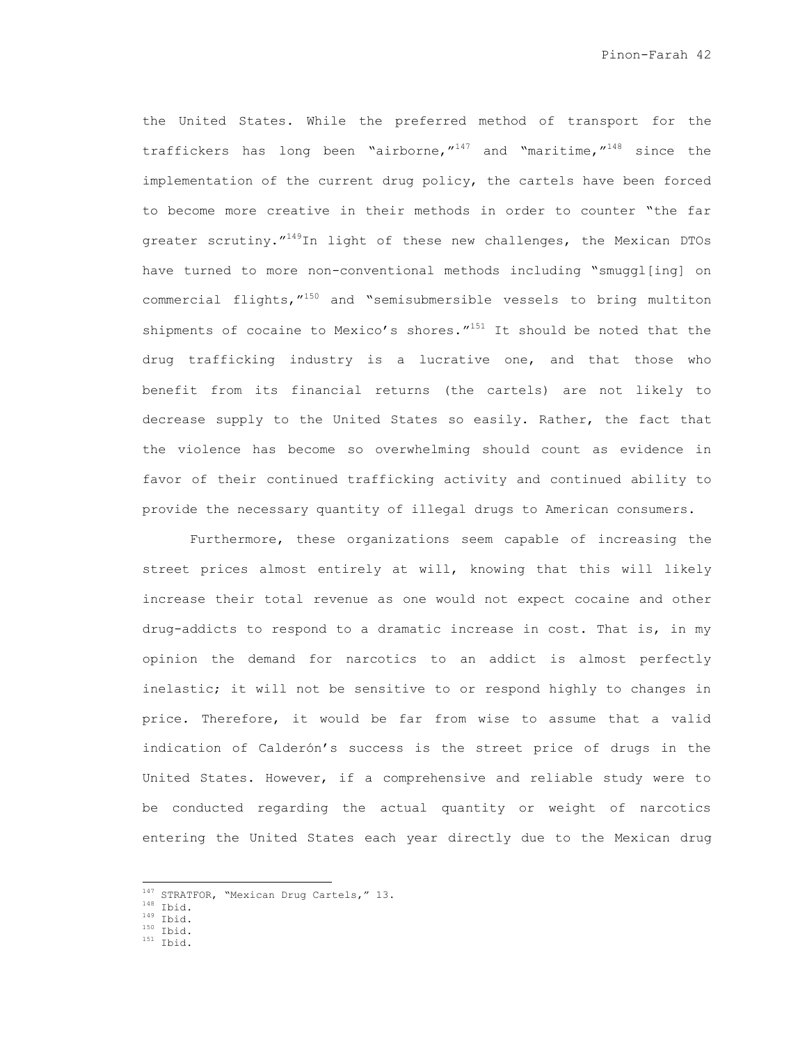the United States. While the preferred method of transport for the traffickers has long been "airborne,"[147] and "maritime,"[148] since the implementation of the current drug policy, the cartels have been forced to become more creative in their methods in order to counter "the far greater scrutiny."[149]In light of these new challenges, the Mexican DTOs have turned to more non-conventional methods including "smuggl[ing] on commercial flights,"[150] and "semisubmersible vessels to bring multiton shipments of cocaine to Mexico's shores."[151] It should be noted that the drug trafficking industry is a lucrative one, and that those who benefit from its financial returns (the cartels) are not likely to decrease supply to the United States so easily. Rather, the fact that the violence has become so overwhelming should count as evidence in favor of their continued trafficking activity and continued ability to provide the necessary quantity of illegal drugs to American consumers.

Furthermore, these organizations seem capable of increasing the street prices almost entirely at will, knowing that this will likely increase their total revenue as one would not expect cocaine and other drug-addicts to respond to a dramatic increase in cost. That is, in my opinion the demand for narcotics to an addict is almost perfectly inelastic; it will not be sensitive to or respond highly to changes in price. Therefore, it would be far from wise to assume that a valid indication of Calderón's success is the street price of drugs in the United States. However, if a comprehensive and reliable study were to be conducted regarding the actual quantity or weight of narcotics entering the United States each year directly due to the Mexican drug

---

[147] STRATFOR, "Mexican Drug Cartels," 13.

[148] Ibid.

[149] Ibid.

[150] Ibid.

[151] Ibid.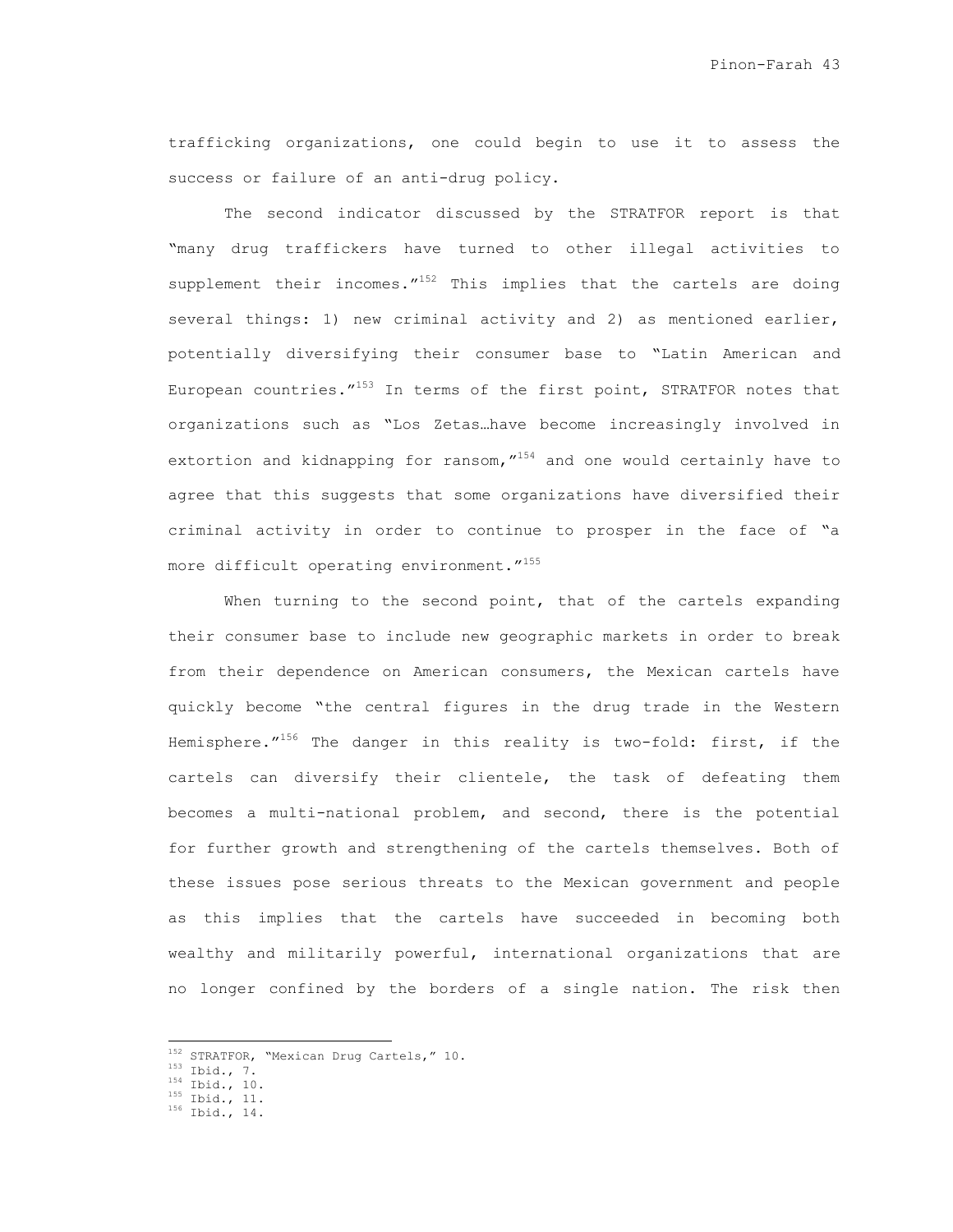trafficking organizations, one could begin to use it to assess the success or failure of an anti-drug policy.

The second indicator discussed by the STRATFOR report is that "many drug traffickers have turned to other illegal activities to supplement their incomes."[152] This implies that the cartels are doing several things: 1) new criminal activity and 2) as mentioned earlier, potentially diversifying their consumer base to "Latin American and European countries."[153] In terms of the first point, STRATFOR notes that organizations such as "Los Zetas…have become increasingly involved in extortion and kidnapping for ransom,"[154] and one would certainly have to agree that this suggests that some organizations have diversified their criminal activity in order to continue to prosper in the face of "a more difficult operating environment."[155]

When turning to the second point, that of the cartels expanding their consumer base to include new geographic markets in order to break from their dependence on American consumers, the Mexican cartels have quickly become "the central figures in the drug trade in the Western Hemisphere."[156] The danger in this reality is two-fold: first, if the cartels can diversify their clientele, the task of defeating them becomes a multi-national problem, and second, there is the potential for further growth and strengthening of the cartels themselves. Both of these issues pose serious threats to the Mexican government and people as this implies that the cartels have succeeded in becoming both wealthy and militarily powerful, international organizations that are no longer confined by the borders of a single nation. The risk then

---

[152] STRATFOR, "Mexican Drug Cartels," 10.
[153] Ibid., 7.
[154] Ibid., 10.
[155] Ibid., 11.
[156] Ibid., 14.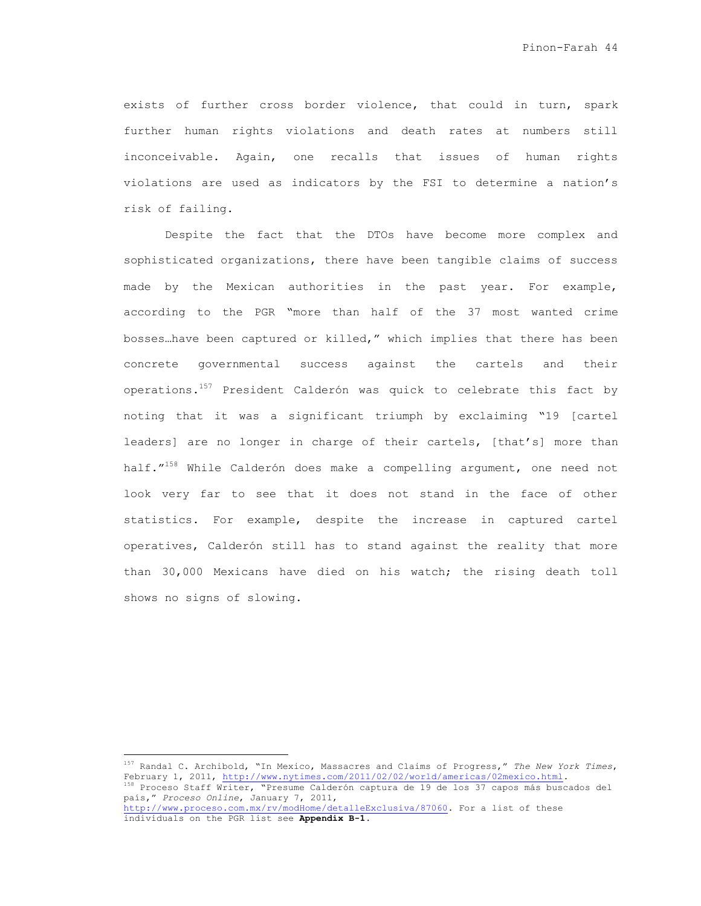exists of further cross border violence, that could in turn, spark further human rights violations and death rates at numbers still inconceivable. Again, one recalls that issues of human rights violations are used as indicators by the FSI to determine a nation's risk of failing.

Despite the fact that the DTOs have become more complex and sophisticated organizations, there have been tangible claims of success made by the Mexican authorities in the past year. For example, according to the PGR "more than half of the 37 most wanted crime bosses…have been captured or killed," which implies that there has been concrete governmental success against the cartels and their operations.[157] President Calderón was quick to celebrate this fact by noting that it was a significant triumph by exclaiming "19 [cartel leaders] are no longer in charge of their cartels, [that's] more than half."[158] While Calderón does make a compelling argument, one need not look very far to see that it does not stand in the face of other statistics. For example, despite the increase in captured cartel operatives, Calderón still has to stand against the reality that more than 30,000 Mexicans have died on his watch; the rising death toll shows no signs of slowing.

---

[157] Randal C. Archibold, "In Mexico, Massacres and Claims of Progress," *The New York Times*, February 1, 2011, http://www.nytimes.com/2011/02/02/world/americas/02mexico.html.

[158] Proceso Staff Writer, "Presume Calderón captura de 19 de los 37 capos más buscados del país," *Proceso Online*, January 7, 2011, http://www.proceso.com.mx/rv/modHome/detalleExclusiva/87060. For a list of these individuals on the PGR list see **Appendix B-1**.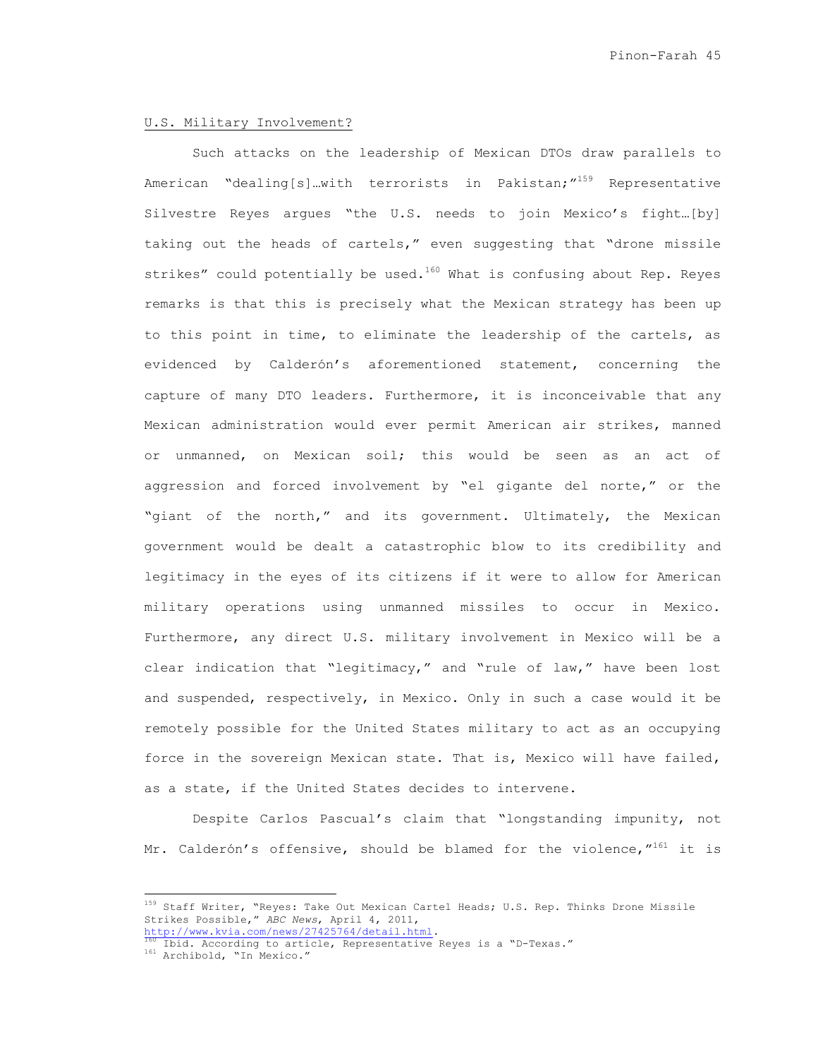U.S. Military Involvement?

Such attacks on the leadership of Mexican DTOs draw parallels to American "dealing[s]…with terrorists in Pakistan;"[159] Representative Silvestre Reyes argues "the U.S. needs to join Mexico's fight…[by] taking out the heads of cartels," even suggesting that "drone missile strikes" could potentially be used.[160] What is confusing about Rep. Reyes remarks is that this is precisely what the Mexican strategy has been up to this point in time, to eliminate the leadership of the cartels, as evidenced by Calderón's aforementioned statement, concerning the capture of many DTO leaders. Furthermore, it is inconceivable that any Mexican administration would ever permit American air strikes, manned or unmanned, on Mexican soil; this would be seen as an act of aggression and forced involvement by "el gigante del norte," or the "giant of the north," and its government. Ultimately, the Mexican government would be dealt a catastrophic blow to its credibility and legitimacy in the eyes of its citizens if it were to allow for American military operations using unmanned missiles to occur in Mexico. Furthermore, any direct U.S. military involvement in Mexico will be a clear indication that "legitimacy," and "rule of law," have been lost and suspended, respectively, in Mexico. Only in such a case would it be remotely possible for the United States military to act as an occupying force in the sovereign Mexican state. That is, Mexico will have failed, as a state, if the United States decides to intervene.

Despite Carlos Pascual's claim that "longstanding impunity, not Mr. Calderón's offensive, should be blamed for the violence,"[161] it is

---

[159] Staff Writer, "Reyes: Take Out Mexican Cartel Heads; U.S. Rep. Thinks Drone Missile Strikes Possible," *ABC News*, April 4, 2011, http://www.kvia.com/news/27425764/detail.html.

[160] Ibid. According to article, Representative Reyes is a "D-Texas."

[161] Archibold, "In Mexico."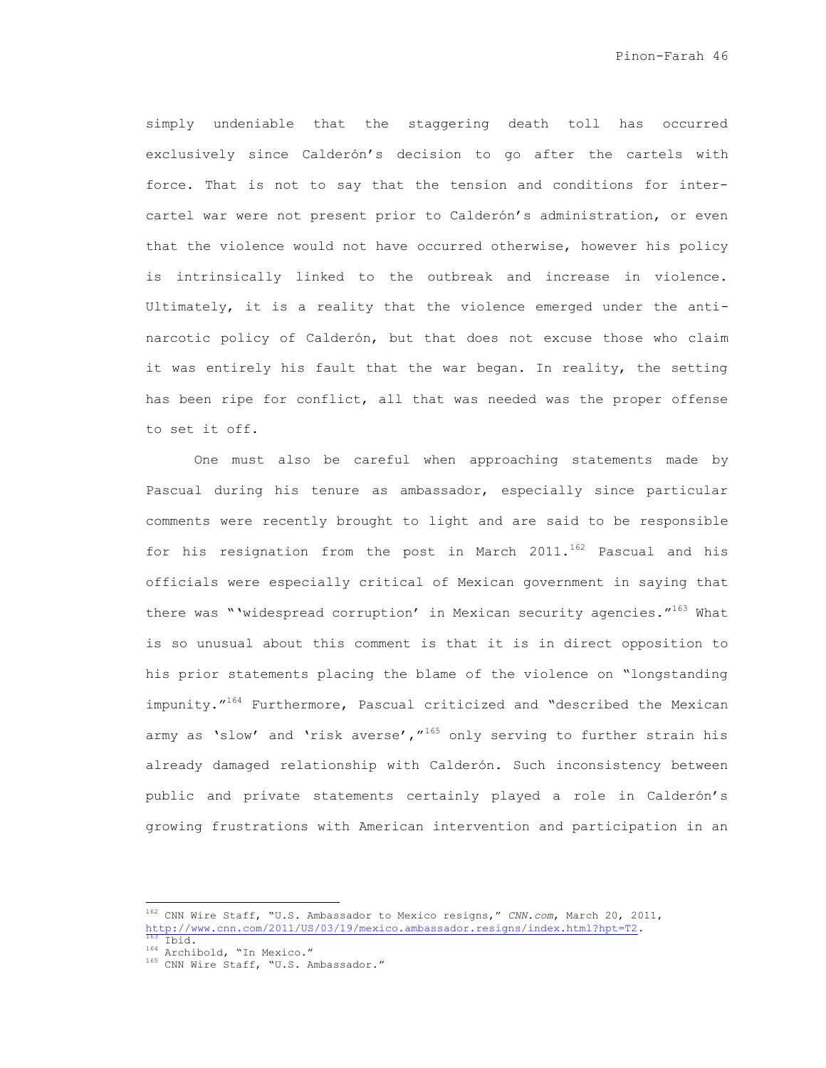simply undeniable that the staggering death toll has occurred exclusively since Calderón's decision to go after the cartels with force. That is not to say that the tension and conditions for inter-cartel war were not present prior to Calderón's administration, or even that the violence would not have occurred otherwise, however his policy is intrinsically linked to the outbreak and increase in violence. Ultimately, it is a reality that the violence emerged under the anti-narcotic policy of Calderón, but that does not excuse those who claim it was entirely his fault that the war began. In reality, the setting has been ripe for conflict, all that was needed was the proper offense to set it off.

One must also be careful when approaching statements made by Pascual during his tenure as ambassador, especially since particular comments were recently brought to light and are said to be responsible for his resignation from the post in March 2011.[162] Pascual and his officials were especially critical of Mexican government in saying that there was "'widespread corruption' in Mexican security agencies."[163] What is so unusual about this comment is that it is in direct opposition to his prior statements placing the blame of the violence on "longstanding impunity."[164] Furthermore, Pascual criticized and "described the Mexican army as 'slow' and 'risk averse',"[165] only serving to further strain his already damaged relationship with Calderón. Such inconsistency between public and private statements certainly played a role in Calderón's growing frustrations with American intervention and participation in an

---

[162] CNN Wire Staff, "U.S. Ambassador to Mexico resigns," *CNN.com*, March 20, 2011, http://www.cnn.com/2011/US/03/19/mexico.ambassador.resigns/index.html?hpt=T2.

[163] Ibid.

[164] Archibold, "In Mexico."

[165] CNN Wire Staff, "U.S. Ambassador."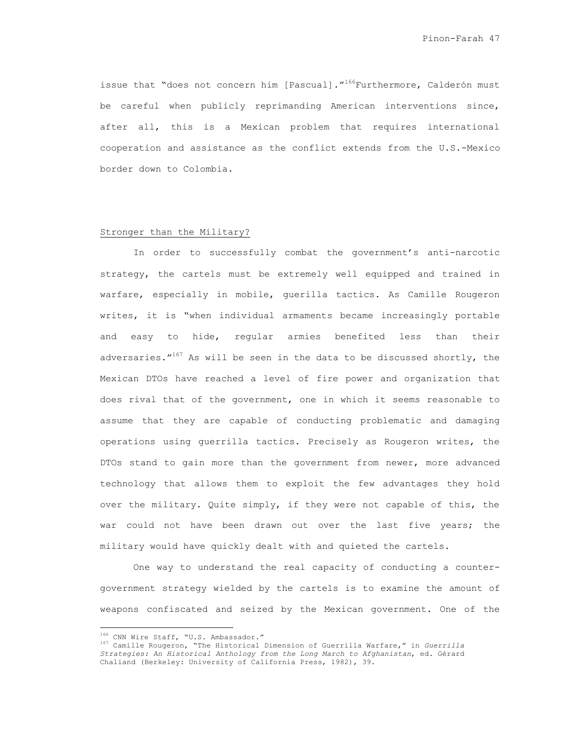issue that "does not concern him [Pascual]."[166]Furthermore, Calderón must be careful when publicly reprimanding American interventions since, after all, this is a Mexican problem that requires international cooperation and assistance as the conflict extends from the U.S.-Mexico border down to Colombia.

## Stronger than the Military?

In order to successfully combat the government's anti-narcotic strategy, the cartels must be extremely well equipped and trained in warfare, especially in mobile, guerilla tactics. As Camille Rougeron writes, it is "when individual armaments became increasingly portable and easy to hide, regular armies benefited less than their adversaries."[167] As will be seen in the data to be discussed shortly, the Mexican DTOs have reached a level of fire power and organization that does rival that of the government, one in which it seems reasonable to assume that they are capable of conducting problematic and damaging operations using guerrilla tactics. Precisely as Rougeron writes, the DTOs stand to gain more than the government from newer, more advanced technology that allows them to exploit the few advantages they hold over the military. Quite simply, if they were not capable of this, the war could not have been drawn out over the last five years; the military would have quickly dealt with and quieted the cartels.

One way to understand the real capacity of conducting a counter-government strategy wielded by the cartels is to examine the amount of weapons confiscated and seized by the Mexican government. One of the

[166] CNN Wire Staff, "U.S. Ambassador."
[167] Camille Rougeron, "The Historical Dimension of Guerrilla Warfare," in *Guerrilla Strategies: An Historical Anthology from the Long March to Afghanistan*, ed. Gérard Chaliand (Berkeley: University of California Press, 1982), 39.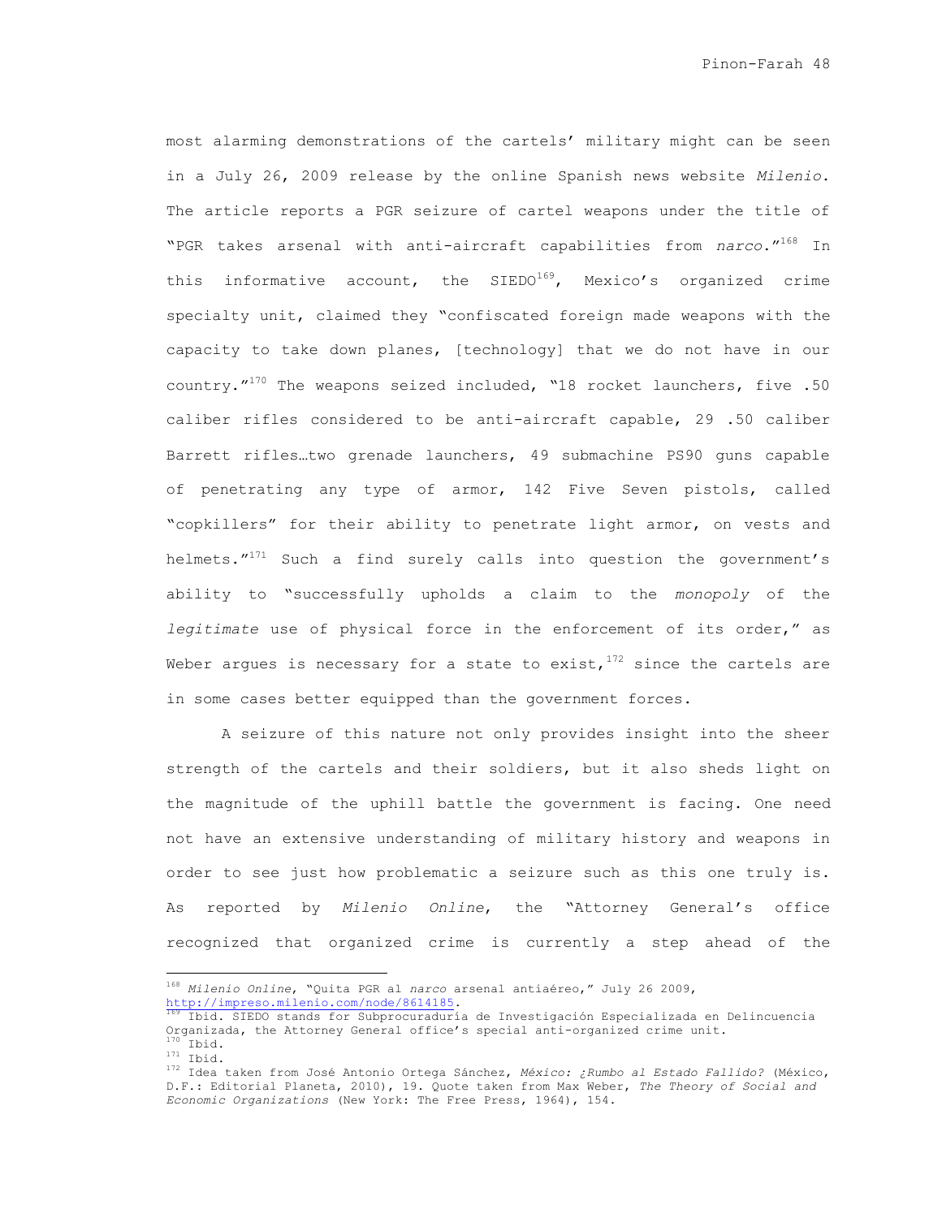most alarming demonstrations of the cartels' military might can be seen in a July 26, 2009 release by the online Spanish news website *Milenio*. The article reports a PGR seizure of cartel weapons under the title of "PGR takes arsenal with anti-aircraft capabilities from *narco*."[168] In this informative account, the SIEDO[169], Mexico's organized crime specialty unit, claimed they "confiscated foreign made weapons with the capacity to take down planes, [technology] that we do not have in our country."[170] The weapons seized included, "18 rocket launchers, five .50 caliber rifles considered to be anti-aircraft capable, 29 .50 caliber Barrett rifles…two grenade launchers, 49 submachine PS90 guns capable of penetrating any type of armor, 142 Five Seven pistols, called "copkillers" for their ability to penetrate light armor, on vests and helmets."[171] Such a find surely calls into question the government's ability to "successfully upholds a claim to the *monopoly* of the *legitimate* use of physical force in the enforcement of its order," as Weber argues is necessary for a state to exist,[172] since the cartels are in some cases better equipped than the government forces.

A seizure of this nature not only provides insight into the sheer strength of the cartels and their soldiers, but it also sheds light on the magnitude of the uphill battle the government is facing. One need not have an extensive understanding of military history and weapons in order to see just how problematic a seizure such as this one truly is. As reported by *Milenio Online*, the "Attorney General's office recognized that organized crime is currently a step ahead of the

---

[168] *Milenio Online*, "Quita PGR al *narco* arsenal antiaéreo," July 26 2009, http://impreso.milenio.com/node/8614185.

[169] Ibid. SIEDO stands for Subprocuraduría de Investigación Especializada en Delincuencia Organizada, the Attorney General office's special anti-organized crime unit.

[170] Ibid.

[171] Ibid.

[172] Idea taken from José Antonio Ortega Sánchez, *México: ¿Rumbo al Estado Fallido?* (México, D.F.: Editorial Planeta, 2010), 19. Quote taken from Max Weber, *The Theory of Social and Economic Organizations* (New York: The Free Press, 1964), 154.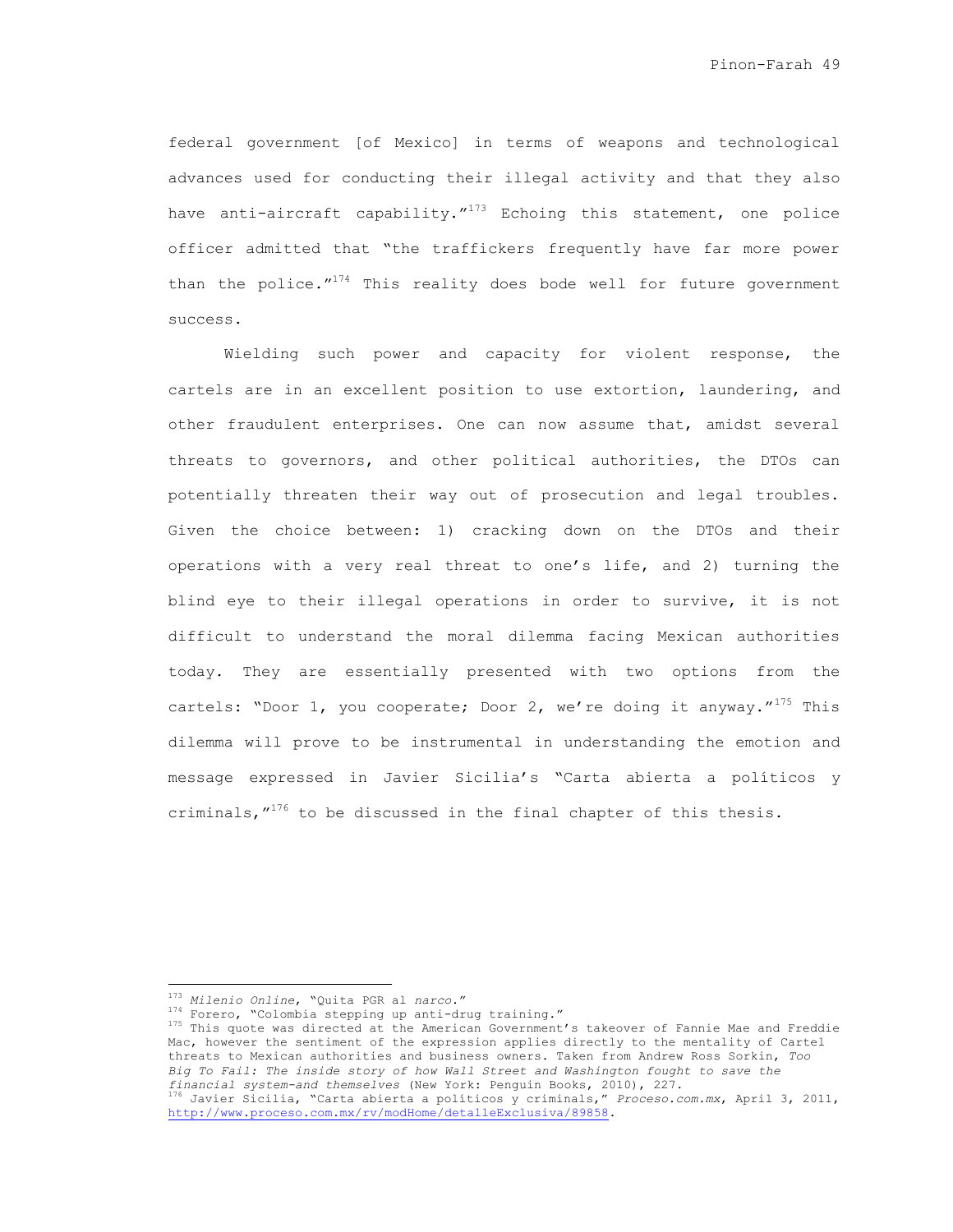federal government [of Mexico] in terms of weapons and technological advances used for conducting their illegal activity and that they also have anti-aircraft capability."[173] Echoing this statement, one police officer admitted that "the traffickers frequently have far more power than the police."[174] This reality does bode well for future government success.

Wielding such power and capacity for violent response, the cartels are in an excellent position to use extortion, laundering, and other fraudulent enterprises. One can now assume that, amidst several threats to governors, and other political authorities, the DTOs can potentially threaten their way out of prosecution and legal troubles. Given the choice between: 1) cracking down on the DTOs and their operations with a very real threat to one's life, and 2) turning the blind eye to their illegal operations in order to survive, it is not difficult to understand the moral dilemma facing Mexican authorities today. They are essentially presented with two options from the cartels: "Door 1, you cooperate; Door 2, we're doing it anyway."[175] This dilemma will prove to be instrumental in understanding the emotion and message expressed in Javier Sicilia's "Carta abierta a políticos y criminals,"[176] to be discussed in the final chapter of this thesis.

---

[173] *Milenio Online*, "Quita PGR al *narco*."

[174] Forero, "Colombia stepping up anti-drug training."

[175] This quote was directed at the American Government's takeover of Fannie Mae and Freddie Mac, however the sentiment of the expression applies directly to the mentality of Cartel threats to Mexican authorities and business owners. Taken from Andrew Ross Sorkin, *Too Big To Fail: The inside story of how Wall Street and Washington fought to save the financial system–and themselves* (New York: Penguin Books, 2010), 227.

[176] Javier Sicilia, "Carta abierta a políticos y criminals," *Proceso.com.mx*, April 3, 2011, http://www.proceso.com.mx/rv/modHome/detalleExclusiva/89858.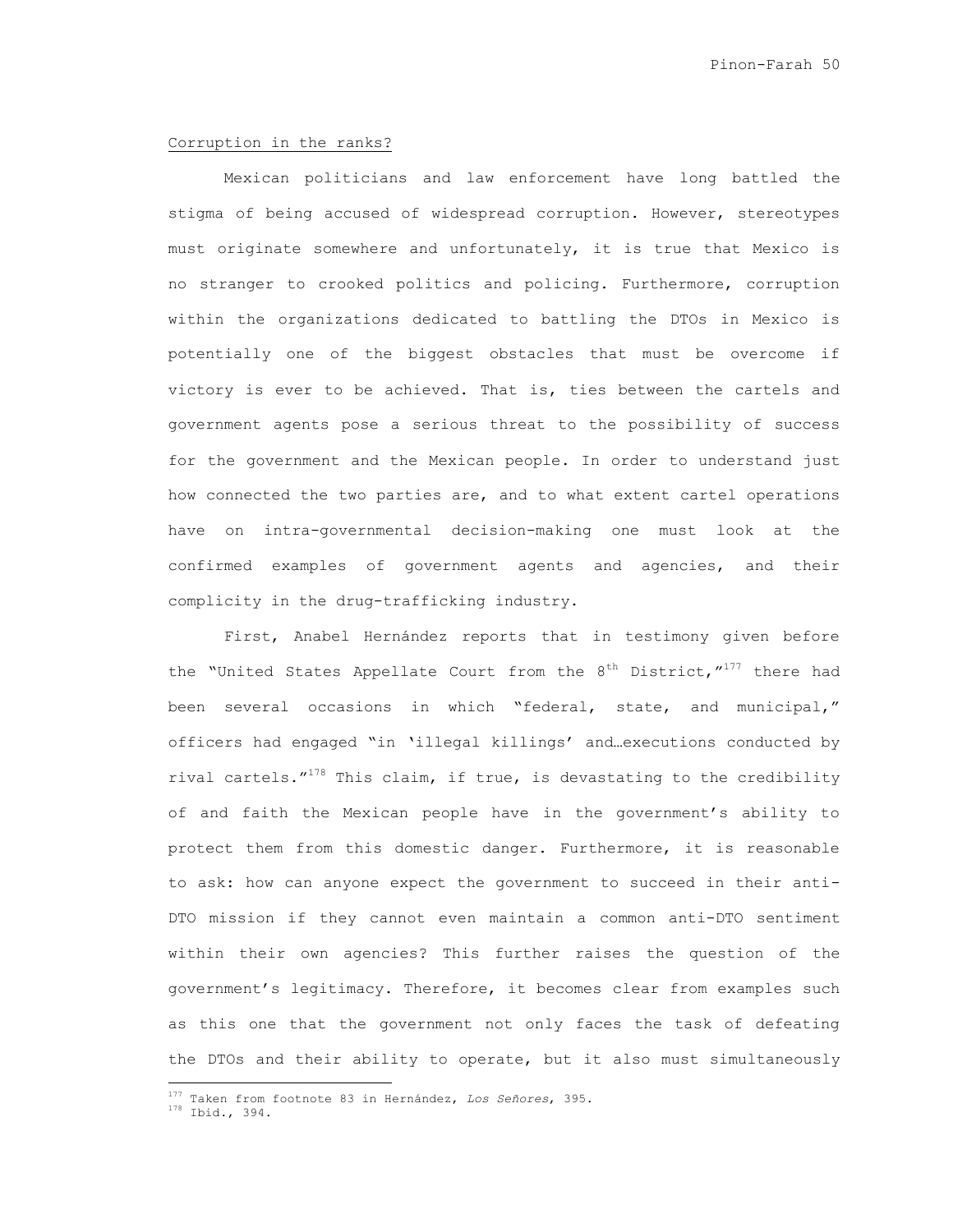Corruption in the ranks?

Mexican politicians and law enforcement have long battled the stigma of being accused of widespread corruption. However, stereotypes must originate somewhere and unfortunately, it is true that Mexico is no stranger to crooked politics and policing. Furthermore, corruption within the organizations dedicated to battling the DTOs in Mexico is potentially one of the biggest obstacles that must be overcome if victory is ever to be achieved. That is, ties between the cartels and government agents pose a serious threat to the possibility of success for the government and the Mexican people. In order to understand just how connected the two parties are, and to what extent cartel operations have on intra-governmental decision-making one must look at the confirmed examples of government agents and agencies, and their complicity in the drug-trafficking industry.

First, Anabel Hernández reports that in testimony given before the "United States Appellate Court from the 8th District,"[177] there had been several occasions in which "federal, state, and municipal," officers had engaged "in 'illegal killings' and…executions conducted by rival cartels."[178] This claim, if true, is devastating to the credibility of and faith the Mexican people have in the government's ability to protect them from this domestic danger. Furthermore, it is reasonable to ask: how can anyone expect the government to succeed in their anti-DTO mission if they cannot even maintain a common anti-DTO sentiment within their own agencies? This further raises the question of the government's legitimacy. Therefore, it becomes clear from examples such as this one that the government not only faces the task of defeating the DTOs and their ability to operate, but it also must simultaneously

[177] Taken from footnote 83 in Hernández, *Los Señores*, 395.
[178] Ibid., 394.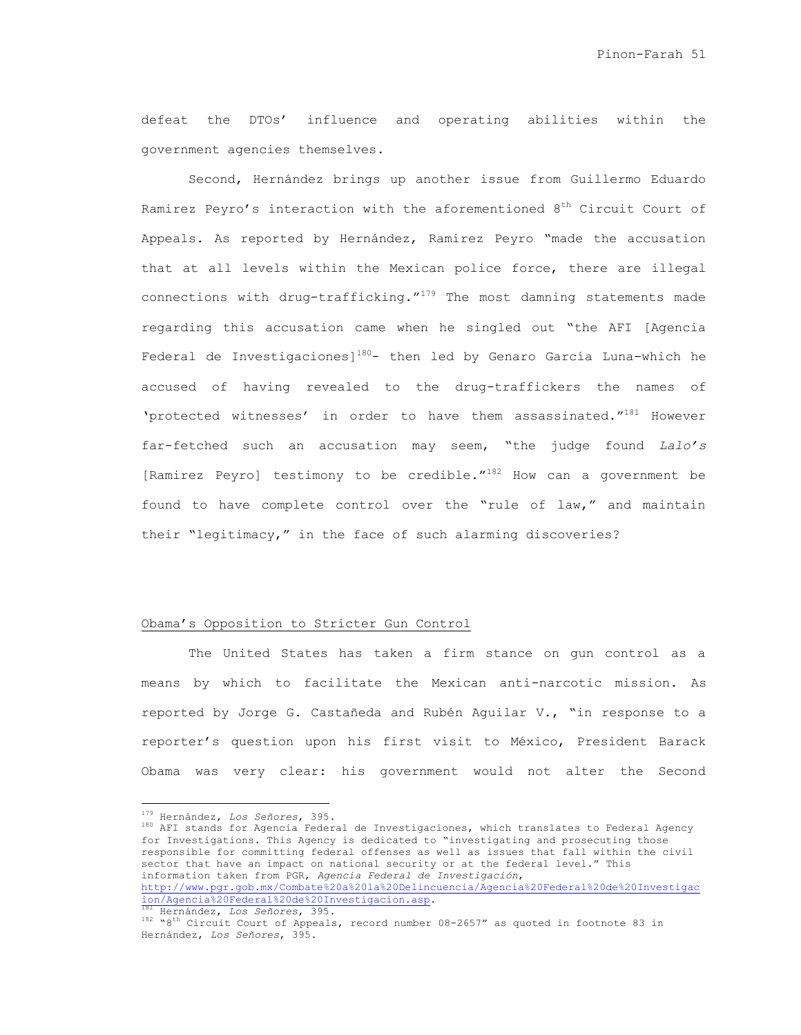defeat the DTOs' influence and operating abilities within the government agencies themselves.

Second, Hernández brings up another issue from Guillermo Eduardo Ramirez Peyro's interaction with the aforementioned 8th Circuit Court of Appeals. As reported by Hernández, Ramirez Peyro "made the accusation that at all levels within the Mexican police force, there are illegal connections with drug-trafficking."[179] The most damning statements made regarding this accusation came when he singled out "the AFI [Agencia Federal de Investigaciones][180]- then led by Genaro García Luna-which he accused of having revealed to the drug-traffickers the names of 'protected witnesses' in order to have them assassinated."[181] However far-fetched such an accusation may seem, "the judge found *Lalo's* [Ramirez Peyro] testimony to be credible."[182] How can a government be found to have complete control over the "rule of law," and maintain their "legitimacy," in the face of such alarming discoveries?

<u>Obama's Opposition to Stricter Gun Control</u>

The United States has taken a firm stance on gun control as a means by which to facilitate the Mexican anti-narcotic mission. As reported by Jorge G. Castañeda and Rubén Aguilar V., "in response to a reporter's question upon his first visit to México, President Barack Obama was very clear: his government would not alter the Second

---

[179] Hernández, *Los Señores*, 395.

[180] AFI stands for Agencia Federal de Investigaciones, which translates to Federal Agency for Investigations. This Agency is dedicated to "investigating and prosecuting those responsible for committing federal offenses as well as issues that fall within the civil sector that have an impact on national security or at the federal level." This information taken from PGR, *Agencia Federal de Investigación*, http://www.pgr.gob.mx/Combate%20a%20la%20Delincuencia/Agencia%20Federal%20de%20Investigacion/Agencia%20Federal%20de%20Investigacion.asp.

[181] Hernández, *Los Señores*, 395.

[182] "8th Circuit Court of Appeals, record number 08-2657" as quoted in footnote 83 in Hernández, *Los Señores*, 395.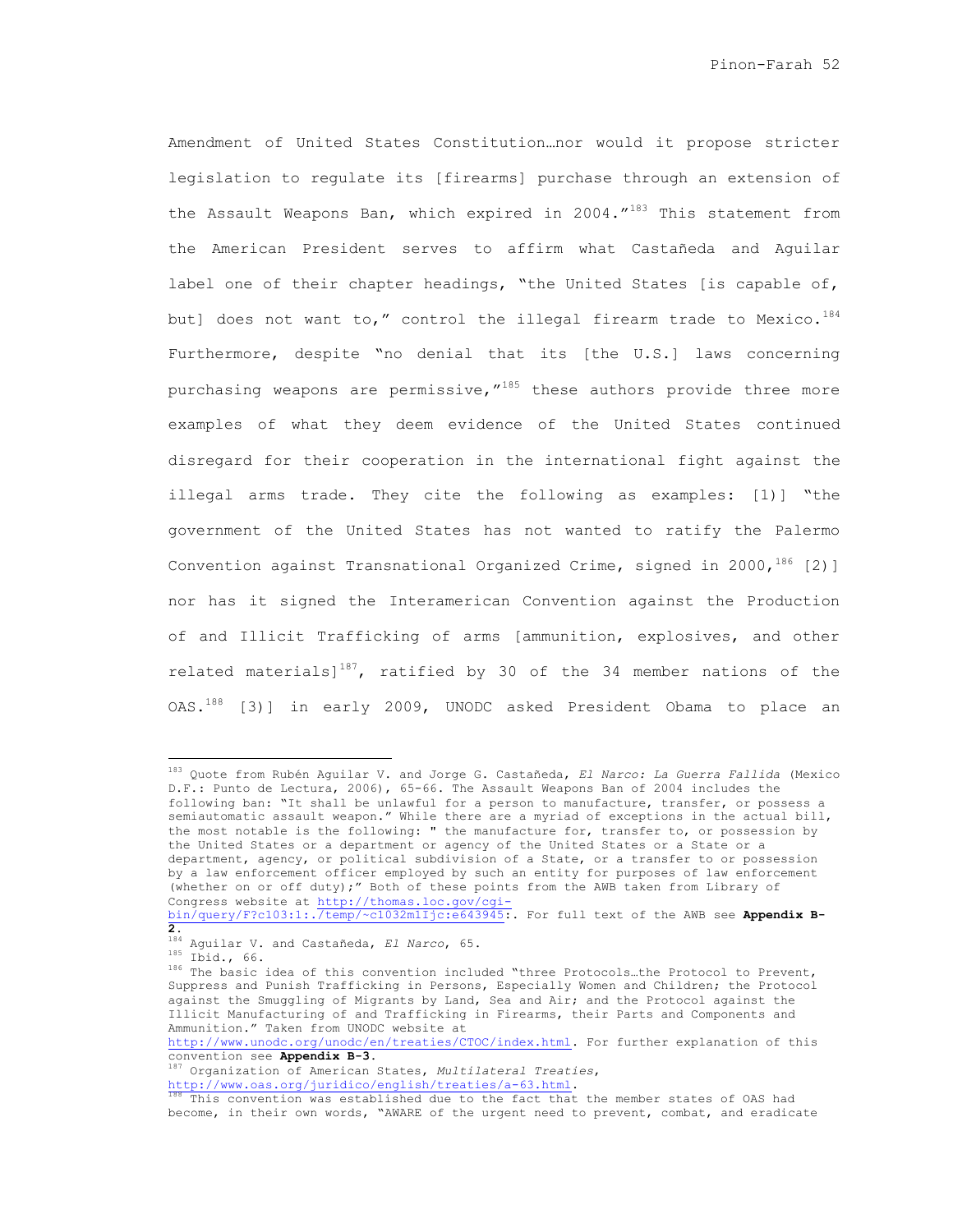Amendment of United States Constitution…nor would it propose stricter legislation to regulate its [firearms] purchase through an extension of the Assault Weapons Ban, which expired in 2004."[183] This statement from the American President serves to affirm what Castañeda and Aguilar label one of their chapter headings, "the United States [is capable of, but] does not want to," control the illegal firearm trade to Mexico.[184] Furthermore, despite "no denial that its [the U.S.] laws concerning purchasing weapons are permissive,"[185] these authors provide three more examples of what they deem evidence of the United States continued disregard for their cooperation in the international fight against the illegal arms trade. They cite the following as examples: [1)] "the government of the United States has not wanted to ratify the Palermo Convention against Transnational Organized Crime, signed in 2000,[186] [2)] nor has it signed the Interamerican Convention against the Production of and Illicit Trafficking of arms [ammunition, explosives, and other related materials][187], ratified by 30 of the 34 member nations of the OAS.[188] [3)] in early 2009, UNODC asked President Obama to place an

---

[183] Quote from Rubén Aguilar V. and Jorge G. Castañeda, *El Narco: La Guerra Fallida* (Mexico D.F.: Punto de Lectura, 2006), 65-66. The Assault Weapons Ban of 2004 includes the following ban: "It shall be unlawful for a person to manufacture, transfer, or possess a semiautomatic assault weapon." While there are a myriad of exceptions in the actual bill, the most notable is the following: " the manufacture for, transfer to, or possession by the United States or a department or agency of the United States or a State or a department, agency, or political subdivision of a State, or a transfer to or possession by a law enforcement officer employed by such an entity for purposes of law enforcement (whether on or off duty);" Both of these points from the AWB taken from Library of Congress website at http://thomas.loc.gov/cgi-bin/query/F?c103:1:./temp/~c1032m1Ijc:e643945:. For full text of the AWB see **Appendix B-2**.

[184] Aguilar V. and Castañeda, *El Narco*, 65.

[185] Ibid., 66.

[186] The basic idea of this convention included "three Protocols…the Protocol to Prevent, Suppress and Punish Trafficking in Persons, Especially Women and Children; the Protocol against the Smuggling of Migrants by Land, Sea and Air; and the Protocol against the Illicit Manufacturing of and Trafficking in Firearms, their Parts and Components and Ammunition." Taken from UNODC website at http://www.unodc.org/unodc/en/treaties/CTOC/index.html. For further explanation of this convention see **Appendix B-3**.

[187] Organization of American States, *Multilateral Treaties*, http://www.oas.org/juridico/english/treaties/a-63.html.

[188] This convention was established due to the fact that the member states of OAS had become, in their own words, "AWARE of the urgent need to prevent, combat, and eradicate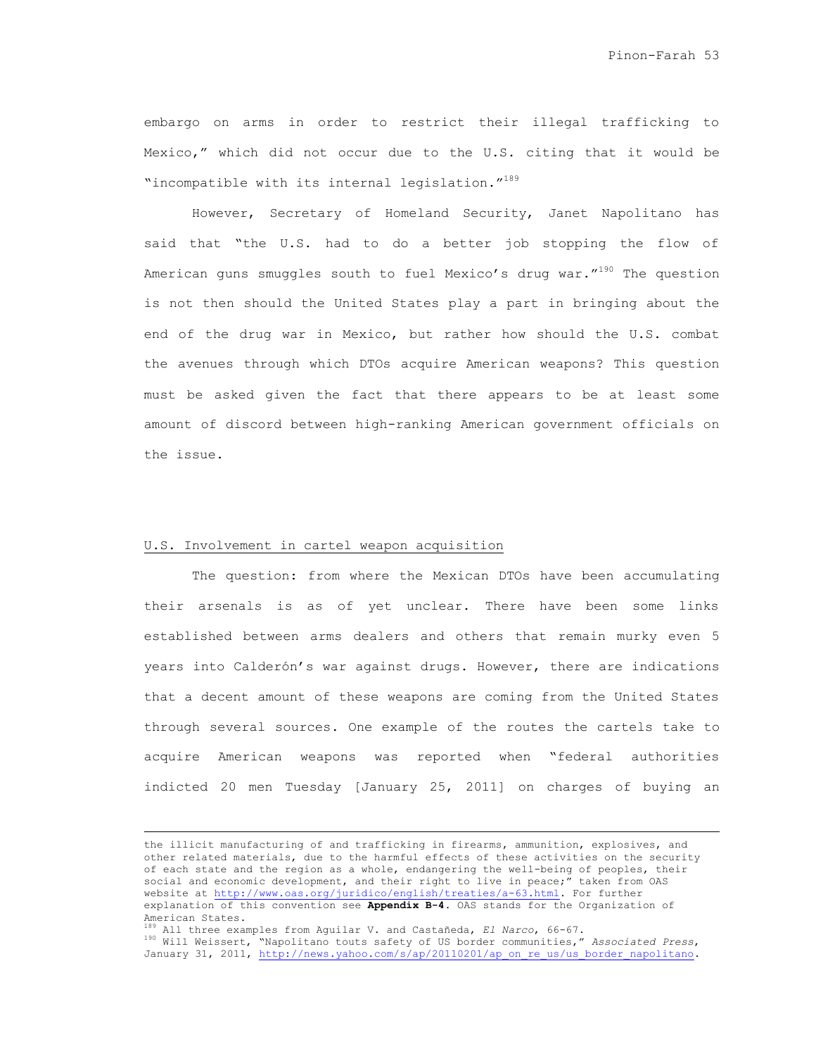embargo on arms in order to restrict their illegal trafficking to Mexico," which did not occur due to the U.S. citing that it would be "incompatible with its internal legislation."[189]

However, Secretary of Homeland Security, Janet Napolitano has said that "the U.S. had to do a better job stopping the flow of American guns smuggles south to fuel Mexico's drug war."[190] The question is not then should the United States play a part in bringing about the end of the drug war in Mexico, but rather how should the U.S. combat the avenues through which DTOs acquire American weapons? This question must be asked given the fact that there appears to be at least some amount of discord between high-ranking American government officials on the issue.

<u>U.S. Involvement in cartel weapon acquisition</u>

The question: from where the Mexican DTOs have been accumulating their arsenals is as of yet unclear. There have been some links established between arms dealers and others that remain murky even 5 years into Calderón's war against drugs. However, there are indications that a decent amount of these weapons are coming from the United States through several sources. One example of the routes the cartels take to acquire American weapons was reported when "federal authorities indicted 20 men Tuesday [January 25, 2011] on charges of buying an

---

the illicit manufacturing of and trafficking in firearms, ammunition, explosives, and other related materials, due to the harmful effects of these activities on the security of each state and the region as a whole, endangering the well-being of peoples, their social and economic development, and their right to live in peace;" taken from OAS website at http://www.oas.org/juridico/english/treaties/a-63.html. For further explanation of this convention see **Appendix B-4**. OAS stands for the Organization of American States.

[189] All three examples from Aguilar V. and Castañeda, *El Narco*, 66-67.

[190] Will Weissert, "Napolitano touts safety of US border communities," *Associated Press*, January 31, 2011, http://news.yahoo.com/s/ap/20110201/ap_on_re_us/us_border_napolitano.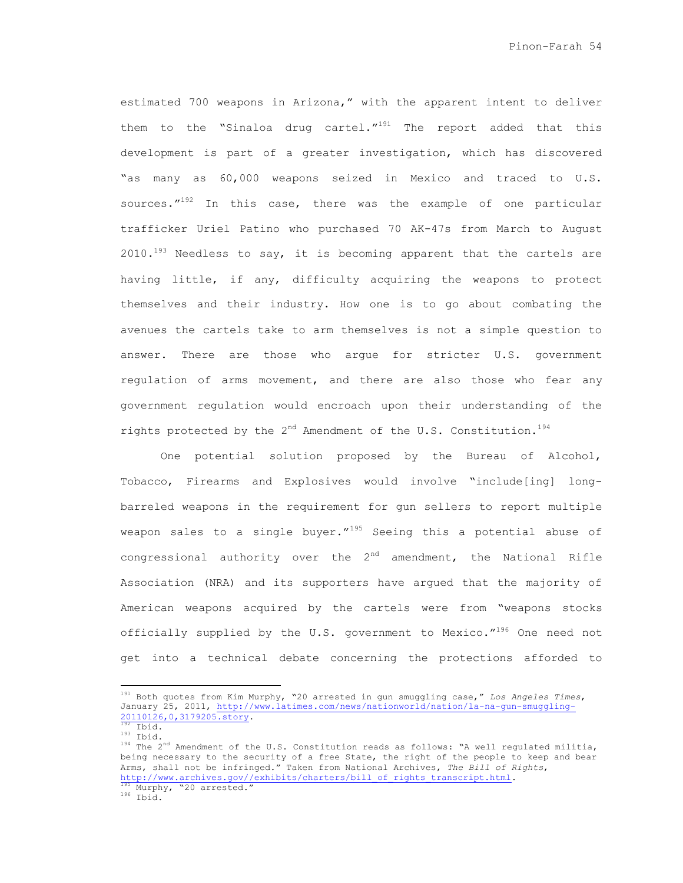estimated 700 weapons in Arizona," with the apparent intent to deliver them to the "Sinaloa drug cartel."[191] The report added that this development is part of a greater investigation, which has discovered "as many as 60,000 weapons seized in Mexico and traced to U.S. sources."[192] In this case, there was the example of one particular trafficker Uriel Patino who purchased 70 AK-47s from March to August 2010.[193] Needless to say, it is becoming apparent that the cartels are having little, if any, difficulty acquiring the weapons to protect themselves and their industry. How one is to go about combating the avenues the cartels take to arm themselves is not a simple question to answer. There are those who argue for stricter U.S. government regulation of arms movement, and there are also those who fear any government regulation would encroach upon their understanding of the rights protected by the 2nd Amendment of the U.S. Constitution.[194]

One potential solution proposed by the Bureau of Alcohol, Tobacco, Firearms and Explosives would involve "include[ing] long-barreled weapons in the requirement for gun sellers to report multiple weapon sales to a single buyer."[195] Seeing this a potential abuse of congressional authority over the 2nd amendment, the National Rifle Association (NRA) and its supporters have argued that the majority of American weapons acquired by the cartels were from "weapons stocks officially supplied by the U.S. government to Mexico."[196] One need not get into a technical debate concerning the protections afforded to

---

[191] Both quotes from Kim Murphy, "20 arrested in gun smuggling case," *Los Angeles Times*, January 25, 2011, http://www.latimes.com/news/nationworld/nation/la-na-gun-smuggling-20110126,0,3179205.story.

[192] Ibid.

[193] Ibid.

[194] The 2nd Amendment of the U.S. Constitution reads as follows: "A well regulated militia, being necessary to the security of a free State, the right of the people to keep and bear Arms, shall not be infringed." Taken from National Archives, *The Bill of Rights*, http://www.archives.gov//exhibits/charters/bill_of_rights_transcript.html.

[195] Murphy, "20 arrested."

[196] Ibid.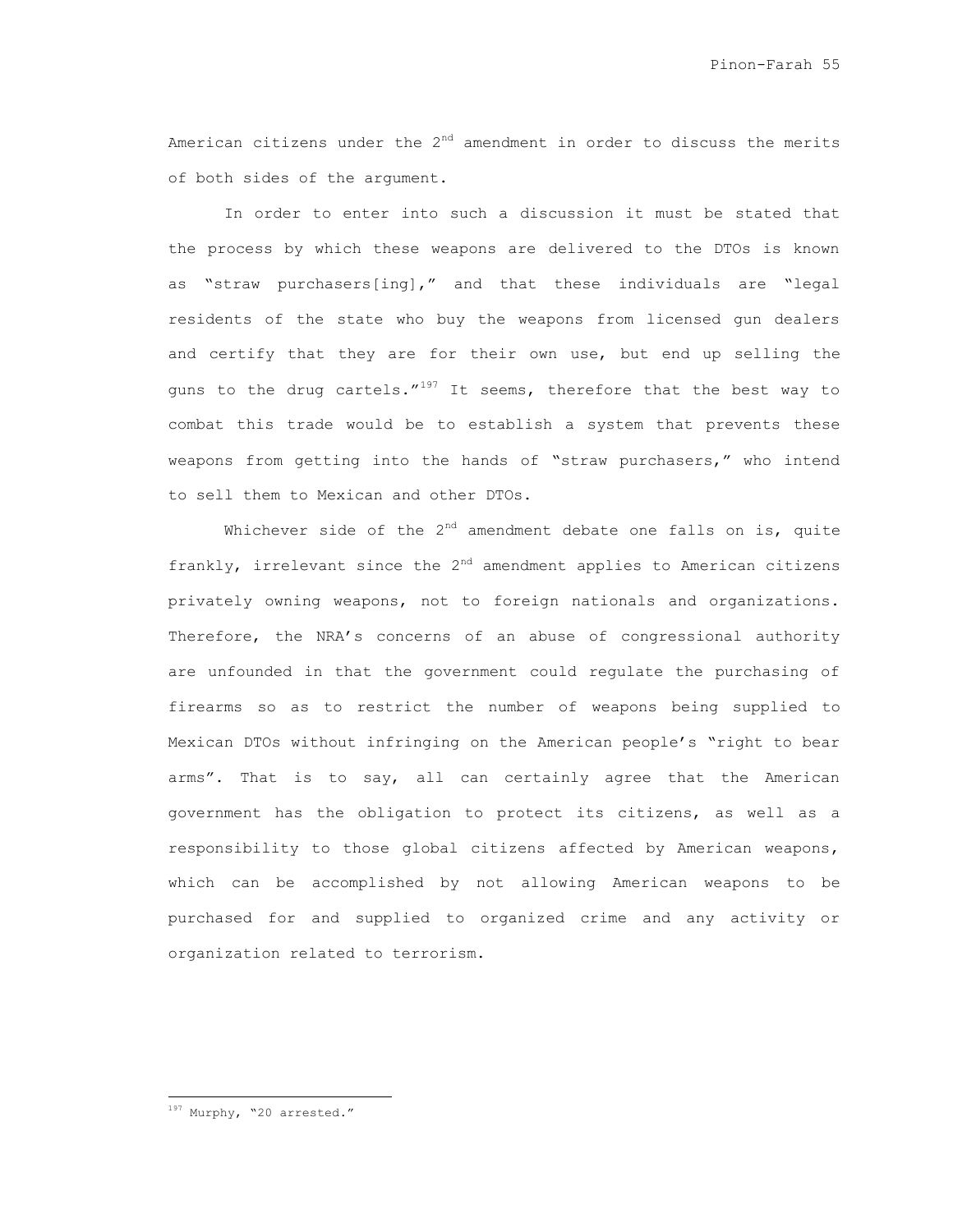American citizens under the 2nd amendment in order to discuss the merits of both sides of the argument.

In order to enter into such a discussion it must be stated that the process by which these weapons are delivered to the DTOs is known as "straw purchasers[ing]," and that these individuals are "legal residents of the state who buy the weapons from licensed gun dealers and certify that they are for their own use, but end up selling the guns to the drug cartels."[197] It seems, therefore that the best way to combat this trade would be to establish a system that prevents these weapons from getting into the hands of "straw purchasers," who intend to sell them to Mexican and other DTOs.

Whichever side of the 2nd amendment debate one falls on is, quite frankly, irrelevant since the 2nd amendment applies to American citizens privately owning weapons, not to foreign nationals and organizations. Therefore, the NRA's concerns of an abuse of congressional authority are unfounded in that the government could regulate the purchasing of firearms so as to restrict the number of weapons being supplied to Mexican DTOs without infringing on the American people's "right to bear arms". That is to say, all can certainly agree that the American government has the obligation to protect its citizens, as well as a responsibility to those global citizens affected by American weapons, which can be accomplished by not allowing American weapons to be purchased for and supplied to organized crime and any activity or organization related to terrorism.

[197] Murphy, "20 arrested."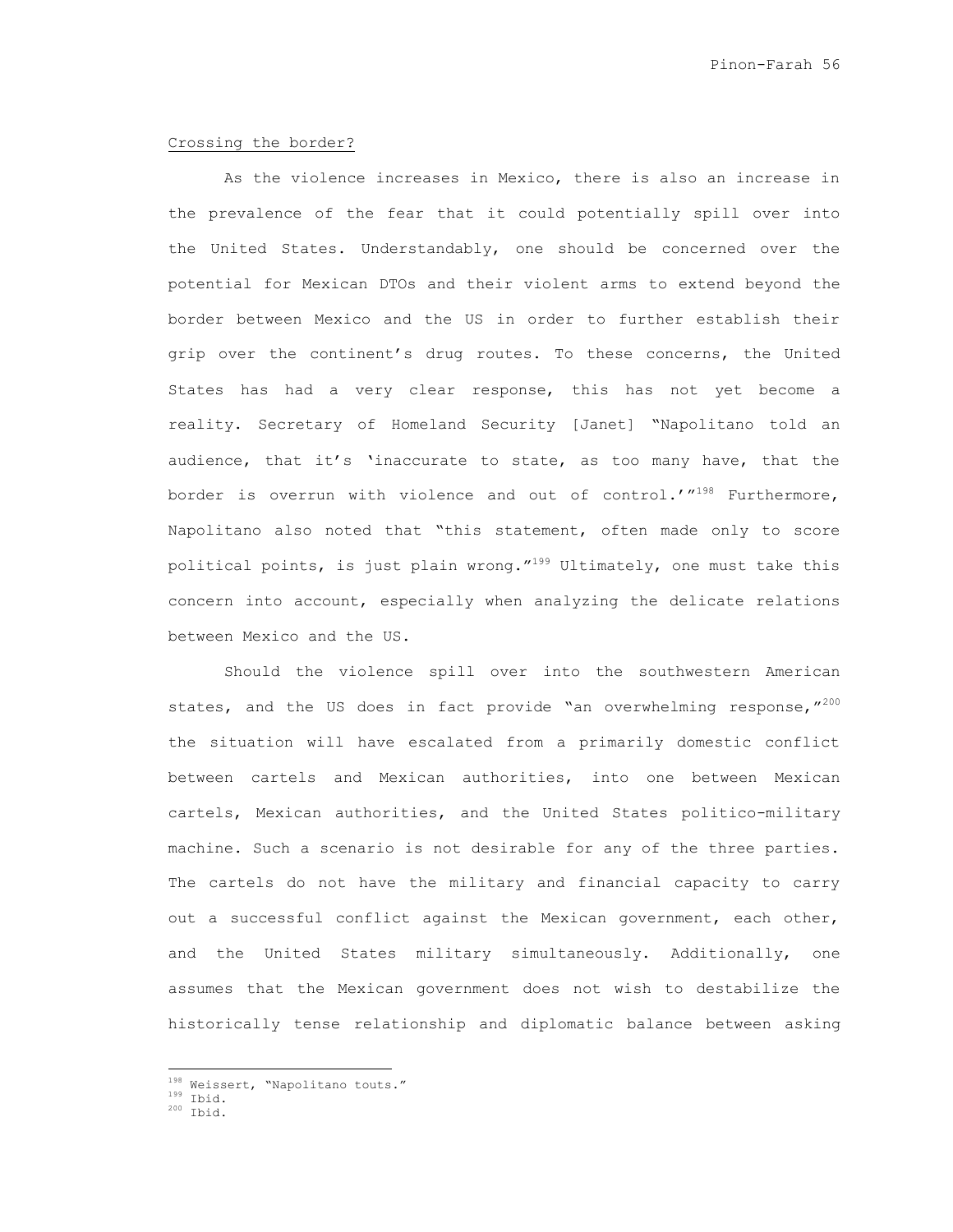Crossing the border?

As the violence increases in Mexico, there is also an increase in the prevalence of the fear that it could potentially spill over into the United States. Understandably, one should be concerned over the potential for Mexican DTOs and their violent arms to extend beyond the border between Mexico and the US in order to further establish their grip over the continent's drug routes. To these concerns, the United States has had a very clear response, this has not yet become a reality. Secretary of Homeland Security [Janet] "Napolitano told an audience, that it's 'inaccurate to state, as too many have, that the border is overrun with violence and out of control.'"[198] Furthermore, Napolitano also noted that "this statement, often made only to score political points, is just plain wrong."[199] Ultimately, one must take this concern into account, especially when analyzing the delicate relations between Mexico and the US.

Should the violence spill over into the southwestern American states, and the US does in fact provide "an overwhelming response,"[200] the situation will have escalated from a primarily domestic conflict between cartels and Mexican authorities, into one between Mexican cartels, Mexican authorities, and the United States politico-military machine. Such a scenario is not desirable for any of the three parties. The cartels do not have the military and financial capacity to carry out a successful conflict against the Mexican government, each other, and the United States military simultaneously. Additionally, one assumes that the Mexican government does not wish to destabilize the historically tense relationship and diplomatic balance between asking

---

[198] Weissert, "Napolitano touts."
[199] Ibid.
[200] Ibid.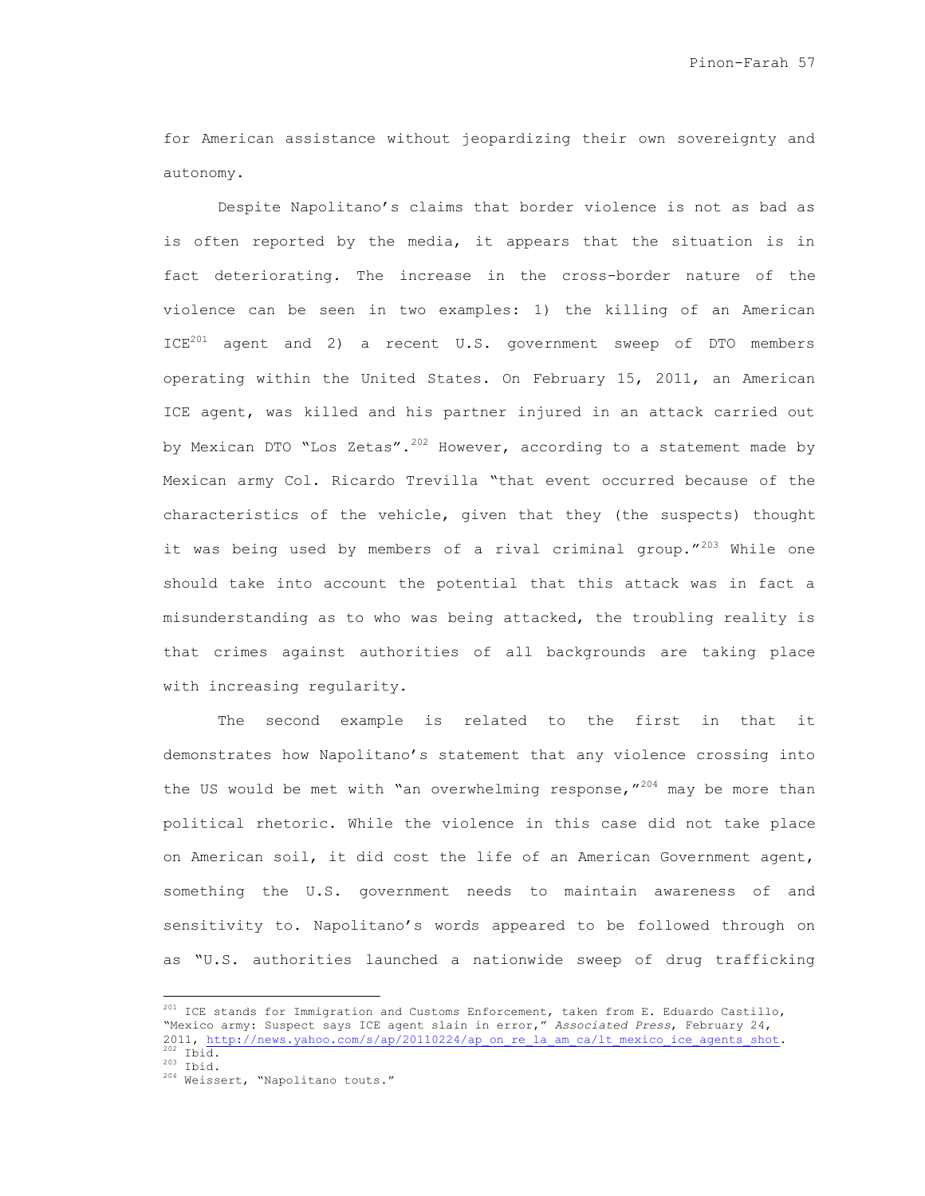for American assistance without jeopardizing their own sovereignty and autonomy.

Despite Napolitano's claims that border violence is not as bad as is often reported by the media, it appears that the situation is in fact deteriorating. The increase in the cross-border nature of the violence can be seen in two examples: 1) the killing of an American ICE[201] agent and 2) a recent U.S. government sweep of DTO members operating within the United States. On February 15, 2011, an American ICE agent, was killed and his partner injured in an attack carried out by Mexican DTO "Los Zetas".[202] However, according to a statement made by Mexican army Col. Ricardo Trevilla "that event occurred because of the characteristics of the vehicle, given that they (the suspects) thought it was being used by members of a rival criminal group."[203] While one should take into account the potential that this attack was in fact a misunderstanding as to who was being attacked, the troubling reality is that crimes against authorities of all backgrounds are taking place with increasing regularity.

The second example is related to the first in that it demonstrates how Napolitano's statement that any violence crossing into the US would be met with "an overwhelming response,"[204] may be more than political rhetoric. While the violence in this case did not take place on American soil, it did cost the life of an American Government agent, something the U.S. government needs to maintain awareness of and sensitivity to. Napolitano's words appeared to be followed through on as "U.S. authorities launched a nationwide sweep of drug trafficking

---

[201] ICE stands for Immigration and Customs Enforcement, taken from E. Eduardo Castillo, "Mexico army: Suspect says ICE agent slain in error," *Associated Press*, February 24, 2011, http://news.yahoo.com/s/ap/20110224/ap_on_re_la_am_ca/lt_mexico_ice_agents_shot.

[202] Ibid.

[203] Ibid.

[204] Weissert, "Napolitano touts."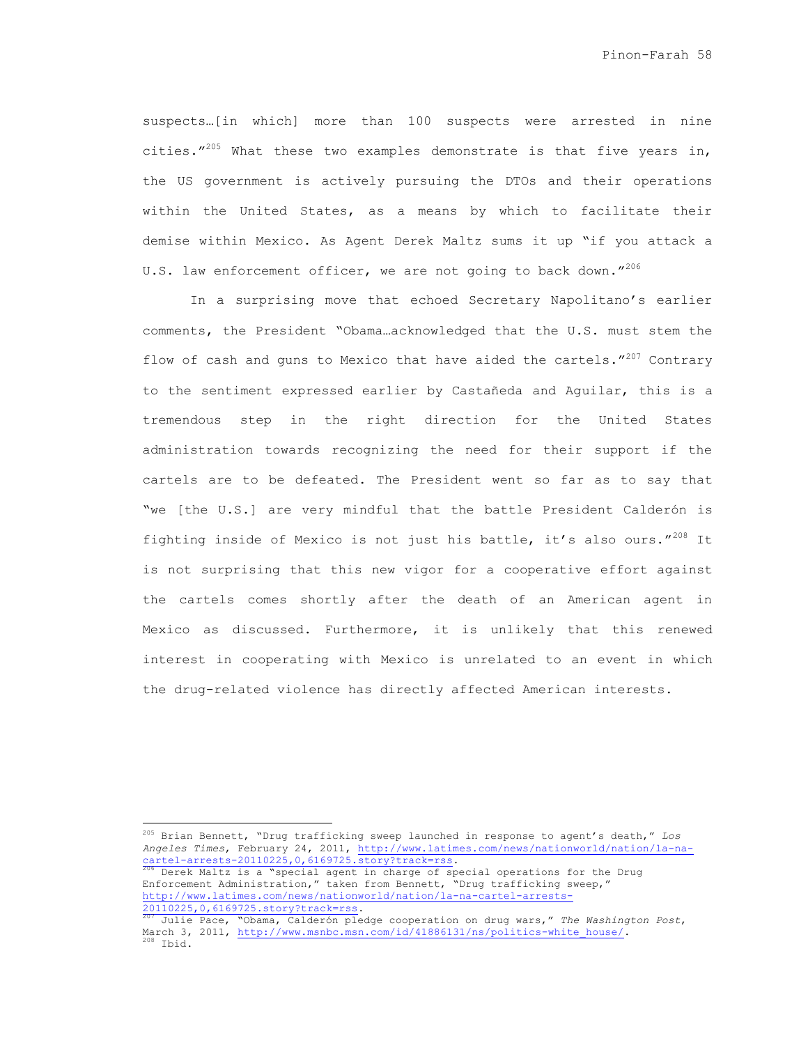suspects…[in which] more than 100 suspects were arrested in nine cities."[205] What these two examples demonstrate is that five years in, the US government is actively pursuing the DTOs and their operations within the United States, as a means by which to facilitate their demise within Mexico. As Agent Derek Maltz sums it up "if you attack a U.S. law enforcement officer, we are not going to back down."[206]

In a surprising move that echoed Secretary Napolitano's earlier comments, the President "Obama…acknowledged that the U.S. must stem the flow of cash and guns to Mexico that have aided the cartels."[207] Contrary to the sentiment expressed earlier by Castañeda and Aguilar, this is a tremendous step in the right direction for the United States administration towards recognizing the need for their support if the cartels are to be defeated. The President went so far as to say that "we [the U.S.] are very mindful that the battle President Calderón is fighting inside of Mexico is not just his battle, it's also ours."[208] It is not surprising that this new vigor for a cooperative effort against the cartels comes shortly after the death of an American agent in Mexico as discussed. Furthermore, it is unlikely that this renewed interest in cooperating with Mexico is unrelated to an event in which the drug-related violence has directly affected American interests.

---

[205] Brian Bennett, "Drug trafficking sweep launched in response to agent's death," *Los Angeles Times*, February 24, 2011, http://www.latimes.com/news/nationworld/nation/la-na-cartel-arrests-20110225,0,6169725.story?track=rss.

[206] Derek Maltz is a "special agent in charge of special operations for the Drug Enforcement Administration," taken from Bennett, "Drug trafficking sweep," http://www.latimes.com/news/nationworld/nation/la-na-cartel-arrests-20110225,0,6169725.story?track=rss.

[207] Julie Pace, "Obama, Calderón pledge cooperation on drug wars," *The Washington Post*, March 3, 2011, http://www.msnbc.msn.com/id/41886131/ns/politics-white_house/.

[208] Ibid.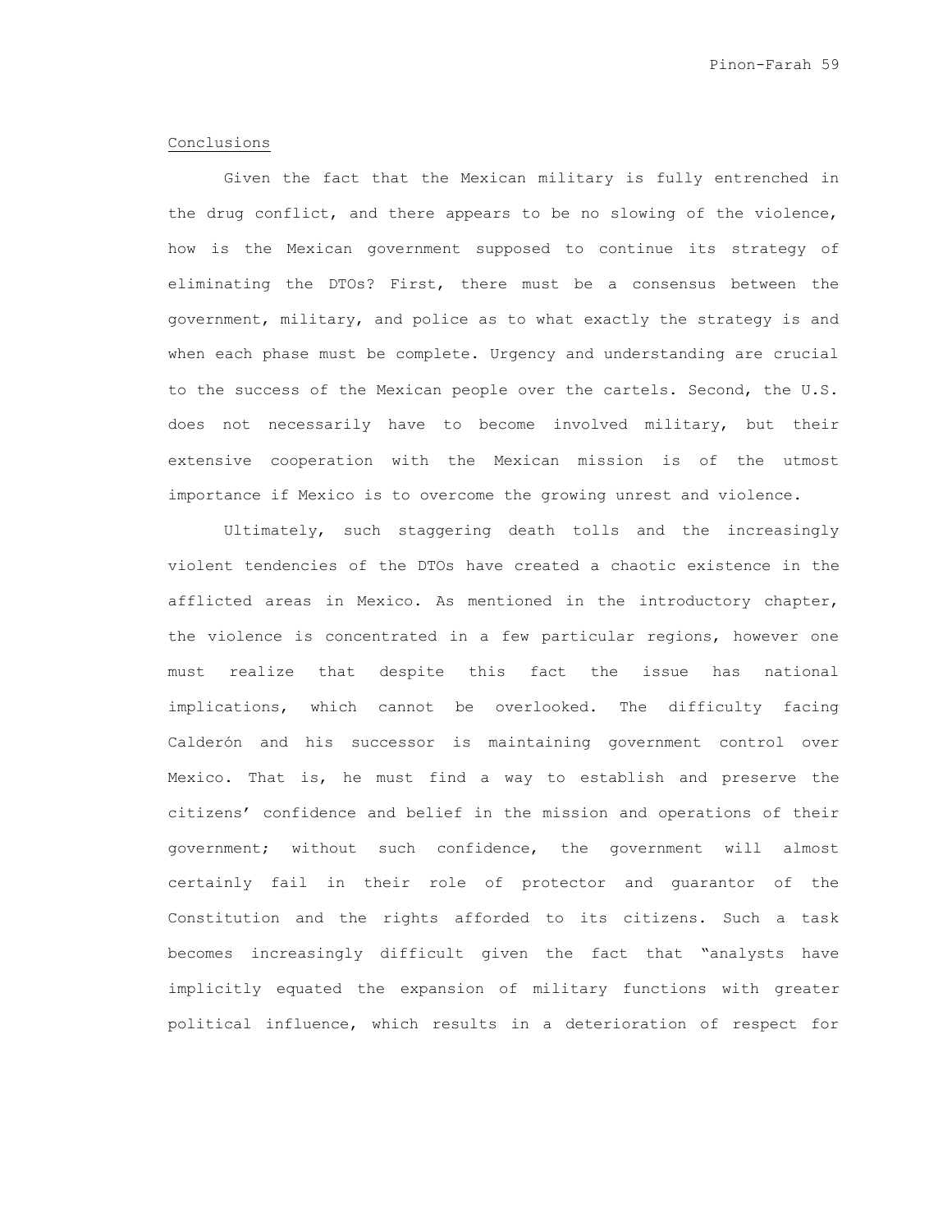Conclusions

Given the fact that the Mexican military is fully entrenched in the drug conflict, and there appears to be no slowing of the violence, how is the Mexican government supposed to continue its strategy of eliminating the DTOs? First, there must be a consensus between the government, military, and police as to what exactly the strategy is and when each phase must be complete. Urgency and understanding are crucial to the success of the Mexican people over the cartels. Second, the U.S. does not necessarily have to become involved military, but their extensive cooperation with the Mexican mission is of the utmost importance if Mexico is to overcome the growing unrest and violence.

Ultimately, such staggering death tolls and the increasingly violent tendencies of the DTOs have created a chaotic existence in the afflicted areas in Mexico. As mentioned in the introductory chapter, the violence is concentrated in a few particular regions, however one must realize that despite this fact the issue has national implications, which cannot be overlooked. The difficulty facing Calderón and his successor is maintaining government control over Mexico. That is, he must find a way to establish and preserve the citizens' confidence and belief in the mission and operations of their government; without such confidence, the government will almost certainly fail in their role of protector and guarantor of the Constitution and the rights afforded to its citizens. Such a task becomes increasingly difficult given the fact that "analysts have implicitly equated the expansion of military functions with greater political influence, which results in a deterioration of respect for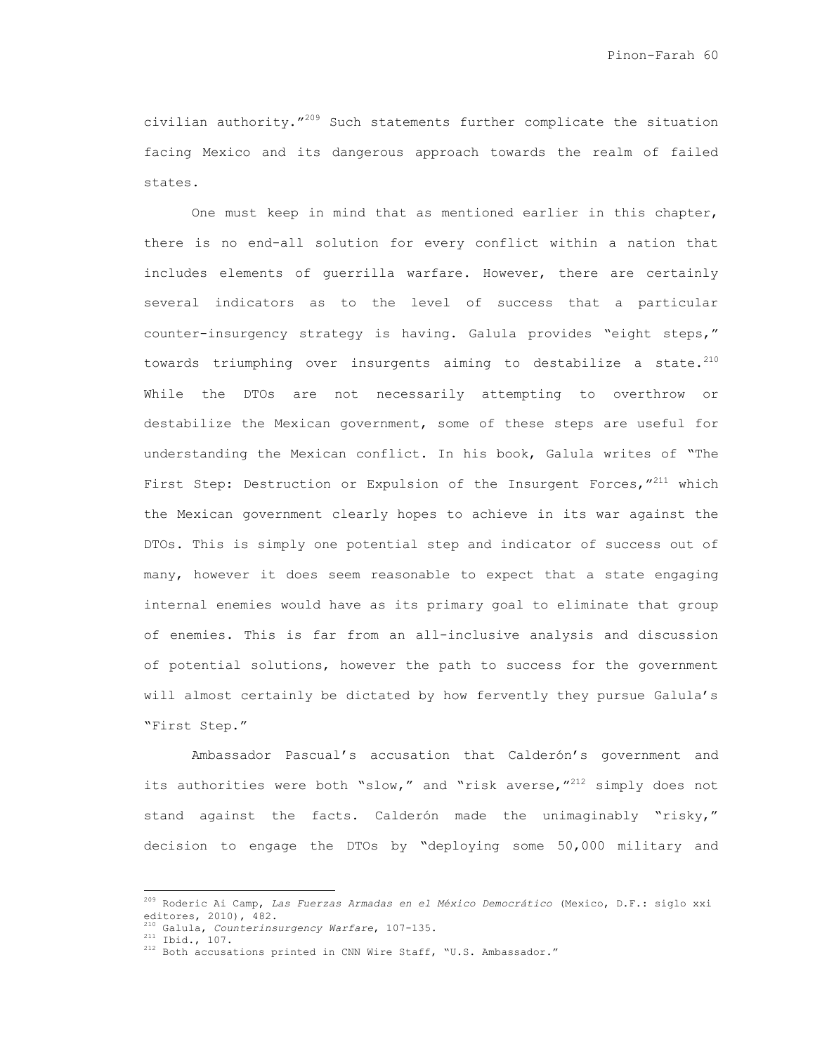civilian authority."[209] Such statements further complicate the situation facing Mexico and its dangerous approach towards the realm of failed states.

One must keep in mind that as mentioned earlier in this chapter, there is no end-all solution for every conflict within a nation that includes elements of guerrilla warfare. However, there are certainly several indicators as to the level of success that a particular counter-insurgency strategy is having. Galula provides "eight steps," towards triumphing over insurgents aiming to destabilize a state.[210] While the DTOs are not necessarily attempting to overthrow or destabilize the Mexican government, some of these steps are useful for understanding the Mexican conflict. In his book, Galula writes of "The First Step: Destruction or Expulsion of the Insurgent Forces,"[211] which the Mexican government clearly hopes to achieve in its war against the DTOs. This is simply one potential step and indicator of success out of many, however it does seem reasonable to expect that a state engaging internal enemies would have as its primary goal to eliminate that group of enemies. This is far from an all-inclusive analysis and discussion of potential solutions, however the path to success for the government will almost certainly be dictated by how fervently they pursue Galula's "First Step."

Ambassador Pascual's accusation that Calderón's government and its authorities were both "slow," and "risk averse,"[212] simply does not stand against the facts. Calderón made the unimaginably "risky," decision to engage the DTOs by "deploying some 50,000 military and

---

[209] Roderic Ai Camp, *Las Fuerzas Armadas en el México Democrático* (Mexico, D.F.: siglo xxi editores, 2010), 482.

[210] Galula, *Counterinsurgency Warfare*, 107-135.

[211] Ibid., 107.

[212] Both accusations printed in CNN Wire Staff, "U.S. Ambassador."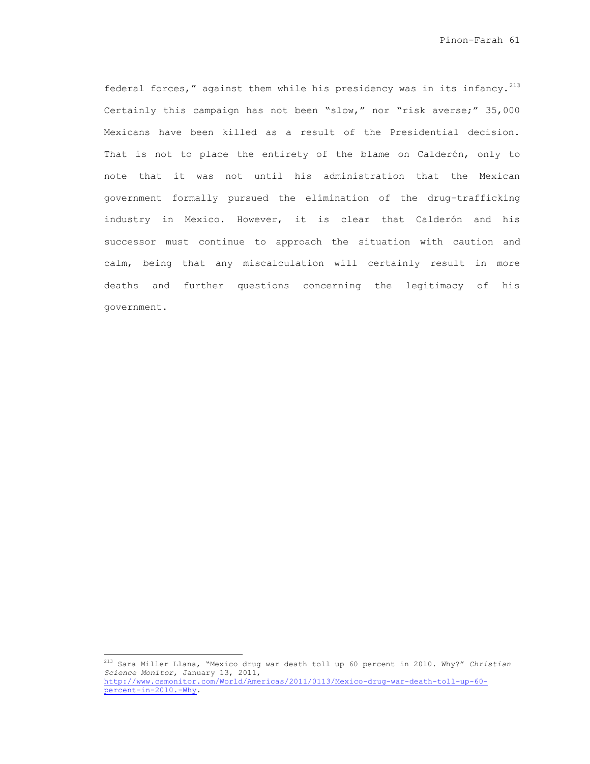federal forces," against them while his presidency was in its infancy.[213] Certainly this campaign has not been "slow," nor "risk averse;" 35,000 Mexicans have been killed as a result of the Presidential decision. That is not to place the entirety of the blame on Calderón, only to note that it was not until his administration that the Mexican government formally pursued the elimination of the drug-trafficking industry in Mexico. However, it is clear that Calderón and his successor must continue to approach the situation with caution and calm, being that any miscalculation will certainly result in more deaths and further questions concerning the legitimacy of his government.

---

[213] Sara Miller Llana, "Mexico drug war death toll up 60 percent in 2010. Why?" *Christian Science Monitor*, January 13, 2011, http://www.csmonitor.com/World/Americas/2011/0113/Mexico-drug-war-death-toll-up-60-percent-in-2010.-Why.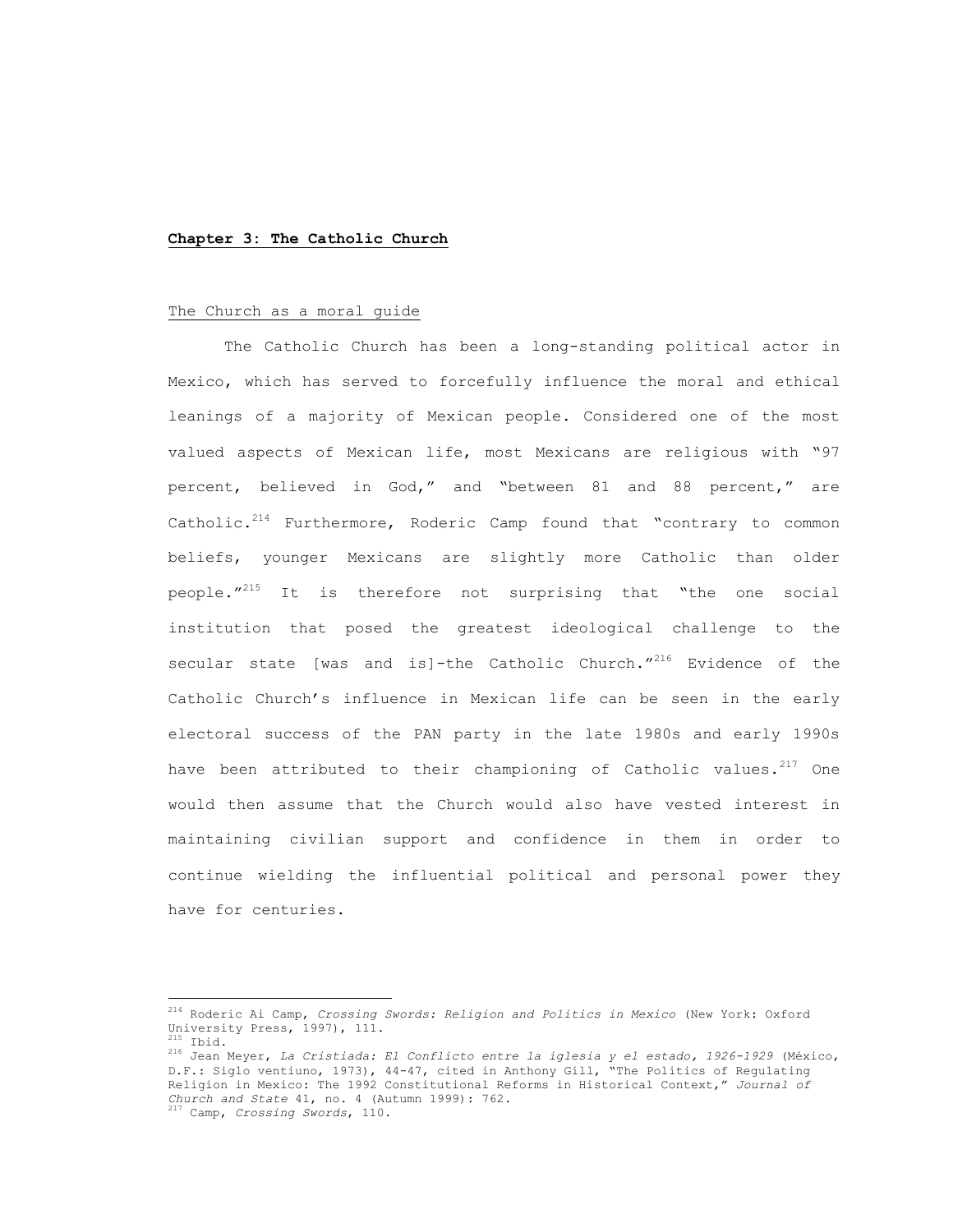# **Chapter 3: The Catholic Church**

## The Church as a moral guide

The Catholic Church has been a long-standing political actor in Mexico, which has served to forcefully influence the moral and ethical leanings of a majority of Mexican people. Considered one of the most valued aspects of Mexican life, most Mexicans are religious with "97 percent, believed in God," and "between 81 and 88 percent," are Catholic.[214] Furthermore, Roderic Camp found that "contrary to common beliefs, younger Mexicans are slightly more Catholic than older people."[215] It is therefore not surprising that "the one social institution that posed the greatest ideological challenge to the secular state [was and is]-the Catholic Church."[216] Evidence of the Catholic Church's influence in Mexican life can be seen in the early electoral success of the PAN party in the late 1980s and early 1990s have been attributed to their championing of Catholic values.[217] One would then assume that the Church would also have vested interest in maintaining civilian support and confidence in them in order to continue wielding the influential political and personal power they have for centuries.

---

[214] Roderic Ai Camp, *Crossing Swords: Religion and Politics in Mexico* (New York: Oxford University Press, 1997), 111.

[215] Ibid.

[216] Jean Meyer, *La Cristiada: El Conflicto entre la iglesia y el estado, 1926-1929* (México, D.F.: Siglo ventiuno, 1973), 44-47, cited in Anthony Gill, "The Politics of Regulating Religion in Mexico: The 1992 Constitutional Reforms in Historical Context," *Journal of Church and State* 41, no. 4 (Autumn 1999): 762.

[217] Camp, *Crossing Swords*, 110.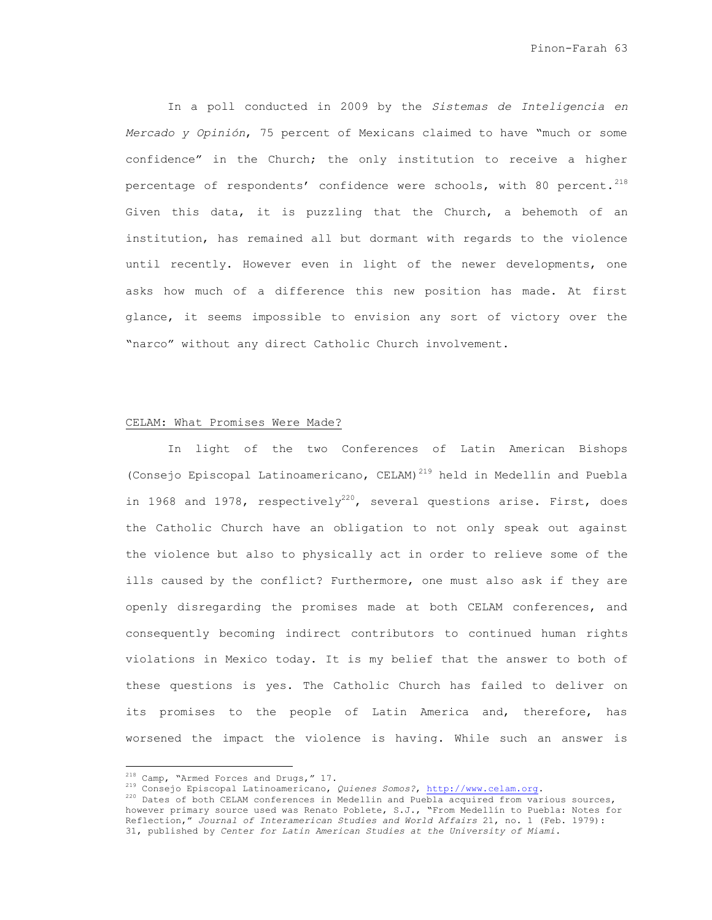In a poll conducted in 2009 by the *Sistemas de Inteligencia en Mercado y Opinión*, 75 percent of Mexicans claimed to have "much or some confidence" in the Church; the only institution to receive a higher percentage of respondents' confidence were schools, with 80 percent.[218] Given this data, it is puzzling that the Church, a behemoth of an institution, has remained all but dormant with regards to the violence until recently. However even in light of the newer developments, one asks how much of a difference this new position has made. At first glance, it seems impossible to envision any sort of victory over the "narco" without any direct Catholic Church involvement.

## CELAM: What Promises Were Made?

In light of the two Conferences of Latin American Bishops (Consejo Episcopal Latinoamericano, CELAM)[219] held in Medellín and Puebla in 1968 and 1978, respectively[220], several questions arise. First, does the Catholic Church have an obligation to not only speak out against the violence but also to physically act in order to relieve some of the ills caused by the conflict? Furthermore, one must also ask if they are openly disregarding the promises made at both CELAM conferences, and consequently becoming indirect contributors to continued human rights violations in Mexico today. It is my belief that the answer to both of these questions is yes. The Catholic Church has failed to deliver on its promises to the people of Latin America and, therefore, has worsened the impact the violence is having. While such an answer is

---

[218] Camp, "Armed Forces and Drugs," 17.

[219] Consejo Episcopal Latinoamericano, *Quienes Somos?*, http://www.celam.org.

[220] Dates of both CELAM conferences in Medellin and Puebla acquired from various sources, however primary source used was Renato Poblete, S.J., "From Medellín to Puebla: Notes for Reflection," *Journal of Interamerican Studies and World Affairs* 21, no. 1 (Feb. 1979): 31, published by *Center for Latin American Studies at the University of Miami*.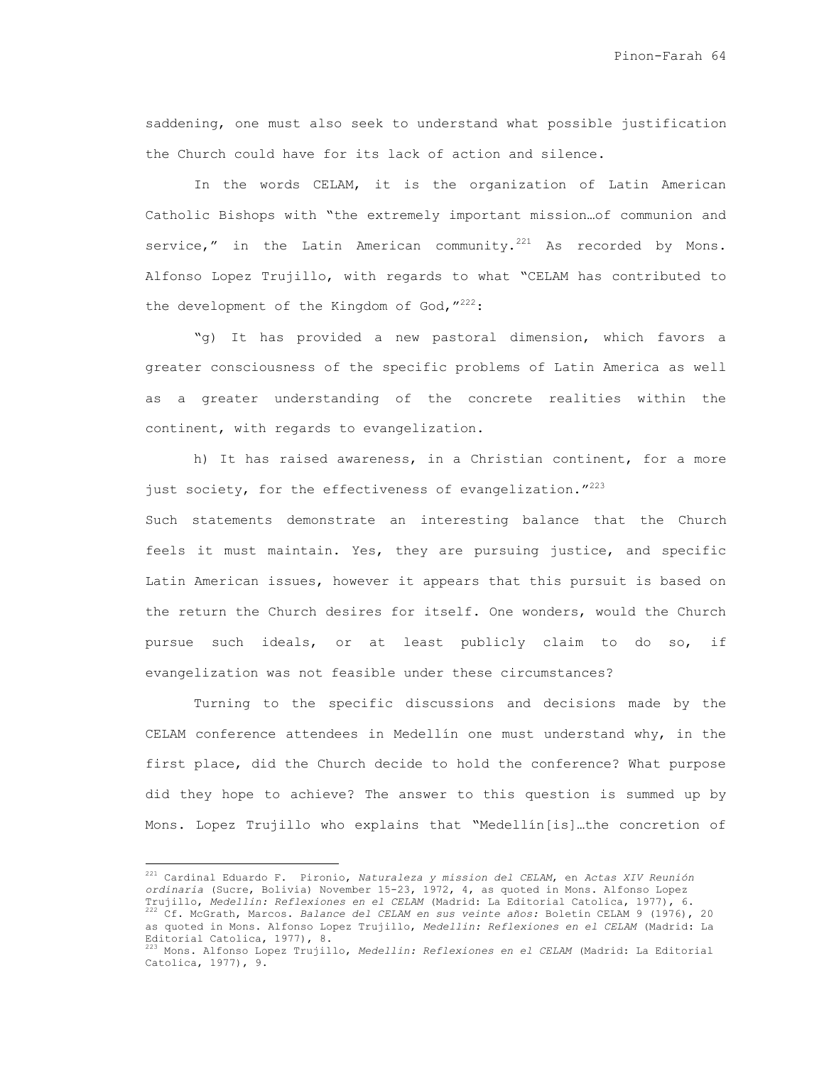saddening, one must also seek to understand what possible justification the Church could have for its lack of action and silence.

In the words CELAM, it is the organization of Latin American Catholic Bishops with "the extremely important mission…of communion and service," in the Latin American community.[221] As recorded by Mons. Alfonso Lopez Trujillo, with regards to what "CELAM has contributed to the development of the Kingdom of God,"[222]:

"g) It has provided a new pastoral dimension, which favors a greater consciousness of the specific problems of Latin America as well as a greater understanding of the concrete realities within the continent, with regards to evangelization.

h) It has raised awareness, in a Christian continent, for a more just society, for the effectiveness of evangelization."[223]

Such statements demonstrate an interesting balance that the Church feels it must maintain. Yes, they are pursuing justice, and specific Latin American issues, however it appears that this pursuit is based on the return the Church desires for itself. One wonders, would the Church pursue such ideals, or at least publicly claim to do so, if evangelization was not feasible under these circumstances?

Turning to the specific discussions and decisions made by the CELAM conference attendees in Medellín one must understand why, in the first place, did the Church decide to hold the conference? What purpose did they hope to achieve? The answer to this question is summed up by Mons. Lopez Trujillo who explains that "Medellín[is]…the concretion of

---

[221] Cardinal Eduardo F. Pironio, *Naturaleza y mission del CELAM*, en *Actas XIV Reunión ordinaria* (Sucre, Bolivia) November 15-23, 1972, 4, as quoted in Mons. Alfonso Lopez Trujillo, *Medellin: Reflexiones en el CELAM* (Madrid: La Editorial Catolica, 1977), 6.

[222] Cf. McGrath, Marcos. *Balance del CELAM en sus veinte años:* Boletín CELAM 9 (1976), 20 as quoted in Mons. Alfonso Lopez Trujillo, *Medellin: Reflexiones en el CELAM* (Madrid: La Editorial Catolica, 1977), 8.

[223] Mons. Alfonso Lopez Trujillo, *Medellin: Reflexiones en el CELAM* (Madrid: La Editorial Catolica, 1977), 9.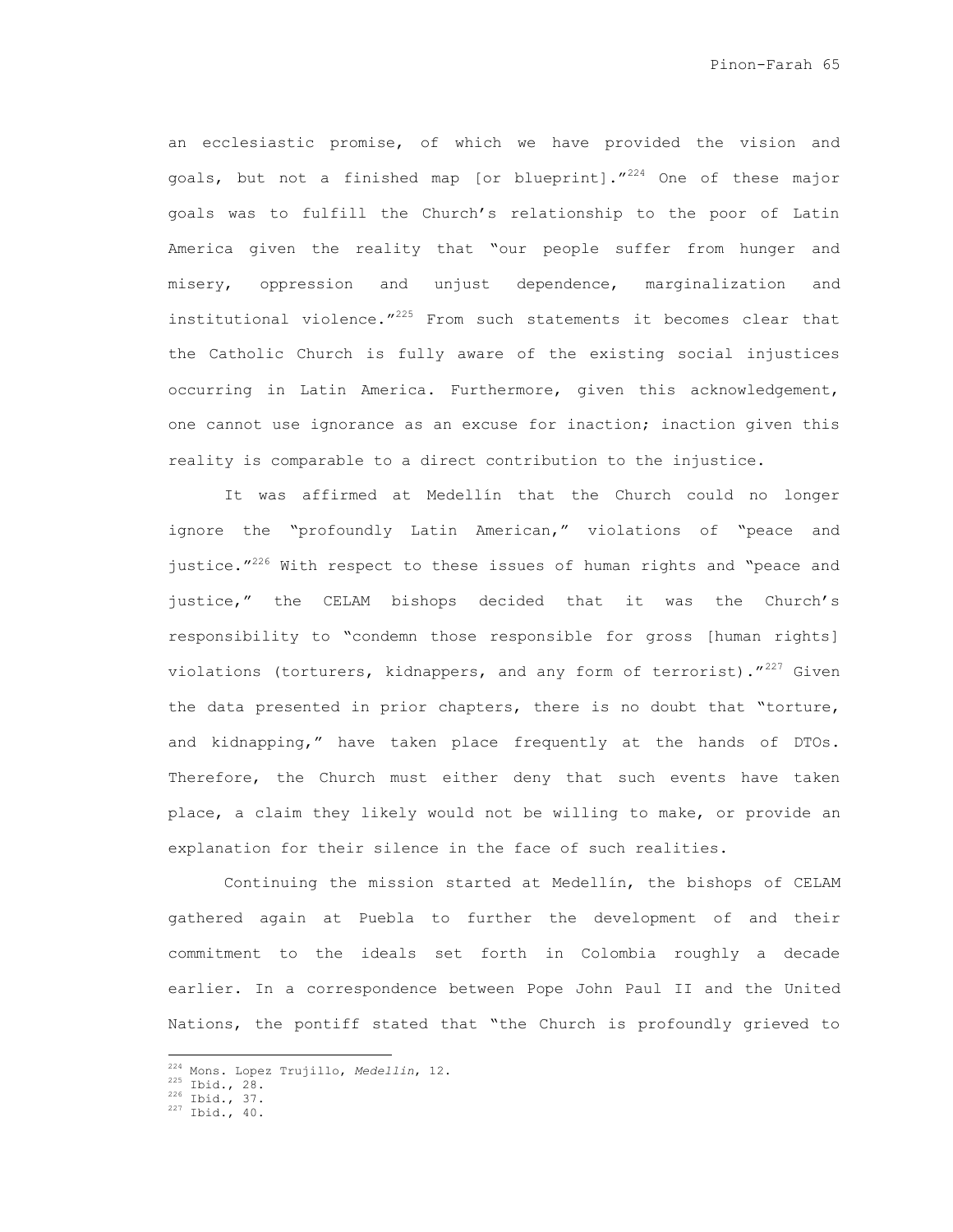an ecclesiastic promise, of which we have provided the vision and goals, but not a finished map [or blueprint]."[224] One of these major goals was to fulfill the Church's relationship to the poor of Latin America given the reality that "our people suffer from hunger and misery, oppression and unjust dependence, marginalization and institutional violence."[225] From such statements it becomes clear that the Catholic Church is fully aware of the existing social injustices occurring in Latin America. Furthermore, given this acknowledgement, one cannot use ignorance as an excuse for inaction; inaction given this reality is comparable to a direct contribution to the injustice.

It was affirmed at Medellín that the Church could no longer ignore the "profoundly Latin American," violations of "peace and justice."[226] With respect to these issues of human rights and "peace and justice," the CELAM bishops decided that it was the Church's responsibility to "condemn those responsible for gross [human rights] violations (torturers, kidnappers, and any form of terrorist)."[227] Given the data presented in prior chapters, there is no doubt that "torture, and kidnapping," have taken place frequently at the hands of DTOs. Therefore, the Church must either deny that such events have taken place, a claim they likely would not be willing to make, or provide an explanation for their silence in the face of such realities.

Continuing the mission started at Medellín, the bishops of CELAM gathered again at Puebla to further the development of and their commitment to the ideals set forth in Colombia roughly a decade earlier. In a correspondence between Pope John Paul II and the United Nations, the pontiff stated that "the Church is profoundly grieved to

---

[224] Mons. Lopez Trujillo, *Medellin*, 12.
[225] Ibid., 28.
[226] Ibid., 37.
[227] Ibid., 40.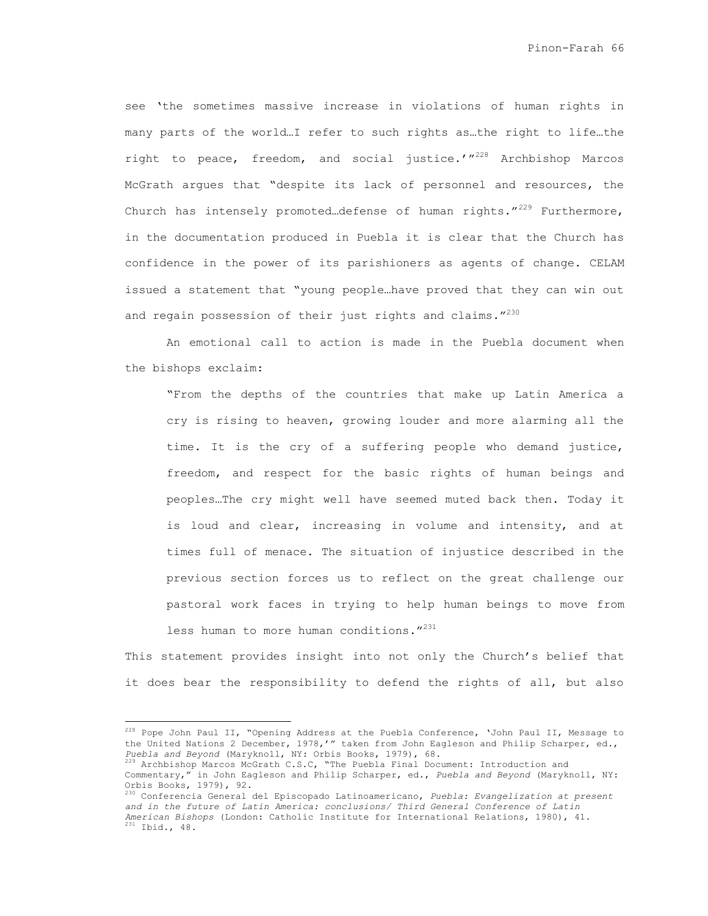see 'the sometimes massive increase in violations of human rights in many parts of the world…I refer to such rights as…the right to life…the right to peace, freedom, and social justice.'"[228] Archbishop Marcos McGrath argues that "despite its lack of personnel and resources, the Church has intensely promoted…defense of human rights."[229] Furthermore, in the documentation produced in Puebla it is clear that the Church has confidence in the power of its parishioners as agents of change. CELAM issued a statement that "young people…have proved that they can win out and regain possession of their just rights and claims."[230]

An emotional call to action is made in the Puebla document when the bishops exclaim:

> "From the depths of the countries that make up Latin America a cry is rising to heaven, growing louder and more alarming all the time. It is the cry of a suffering people who demand justice, freedom, and respect for the basic rights of human beings and peoples…The cry might well have seemed muted back then. Today it is loud and clear, increasing in volume and intensity, and at times full of menace. The situation of injustice described in the previous section forces us to reflect on the great challenge our pastoral work faces in trying to help human beings to move from less human to more human conditions."[231]

This statement provides insight into not only the Church's belief that it does bear the responsibility to defend the rights of all, but also

---

[228] Pope John Paul II, "Opening Address at the Puebla Conference, 'John Paul II, Message to the United Nations 2 December, 1978,'" taken from John Eagleson and Philip Scharper, ed., *Puebla and Beyond* (Maryknoll, NY: Orbis Books, 1979), 68.

[229] Archbishop Marcos McGrath C.S.C, "The Puebla Final Document: Introduction and Commentary," in John Eagleson and Philip Scharper, ed., *Puebla and Beyond* (Maryknoll, NY: Orbis Books, 1979), 92.

[230] Conferencia General del Episcopado Latinoamericano, *Puebla: Evangelization at present and in the future of Latin America: conclusions/ Third General Conference of Latin American Bishops* (London: Catholic Institute for International Relations, 1980), 41.

[231] Ibid., 48.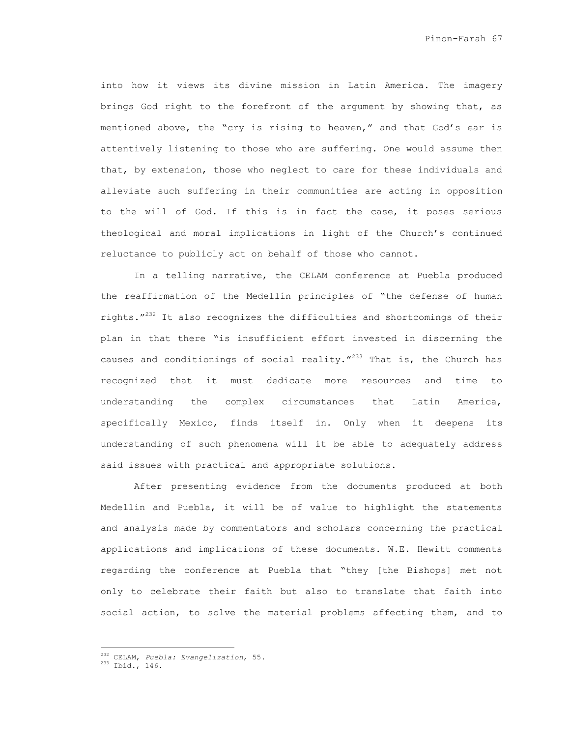into how it views its divine mission in Latin America. The imagery brings God right to the forefront of the argument by showing that, as mentioned above, the "cry is rising to heaven," and that God's ear is attentively listening to those who are suffering. One would assume then that, by extension, those who neglect to care for these individuals and alleviate such suffering in their communities are acting in opposition to the will of God. If this is in fact the case, it poses serious theological and moral implications in light of the Church's continued reluctance to publicly act on behalf of those who cannot.

In a telling narrative, the CELAM conference at Puebla produced the reaffirmation of the Medellín principles of "the defense of human rights."[232] It also recognizes the difficulties and shortcomings of their plan in that there "is insufficient effort invested in discerning the causes and conditionings of social reality."[233] That is, the Church has recognized that it must dedicate more resources and time to understanding the complex circumstances that Latin America, specifically Mexico, finds itself in. Only when it deepens its understanding of such phenomena will it be able to adequately address said issues with practical and appropriate solutions.

After presenting evidence from the documents produced at both Medellín and Puebla, it will be of value to highlight the statements and analysis made by commentators and scholars concerning the practical applications and implications of these documents. W.E. Hewitt comments regarding the conference at Puebla that "they [the Bishops] met not only to celebrate their faith but also to translate that faith into social action, to solve the material problems affecting them, and to

---

[232] CELAM, *Puebla: Evangelization*, 55.

[233] Ibid., 146.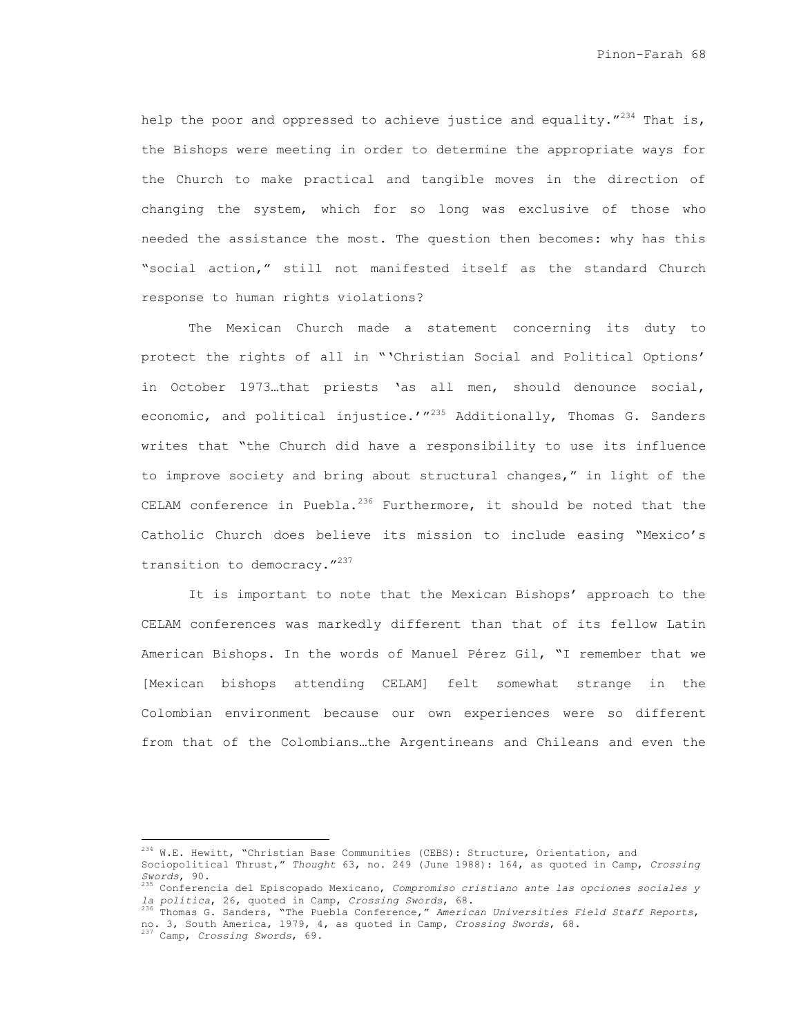help the poor and oppressed to achieve justice and equality."[234] That is, the Bishops were meeting in order to determine the appropriate ways for the Church to make practical and tangible moves in the direction of changing the system, which for so long was exclusive of those who needed the assistance the most. The question then becomes: why has this "social action," still not manifested itself as the standard Church response to human rights violations?

The Mexican Church made a statement concerning its duty to protect the rights of all in "'Christian Social and Political Options' in October 1973…that priests 'as all men, should denounce social, economic, and political injustice.'"[235] Additionally, Thomas G. Sanders writes that "the Church did have a responsibility to use its influence to improve society and bring about structural changes," in light of the CELAM conference in Puebla.[236] Furthermore, it should be noted that the Catholic Church does believe its mission to include easing "Mexico's transition to democracy."[237]

It is important to note that the Mexican Bishops' approach to the CELAM conferences was markedly different than that of its fellow Latin American Bishops. In the words of Manuel Pérez Gil, "I remember that we [Mexican bishops attending CELAM] felt somewhat strange in the Colombian environment because our own experiences were so different from that of the Colombians…the Argentineans and Chileans and even the

---

[234] W.E. Hewitt, "Christian Base Communities (CEBS): Structure, Orientation, and Sociopolitical Thrust," *Thought* 63, no. 249 (June 1988): 164, as quoted in Camp, *Crossing Swords*, 90.

[235] Conferencia del Episcopado Mexicano, *Compromiso cristiano ante las opciones sociales y la política*, 26, quoted in Camp, *Crossing Swords*, 68.

[236] Thomas G. Sanders, "The Puebla Conference," *American Universities Field Staff Reports*, no. 3, South America, 1979, 4, as quoted in Camp, *Crossing Swords*, 68.

[237] Camp, *Crossing Swords*, 69.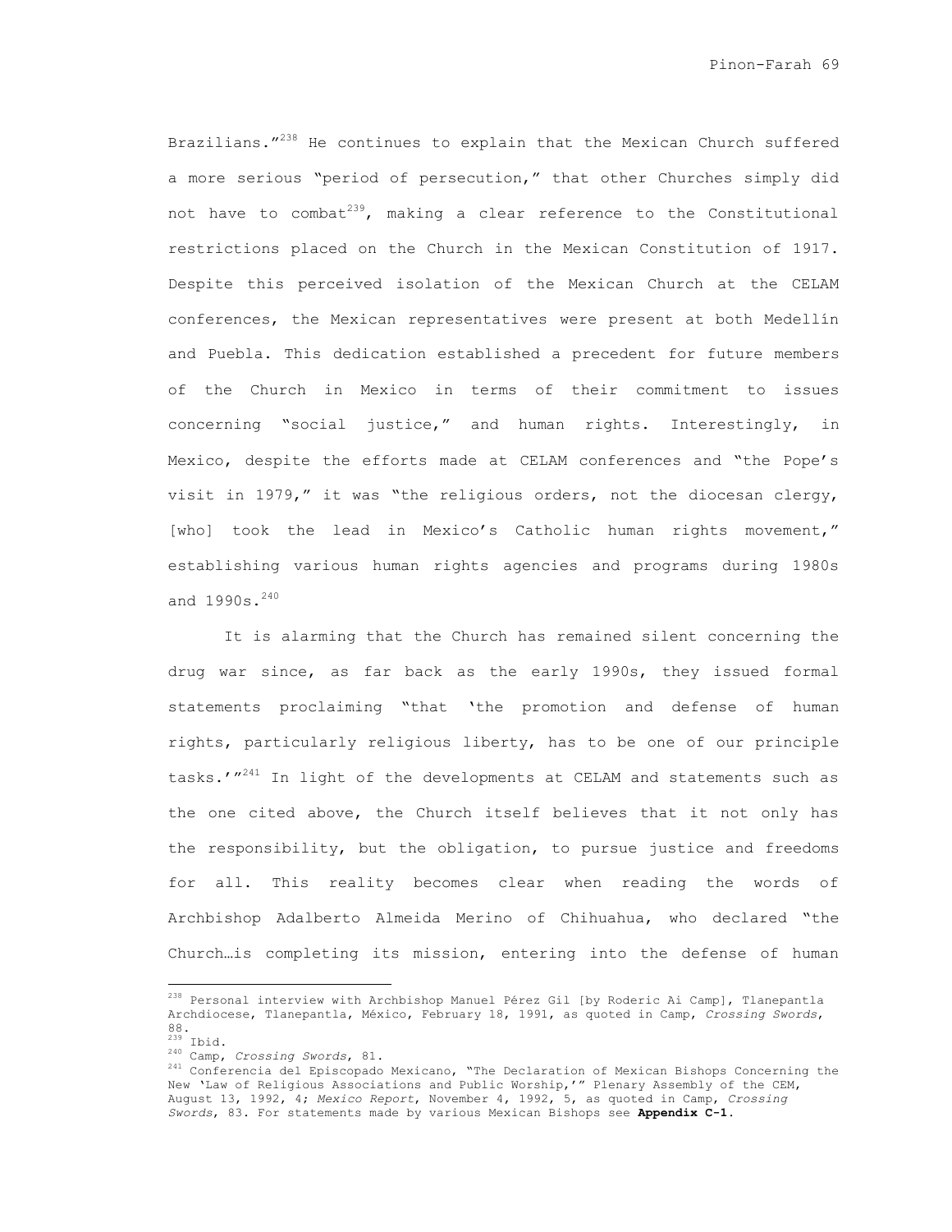Brazilians."[238] He continues to explain that the Mexican Church suffered a more serious "period of persecution," that other Churches simply did not have to combat[239], making a clear reference to the Constitutional restrictions placed on the Church in the Mexican Constitution of 1917. Despite this perceived isolation of the Mexican Church at the CELAM conferences, the Mexican representatives were present at both Medellín and Puebla. This dedication established a precedent for future members of the Church in Mexico in terms of their commitment to issues concerning "social justice," and human rights. Interestingly, in Mexico, despite the efforts made at CELAM conferences and "the Pope's visit in 1979," it was "the religious orders, not the diocesan clergy, [who] took the lead in Mexico's Catholic human rights movement," establishing various human rights agencies and programs during 1980s and 1990s.[240]

It is alarming that the Church has remained silent concerning the drug war since, as far back as the early 1990s, they issued formal statements proclaiming "that 'the promotion and defense of human rights, particularly religious liberty, has to be one of our principle tasks.'"[241] In light of the developments at CELAM and statements such as the one cited above, the Church itself believes that it not only has the responsibility, but the obligation, to pursue justice and freedoms for all. This reality becomes clear when reading the words of Archbishop Adalberto Almeida Merino of Chihuahua, who declared "the Church…is completing its mission, entering into the defense of human

---

[238] Personal interview with Archbishop Manuel Pérez Gil [by Roderic Ai Camp], Tlanepantla Archdiocese, Tlanepantla, México, February 18, 1991, as quoted in Camp, *Crossing Swords*, 88.

[239] Ibid.

[240] Camp, *Crossing Swords*, 81.

[241] Conferencia del Episcopado Mexicano, "The Declaration of Mexican Bishops Concerning the New 'Law of Religious Associations and Public Worship,'" Plenary Assembly of the CEM, August 13, 1992, 4; *Mexico Report*, November 4, 1992, 5, as quoted in Camp, *Crossing Swords*, 83. For statements made by various Mexican Bishops see **Appendix C-1**.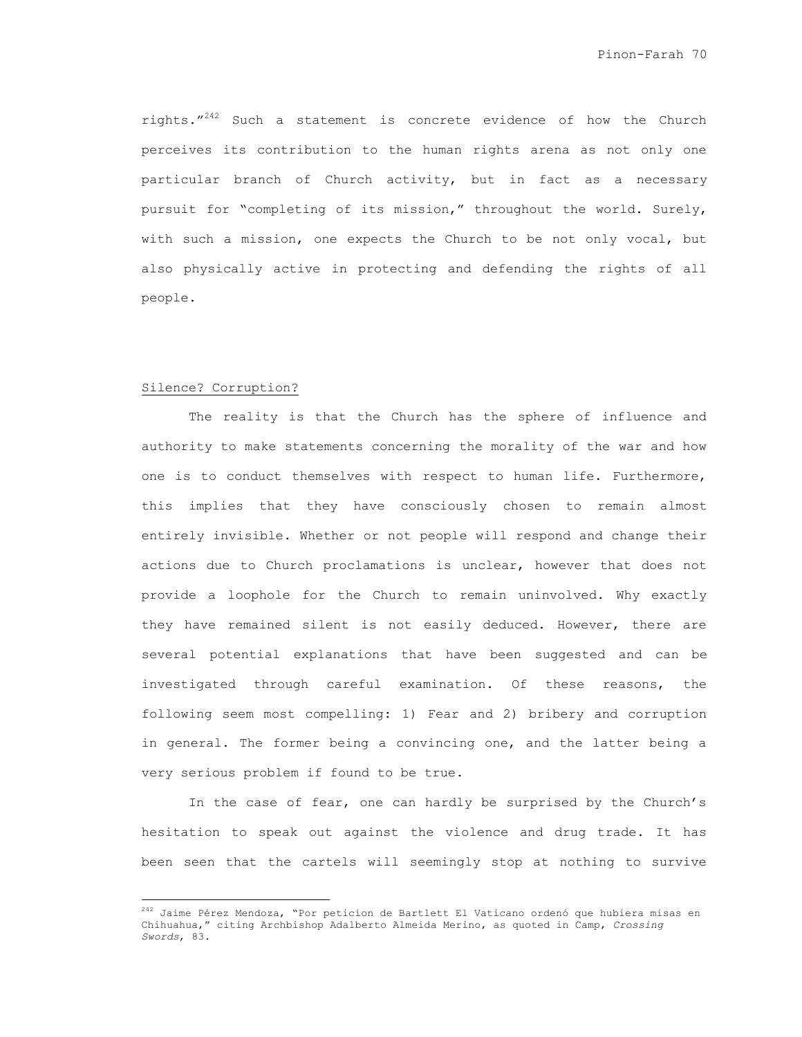rights."[242] Such a statement is concrete evidence of how the Church perceives its contribution to the human rights arena as not only one particular branch of Church activity, but in fact as a necessary pursuit for "completing of its mission," throughout the world. Surely, with such a mission, one expects the Church to be not only vocal, but also physically active in protecting and defending the rights of all people.

Silence? Corruption?

The reality is that the Church has the sphere of influence and authority to make statements concerning the morality of the war and how one is to conduct themselves with respect to human life. Furthermore, this implies that they have consciously chosen to remain almost entirely invisible. Whether or not people will respond and change their actions due to Church proclamations is unclear, however that does not provide a loophole for the Church to remain uninvolved. Why exactly they have remained silent is not easily deduced. However, there are several potential explanations that have been suggested and can be investigated through careful examination. Of these reasons, the following seem most compelling: 1) Fear and 2) bribery and corruption in general. The former being a convincing one, and the latter being a very serious problem if found to be true.

In the case of fear, one can hardly be surprised by the Church's hesitation to speak out against the violence and drug trade. It has been seen that the cartels will seemingly stop at nothing to survive

---

[242] Jaime Pérez Mendoza, "Por peticíon de Bartlett El Vaticano ordenó que hubiera misas en Chihuahua," citing Archbishop Adalberto Almeida Merino, as quoted in Camp, *Crossing Swords*, 83.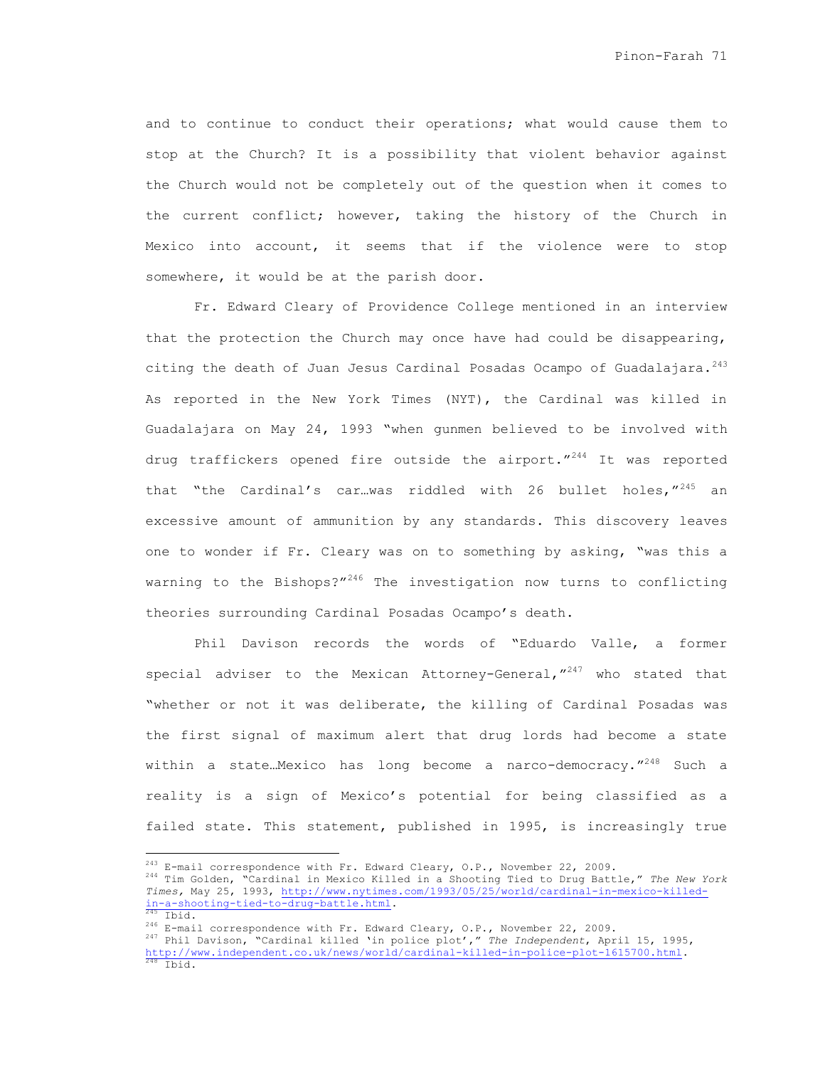and to continue to conduct their operations; what would cause them to stop at the Church? It is a possibility that violent behavior against the Church would not be completely out of the question when it comes to the current conflict; however, taking the history of the Church in Mexico into account, it seems that if the violence were to stop somewhere, it would be at the parish door.

Fr. Edward Cleary of Providence College mentioned in an interview that the protection the Church may once have had could be disappearing, citing the death of Juan Jesus Cardinal Posadas Ocampo of Guadalajara.[243] As reported in the New York Times (NYT), the Cardinal was killed in Guadalajara on May 24, 1993 "when gunmen believed to be involved with drug traffickers opened fire outside the airport."[244] It was reported that "the Cardinal's car…was riddled with 26 bullet holes,"[245] an excessive amount of ammunition by any standards. This discovery leaves one to wonder if Fr. Cleary was on to something by asking, "was this a warning to the Bishops?"[246] The investigation now turns to conflicting theories surrounding Cardinal Posadas Ocampo's death.

Phil Davison records the words of "Eduardo Valle, a former special adviser to the Mexican Attorney-General,"[247] who stated that "whether or not it was deliberate, the killing of Cardinal Posadas was the first signal of maximum alert that drug lords had become a state within a state…Mexico has long become a narco-democracy."[248] Such a reality is a sign of Mexico's potential for being classified as a failed state. This statement, published in 1995, is increasingly true

---

[243] E-mail correspondence with Fr. Edward Cleary, O.P., November 22, 2009.

[244] Tim Golden, "Cardinal in Mexico Killed in a Shooting Tied to Drug Battle," *The New York Times,* May 25, 1993, http://www.nytimes.com/1993/05/25/world/cardinal-in-mexico-killed-in-a-shooting-tied-to-drug-battle.html.

[245] Ibid.

[246] E-mail correspondence with Fr. Edward Cleary, O.P., November 22, 2009.

[247] Phil Davison, "Cardinal killed 'in police plot'," *The Independent*, April 15, 1995, http://www.independent.co.uk/news/world/cardinal-killed-in-police-plot-1615700.html.

[248] Ibid.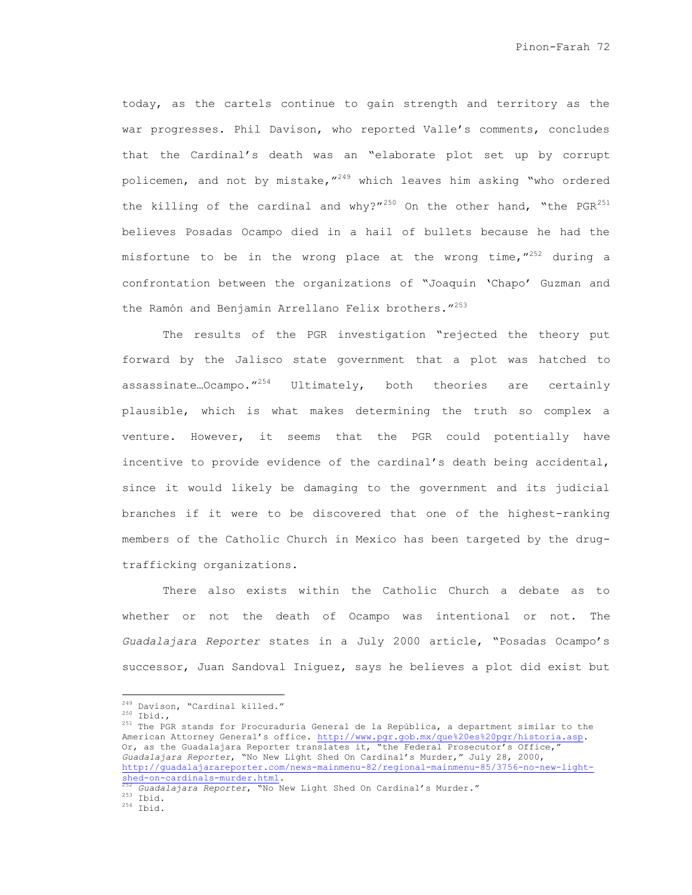today, as the cartels continue to gain strength and territory as the war progresses. Phil Davison, who reported Valle's comments, concludes that the Cardinal's death was an "elaborate plot set up by corrupt policemen, and not by mistake,"[249] which leaves him asking "who ordered the killing of the cardinal and why?"[250] On the other hand, "the PGR[251] believes Posadas Ocampo died in a hail of bullets because he had the misfortune to be in the wrong place at the wrong time,"[252] during a confrontation between the organizations of "Joaquin 'Chapo' Guzman and the Ramón and Benjamin Arrellano Felix brothers."[253]

The results of the PGR investigation "rejected the theory put forward by the Jalisco state government that a plot was hatched to assassinate…Ocampo."[254] Ultimately, both theories are certainly plausible, which is what makes determining the truth so complex a venture. However, it seems that the PGR could potentially have incentive to provide evidence of the cardinal's death being accidental, since it would likely be damaging to the government and its judicial branches if it were to be discovered that one of the highest-ranking members of the Catholic Church in Mexico has been targeted by the drug-trafficking organizations.

There also exists within the Catholic Church a debate as to whether or not the death of Ocampo was intentional or not. The *Guadalajara Reporter* states in a July 2000 article, "Posadas Ocampo's successor, Juan Sandoval Iniguez, says he believes a plot did exist but

---

[249] Davison, "Cardinal killed."

[250] Ibid.,

[251] The PGR stands for Procuraduría General de la República, a department similar to the American Attorney General's office. http://www.pgr.gob.mx/que%20es%20pgr/historia.asp. Or, as the Guadalajara Reporter translates it, "the Federal Prosecutor's Office," *Guadalajara Reporter*, "No New Light Shed On Cardinal's Murder," July 28, 2000, http://guadalajarareporter.com/news-mainmenu-82/regional-mainmenu-85/3756-no-new-light-shed-on-cardinals-murder.html.

[252] *Guadalajara Reporter*, "No New Light Shed On Cardinal's Murder."

[253] Ibid.

[254] Ibid.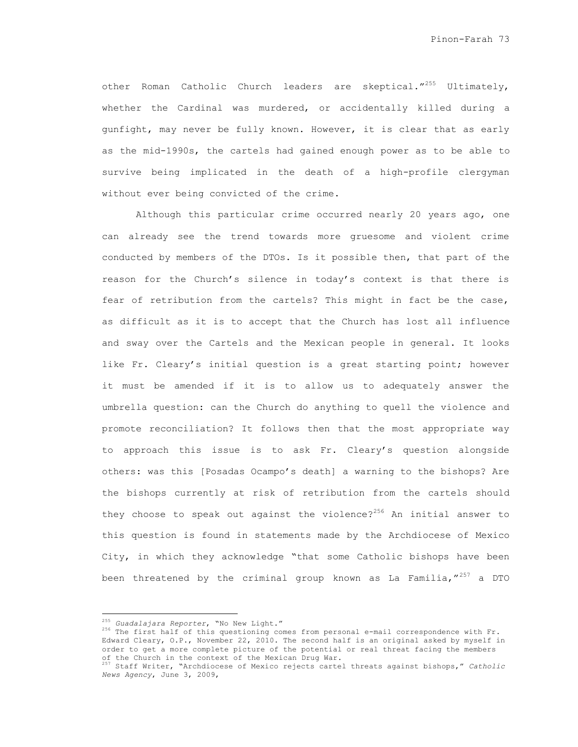other Roman Catholic Church leaders are skeptical."[255] Ultimately, whether the Cardinal was murdered, or accidentally killed during a gunfight, may never be fully known. However, it is clear that as early as the mid-1990s, the cartels had gained enough power as to be able to survive being implicated in the death of a high-profile clergyman without ever being convicted of the crime.

Although this particular crime occurred nearly 20 years ago, one can already see the trend towards more gruesome and violent crime conducted by members of the DTOs. Is it possible then, that part of the reason for the Church's silence in today's context is that there is fear of retribution from the cartels? This might in fact be the case, as difficult as it is to accept that the Church has lost all influence and sway over the Cartels and the Mexican people in general. It looks like Fr. Cleary's initial question is a great starting point; however it must be amended if it is to allow us to adequately answer the umbrella question: can the Church do anything to quell the violence and promote reconciliation? It follows then that the most appropriate way to approach this issue is to ask Fr. Cleary's question alongside others: was this [Posadas Ocampo's death] a warning to the bishops? Are the bishops currently at risk of retribution from the cartels should they choose to speak out against the violence?[256] An initial answer to this question is found in statements made by the Archdiocese of Mexico City, in which they acknowledge "that some Catholic bishops have been been threatened by the criminal group known as La Familia,"[257] a DTO

---

[255] *Guadalajara Reporter*, "No New Light."

[256] The first half of this questioning comes from personal e-mail correspondence with Fr. Edward Cleary, O.P., November 22, 2010. The second half is an original asked by myself in order to get a more complete picture of the potential or real threat facing the members of the Church in the context of the Mexican Drug War.

[257] Staff Writer, "Archdiocese of Mexico rejects cartel threats against bishops," *Catholic News Agency*, June 3, 2009,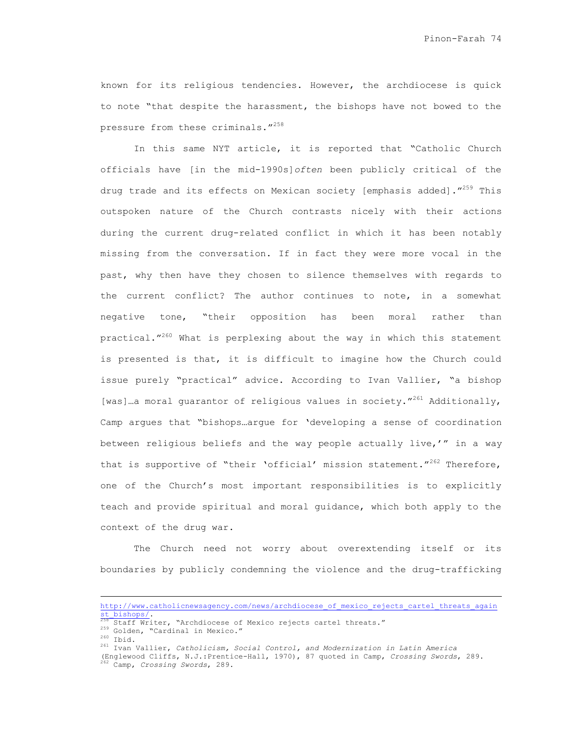known for its religious tendencies. However, the archdiocese is quick to note "that despite the harassment, the bishops have not bowed to the pressure from these criminals."[258]

In this same NYT article, it is reported that "Catholic Church officials have [in the mid-1990s]*often* been publicly critical of the drug trade and its effects on Mexican society [emphasis added]."[259] This outspoken nature of the Church contrasts nicely with their actions during the current drug-related conflict in which it has been notably missing from the conversation. If in fact they were more vocal in the past, why then have they chosen to silence themselves with regards to the current conflict? The author continues to note, in a somewhat negative tone, "their opposition has been moral rather than practical."[260] What is perplexing about the way in which this statement is presented is that, it is difficult to imagine how the Church could issue purely "practical" advice. According to Ivan Vallier, "a bishop [was]…a moral guarantor of religious values in society."[261] Additionally, Camp argues that "bishops…argue for 'developing a sense of coordination between religious beliefs and the way people actually live,'" in a way that is supportive of "their 'official' mission statement."[262] Therefore, one of the Church's most important responsibilities is to explicitly teach and provide spiritual and moral guidance, which both apply to the context of the drug war.

The Church need not worry about overextending itself or its boundaries by publicly condemning the violence and the drug-trafficking

---

http://www.catholicnewsagency.com/news/archdiocese_of_mexico_rejects_cartel_threats_against_bishops/.

[258] Staff Writer, "Archdiocese of Mexico rejects cartel threats."

[259] Golden, "Cardinal in Mexico."

[260] Ibid.

[261] Ivan Vallier, *Catholicism, Social Control, and Modernization in Latin America* (Englewood Cliffs, N.J.:Prentice-Hall, 1970), 87 quoted in Camp, *Crossing Swords*, 289.

[262] Camp, *Crossing Swords*, 289.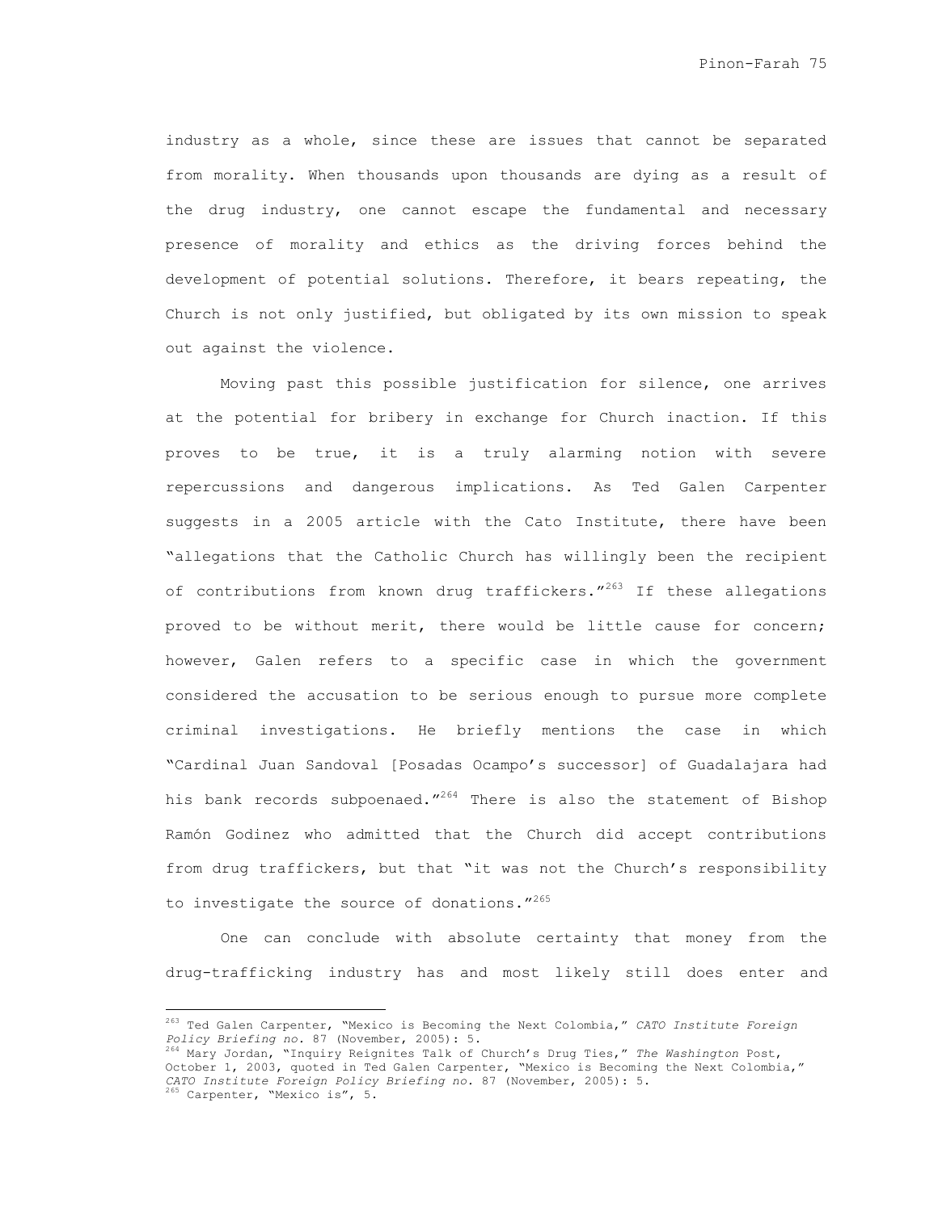industry as a whole, since these are issues that cannot be separated from morality. When thousands upon thousands are dying as a result of the drug industry, one cannot escape the fundamental and necessary presence of morality and ethics as the driving forces behind the development of potential solutions. Therefore, it bears repeating, the Church is not only justified, but obligated by its own mission to speak out against the violence.

Moving past this possible justification for silence, one arrives at the potential for bribery in exchange for Church inaction. If this proves to be true, it is a truly alarming notion with severe repercussions and dangerous implications. As Ted Galen Carpenter suggests in a 2005 article with the Cato Institute, there have been "allegations that the Catholic Church has willingly been the recipient of contributions from known drug traffickers."[263] If these allegations proved to be without merit, there would be little cause for concern; however, Galen refers to a specific case in which the government considered the accusation to be serious enough to pursue more complete criminal investigations. He briefly mentions the case in which "Cardinal Juan Sandoval [Posadas Ocampo's successor] of Guadalajara had his bank records subpoenaed."[264] There is also the statement of Bishop Ramón Godinez who admitted that the Church did accept contributions from drug traffickers, but that "it was not the Church's responsibility to investigate the source of donations."[265]

One can conclude with absolute certainty that money from the drug-trafficking industry has and most likely still does enter and

---

[263] Ted Galen Carpenter, "Mexico is Becoming the Next Colombia," *CATO Institute Foreign Policy Briefing no.* 87 (November, 2005): 5.

[264] Mary Jordan, "Inquiry Reignites Talk of Church's Drug Ties," *The Washington* Post, October 1, 2003, quoted in Ted Galen Carpenter, "Mexico is Becoming the Next Colombia," *CATO Institute Foreign Policy Briefing no.* 87 (November, 2005): 5.

[265] Carpenter, "Mexico is", 5.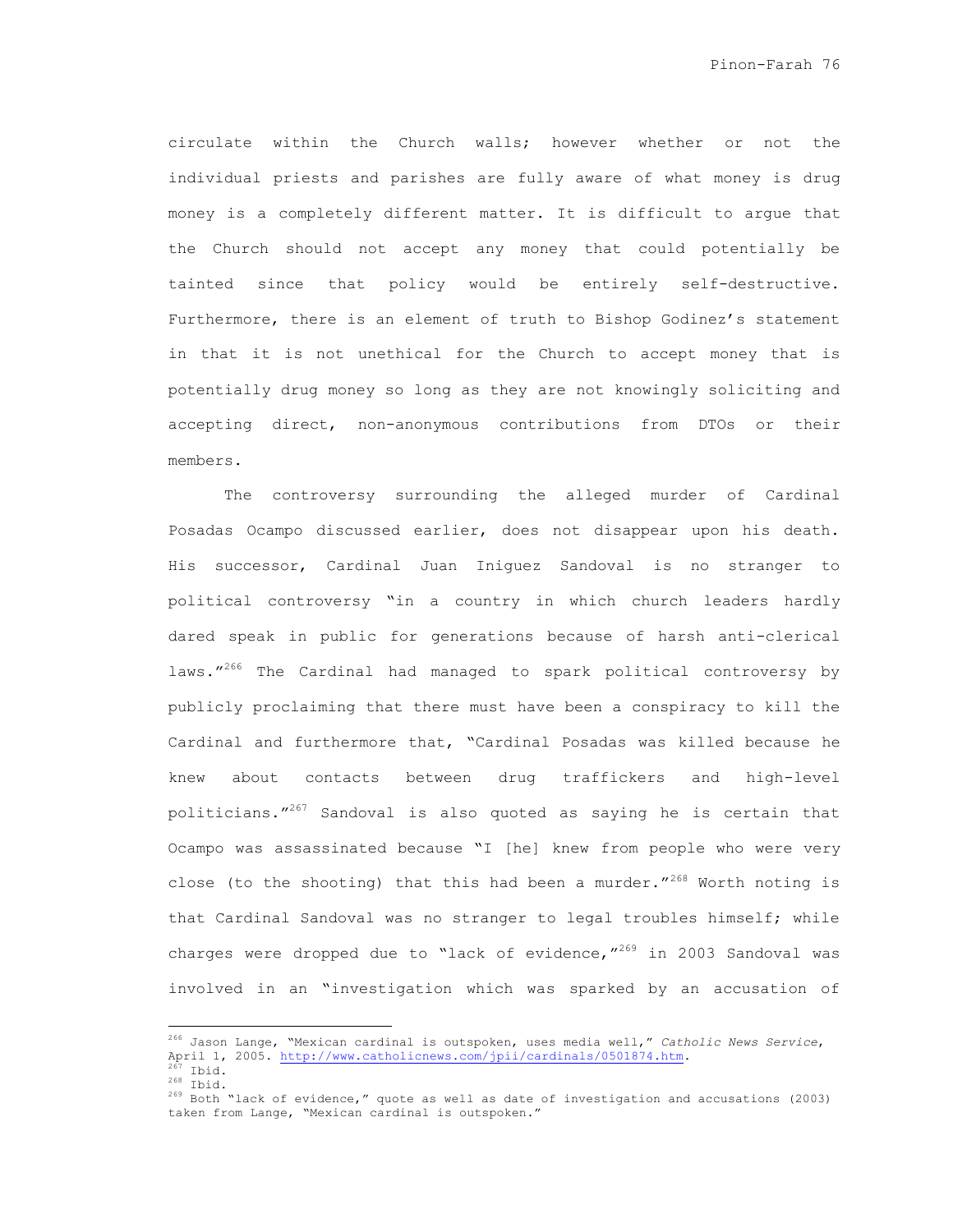circulate within the Church walls; however whether or not the individual priests and parishes are fully aware of what money is drug money is a completely different matter. It is difficult to argue that the Church should not accept any money that could potentially be tainted since that policy would be entirely self-destructive. Furthermore, there is an element of truth to Bishop Godinez's statement in that it is not unethical for the Church to accept money that is potentially drug money so long as they are not knowingly soliciting and accepting direct, non-anonymous contributions from DTOs or their members.

The controversy surrounding the alleged murder of Cardinal Posadas Ocampo discussed earlier, does not disappear upon his death. His successor, Cardinal Juan Iniguez Sandoval is no stranger to political controversy "in a country in which church leaders hardly dared speak in public for generations because of harsh anti-clerical laws."[266] The Cardinal had managed to spark political controversy by publicly proclaiming that there must have been a conspiracy to kill the Cardinal and furthermore that, "Cardinal Posadas was killed because he knew about contacts between drug traffickers and high-level politicians."[267] Sandoval is also quoted as saying he is certain that Ocampo was assassinated because "I [he] knew from people who were very close (to the shooting) that this had been a murder."[268] Worth noting is that Cardinal Sandoval was no stranger to legal troubles himself; while charges were dropped due to "lack of evidence,"[269] in 2003 Sandoval was involved in an "investigation which was sparked by an accusation of

---

[266] Jason Lange, "Mexican cardinal is outspoken, uses media well," *Catholic News Service*, April 1, 2005. http://www.catholicnews.com/jpii/cardinals/0501874.htm.

[267] Ibid.

[268] Ibid.

[269] Both "lack of evidence," quote as well as date of investigation and accusations (2003) taken from Lange, "Mexican cardinal is outspoken."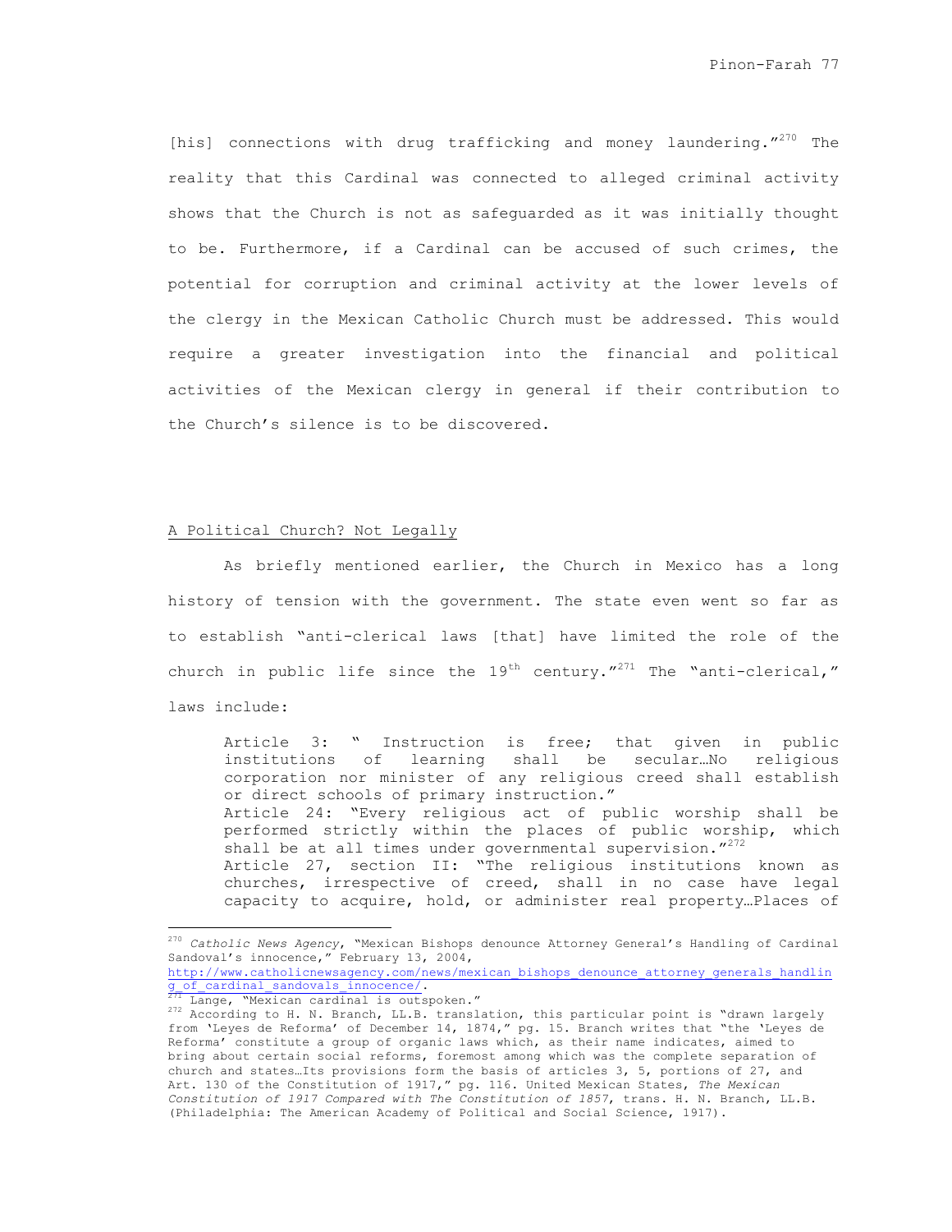[his] connections with drug trafficking and money laundering."[270] The reality that this Cardinal was connected to alleged criminal activity shows that the Church is not as safeguarded as it was initially thought to be. Furthermore, if a Cardinal can be accused of such crimes, the potential for corruption and criminal activity at the lower levels of the clergy in the Mexican Catholic Church must be addressed. This would require a greater investigation into the financial and political activities of the Mexican clergy in general if their contribution to the Church's silence is to be discovered.

## A Political Church? Not Legally

As briefly mentioned earlier, the Church in Mexico has a long history of tension with the government. The state even went so far as to establish "anti-clerical laws [that] have limited the role of the church in public life since the 19th century."[271] The "anti-clerical," laws include:

> Article 3: " Instruction is free; that given in public institutions of learning shall be secular…No religious corporation nor minister of any religious creed shall establish or direct schools of primary instruction."
> Article 24: "Every religious act of public worship shall be performed strictly within the places of public worship, which shall be at all times under governmental supervision."[272]
> Article 27, section II: "The religious institutions known as churches, irrespective of creed, shall in no case have legal capacity to acquire, hold, or administer real property…Places of

---

[270] *Catholic News Agency*, "Mexican Bishops denounce Attorney General's Handling of Cardinal Sandoval's innocence," February 13, 2004, http://www.catholicnewsagency.com/news/mexican_bishops_denounce_attorney_generals_handling_of_cardinal_sandovals_innocence/.

[271] Lange, "Mexican cardinal is outspoken."

[272] According to H. N. Branch, LL.B. translation, this particular point is "drawn largely from 'Leyes de Reforma' of December 14, 1874," pg. 15. Branch writes that "the 'Leyes de Reforma' constitute a group of organic laws which, as their name indicates, aimed to bring about certain social reforms, foremost among which was the complete separation of church and states…Its provisions form the basis of articles 3, 5, portions of 27, and Art. 130 of the Constitution of 1917," pg. 116. United Mexican States, *The Mexican Constitution of 1917 Compared with The Constitution of 1857*, trans. H. N. Branch, LL.B. (Philadelphia: The American Academy of Political and Social Science, 1917).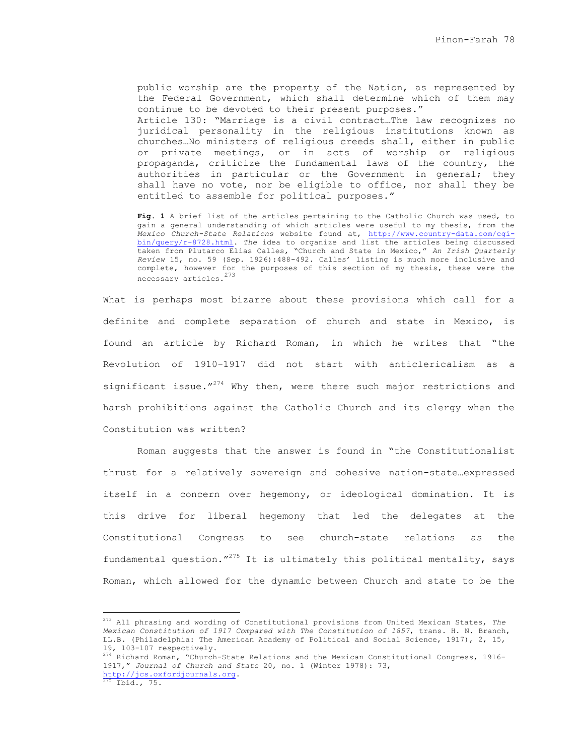> public worship are the property of the Nation, as represented by the Federal Government, which shall determine which of them may continue to be devoted to their present purposes."
>
> Article 130: "Marriage is a civil contract…The law recognizes no juridical personality in the religious institutions known as churches…No ministers of religious creeds shall, either in public or private meetings, or in acts of worship or religious propaganda, criticize the fundamental laws of the country, the authorities in particular or the Government in general; they shall have no vote, nor be eligible to office, nor shall they be entitled to assemble for political purposes."

**Fig. 1** A brief list of the articles pertaining to the Catholic Church was used, to gain a general understanding of which articles were useful to my thesis, from the *Mexico Church-State Relations* website found at, http://www.country-data.com/cgi-bin/query/r-8728.html. *The* idea to organize and list the articles being discussed taken from Plutarco Elias Calles, "Church and State in Mexico," *An Irish Quarterly Review* 15, no. 59 (Sep. 1926):488-492. Calles' listing is much more inclusive and complete, however for the purposes of this section of my thesis, these were the necessary articles.[273]

What is perhaps most bizarre about these provisions which call for a definite and complete separation of church and state in Mexico, is found an article by Richard Roman, in which he writes that "the Revolution of 1910-1917 did not start with anticlericalism as a significant issue."[274] Why then, were there such major restrictions and harsh prohibitions against the Catholic Church and its clergy when the Constitution was written?

Roman suggests that the answer is found in "the Constitutionalist thrust for a relatively sovereign and cohesive nation-state…expressed itself in a concern over hegemony, or ideological domination. It is this drive for liberal hegemony that led the delegates at the Constitutional Congress to see church-state relations as the fundamental question."[275] It is ultimately this political mentality, says Roman, which allowed for the dynamic between Church and state to be the

---

[273] All phrasing and wording of Constitutional provisions from United Mexican States, *The Mexican Constitution of 1917 Compared with The Constitution of 1857*, trans. H. N. Branch, LL.B. (Philadelphia: The American Academy of Political and Social Science, 1917), 2, 15, 19, 103-107 respectively.

[274] Richard Roman, "Church-State Relations and the Mexican Constitutional Congress, 1916-1917," *Journal of Church and State* 20, no. 1 (Winter 1978): 73, http://jcs.oxfordjournals.org.

[275] Ibid., 75.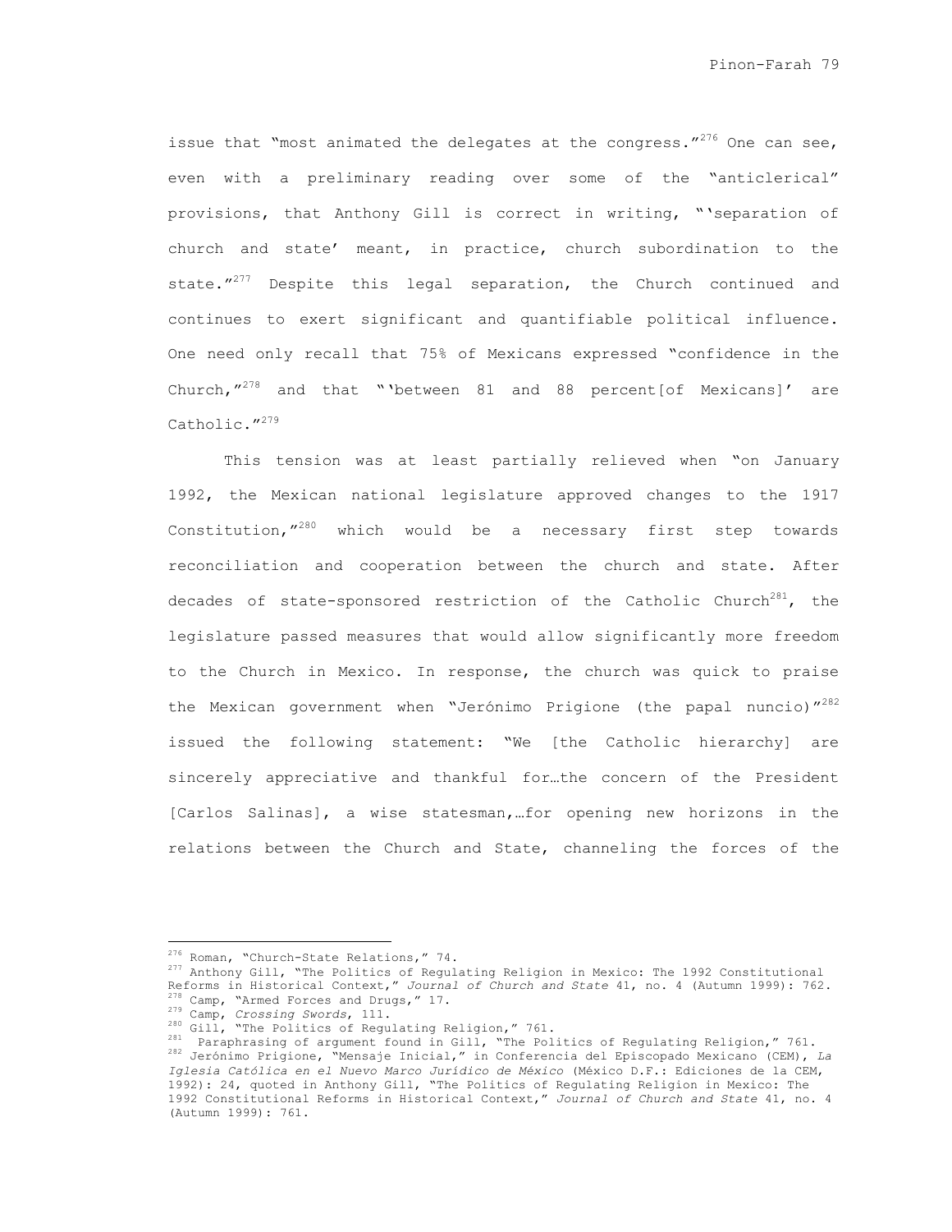issue that "most animated the delegates at the congress."[276] One can see, even with a preliminary reading over some of the "anticlerical" provisions, that Anthony Gill is correct in writing, "'separation of church and state' meant, in practice, church subordination to the state."[277] Despite this legal separation, the Church continued and continues to exert significant and quantifiable political influence. One need only recall that 75% of Mexicans expressed "confidence in the Church,"[278] and that "'between 81 and 88 percent[of Mexicans]' are Catholic."[279]

This tension was at least partially relieved when "on January 1992, the Mexican national legislature approved changes to the 1917 Constitution,"[280] which would be a necessary first step towards reconciliation and cooperation between the church and state. After decades of state-sponsored restriction of the Catholic Church[281], the legislature passed measures that would allow significantly more freedom to the Church in Mexico. In response, the church was quick to praise the Mexican government when "Jerónimo Prigione (the papal nuncio)"[282] issued the following statement: "We [the Catholic hierarchy] are sincerely appreciative and thankful for…the concern of the President [Carlos Salinas], a wise statesman,…for opening new horizons in the relations between the Church and State, channeling the forces of the

---

[276] Roman, "Church-State Relations," 74.

[277] Anthony Gill, "The Politics of Regulating Religion in Mexico: The 1992 Constitutional Reforms in Historical Context," *Journal of Church and State* 41, no. 4 (Autumn 1999): 762.

[278] Camp, "Armed Forces and Drugs," 17.

[279] Camp, *Crossing Swords*, 111.

[280] Gill, "The Politics of Regulating Religion," 761.

[281] Paraphrasing of argument found in Gill, "The Politics of Regulating Religion," 761.

[282] Jerónimo Prigione, "Mensaje Inicial," in Conferencia del Episcopado Mexicano (CEM), *La Iglesia Católica en el Nuevo Marco Jurídico de México* (México D.F.: Ediciones de la CEM, 1992): 24, quoted in Anthony Gill, "The Politics of Regulating Religion in Mexico: The 1992 Constitutional Reforms in Historical Context," *Journal of Church and State* 41, no. 4 (Autumn 1999): 761.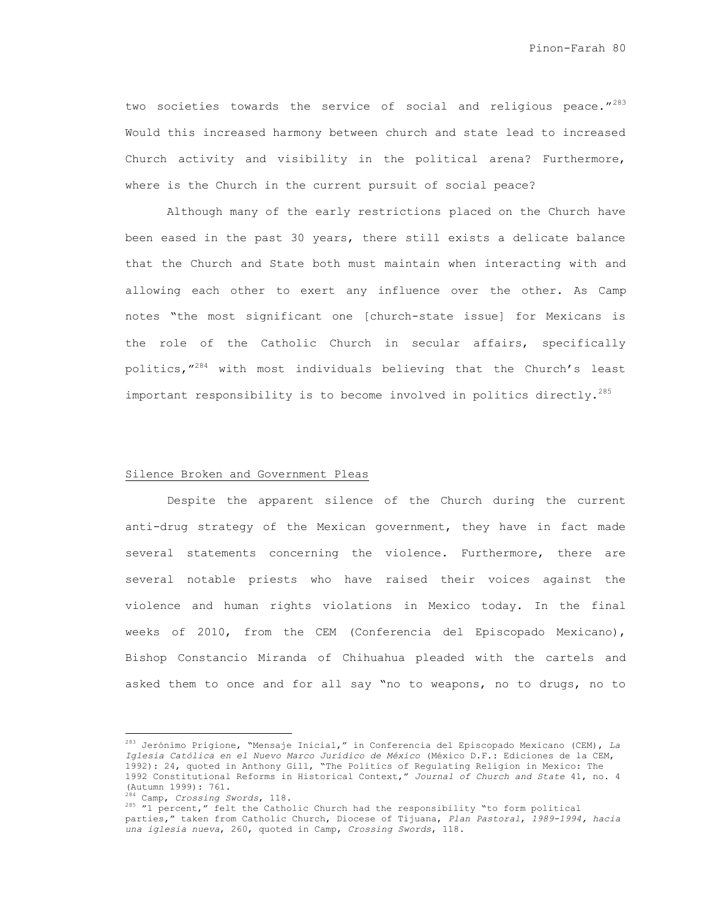two societies towards the service of social and religious peace."[283] Would this increased harmony between church and state lead to increased Church activity and visibility in the political arena? Furthermore, where is the Church in the current pursuit of social peace?

Although many of the early restrictions placed on the Church have been eased in the past 30 years, there still exists a delicate balance that the Church and State both must maintain when interacting with and allowing each other to exert any influence over the other. As Camp notes "the most significant one [church-state issue] for Mexicans is the role of the Catholic Church in secular affairs, specifically politics,"[284] with most individuals believing that the Church's least important responsibility is to become involved in politics directly.[285]

## Silence Broken and Government Pleas

Despite the apparent silence of the Church during the current anti-drug strategy of the Mexican government, they have in fact made several statements concerning the violence. Furthermore, there are several notable priests who have raised their voices against the violence and human rights violations in Mexico today. In the final weeks of 2010, from the CEM (Conferencia del Episcopado Mexicano), Bishop Constancio Miranda of Chihuahua pleaded with the cartels and asked them to once and for all say "no to weapons, no to drugs, no to

---

[283] Jerónimo Prigione, "Mensaje Inicial," in Conferencia del Episcopado Mexicano (CEM), *La Iglesia Católica en el Nuevo Marco Jurídico de México* (México D.F.: Ediciones de la CEM, 1992): 24, quoted in Anthony Gill, "The Politics of Regulating Religion in Mexico: The 1992 Constitutional Reforms in Historical Context," *Journal of Church and State* 41, no. 4 (Autumn 1999): 761.

[284] Camp, *Crossing Swords*, 118.

[285] "1 percent," felt the Catholic Church had the responsibility "to form political parties," taken from Catholic Church, Diocese of Tijuana, *Plan Pastoral, 1989-1994, hacia una iglesia nueva*, 260, quoted in Camp, *Crossing Swords*, 118.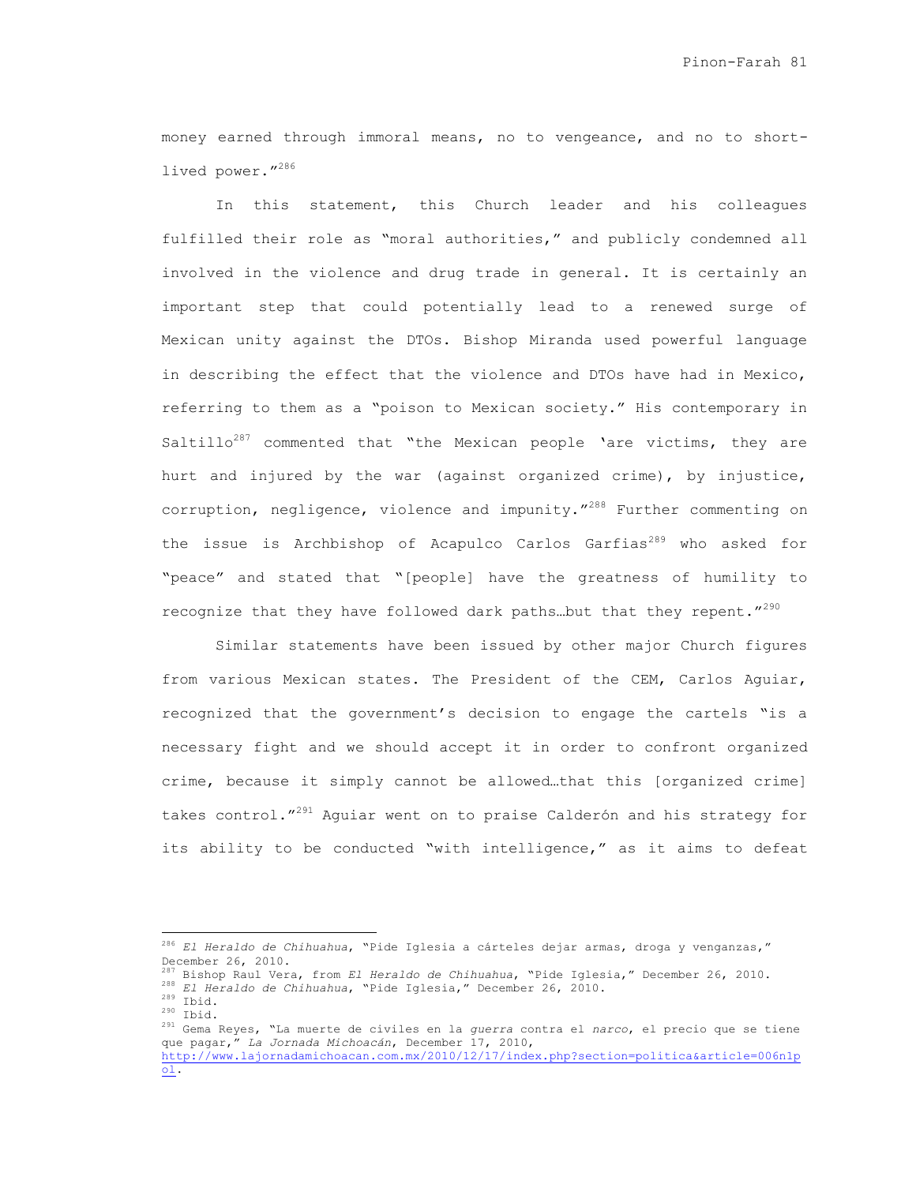money earned through immoral means, no to vengeance, and no to short-lived power."[286]

In this statement, this Church leader and his colleagues fulfilled their role as "moral authorities," and publicly condemned all involved in the violence and drug trade in general. It is certainly an important step that could potentially lead to a renewed surge of Mexican unity against the DTOs. Bishop Miranda used powerful language in describing the effect that the violence and DTOs have had in Mexico, referring to them as a "poison to Mexican society." His contemporary in Saltillo[287] commented that "the Mexican people 'are victims, they are hurt and injured by the war (against organized crime), by injustice, corruption, negligence, violence and impunity."[288] Further commenting on the issue is Archbishop of Acapulco Carlos Garfias[289] who asked for "peace" and stated that "[people] have the greatness of humility to recognize that they have followed dark paths…but that they repent."[290]

Similar statements have been issued by other major Church figures from various Mexican states. The President of the CEM, Carlos Aguiar, recognized that the government's decision to engage the cartels "is a necessary fight and we should accept it in order to confront organized crime, because it simply cannot be allowed…that this [organized crime] takes control."[291] Aguiar went on to praise Calderón and his strategy for its ability to be conducted "with intelligence," as it aims to defeat

---

[286] *El Heraldo de Chihuahua*, "Pide Iglesia a cárteles dejar armas, droga y venganzas," December 26, 2010.
[287] Bishop Raul Vera, from *El Heraldo de Chihuahua*, "Pide Iglesia," December 26, 2010.
[288] *El Heraldo de Chihuahua*, "Pide Iglesia," December 26, 2010.
[289] Ibid.
[290] Ibid.
[291] Gema Reyes, "La muerte de civiles en la *guerra* contra el *narco*, el precio que se tiene que pagar," *La Jornada Michoacán*, December 17, 2010, http://www.lajornadamichoacan.com.mx/2010/12/17/index.php?section=politica&article=006n1pol.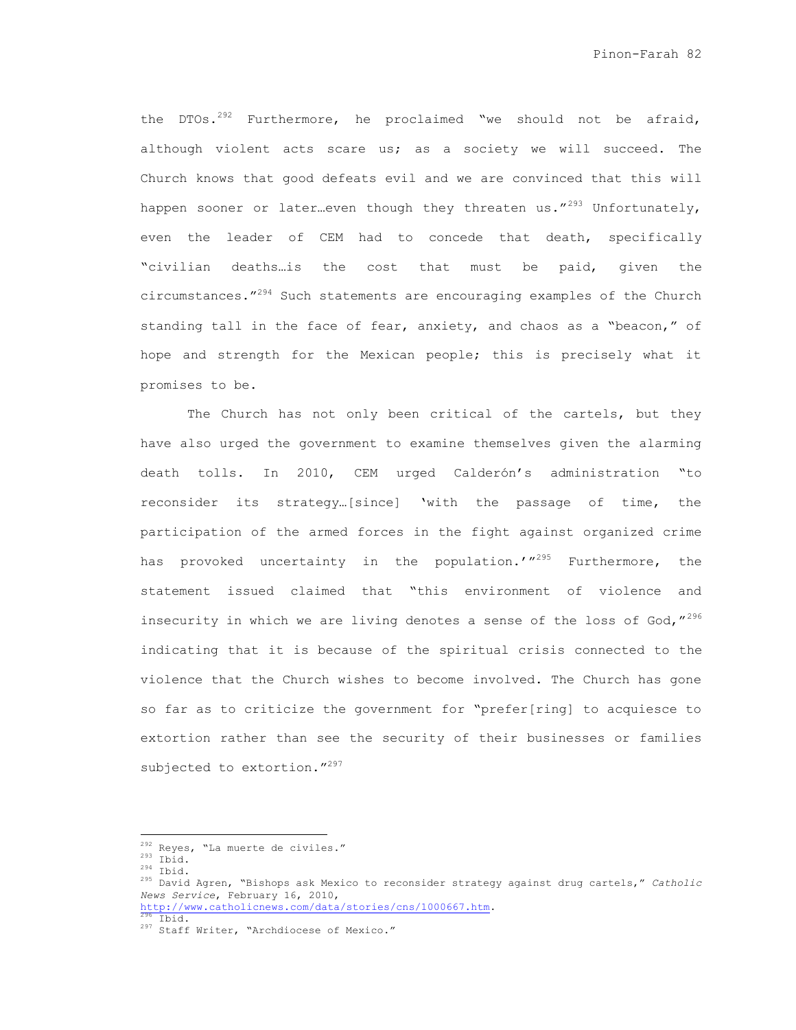the DTOs.[292] Furthermore, he proclaimed "we should not be afraid, although violent acts scare us; as a society we will succeed. The Church knows that good defeats evil and we are convinced that this will happen sooner or later…even though they threaten us."[293] Unfortunately, even the leader of CEM had to concede that death, specifically "civilian deaths…is the cost that must be paid, given the circumstances."[294] Such statements are encouraging examples of the Church standing tall in the face of fear, anxiety, and chaos as a "beacon," of hope and strength for the Mexican people; this is precisely what it promises to be.

The Church has not only been critical of the cartels, but they have also urged the government to examine themselves given the alarming death tolls. In 2010, CEM urged Calderón's administration "to reconsider its strategy…[since] 'with the passage of time, the participation of the armed forces in the fight against organized crime has provoked uncertainty in the population.'"[295] Furthermore, the statement issued claimed that "this environment of violence and insecurity in which we are living denotes a sense of the loss of God,"[296] indicating that it is because of the spiritual crisis connected to the violence that the Church wishes to become involved. The Church has gone so far as to criticize the government for "prefer[ring] to acquiesce to extortion rather than see the security of their businesses or families subjected to extortion."[297]

---

[292] Reyes, "La muerte de civiles."
[293] Ibid.
[294] Ibid.
[295] David Agren, "Bishops ask Mexico to reconsider strategy against drug cartels," *Catholic News Service*, February 16, 2010, http://www.catholicnews.com/data/stories/cns/1000667.htm.
[296] Ibid.
[297] Staff Writer, "Archdiocese of Mexico."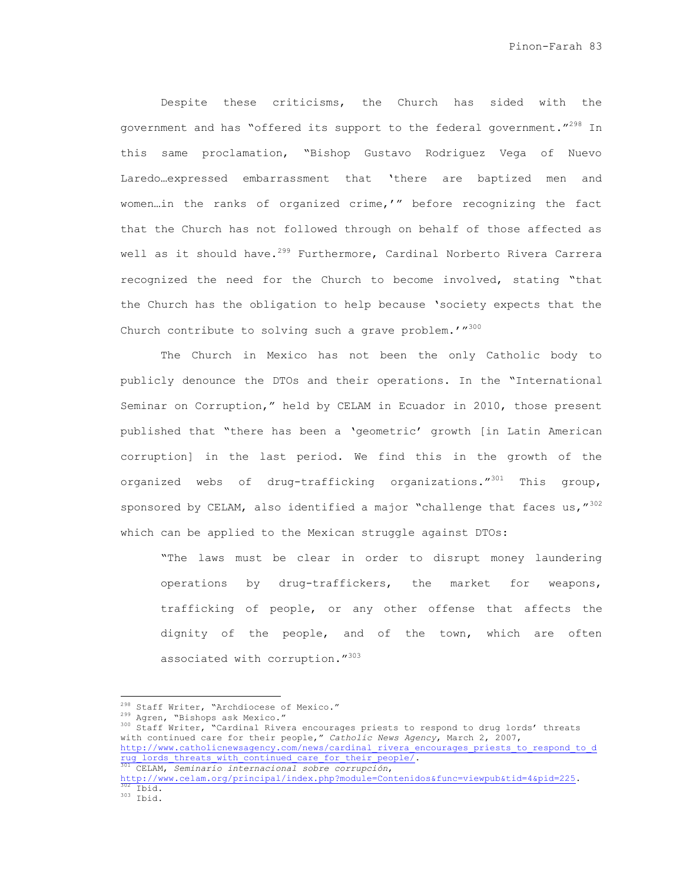Despite these criticisms, the Church has sided with the government and has "offered its support to the federal government."[298] In this same proclamation, "Bishop Gustavo Rodriguez Vega of Nuevo Laredo…expressed embarrassment that 'there are baptized men and women…in the ranks of organized crime,'" before recognizing the fact that the Church has not followed through on behalf of those affected as well as it should have.[299] Furthermore, Cardinal Norberto Rivera Carrera recognized the need for the Church to become involved, stating "that the Church has the obligation to help because 'society expects that the Church contribute to solving such a grave problem.'"[300]

The Church in Mexico has not been the only Catholic body to publicly denounce the DTOs and their operations. In the "International Seminar on Corruption," held by CELAM in Ecuador in 2010, those present published that "there has been a 'geometric' growth [in Latin American corruption] in the last period. We find this in the growth of the organized webs of drug-trafficking organizations."[301] This group, sponsored by CELAM, also identified a major "challenge that faces us,"[302] which can be applied to the Mexican struggle against DTOs:

> "The laws must be clear in order to disrupt money laundering operations by drug-traffickers, the market for weapons, trafficking of people, or any other offense that affects the dignity of the people, and of the town, which are often associated with corruption."[303]

---

[298] Staff Writer, "Archdiocese of Mexico."

[299] Agren, "Bishops ask Mexico."

[300] Staff Writer, "Cardinal Rivera encourages priests to respond to drug lords' threats with continued care for their people," *Catholic News Agency*, March 2, 2007, http://www.catholicnewsagency.com/news/cardinal_rivera_encourages_priests_to_respond_to_drug_lords_threats_with_continued_care_for_their_people/.

[301] CELAM, *Seminario internacional sobre corrupción*, http://www.celam.org/principal/index.php?module=Contenidos&func=viewpub&tid=4&pid=225.

[302] Ibid.

[303] Ibid.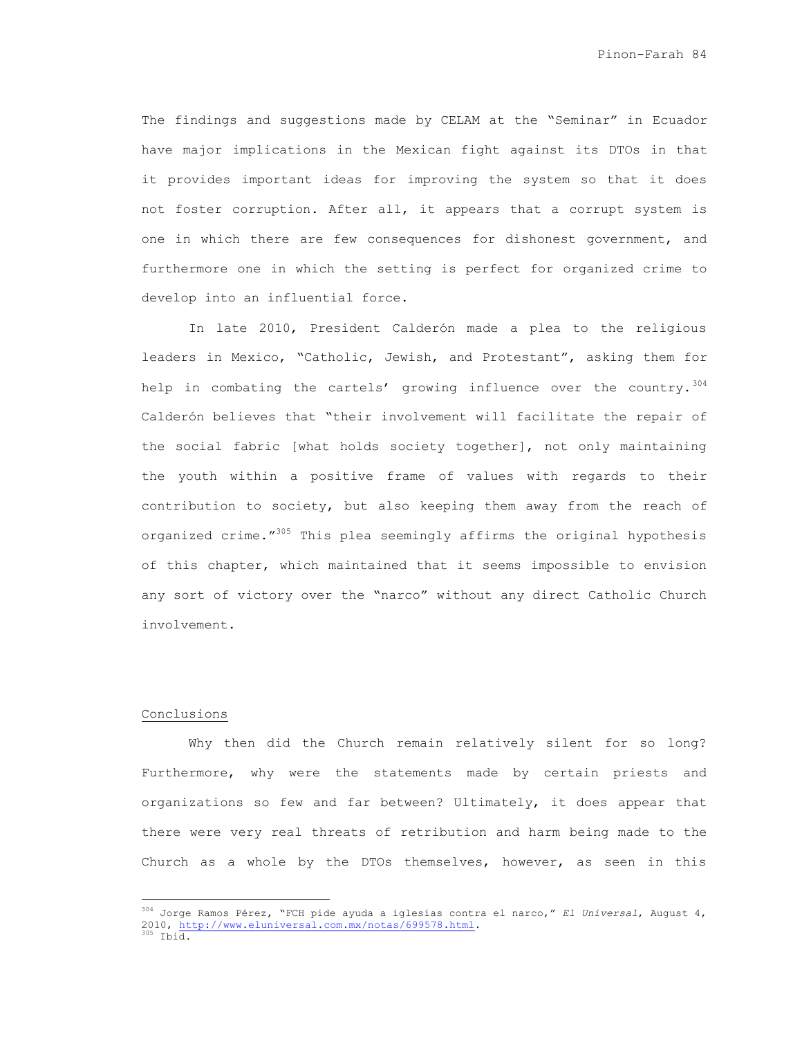The findings and suggestions made by CELAM at the "Seminar" in Ecuador have major implications in the Mexican fight against its DTOs in that it provides important ideas for improving the system so that it does not foster corruption. After all, it appears that a corrupt system is one in which there are few consequences for dishonest government, and furthermore one in which the setting is perfect for organized crime to develop into an influential force.

In late 2010, President Calderón made a plea to the religious leaders in Mexico, "Catholic, Jewish, and Protestant", asking them for help in combating the cartels' growing influence over the country.[304] Calderón believes that "their involvement will facilitate the repair of the social fabric [what holds society together], not only maintaining the youth within a positive frame of values with regards to their contribution to society, but also keeping them away from the reach of organized crime."[305] This plea seemingly affirms the original hypothesis of this chapter, which maintained that it seems impossible to envision any sort of victory over the "narco" without any direct Catholic Church involvement.

## Conclusions

Why then did the Church remain relatively silent for so long? Furthermore, why were the statements made by certain priests and organizations so few and far between? Ultimately, it does appear that there were very real threats of retribution and harm being made to the Church as a whole by the DTOs themselves, however, as seen in this

---

[304] Jorge Ramos Pérez, "FCH pide ayuda a iglesias contra el narco," *El Universal*, August 4, 2010, http://www.eluniversal.com.mx/notas/699578.html.

[305] Ibid.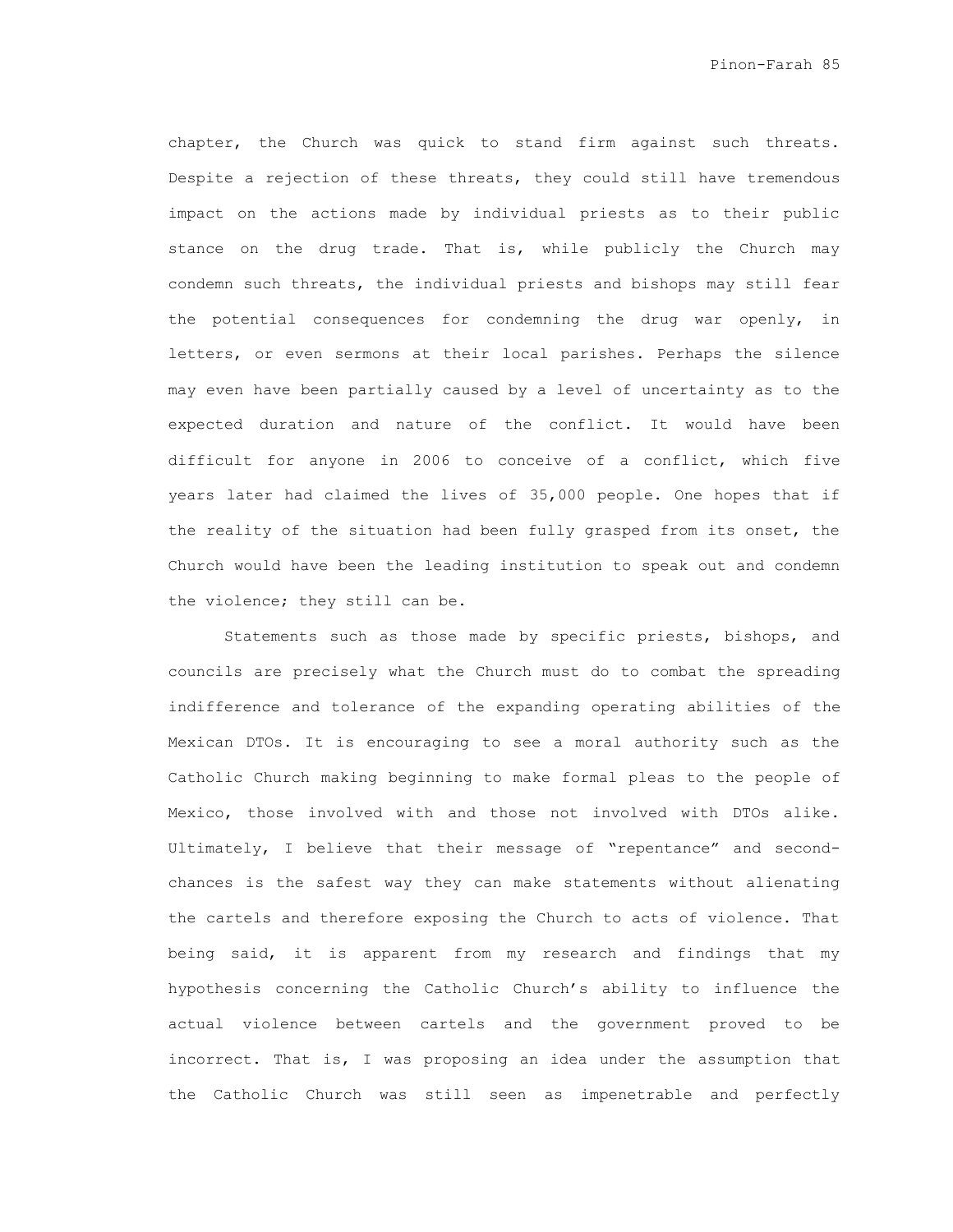chapter, the Church was quick to stand firm against such threats. Despite a rejection of these threats, they could still have tremendous impact on the actions made by individual priests as to their public stance on the drug trade. That is, while publicly the Church may condemn such threats, the individual priests and bishops may still fear the potential consequences for condemning the drug war openly, in letters, or even sermons at their local parishes. Perhaps the silence may even have been partially caused by a level of uncertainty as to the expected duration and nature of the conflict. It would have been difficult for anyone in 2006 to conceive of a conflict, which five years later had claimed the lives of 35,000 people. One hopes that if the reality of the situation had been fully grasped from its onset, the Church would have been the leading institution to speak out and condemn the violence; they still can be.

Statements such as those made by specific priests, bishops, and councils are precisely what the Church must do to combat the spreading indifference and tolerance of the expanding operating abilities of the Mexican DTOs. It is encouraging to see a moral authority such as the Catholic Church making beginning to make formal pleas to the people of Mexico, those involved with and those not involved with DTOs alike. Ultimately, I believe that their message of "repentance" and second-chances is the safest way they can make statements without alienating the cartels and therefore exposing the Church to acts of violence. That being said, it is apparent from my research and findings that my hypothesis concerning the Catholic Church's ability to influence the actual violence between cartels and the government proved to be incorrect. That is, I was proposing an idea under the assumption that the Catholic Church was still seen as impenetrable and perfectly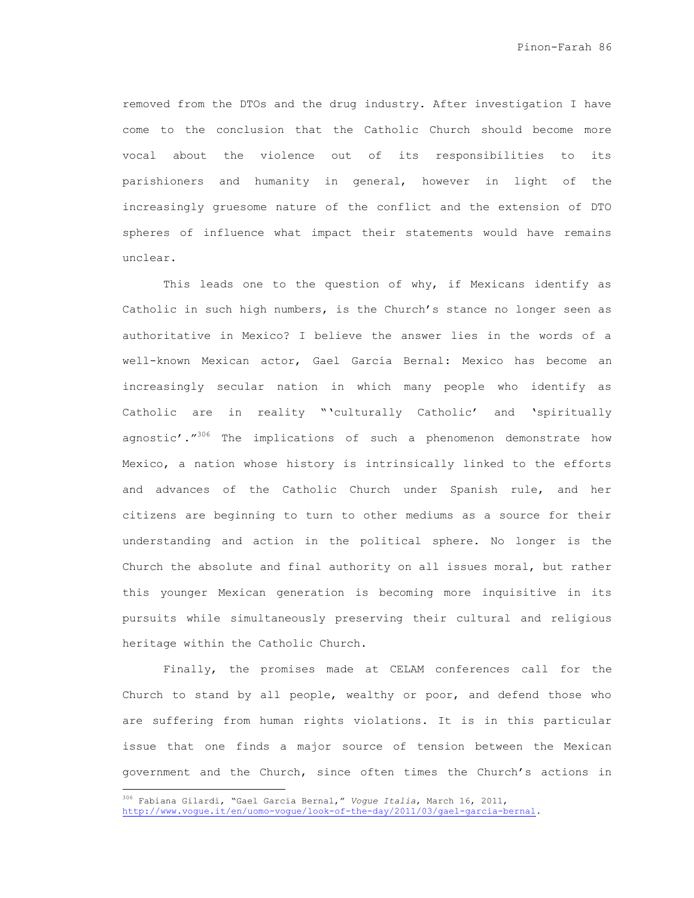removed from the DTOs and the drug industry. After investigation I have come to the conclusion that the Catholic Church should become more vocal about the violence out of its responsibilities to its parishioners and humanity in general, however in light of the increasingly gruesome nature of the conflict and the extension of DTO spheres of influence what impact their statements would have remains unclear.

This leads one to the question of why, if Mexicans identify as Catholic in such high numbers, is the Church's stance no longer seen as authoritative in Mexico? I believe the answer lies in the words of a well-known Mexican actor, Gael García Bernal: Mexico has become an increasingly secular nation in which many people who identify as Catholic are in reality "'culturally Catholic' and 'spiritually agnostic'."[306] The implications of such a phenomenon demonstrate how Mexico, a nation whose history is intrinsically linked to the efforts and advances of the Catholic Church under Spanish rule, and her citizens are beginning to turn to other mediums as a source for their understanding and action in the political sphere. No longer is the Church the absolute and final authority on all issues moral, but rather this younger Mexican generation is becoming more inquisitive in its pursuits while simultaneously preserving their cultural and religious heritage within the Catholic Church.

Finally, the promises made at CELAM conferences call for the Church to stand by all people, wealthy or poor, and defend those who are suffering from human rights violations. It is in this particular issue that one finds a major source of tension between the Mexican government and the Church, since often times the Church's actions in

---

[306] Fabiana Gilardi, "Gael Garcia Bernal," *Vogue Italia*, March 16, 2011, http://www.vogue.it/en/uomo-vogue/look-of-the-day/2011/03/gael-garcia-bernal.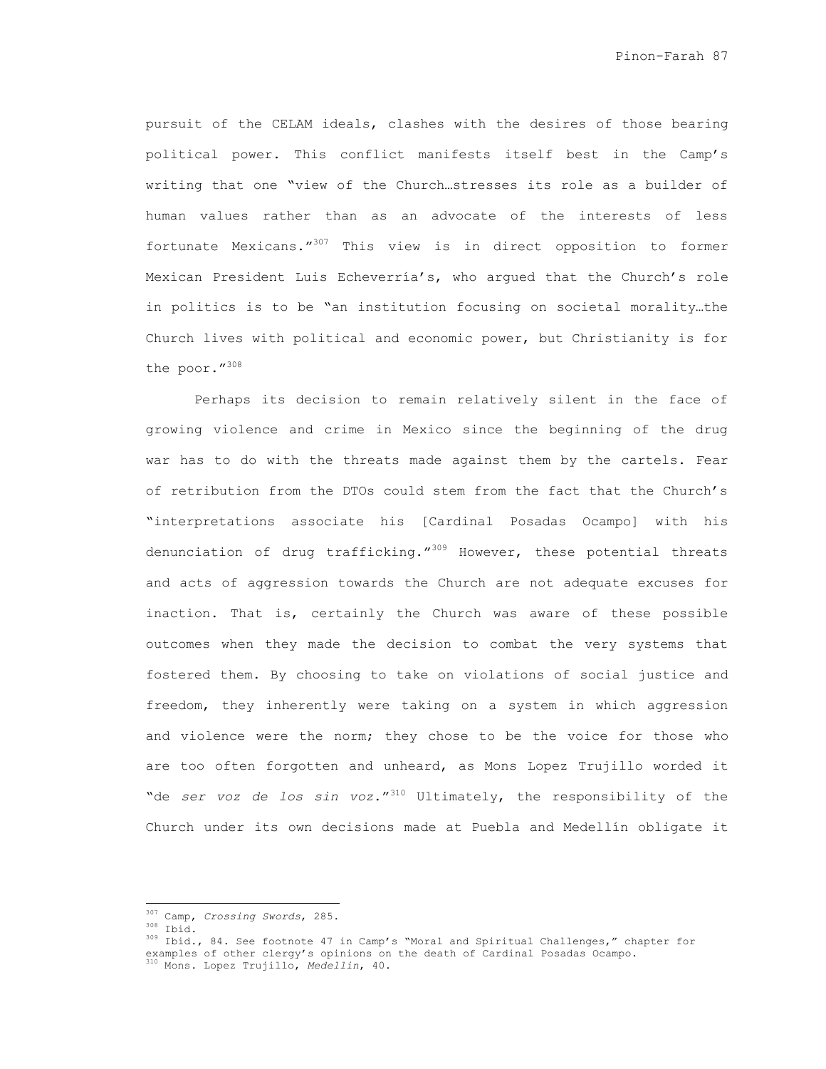pursuit of the CELAM ideals, clashes with the desires of those bearing political power. This conflict manifests itself best in the Camp's writing that one "view of the Church…stresses its role as a builder of human values rather than as an advocate of the interests of less fortunate Mexicans."[307] This view is in direct opposition to former Mexican President Luis Echeverría's, who argued that the Church's role in politics is to be "an institution focusing on societal morality…the Church lives with political and economic power, but Christianity is for the poor."[308]

Perhaps its decision to remain relatively silent in the face of growing violence and crime in Mexico since the beginning of the drug war has to do with the threats made against them by the cartels. Fear of retribution from the DTOs could stem from the fact that the Church's "interpretations associate his [Cardinal Posadas Ocampo] with his denunciation of drug trafficking."[309] However, these potential threats and acts of aggression towards the Church are not adequate excuses for inaction. That is, certainly the Church was aware of these possible outcomes when they made the decision to combat the very systems that fostered them. By choosing to take on violations of social justice and freedom, they inherently were taking on a system in which aggression and violence were the norm; they chose to be the voice for those who are too often forgotten and unheard, as Mons Lopez Trujillo worded it "de *ser voz de los sin voz*."[310] Ultimately, the responsibility of the Church under its own decisions made at Puebla and Medellín obligate it

---

[307] Camp, *Crossing Swords*, 285.

[308] Ibid.

[309] Ibid., 84. See footnote 47 in Camp's "Moral and Spiritual Challenges," chapter for examples of other clergy's opinions on the death of Cardinal Posadas Ocampo.

[310] Mons. Lopez Trujillo, *Medellin*, 40.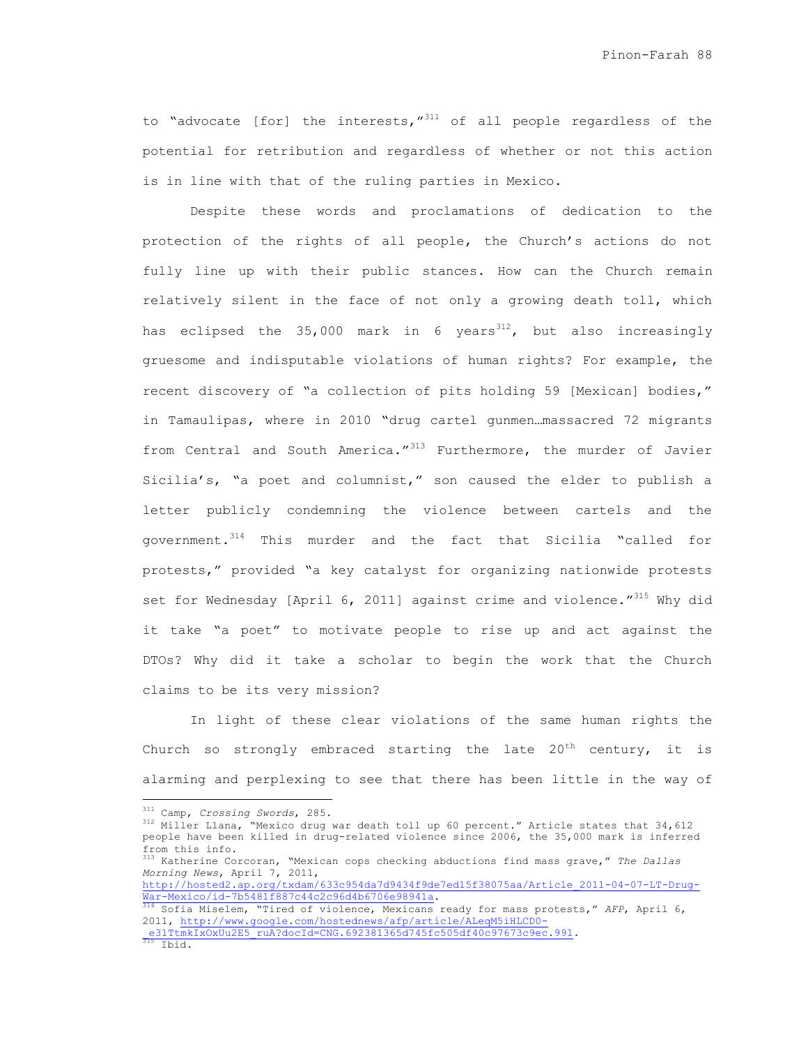to "advocate [for] the interests,"[311] of all people regardless of the potential for retribution and regardless of whether or not this action is in line with that of the ruling parties in Mexico.

Despite these words and proclamations of dedication to the protection of the rights of all people, the Church's actions do not fully line up with their public stances. How can the Church remain relatively silent in the face of not only a growing death toll, which has eclipsed the 35,000 mark in 6 years[312], but also increasingly gruesome and indisputable violations of human rights? For example, the recent discovery of "a collection of pits holding 59 [Mexican] bodies," in Tamaulipas, where in 2010 "drug cartel gunmen…massacred 72 migrants from Central and South America."[313] Furthermore, the murder of Javier Sicilia's, "a poet and columnist," son caused the elder to publish a letter publicly condemning the violence between cartels and the government.[314] This murder and the fact that Sicilia "called for protests," provided "a key catalyst for organizing nationwide protests set for Wednesday [April 6, 2011] against crime and violence."[315] Why did it take "a poet" to motivate people to rise up and act against the DTOs? Why did it take a scholar to begin the work that the Church claims to be its very mission?

In light of these clear violations of the same human rights the Church so strongly embraced starting the late 20th century, it is alarming and perplexing to see that there has been little in the way of

---

[311] Camp, *Crossing Swords*, 285.

[312] Miller Llana, "Mexico drug war death toll up 60 percent." Article states that 34,612 people have been killed in drug-related violence since 2006, the 35,000 mark is inferred from this info.

[313] Katherine Corcoran, "Mexican cops checking abductions find mass grave," *The Dallas Morning News*, April 7, 2011, http://hosted2.ap.org/txdam/633c954da7d9434f9de7ed15f38075aa/Article_2011-04-07-LT-Drug-War-Mexico/id-7b5481f887c44c2c96d4b6706e98941a.

[314] Sofia Miselem, "Tired of violence, Mexicans ready for mass protests," *AFP*, April 6, 2011, http://www.google.com/hostednews/afp/article/ALeqM5iHLCD0-_e31TtmkIxOxUu2E5_ruA?docId=CNG.692381365d745fc505df40c97673c9ec.991.

[315] Ibid.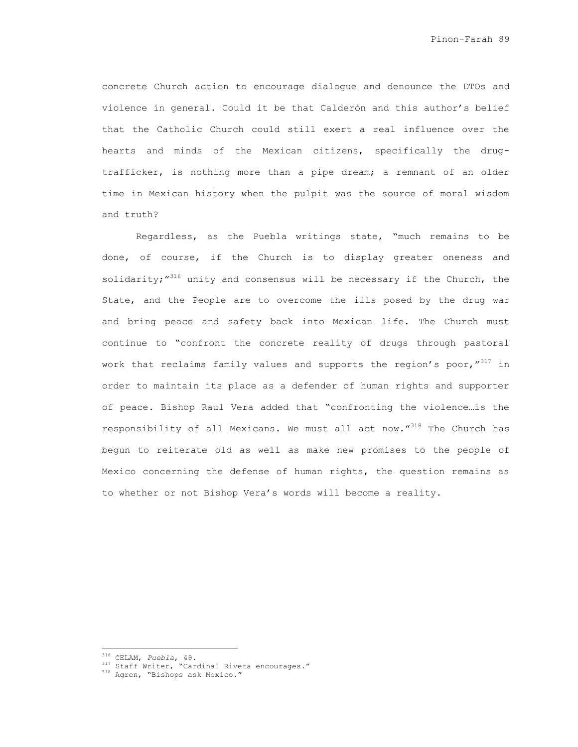concrete Church action to encourage dialogue and denounce the DTOs and violence in general. Could it be that Calderón and this author's belief that the Catholic Church could still exert a real influence over the hearts and minds of the Mexican citizens, specifically the drug-trafficker, is nothing more than a pipe dream; a remnant of an older time in Mexican history when the pulpit was the source of moral wisdom and truth?

Regardless, as the Puebla writings state, "much remains to be done, of course, if the Church is to display greater oneness and solidarity;"[316] unity and consensus will be necessary if the Church, the State, and the People are to overcome the ills posed by the drug war and bring peace and safety back into Mexican life. The Church must continue to "confront the concrete reality of drugs through pastoral work that reclaims family values and supports the region's poor,"[317] in order to maintain its place as a defender of human rights and supporter of peace. Bishop Raul Vera added that "confronting the violence…is the responsibility of all Mexicans. We must all act now."[318] The Church has begun to reiterate old as well as make new promises to the people of Mexico concerning the defense of human rights, the question remains as to whether or not Bishop Vera's words will become a reality.

---

[316] CELAM, *Puebla*, 49.
[317] Staff Writer, "Cardinal Rivera encourages."
[318] Agren, "Bishops ask Mexico."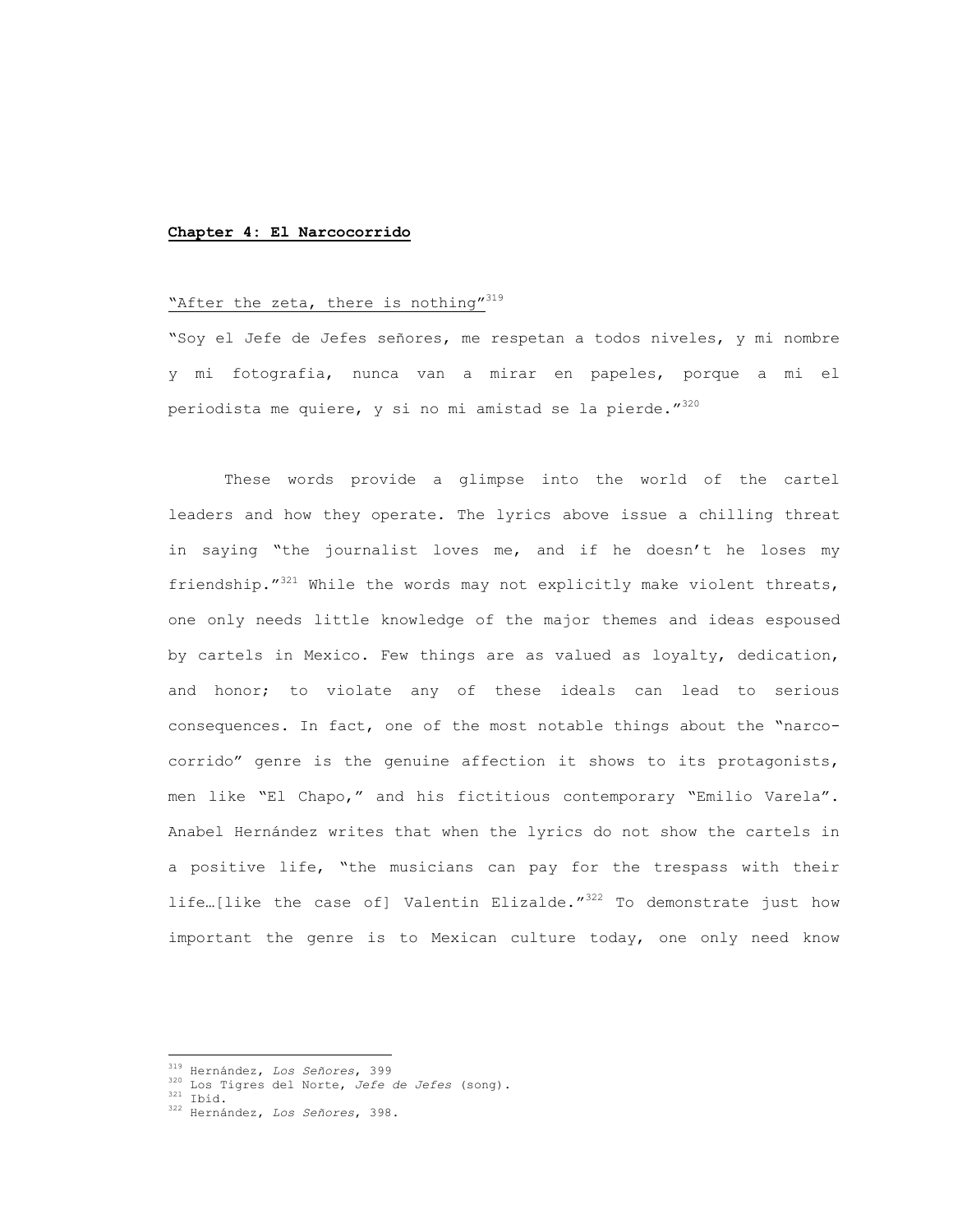**Chapter 4: El Narcocorrido**

"After the zeta, there is nothing"[319]

"Soy el Jefe de Jefes señores, me respetan a todos niveles, y mi nombre y mi fotografia, nunca van a mirar en papeles, porque a mi el periodista me quiere, y si no mi amistad se la pierde."[320]

These words provide a glimpse into the world of the cartel leaders and how they operate. The lyrics above issue a chilling threat in saying "the journalist loves me, and if he doesn't he loses my friendship."[321] While the words may not explicitly make violent threats, one only needs little knowledge of the major themes and ideas espoused by cartels in Mexico. Few things are as valued as loyalty, dedication, and honor; to violate any of these ideals can lead to serious consequences. In fact, one of the most notable things about the "narco-corrido" genre is the genuine affection it shows to its protagonists, men like "El Chapo," and his fictitious contemporary "Emilio Varela". Anabel Hernández writes that when the lyrics do not show the cartels in a positive life, "the musicians can pay for the trespass with their life…[like the case of] Valentin Elizalde."[322] To demonstrate just how important the genre is to Mexican culture today, one only need know

---

[319] Hernández, *Los Señores*, 399

[320] Los Tigres del Norte, *Jefe de Jefes* (song).

[321] Ibid.

[322] Hernández, *Los Señores*, 398.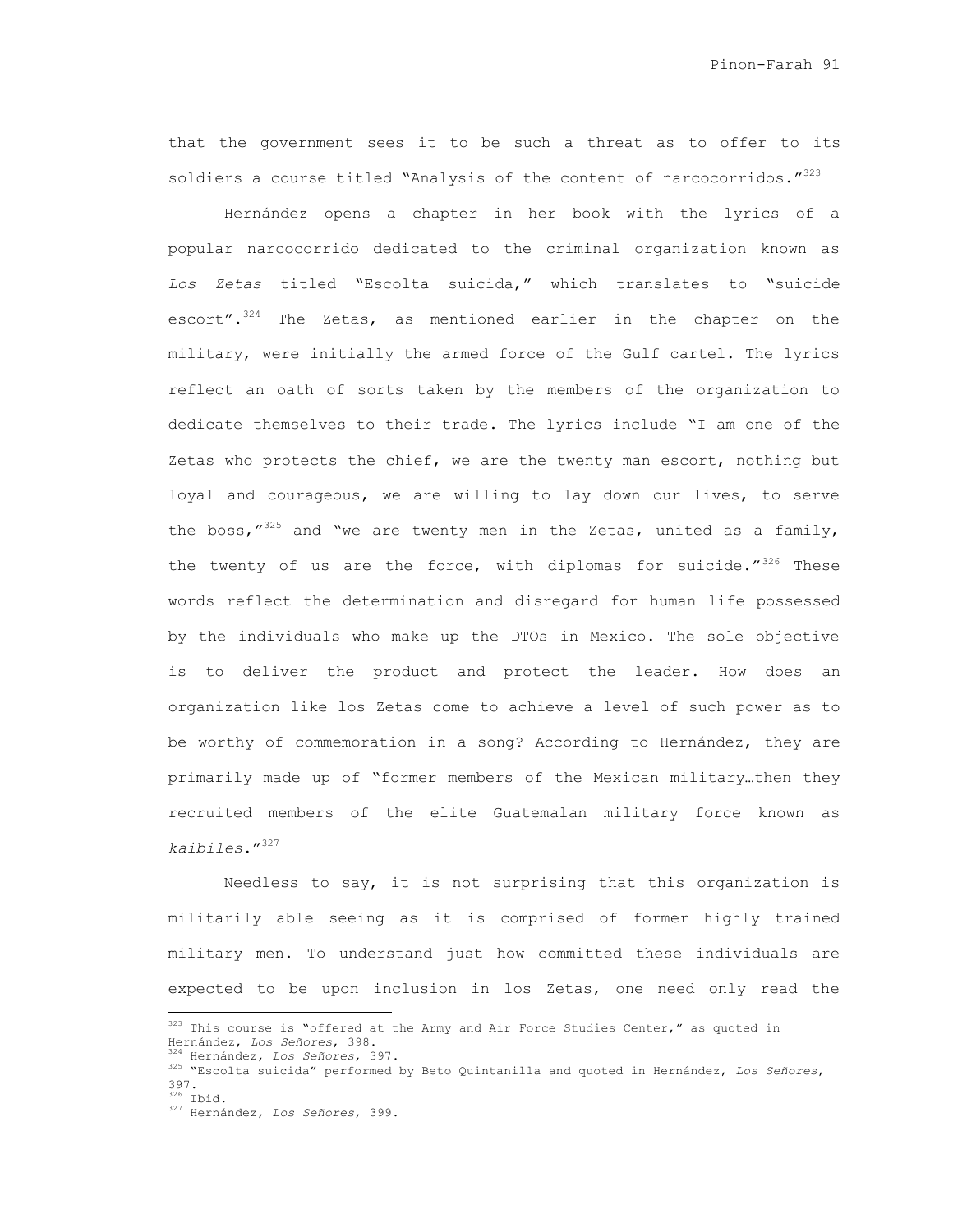that the government sees it to be such a threat as to offer to its soldiers a course titled "Analysis of the content of narcocorridos."[323]

Hernández opens a chapter in her book with the lyrics of a popular narcocorrido dedicated to the criminal organization known as *Los Zetas* titled "Escolta suicida," which translates to "suicide escort".[324] The Zetas, as mentioned earlier in the chapter on the military, were initially the armed force of the Gulf cartel. The lyrics reflect an oath of sorts taken by the members of the organization to dedicate themselves to their trade. The lyrics include "I am one of the Zetas who protects the chief, we are the twenty man escort, nothing but loyal and courageous, we are willing to lay down our lives, to serve the boss,"[325] and "we are twenty men in the Zetas, united as a family, the twenty of us are the force, with diplomas for suicide."[326] These words reflect the determination and disregard for human life possessed by the individuals who make up the DTOs in Mexico. The sole objective is to deliver the product and protect the leader. How does an organization like los Zetas come to achieve a level of such power as to be worthy of commemoration in a song? According to Hernández, they are primarily made up of "former members of the Mexican military…then they recruited members of the elite Guatemalan military force known as *kaibiles*."[327]

Needless to say, it is not surprising that this organization is militarily able seeing as it is comprised of former highly trained military men. To understand just how committed these individuals are expected to be upon inclusion in los Zetas, one need only read the

---

[323] This course is "offered at the Army and Air Force Studies Center," as quoted in Hernández, *Los Señores*, 398.

[324] Hernández, *Los Señores*, 397.

[325] "Escolta suicida" performed by Beto Quintanilla and quoted in Hernández, *Los Señores*, 397.

[326] Ibid.

[327] Hernández, *Los Señores*, 399.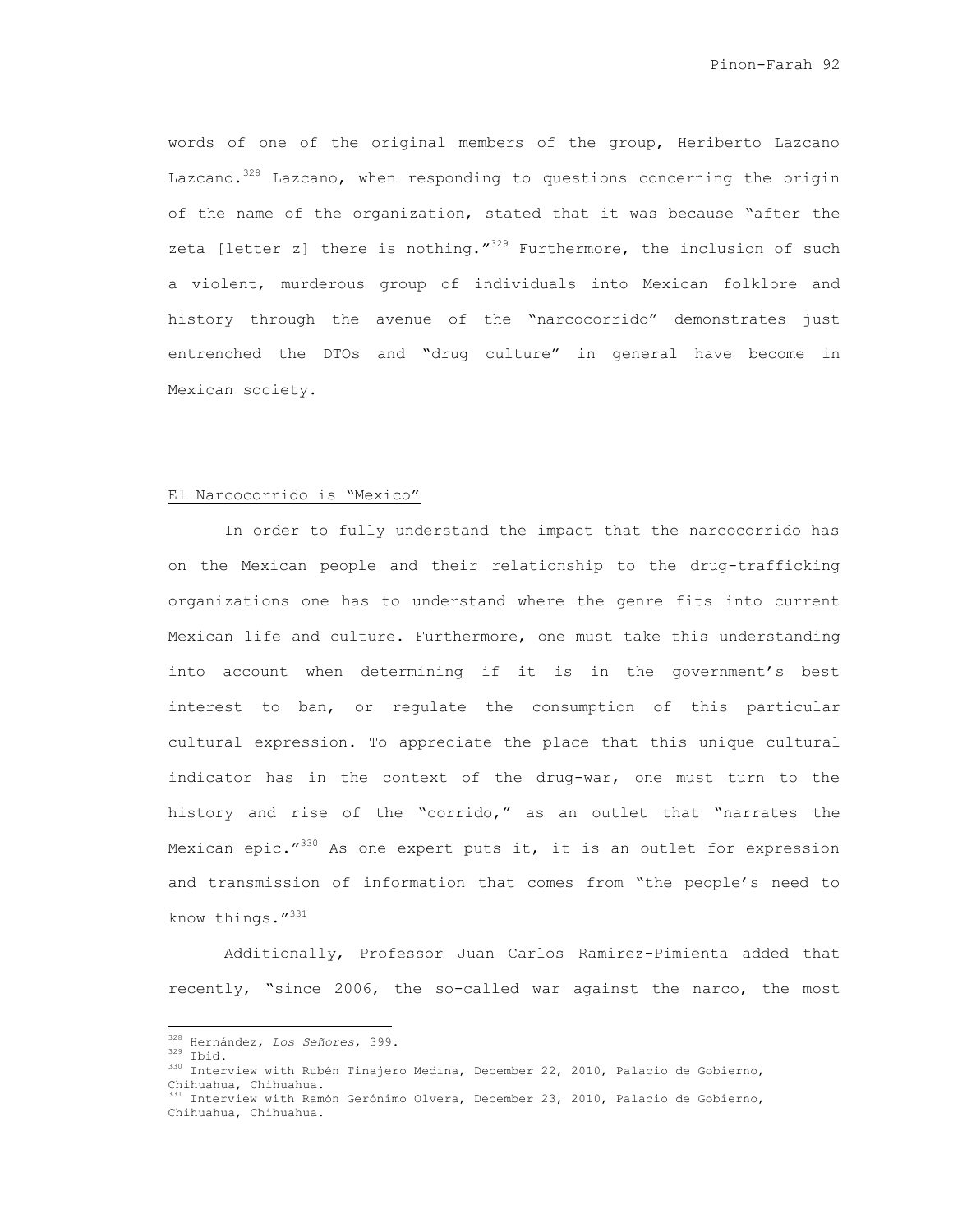words of one of the original members of the group, Heriberto Lazcano Lazcano.[328] Lazcano, when responding to questions concerning the origin of the name of the organization, stated that it was because "after the zeta [letter z] there is nothing."[329] Furthermore, the inclusion of such a violent, murderous group of individuals into Mexican folklore and history through the avenue of the "narcocorrido" demonstrates just entrenched the DTOs and "drug culture" in general have become in Mexican society.

## El Narcocorrido is "Mexico"

In order to fully understand the impact that the narcocorrido has on the Mexican people and their relationship to the drug-trafficking organizations one has to understand where the genre fits into current Mexican life and culture. Furthermore, one must take this understanding into account when determining if it is in the government's best interest to ban, or regulate the consumption of this particular cultural expression. To appreciate the place that this unique cultural indicator has in the context of the drug-war, one must turn to the history and rise of the "corrido," as an outlet that "narrates the Mexican epic."[330] As one expert puts it, it is an outlet for expression and transmission of information that comes from "the people's need to know things."[331]

Additionally, Professor Juan Carlos Ramirez-Pimienta added that recently, "since 2006, the so-called war against the narco, the most

---

[328] Hernández, *Los Señores*, 399.

[329] Ibid.

[330] Interview with Rubén Tinajero Medina, December 22, 2010, Palacio de Gobierno, Chihuahua, Chihuahua.

[331] Interview with Ramón Gerónimo Olvera, December 23, 2010, Palacio de Gobierno, Chihuahua, Chihuahua.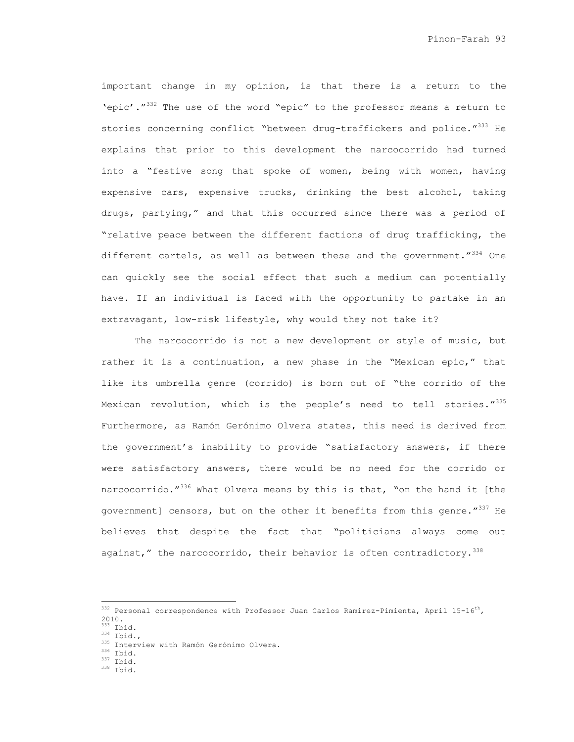important change in my opinion, is that there is a return to the 'epic'."[332] The use of the word "epic" to the professor means a return to stories concerning conflict "between drug-traffickers and police."[333] He explains that prior to this development the narcocorrido had turned into a "festive song that spoke of women, being with women, having expensive cars, expensive trucks, drinking the best alcohol, taking drugs, partying," and that this occurred since there was a period of "relative peace between the different factions of drug trafficking, the different cartels, as well as between these and the government."[334] One can quickly see the social effect that such a medium can potentially have. If an individual is faced with the opportunity to partake in an extravagant, low-risk lifestyle, why would they not take it?

The narcocorrido is not a new development or style of music, but rather it is a continuation, a new phase in the "Mexican epic," that like its umbrella genre (corrido) is born out of "the corrido of the Mexican revolution, which is the people's need to tell stories."[335] Furthermore, as Ramón Gerónimo Olvera states, this need is derived from the government's inability to provide "satisfactory answers, if there were satisfactory answers, there would be no need for the corrido or narcocorrido."[336] What Olvera means by this is that, "on the hand it [the government] censors, but on the other it benefits from this genre."[337] He believes that despite the fact that "politicians always come out against," the narcocorrido, their behavior is often contradictory.[338]

---

[332] Personal correspondence with Professor Juan Carlos Ramirez-Pimienta, April 15-16th, 2010.
[333] Ibid.
[334] Ibid.,
[335] Interview with Ramón Gerónimo Olvera.
[336] Ibid.
[337] Ibid.
[338] Ibid.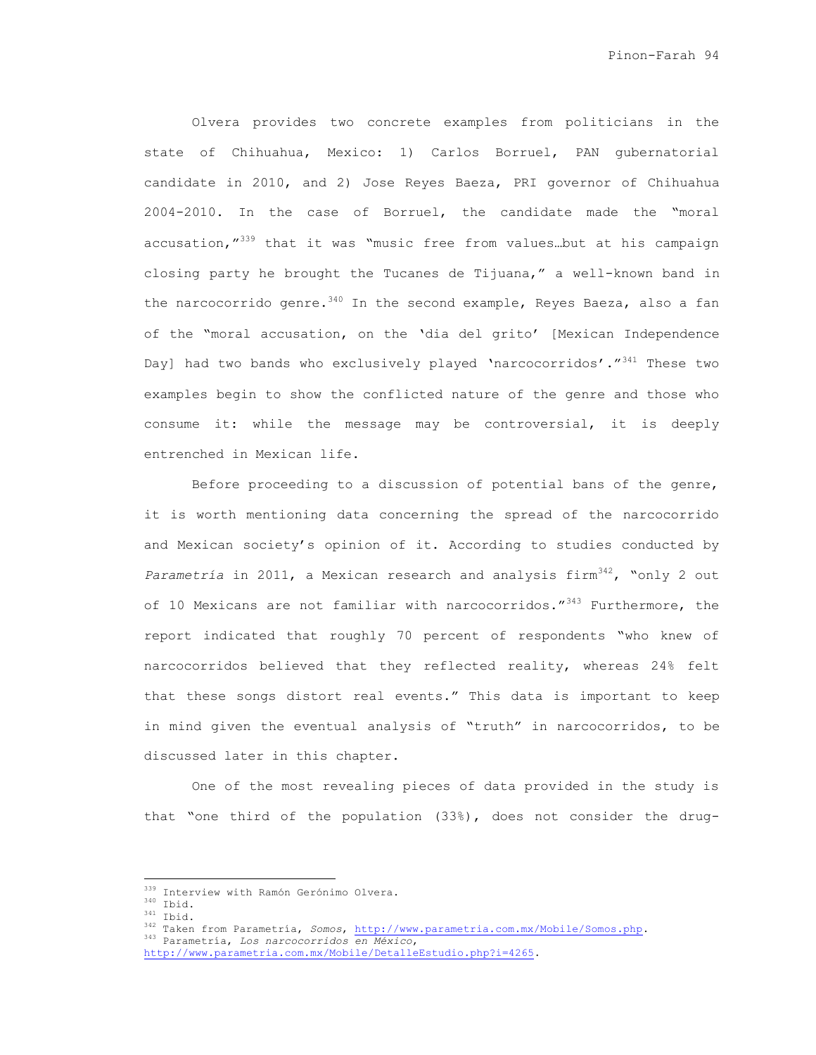Olvera provides two concrete examples from politicians in the state of Chihuahua, Mexico: 1) Carlos Borruel, PAN gubernatorial candidate in 2010, and 2) Jose Reyes Baeza, PRI governor of Chihuahua 2004-2010. In the case of Borruel, the candidate made the "moral accusation,"[339] that it was "music free from values…but at his campaign closing party he brought the Tucanes de Tijuana," a well-known band in the narcocorrido genre.[340] In the second example, Reyes Baeza, also a fan of the "moral accusation, on the 'dia del grito' [Mexican Independence Day] had two bands who exclusively played 'narcocorridos'."[341] These two examples begin to show the conflicted nature of the genre and those who consume it: while the message may be controversial, it is deeply entrenched in Mexican life.

Before proceeding to a discussion of potential bans of the genre, it is worth mentioning data concerning the spread of the narcocorrido and Mexican society's opinion of it. According to studies conducted by *Parametría* in 2011, a Mexican research and analysis firm[342], "only 2 out of 10 Mexicans are not familiar with narcocorridos."[343] Furthermore, the report indicated that roughly 70 percent of respondents "who knew of narcocorridos believed that they reflected reality, whereas 24% felt that these songs distort real events." This data is important to keep in mind given the eventual analysis of "truth" in narcocorridos, to be discussed later in this chapter.

One of the most revealing pieces of data provided in the study is that "one third of the population (33%), does not consider the drug-

---

[339] Interview with Ramón Gerónimo Olvera.

[340] Ibid.

[341] Ibid.

[342] Taken from Parametría, *Somos*, http://www.parametria.com.mx/Mobile/Somos.php.

[343] Parametría, *Los narcocorridos en México*, http://www.parametria.com.mx/Mobile/DetalleEstudio.php?i=4265.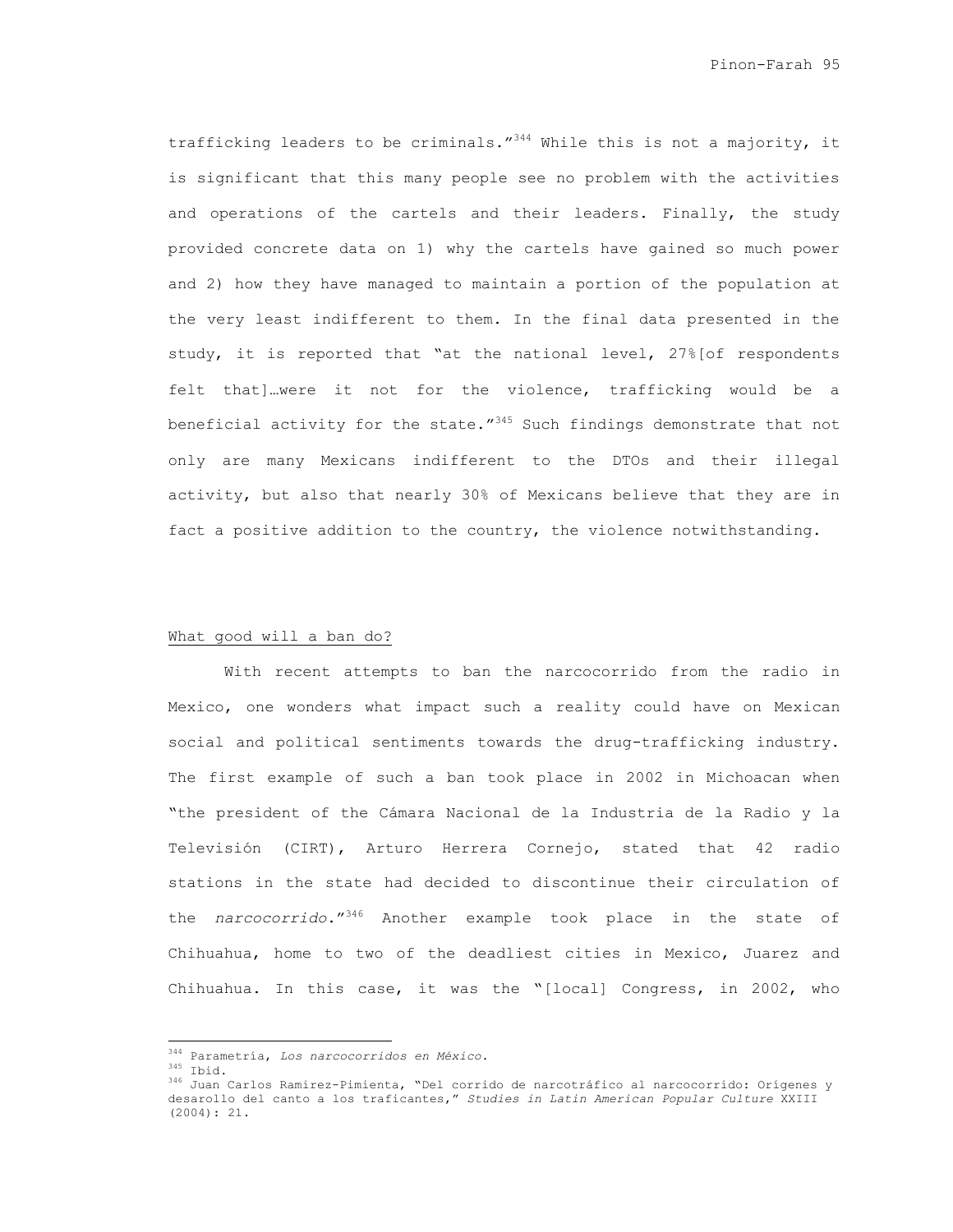trafficking leaders to be criminals."[344] While this is not a majority, it is significant that this many people see no problem with the activities and operations of the cartels and their leaders. Finally, the study provided concrete data on 1) why the cartels have gained so much power and 2) how they have managed to maintain a portion of the population at the very least indifferent to them. In the final data presented in the study, it is reported that "at the national level, 27%[of respondents felt that]…were it not for the violence, trafficking would be a beneficial activity for the state."[345] Such findings demonstrate that not only are many Mexicans indifferent to the DTOs and their illegal activity, but also that nearly 30% of Mexicans believe that they are in fact a positive addition to the country, the violence notwithstanding.

<u>What good will a ban do?</u>

With recent attempts to ban the narcocorrido from the radio in Mexico, one wonders what impact such a reality could have on Mexican social and political sentiments towards the drug-trafficking industry. The first example of such a ban took place in 2002 in Michoacan when "the president of the Cámara Nacional de la Industria de la Radio y la Televisión (CIRT), Arturo Herrera Cornejo, stated that 42 radio stations in the state had decided to discontinue their circulation of the *narcocorrido*."[346] Another example took place in the state of Chihuahua, home to two of the deadliest cities in Mexico, Juarez and Chihuahua. In this case, it was the "[local] Congress, in 2002, who

---

[344] Parametría, *Los narcocorridos en México*.
[345] Ibid.
[346] Juan Carlos Ramirez-Pimienta, "Del corrido de narcotráfico al narcocorrido: Orígenes y desarollo del canto a los traficantes," *Studies in Latin American Popular Culture* XXIII (2004): 21.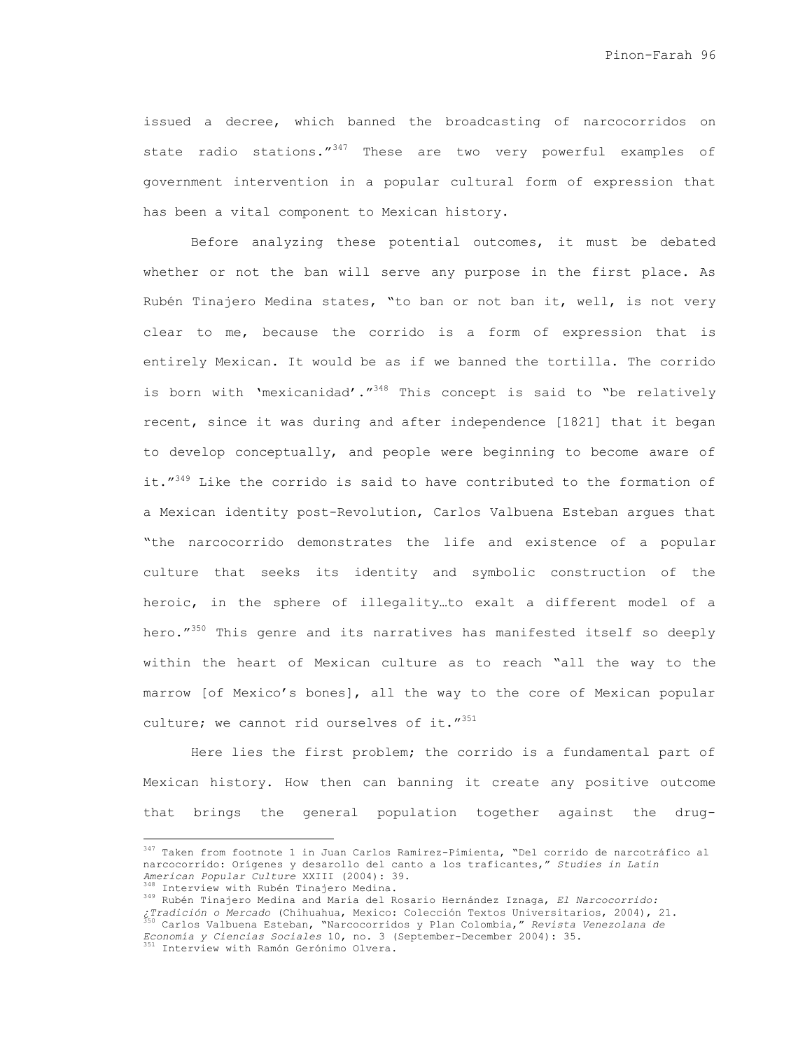issued a decree, which banned the broadcasting of narcocorridos on state radio stations."[347] These are two very powerful examples of government intervention in a popular cultural form of expression that has been a vital component to Mexican history.

Before analyzing these potential outcomes, it must be debated whether or not the ban will serve any purpose in the first place. As Rubén Tinajero Medina states, "to ban or not ban it, well, is not very clear to me, because the corrido is a form of expression that is entirely Mexican. It would be as if we banned the tortilla. The corrido is born with 'mexicanidad'."[348] This concept is said to "be relatively recent, since it was during and after independence [1821] that it began to develop conceptually, and people were beginning to become aware of it."[349] Like the corrido is said to have contributed to the formation of a Mexican identity post-Revolution, Carlos Valbuena Esteban argues that "the narcocorrido demonstrates the life and existence of a popular culture that seeks its identity and symbolic construction of the heroic, in the sphere of illegality…to exalt a different model of a hero."[350] This genre and its narratives has manifested itself so deeply within the heart of Mexican culture as to reach "all the way to the marrow [of Mexico's bones], all the way to the core of Mexican popular culture; we cannot rid ourselves of it."[351]

Here lies the first problem; the corrido is a fundamental part of Mexican history. How then can banning it create any positive outcome that brings the general population together against the drug-

---

[347] Taken from footnote 1 in Juan Carlos Ramirez-Pimienta, "Del corrido de narcotráfico al narcocorrido: Orígenes y desarollo del canto a los traficantes," *Studies in Latin American Popular Culture* XXIII (2004): 39.

[348] Interview with Rubén Tinajero Medina.

[349] Rubén Tinajero Medina and María del Rosario Hernández Iznaga, *El Narcocorrido: ¿Tradición o Mercado* (Chihuahua, Mexico: Colección Textos Universitarios, 2004), 21.

[350] Carlos Valbuena Esteban, "Narcocorridos y Plan Colombia," *Revista Venezolana de Economía y Ciencias Sociales* 10, no. 3 (September-December 2004): 35.

[351] Interview with Ramón Gerónimo Olvera.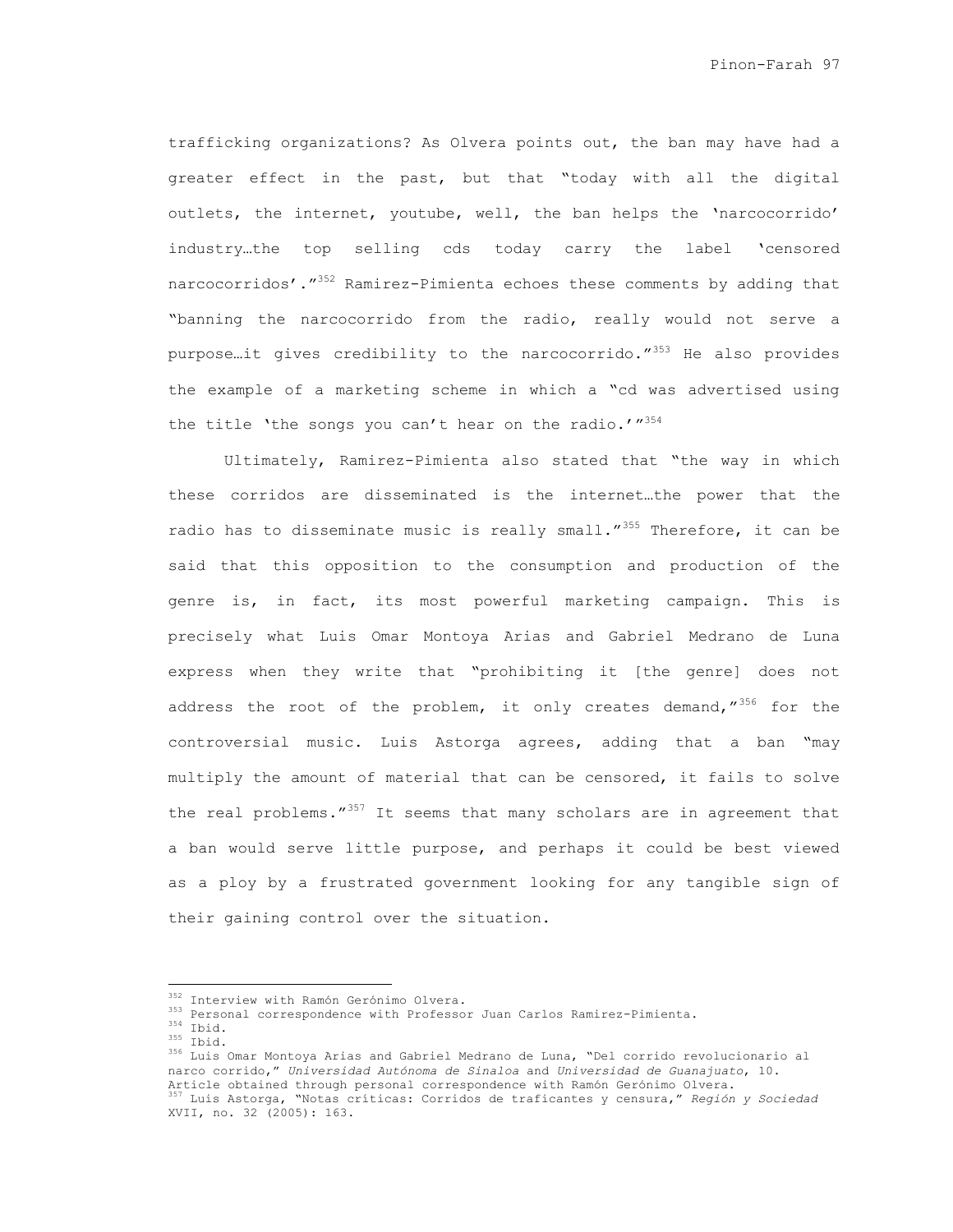trafficking organizations? As Olvera points out, the ban may have had a greater effect in the past, but that "today with all the digital outlets, the internet, youtube, well, the ban helps the 'narcocorrido' industry…the top selling cds today carry the label 'censored narcocorridos'."[352] Ramirez-Pimienta echoes these comments by adding that "banning the narcocorrido from the radio, really would not serve a purpose…it gives credibility to the narcocorrido."[353] He also provides the example of a marketing scheme in which a "cd was advertised using the title 'the songs you can't hear on the radio.'"[354]

Ultimately, Ramirez-Pimienta also stated that "the way in which these corridos are disseminated is the internet…the power that the radio has to disseminate music is really small."[355] Therefore, it can be said that this opposition to the consumption and production of the genre is, in fact, its most powerful marketing campaign. This is precisely what Luis Omar Montoya Arias and Gabriel Medrano de Luna express when they write that "prohibiting it [the genre] does not address the root of the problem, it only creates demand,"[356] for the controversial music. Luis Astorga agrees, adding that a ban "may multiply the amount of material that can be censored, it fails to solve the real problems."[357] It seems that many scholars are in agreement that a ban would serve little purpose, and perhaps it could be best viewed as a ploy by a frustrated government looking for any tangible sign of their gaining control over the situation.

---

[352] Interview with Ramón Gerónimo Olvera.
[353] Personal correspondence with Professor Juan Carlos Ramirez-Pimienta.
[354] Ibid.
[355] Ibid.
[356] Luis Omar Montoya Arias and Gabriel Medrano de Luna, "Del corrido revolucionario al narco corrido," *Universidad Autónoma de Sinaloa* and *Universidad de Guanajuato*, 10. Article obtained through personal correspondence with Ramón Gerónimo Olvera.
[357] Luis Astorga, "Notas críticas: Corridos de traficantes y censura," *Región y Sociedad* XVII, no. 32 (2005): 163.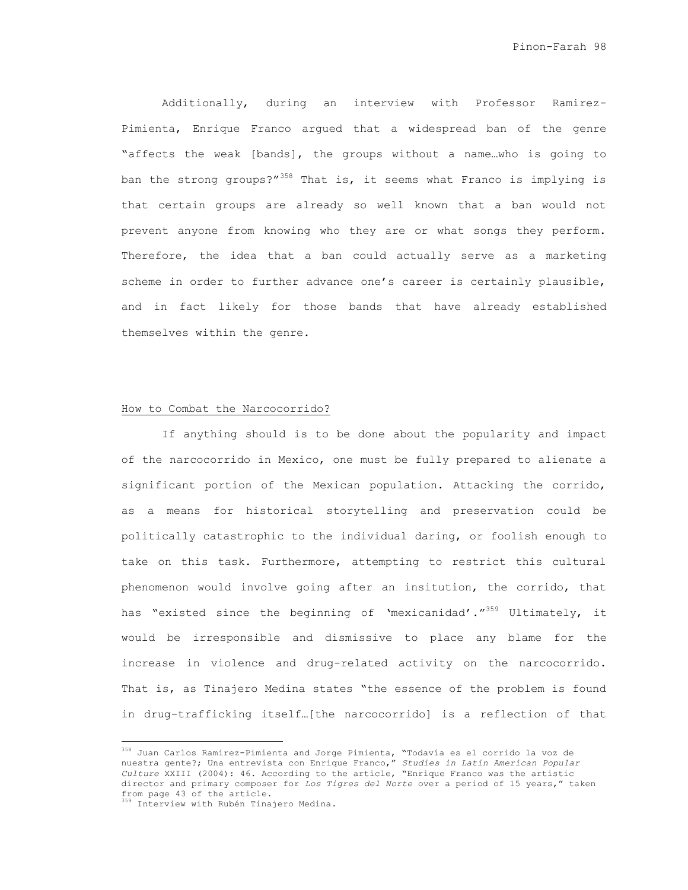Additionally, during an interview with Professor Ramirez-Pimienta, Enrique Franco argued that a widespread ban of the genre "affects the weak [bands], the groups without a name…who is going to ban the strong groups?"[358] That is, it seems what Franco is implying is that certain groups are already so well known that a ban would not prevent anyone from knowing who they are or what songs they perform. Therefore, the idea that a ban could actually serve as a marketing scheme in order to further advance one's career is certainly plausible, and in fact likely for those bands that have already established themselves within the genre.

## How to Combat the Narcocorrido?

If anything should is to be done about the popularity and impact of the narcocorrido in Mexico, one must be fully prepared to alienate a significant portion of the Mexican population. Attacking the corrido, as a means for historical storytelling and preservation could be politically catastrophic to the individual daring, or foolish enough to take on this task. Furthermore, attempting to restrict this cultural phenomenon would involve going after an insitution, the corrido, that has "existed since the beginning of 'mexicanidad'."[359] Ultimately, it would be irresponsible and dismissive to place any blame for the increase in violence and drug-related activity on the narcocorrido. That is, as Tinajero Medina states "the essence of the problem is found in drug-trafficking itself…[the narcocorrido] is a reflection of that

---

[358] Juan Carlos Ramirez-Pimienta and Jorge Pimienta, "Todavía es el corrido la voz de nuestra gente?; Una entrevista con Enrique Franco," *Studies in Latin American Popular Culture* XXIII (2004): 46. According to the article, "Enrique Franco was the artistic director and primary composer for *Los Tigres del Norte* over a period of 15 years," taken from page 43 of the article.

[359] Interview with Rubén Tinajero Medina.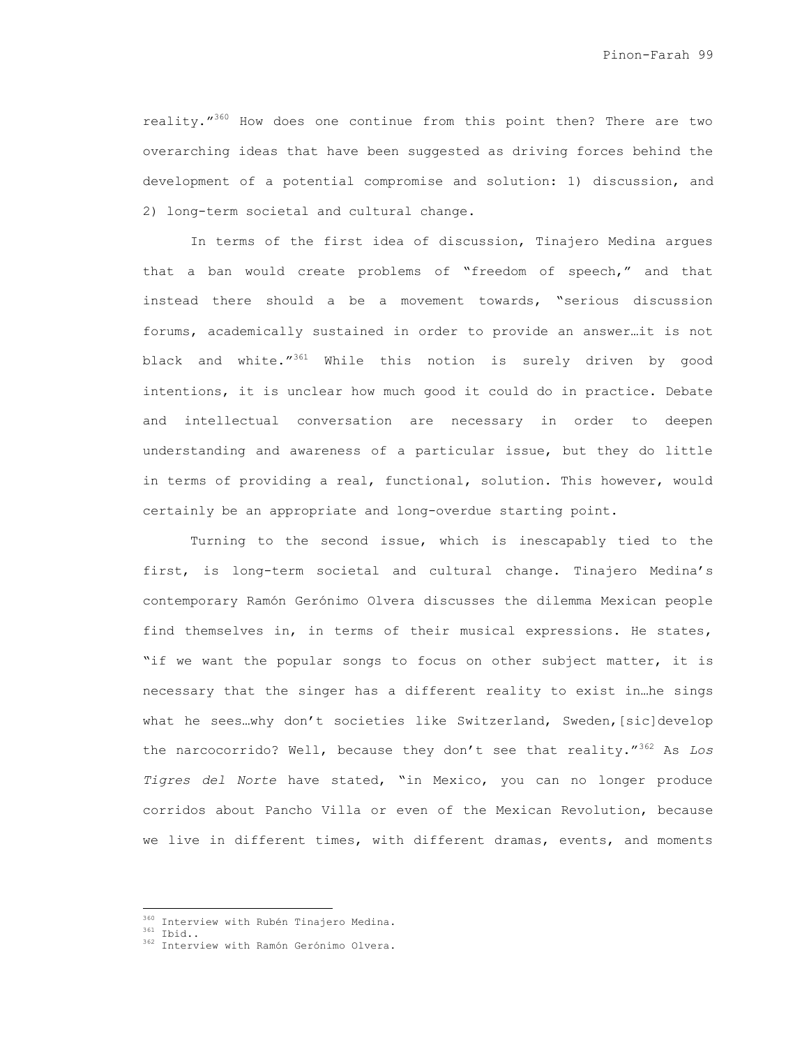reality."[360] How does one continue from this point then? There are two overarching ideas that have been suggested as driving forces behind the development of a potential compromise and solution: 1) discussion, and 2) long-term societal and cultural change.

In terms of the first idea of discussion, Tinajero Medina argues that a ban would create problems of "freedom of speech," and that instead there should a be a movement towards, "serious discussion forums, academically sustained in order to provide an answer…it is not black and white."[361] While this notion is surely driven by good intentions, it is unclear how much good it could do in practice. Debate and intellectual conversation are necessary in order to deepen understanding and awareness of a particular issue, but they do little in terms of providing a real, functional, solution. This however, would certainly be an appropriate and long-overdue starting point.

Turning to the second issue, which is inescapably tied to the first, is long-term societal and cultural change. Tinajero Medina's contemporary Ramón Gerónimo Olvera discusses the dilemma Mexican people find themselves in, in terms of their musical expressions. He states, "if we want the popular songs to focus on other subject matter, it is necessary that the singer has a different reality to exist in…he sings what he sees…why don't societies like Switzerland, Sweden,[sic]develop the narcocorrido? Well, because they don't see that reality."[362] As *Los Tigres del Norte* have stated, "in Mexico, you can no longer produce corridos about Pancho Villa or even of the Mexican Revolution, because we live in different times, with different dramas, events, and moments

---

[360] Interview with Rubén Tinajero Medina.

[361] Ibid..

[362] Interview with Ramón Gerónimo Olvera.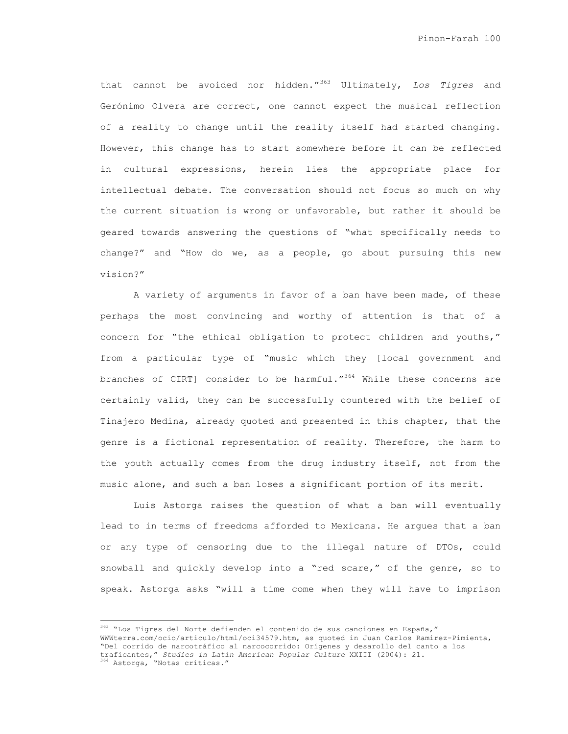that cannot be avoided nor hidden."[363] Ultimately, *Los Tigres* and Gerónimo Olvera are correct, one cannot expect the musical reflection of a reality to change until the reality itself had started changing. However, this change has to start somewhere before it can be reflected in cultural expressions, herein lies the appropriate place for intellectual debate. The conversation should not focus so much on why the current situation is wrong or unfavorable, but rather it should be geared towards answering the questions of "what specifically needs to change?" and "How do we, as a people, go about pursuing this new vision?"

A variety of arguments in favor of a ban have been made, of these perhaps the most convincing and worthy of attention is that of a concern for "the ethical obligation to protect children and youths," from a particular type of "music which they [local government and branches of CIRT] consider to be harmful."[364] While these concerns are certainly valid, they can be successfully countered with the belief of Tinajero Medina, already quoted and presented in this chapter, that the genre is a fictional representation of reality. Therefore, the harm to the youth actually comes from the drug industry itself, not from the music alone, and such a ban loses a significant portion of its merit.

Luis Astorga raises the question of what a ban will eventually lead to in terms of freedoms afforded to Mexicans. He argues that a ban or any type of censoring due to the illegal nature of DTOs, could snowball and quickly develop into a "red scare," of the genre, so to speak. Astorga asks "will a time come when they will have to imprison

---

[363] "Los Tigres del Norte defienden el contenido de sus canciones en España," WWWterra.com/ocio/articulo/html/oci34579.htm, as quoted in Juan Carlos Ramirez-Pimienta, "Del corrido de narcotráfico al narcocorrido: Orígenes y desarollo del canto a los traficantes," *Studies in Latin American Popular Culture* XXIII (2004): 21.

[364] Astorga, "Notas críticas."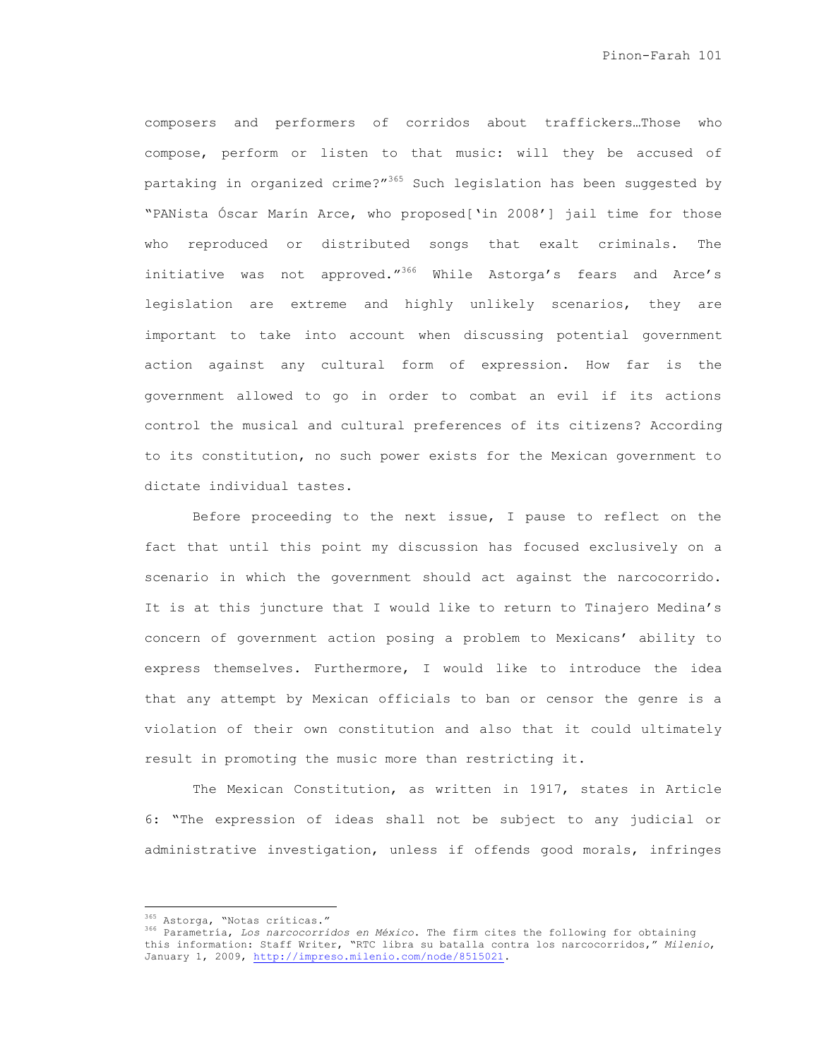composers and performers of corridos about traffickers…Those who compose, perform or listen to that music: will they be accused of partaking in organized crime?"[365] Such legislation has been suggested by "PANista Óscar Marín Arce, who proposed['in 2008'] jail time for those who reproduced or distributed songs that exalt criminals. The initiative was not approved."[366] While Astorga's fears and Arce's legislation are extreme and highly unlikely scenarios, they are important to take into account when discussing potential government action against any cultural form of expression. How far is the government allowed to go in order to combat an evil if its actions control the musical and cultural preferences of its citizens? According to its constitution, no such power exists for the Mexican government to dictate individual tastes.

Before proceeding to the next issue, I pause to reflect on the fact that until this point my discussion has focused exclusively on a scenario in which the government should act against the narcocorrido. It is at this juncture that I would like to return to Tinajero Medina's concern of government action posing a problem to Mexicans' ability to express themselves. Furthermore, I would like to introduce the idea that any attempt by Mexican officials to ban or censor the genre is a violation of their own constitution and also that it could ultimately result in promoting the music more than restricting it.

The Mexican Constitution, as written in 1917, states in Article 6: "The expression of ideas shall not be subject to any judicial or administrative investigation, unless if offends good morals, infringes

---

[365] Astorga, "Notas críticas."

[366] Parametría, *Los narcocorridos en México*. The firm cites the following for obtaining this information: Staff Writer, "RTC libra su batalla contra los narcocorridos," *Milenio*, January 1, 2009, http://impreso.milenio.com/node/8515021.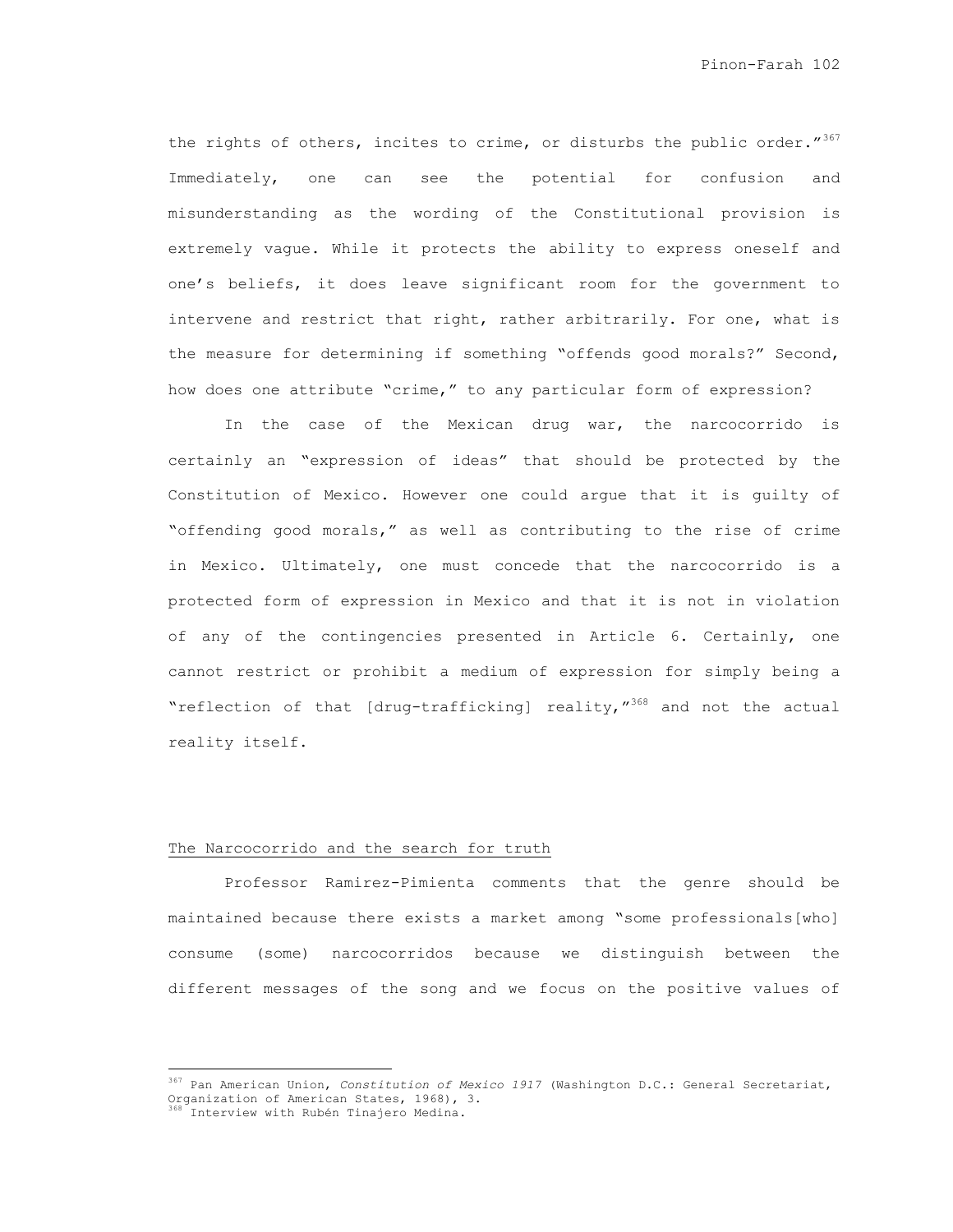the rights of others, incites to crime, or disturbs the public order."[367] Immediately, one can see the potential for confusion and misunderstanding as the wording of the Constitutional provision is extremely vague. While it protects the ability to express oneself and one's beliefs, it does leave significant room for the government to intervene and restrict that right, rather arbitrarily. For one, what is the measure for determining if something "offends good morals?" Second, how does one attribute "crime," to any particular form of expression?

In the case of the Mexican drug war, the narcocorrido is certainly an "expression of ideas" that should be protected by the Constitution of Mexico. However one could argue that it is guilty of "offending good morals," as well as contributing to the rise of crime in Mexico. Ultimately, one must concede that the narcocorrido is a protected form of expression in Mexico and that it is not in violation of any of the contingencies presented in Article 6. Certainly, one cannot restrict or prohibit a medium of expression for simply being a "reflection of that [drug-trafficking] reality,"[368] and not the actual reality itself.

## The Narcocorrido and the search for truth

Professor Ramirez-Pimienta comments that the genre should be maintained because there exists a market among "some professionals[who] consume (some) narcocorridos because we distinguish between the different messages of the song and we focus on the positive values of

---

[367] Pan American Union, *Constitution of Mexico 1917* (Washington D.C.: General Secretariat, Organization of American States, 1968), 3.

[368] Interview with Rubén Tinajero Medina.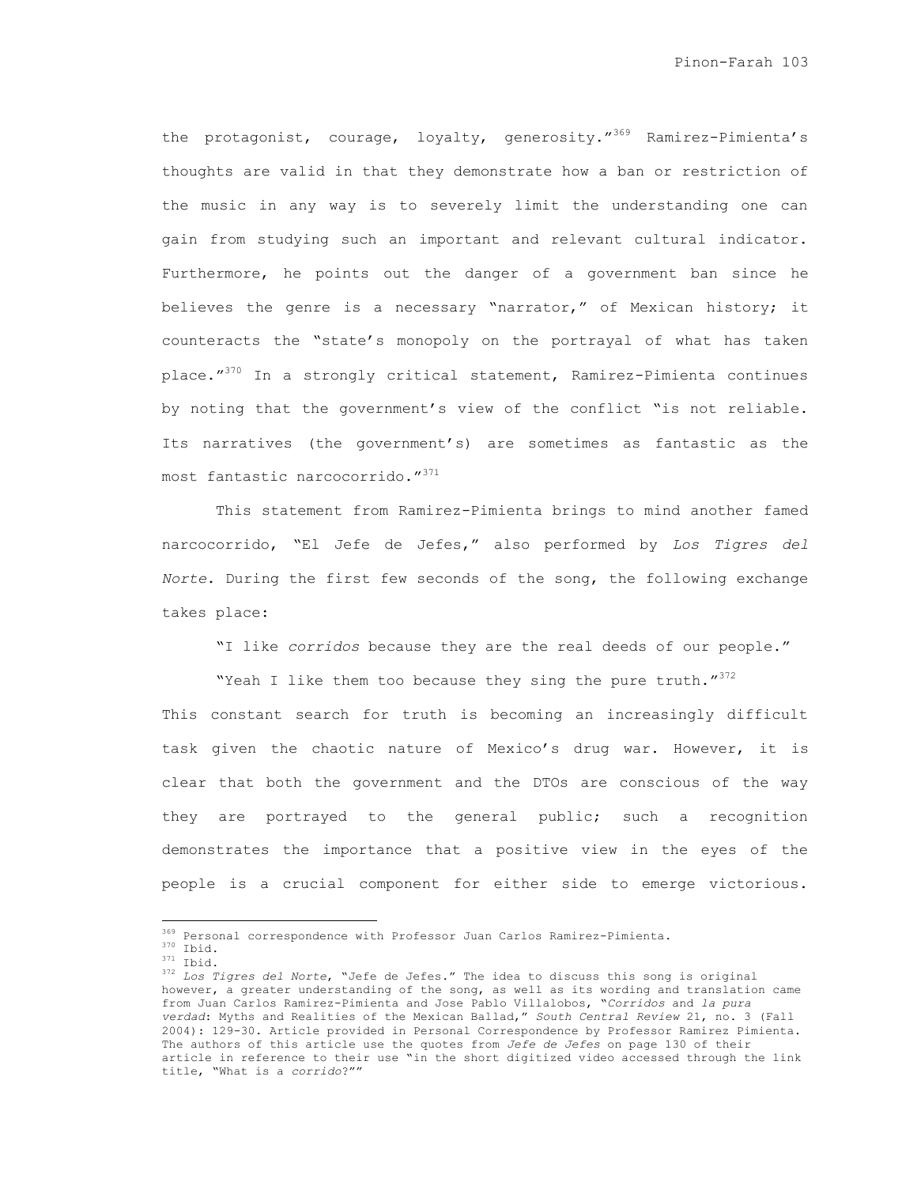the protagonist, courage, loyalty, generosity."[369] Ramirez-Pimienta's thoughts are valid in that they demonstrate how a ban or restriction of the music in any way is to severely limit the understanding one can gain from studying such an important and relevant cultural indicator. Furthermore, he points out the danger of a government ban since he believes the genre is a necessary "narrator," of Mexican history; it counteracts the "state's monopoly on the portrayal of what has taken place."[370] In a strongly critical statement, Ramirez-Pimienta continues by noting that the government's view of the conflict "is not reliable. Its narratives (the government's) are sometimes as fantastic as the most fantastic narcocorrido."[371]

This statement from Ramirez-Pimienta brings to mind another famed narcocorrido, "El Jefe de Jefes," also performed by *Los Tigres del Norte*. During the first few seconds of the song, the following exchange takes place:

"I like *corridos* because they are the real deeds of our people."

"Yeah I like them too because they sing the pure truth."[372]

This constant search for truth is becoming an increasingly difficult task given the chaotic nature of Mexico's drug war. However, it is clear that both the government and the DTOs are conscious of the way they are portrayed to the general public; such a recognition demonstrates the importance that a positive view in the eyes of the people is a crucial component for either side to emerge victorious.

---

[369] Personal correspondence with Professor Juan Carlos Ramirez-Pimienta.
[370] Ibid.
[371] Ibid.
[372] *Los Tigres del Norte*, "Jefe de Jefes." The idea to discuss this song is original however, a greater understanding of the song, as well as its wording and translation came from Juan Carlos Ramirez-Pimienta and Jose Pablo Villalobos, "*Corridos* and *la pura verdad*: Myths and Realities of the Mexican Ballad," *South Central Review* 21, no. 3 (Fall 2004): 129-30. Article provided in Personal Correspondence by Professor Ramirez Pimienta. The authors of this article use the quotes from *Jefe de Jefes* on page 130 of their article in reference to their use "in the short digitized video accessed through the link title, "What is a *corrido*?""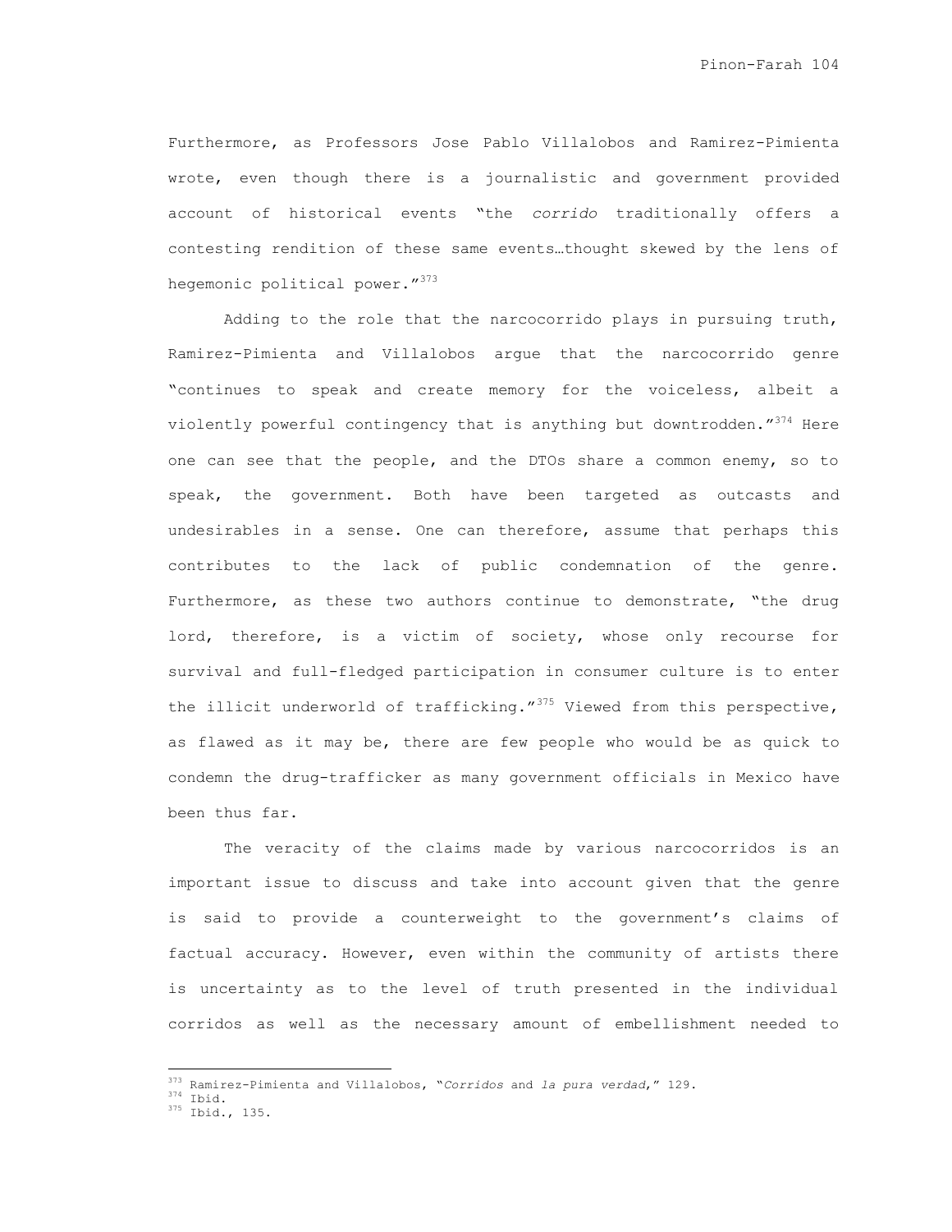Furthermore, as Professors Jose Pablo Villalobos and Ramirez-Pimienta wrote, even though there is a journalistic and government provided account of historical events "the *corrido* traditionally offers a contesting rendition of these same events…thought skewed by the lens of hegemonic political power."[373]

Adding to the role that the narcocorrido plays in pursuing truth, Ramirez-Pimienta and Villalobos argue that the narcocorrido genre "continues to speak and create memory for the voiceless, albeit a violently powerful contingency that is anything but downtrodden."[374] Here one can see that the people, and the DTOs share a common enemy, so to speak, the government. Both have been targeted as outcasts and undesirables in a sense. One can therefore, assume that perhaps this contributes to the lack of public condemnation of the genre. Furthermore, as these two authors continue to demonstrate, "the drug lord, therefore, is a victim of society, whose only recourse for survival and full-fledged participation in consumer culture is to enter the illicit underworld of trafficking."[375] Viewed from this perspective, as flawed as it may be, there are few people who would be as quick to condemn the drug-trafficker as many government officials in Mexico have been thus far.

The veracity of the claims made by various narcocorridos is an important issue to discuss and take into account given that the genre is said to provide a counterweight to the government's claims of factual accuracy. However, even within the community of artists there is uncertainty as to the level of truth presented in the individual corridos as well as the necessary amount of embellishment needed to

---

[373] Ramirez-Pimienta and Villalobos, "*Corridos* and *la pura verdad*," 129.
[374] Ibid.
[375] Ibid., 135.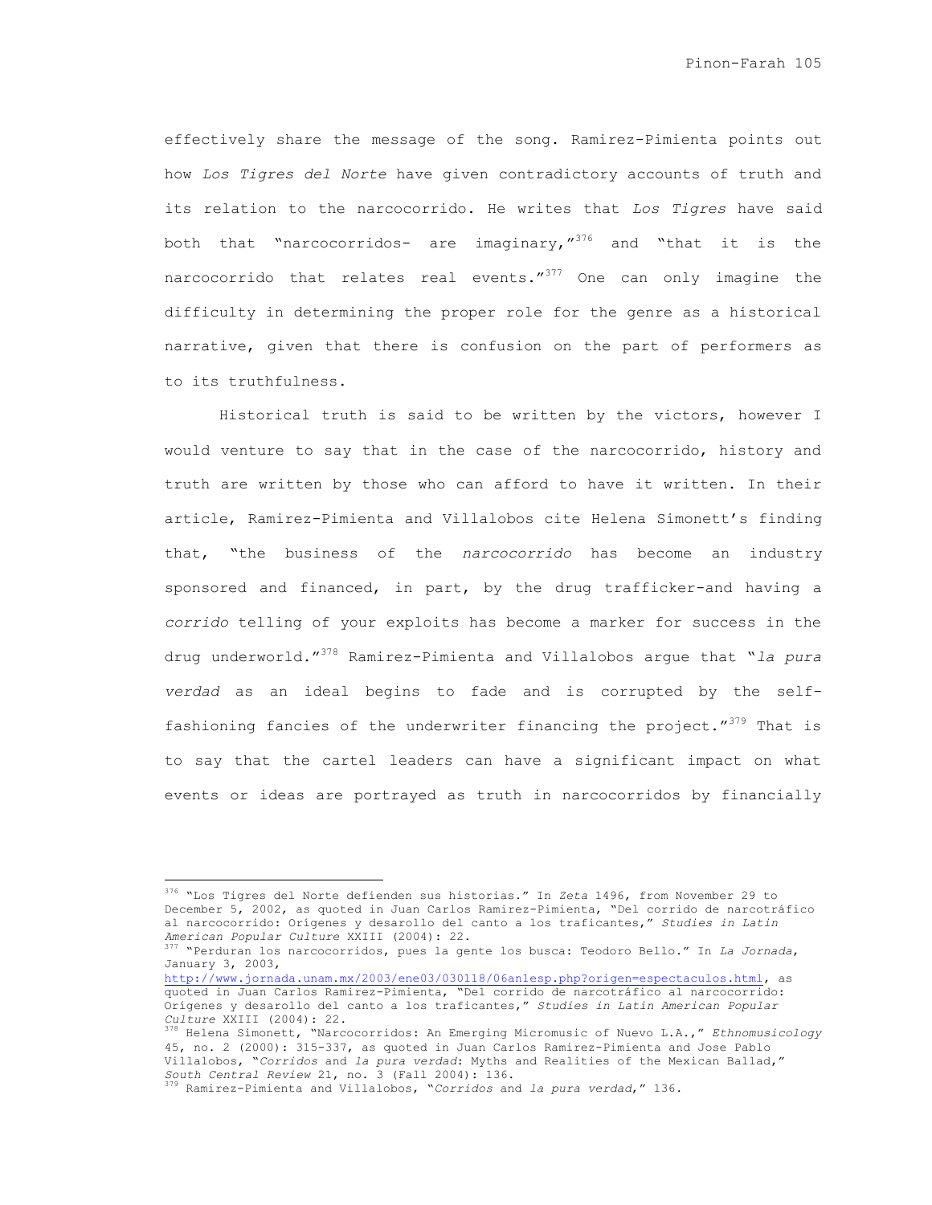effectively share the message of the song. Ramirez-Pimienta points out how *Los Tigres del Norte* have given contradictory accounts of truth and its relation to the narcocorrido. He writes that *Los Tigres* have said both that "narcocorridos- are imaginary,"[376] and "that it is the narcocorrido that relates real events."[377] One can only imagine the difficulty in determining the proper role for the genre as a historical narrative, given that there is confusion on the part of performers as to its truthfulness.

Historical truth is said to be written by the victors, however I would venture to say that in the case of the narcocorrido, history and truth are written by those who can afford to have it written. In their article, Ramirez-Pimienta and Villalobos cite Helena Simonett's finding that, "the business of the *narcocorrido* has become an industry sponsored and financed, in part, by the drug trafficker-and having a *corrido* telling of your exploits has become a marker for success in the drug underworld."[378] Ramirez-Pimienta and Villalobos argue that "*la pura verdad* as an ideal begins to fade and is corrupted by the self-fashioning fancies of the underwriter financing the project."[379] That is to say that the cartel leaders can have a significant impact on what events or ideas are portrayed as truth in narcocorridos by financially

---

[376] "Los Tigres del Norte defienden sus historias." In *Zeta* 1496, from November 29 to December 5, 2002, as quoted in Juan Carlos Ramirez-Pimienta, "Del corrido de narcotráfico al narcocorrido: Orígenes y desarollo del canto a los traficantes," *Studies in Latin American Popular Culture* XXIII (2004): 22.

[377] "Perduran los narcocorridos, pues la gente los busca: Teodoro Bello." In *La Jornada*, January 3, 2003, http://www.jornada.unam.mx/2003/ene03/030118/06an1esp.php?origen=espectaculos.html, as quoted in Juan Carlos Ramirez-Pimienta, "Del corrido de narcotráfico al narcocorrido: Orígenes y desarollo del canto a los traficantes," *Studies in Latin American Popular Culture* XXIII (2004): 22.

[378] Helena Simonett, "Narcocorridos: An Emerging Micromusic of Nuevo L.A.," *Ethnomusicology* 45, no. 2 (2000): 315-337, as quoted in Juan Carlos Ramirez-Pimienta and Jose Pablo Villalobos, "*Corridos* and *la pura verdad*: Myths and Realities of the Mexican Ballad," *South Central Review* 21, no. 3 (Fall 2004): 136.

[379] Ramirez-Pimienta and Villalobos, "*Corridos* and *la pura verdad*," 136.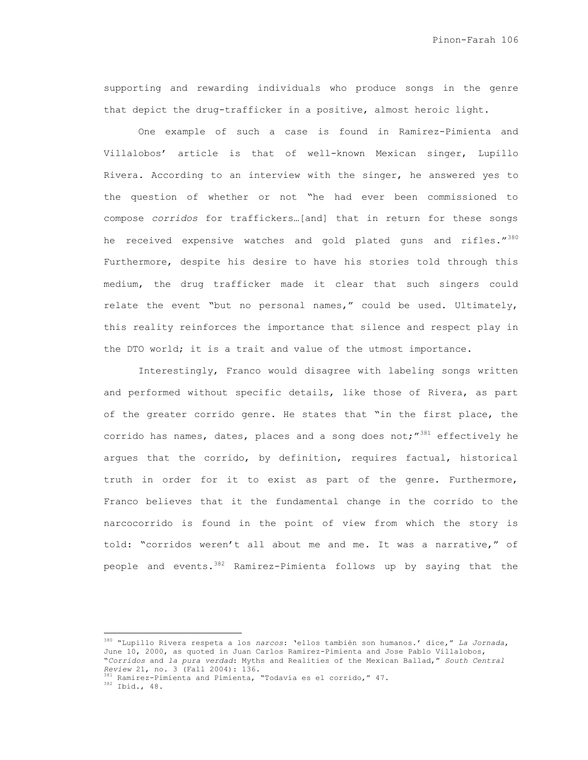supporting and rewarding individuals who produce songs in the genre that depict the drug-trafficker in a positive, almost heroic light.

One example of such a case is found in Ramirez-Pimienta and Villalobos' article is that of well-known Mexican singer, Lupillo Rivera. According to an interview with the singer, he answered yes to the question of whether or not "he had ever been commissioned to compose *corridos* for traffickers…[and] that in return for these songs he received expensive watches and gold plated guns and rifles."[380] Furthermore, despite his desire to have his stories told through this medium, the drug trafficker made it clear that such singers could relate the event "but no personal names," could be used. Ultimately, this reality reinforces the importance that silence and respect play in the DTO world; it is a trait and value of the utmost importance.

Interestingly, Franco would disagree with labeling songs written and performed without specific details, like those of Rivera, as part of the greater corrido genre. He states that "in the first place, the corrido has names, dates, places and a song does not;"[381] effectively he argues that the corrido, by definition, requires factual, historical truth in order for it to exist as part of the genre. Furthermore, Franco believes that it the fundamental change in the corrido to the narcocorrido is found in the point of view from which the story is told: "corridos weren't all about me and me. It was a narrative," of people and events.[382] Ramirez-Pimienta follows up by saying that the

---

[380] "Lupillo Rivera respeta a los *narcos*: 'ellos también son humanos.' dice," *La Jornada*, June 10, 2000, as quoted in Juan Carlos Ramirez-Pimienta and Jose Pablo Villalobos, "*Corridos* and *la pura verdad*: Myths and Realities of the Mexican Ballad," *South Central Review* 21, no. 3 (Fall 2004): 136.

[381] Ramirez-Pimienta and Pimienta, "Todavía es el corrido," 47.

[382] Ibid., 48.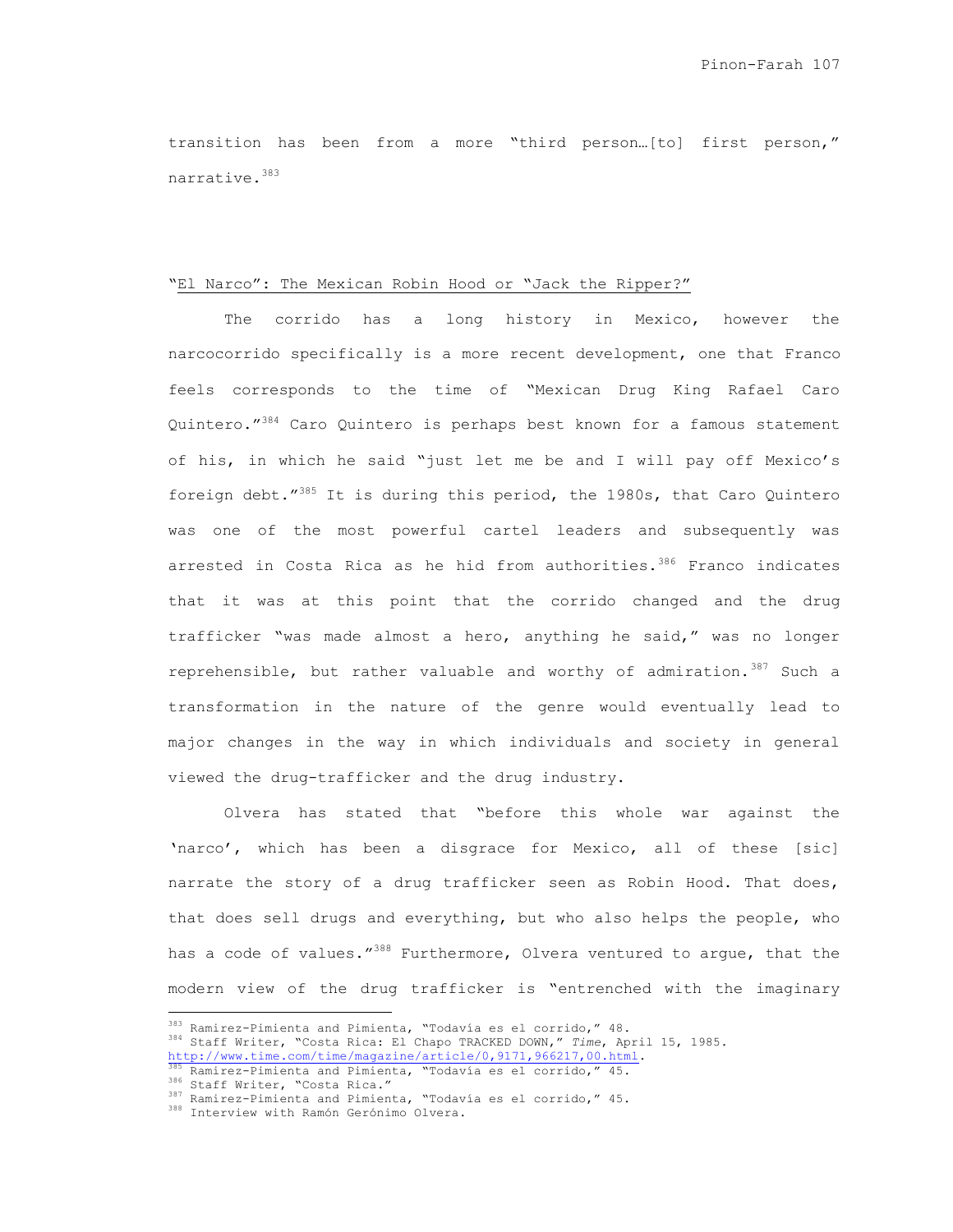transition has been from a more "third person…[to] first person," narrative.[383]

"El Narco": The Mexican Robin Hood or "Jack the Ripper?"

The corrido has a long history in Mexico, however the narcocorrido specifically is a more recent development, one that Franco feels corresponds to the time of "Mexican Drug King Rafael Caro Quintero."[384] Caro Quintero is perhaps best known for a famous statement of his, in which he said "just let me be and I will pay off Mexico's foreign debt."[385] It is during this period, the 1980s, that Caro Quintero was one of the most powerful cartel leaders and subsequently was arrested in Costa Rica as he hid from authorities.[386] Franco indicates that it was at this point that the corrido changed and the drug trafficker "was made almost a hero, anything he said," was no longer reprehensible, but rather valuable and worthy of admiration.[387] Such a transformation in the nature of the genre would eventually lead to major changes in the way in which individuals and society in general viewed the drug-trafficker and the drug industry.

Olvera has stated that "before this whole war against the 'narco', which has been a disgrace for Mexico, all of these [sic] narrate the story of a drug trafficker seen as Robin Hood. That does, that does sell drugs and everything, but who also helps the people, who has a code of values."[388] Furthermore, Olvera ventured to argue, that the modern view of the drug trafficker is "entrenched with the imaginary

---

[383] Ramirez-Pimienta and Pimienta, "Todavía es el corrido," 48.
[384] Staff Writer, "Costa Rica: El Chapo TRACKED DOWN," *Time*, April 15, 1985. http://www.time.com/time/magazine/article/0,9171,966217,00.html.
[385] Ramirez-Pimienta and Pimienta, "Todavía es el corrido," 45.
[386] Staff Writer, "Costa Rica."
[387] Ramirez-Pimienta and Pimienta, "Todavía es el corrido," 45.
[388] Interview with Ramón Gerónimo Olvera.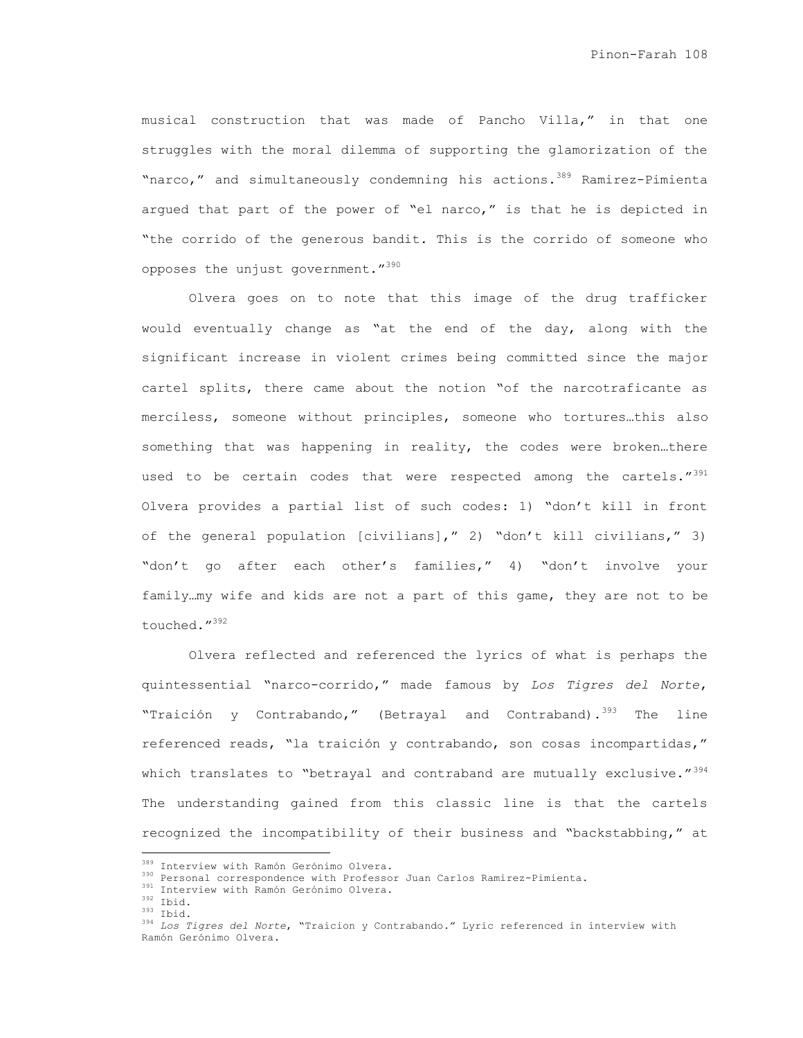musical construction that was made of Pancho Villa," in that one struggles with the moral dilemma of supporting the glamorization of the "narco," and simultaneously condemning his actions.[389] Ramirez-Pimienta argued that part of the power of "el narco," is that he is depicted in "the corrido of the generous bandit. This is the corrido of someone who opposes the unjust government."[390]

Olvera goes on to note that this image of the drug trafficker would eventually change as "at the end of the day, along with the significant increase in violent crimes being committed since the major cartel splits, there came about the notion "of the narcotraficante as merciless, someone without principles, someone who tortures…this also something that was happening in reality, the codes were broken…there used to be certain codes that were respected among the cartels."[391] Olvera provides a partial list of such codes: 1) "don't kill in front of the general population [civilians]," 2) "don't kill civilians," 3) "don't go after each other's families," 4) "don't involve your family…my wife and kids are not a part of this game, they are not to be touched."[392]

Olvera reflected and referenced the lyrics of what is perhaps the quintessential "narco-corrido," made famous by *Los Tigres del Norte*, "Traición y Contrabando," (Betrayal and Contraband).[393] The line referenced reads, "la traición y contrabando, son cosas incompartidas," which translates to "betrayal and contraband are mutually exclusive."[394] The understanding gained from this classic line is that the cartels recognized the incompatibility of their business and "backstabbing," at

---

[389] Interview with Ramón Gerónimo Olvera.
[390] Personal correspondence with Professor Juan Carlos Ramirez-Pimienta.
[391] Interview with Ramón Gerónimo Olvera.
[392] Ibid.
[393] Ibid.
[394] *Los Tigres del Norte*, "Traicion y Contrabando." Lyric referenced in interview with Ramón Gerónimo Olvera.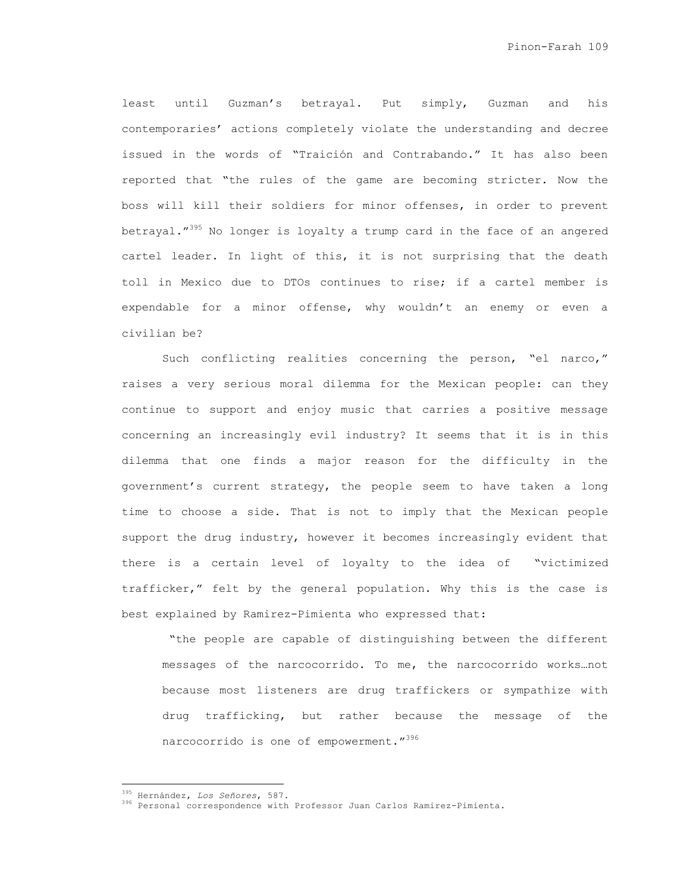least until Guzman's betrayal. Put simply, Guzman and his contemporaries' actions completely violate the understanding and decree issued in the words of "Traición and Contrabando." It has also been reported that "the rules of the game are becoming stricter. Now the boss will kill their soldiers for minor offenses, in order to prevent betrayal."[395] No longer is loyalty a trump card in the face of an angered cartel leader. In light of this, it is not surprising that the death toll in Mexico due to DTOs continues to rise; if a cartel member is expendable for a minor offense, why wouldn't an enemy or even a civilian be?

Such conflicting realities concerning the person, "el narco," raises a very serious moral dilemma for the Mexican people: can they continue to support and enjoy music that carries a positive message concerning an increasingly evil industry? It seems that it is in this dilemma that one finds a major reason for the difficulty in the government's current strategy, the people seem to have taken a long time to choose a side. That is not to imply that the Mexican people support the drug industry, however it becomes increasingly evident that there is a certain level of loyalty to the idea of "victimized trafficker," felt by the general population. Why this is the case is best explained by Ramirez-Pimienta who expressed that:

> "the people are capable of distinguishing between the different messages of the narcocorrido. To me, the narcocorrido works…not because most listeners are drug traffickers or sympathize with drug trafficking, but rather because the message of the narcocorrido is one of empowerment."[396]

---

[395] Hernández, *Los Señores*, 587.

[396] Personal correspondence with Professor Juan Carlos Ramirez-Pimienta.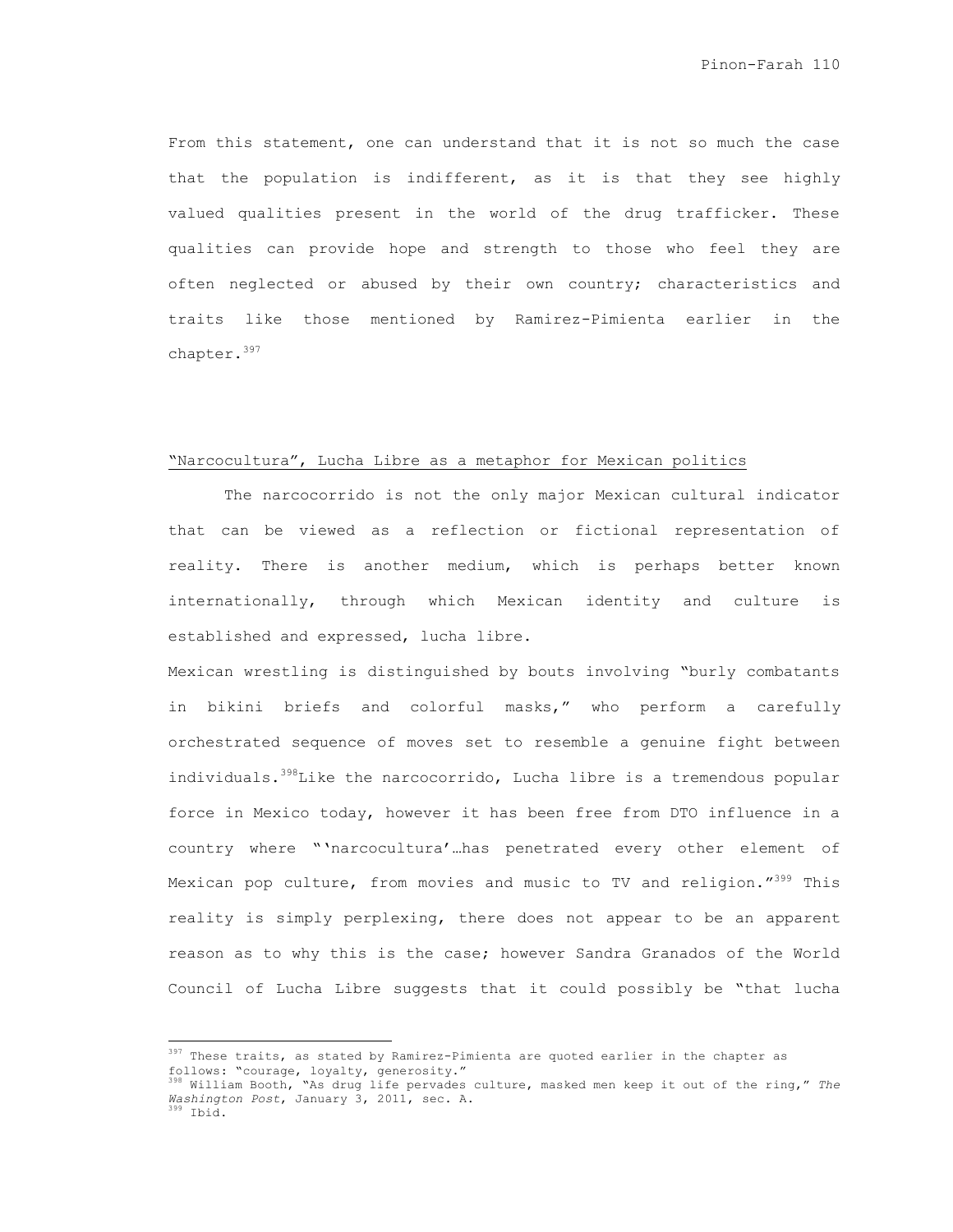From this statement, one can understand that it is not so much the case that the population is indifferent, as it is that they see highly valued qualities present in the world of the drug trafficker. These qualities can provide hope and strength to those who feel they are often neglected or abused by their own country; characteristics and traits like those mentioned by Ramirez-Pimienta earlier in the chapter.[397]

## "Narcocultura", Lucha Libre as a metaphor for Mexican politics

The narcocorrido is not the only major Mexican cultural indicator that can be viewed as a reflection or fictional representation of reality. There is another medium, which is perhaps better known internationally, through which Mexican identity and culture is established and expressed, lucha libre.

Mexican wrestling is distinguished by bouts involving "burly combatants in bikini briefs and colorful masks," who perform a carefully orchestrated sequence of moves set to resemble a genuine fight between individuals.[398]Like the narcocorrido, Lucha libre is a tremendous popular force in Mexico today, however it has been free from DTO influence in a country where "'narcocultura'…has penetrated every other element of Mexican pop culture, from movies and music to TV and religion."[399] This reality is simply perplexing, there does not appear to be an apparent reason as to why this is the case; however Sandra Granados of the World Council of Lucha Libre suggests that it could possibly be "that lucha

---

[397] These traits, as stated by Ramirez-Pimienta are quoted earlier in the chapter as follows: "courage, loyalty, generosity."

[398] William Booth, "As drug life pervades culture, masked men keep it out of the ring," *The Washington Post*, January 3, 2011, sec. A.

[399] Ibid.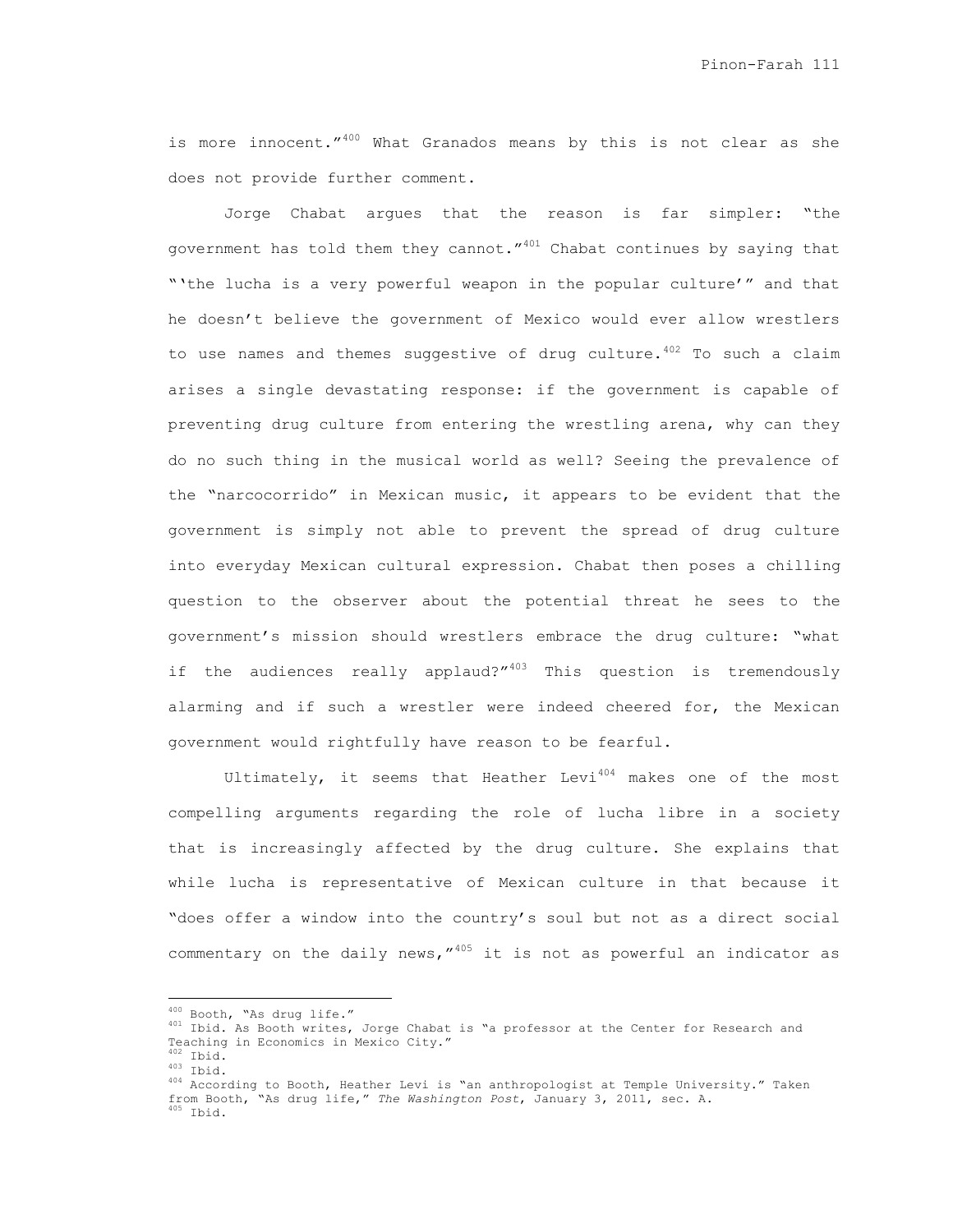is more innocent."[400] What Granados means by this is not clear as she does not provide further comment.

Jorge Chabat argues that the reason is far simpler: "the government has told them they cannot."[401] Chabat continues by saying that "'the lucha is a very powerful weapon in the popular culture'" and that he doesn't believe the government of Mexico would ever allow wrestlers to use names and themes suggestive of drug culture.[402] To such a claim arises a single devastating response: if the government is capable of preventing drug culture from entering the wrestling arena, why can they do no such thing in the musical world as well? Seeing the prevalence of the "narcocorrido" in Mexican music, it appears to be evident that the government is simply not able to prevent the spread of drug culture into everyday Mexican cultural expression. Chabat then poses a chilling question to the observer about the potential threat he sees to the government's mission should wrestlers embrace the drug culture: "what if the audiences really applaud?"[403] This question is tremendously alarming and if such a wrestler were indeed cheered for, the Mexican government would rightfully have reason to be fearful.

Ultimately, it seems that Heather Levi[404] makes one of the most compelling arguments regarding the role of lucha libre in a society that is increasingly affected by the drug culture. She explains that while lucha is representative of Mexican culture in that because it "does offer a window into the country's soul but not as a direct social commentary on the daily news,"[405] it is not as powerful an indicator as

---

[400] Booth, "As drug life."

[401] Ibid. As Booth writes, Jorge Chabat is "a professor at the Center for Research and Teaching in Economics in Mexico City."

[402] Ibid.

[403] Ibid.

[404] According to Booth, Heather Levi is "an anthropologist at Temple University." Taken from Booth, "As drug life," *The Washington Post*, January 3, 2011, sec. A.

[405] Ibid.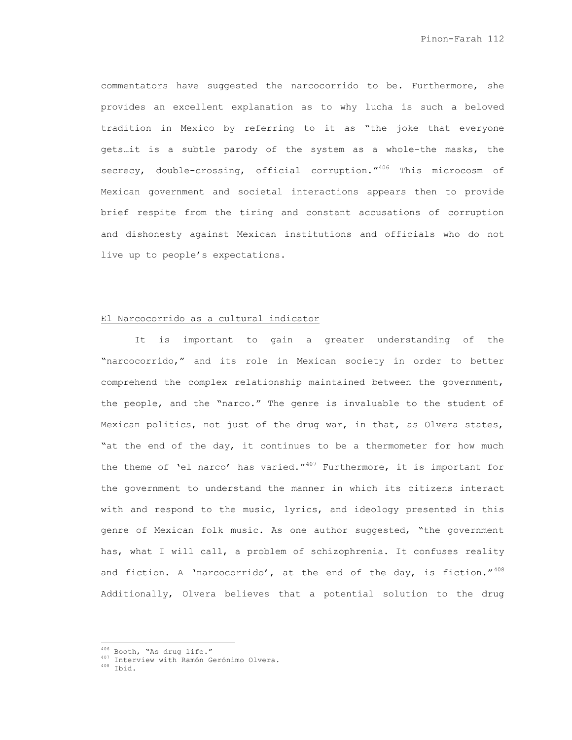commentators have suggested the narcocorrido to be. Furthermore, she provides an excellent explanation as to why lucha is such a beloved tradition in Mexico by referring to it as "the joke that everyone gets…it is a subtle parody of the system as a whole-the masks, the secrecy, double-crossing, official corruption."[406] This microcosm of Mexican government and societal interactions appears then to provide brief respite from the tiring and constant accusations of corruption and dishonesty against Mexican institutions and officials who do not live up to people's expectations.

## El Narcocorrido as a cultural indicator

It is important to gain a greater understanding of the "narcocorrido," and its role in Mexican society in order to better comprehend the complex relationship maintained between the government, the people, and the "narco." The genre is invaluable to the student of Mexican politics, not just of the drug war, in that, as Olvera states, "at the end of the day, it continues to be a thermometer for how much the theme of 'el narco' has varied."[407] Furthermore, it is important for the government to understand the manner in which its citizens interact with and respond to the music, lyrics, and ideology presented in this genre of Mexican folk music. As one author suggested, "the government has, what I will call, a problem of schizophrenia. It confuses reality and fiction. A 'narcocorrido', at the end of the day, is fiction."[408] Additionally, Olvera believes that a potential solution to the drug

---

[406] Booth, "As drug life."

[407] Interview with Ramón Gerónimo Olvera.

[408] Ibid.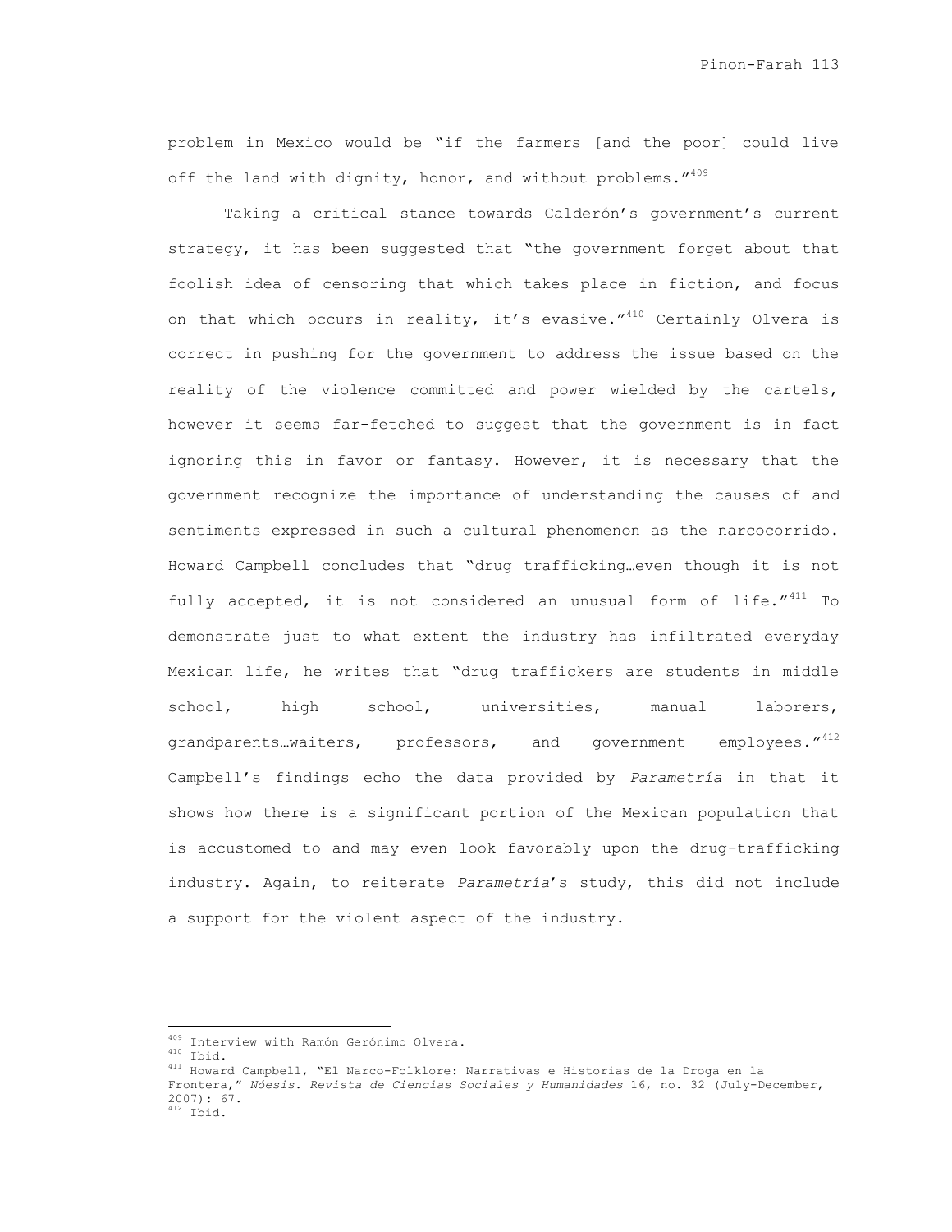problem in Mexico would be "if the farmers [and the poor] could live off the land with dignity, honor, and without problems."[409]

Taking a critical stance towards Calderón's government's current strategy, it has been suggested that "the government forget about that foolish idea of censoring that which takes place in fiction, and focus on that which occurs in reality, it's evasive."[410] Certainly Olvera is correct in pushing for the government to address the issue based on the reality of the violence committed and power wielded by the cartels, however it seems far-fetched to suggest that the government is in fact ignoring this in favor or fantasy. However, it is necessary that the government recognize the importance of understanding the causes of and sentiments expressed in such a cultural phenomenon as the narcocorrido. Howard Campbell concludes that "drug trafficking…even though it is not fully accepted, it is not considered an unusual form of life."[411] To demonstrate just to what extent the industry has infiltrated everyday Mexican life, he writes that "drug traffickers are students in middle school, high school, universities, manual laborers, grandparents…waiters, professors, and government employees."[412] Campbell's findings echo the data provided by *Parametría* in that it shows how there is a significant portion of the Mexican population that is accustomed to and may even look favorably upon the drug-trafficking industry. Again, to reiterate *Parametría*'s study, this did not include a support for the violent aspect of the industry.

---

[409] Interview with Ramón Gerónimo Olvera.
[410] Ibid.
[411] Howard Campbell, "El Narco-Folklore: Narrativas e Historias de la Droga en la Frontera," *Nóesis. Revista de Ciencias Sociales y Humanidades* 16, no. 32 (July-December, 2007): 67.
[412] Ibid.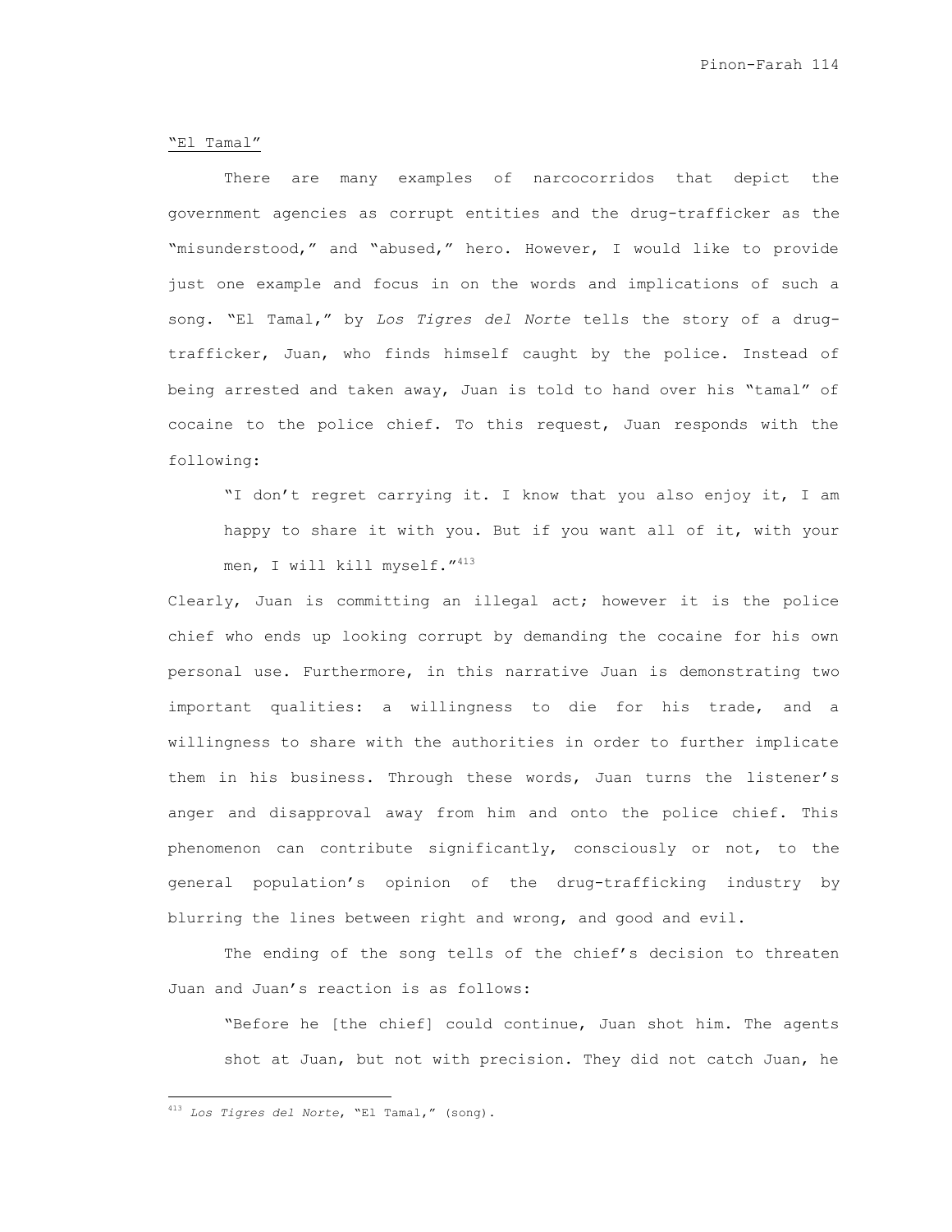"El Tamal"

There are many examples of narcocorridos that depict the government agencies as corrupt entities and the drug-trafficker as the "misunderstood," and "abused," hero. However, I would like to provide just one example and focus in on the words and implications of such a song. "El Tamal," by *Los Tigres del Norte* tells the story of a drug-trafficker, Juan, who finds himself caught by the police. Instead of being arrested and taken away, Juan is told to hand over his "tamal" of cocaine to the police chief. To this request, Juan responds with the following:

> "I don't regret carrying it. I know that you also enjoy it, I am happy to share it with you. But if you want all of it, with your men, I will kill myself."[413]

Clearly, Juan is committing an illegal act; however it is the police chief who ends up looking corrupt by demanding the cocaine for his own personal use. Furthermore, in this narrative Juan is demonstrating two important qualities: a willingness to die for his trade, and a willingness to share with the authorities in order to further implicate them in his business. Through these words, Juan turns the listener's anger and disapproval away from him and onto the police chief. This phenomenon can contribute significantly, consciously or not, to the general population's opinion of the drug-trafficking industry by blurring the lines between right and wrong, and good and evil.

The ending of the song tells of the chief's decision to threaten Juan and Juan's reaction is as follows:

> "Before he [the chief] could continue, Juan shot him. The agents shot at Juan, but not with precision. They did not catch Juan, he

[413] *Los Tigres del Norte*, "El Tamal," (song).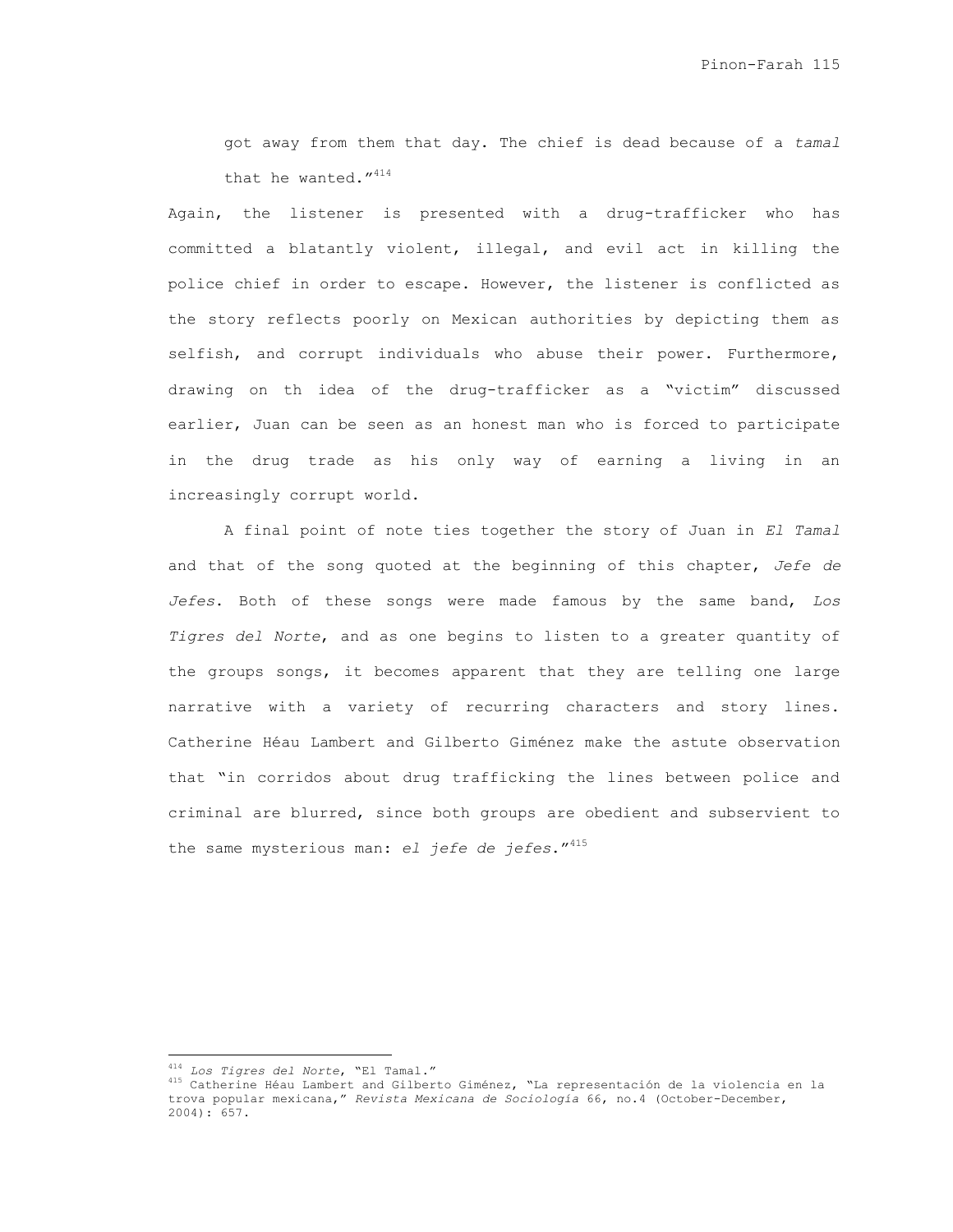got away from them that day. The chief is dead because of a *tamal* that he wanted."[414]

Again, the listener is presented with a drug-trafficker who has committed a blatantly violent, illegal, and evil act in killing the police chief in order to escape. However, the listener is conflicted as the story reflects poorly on Mexican authorities by depicting them as selfish, and corrupt individuals who abuse their power. Furthermore, drawing on th idea of the drug-trafficker as a "victim" discussed earlier, Juan can be seen as an honest man who is forced to participate in the drug trade as his only way of earning a living in an increasingly corrupt world.

A final point of note ties together the story of Juan in *El Tamal* and that of the song quoted at the beginning of this chapter, *Jefe de Jefes*. Both of these songs were made famous by the same band, *Los Tigres del Norte*, and as one begins to listen to a greater quantity of the groups songs, it becomes apparent that they are telling one large narrative with a variety of recurring characters and story lines. Catherine Héau Lambert and Gilberto Giménez make the astute observation that "in corridos about drug trafficking the lines between police and criminal are blurred, since both groups are obedient and subservient to the same mysterious man: *el jefe de jefes*."[415]

---

[414] *Los Tigres del Norte*, "El Tamal."

[415] Catherine Héau Lambert and Gilberto Giménez, "La representación de la violencia en la trova popular mexicana," *Revista Mexicana de Sociología* 66, no.4 (October-December, 2004): 657.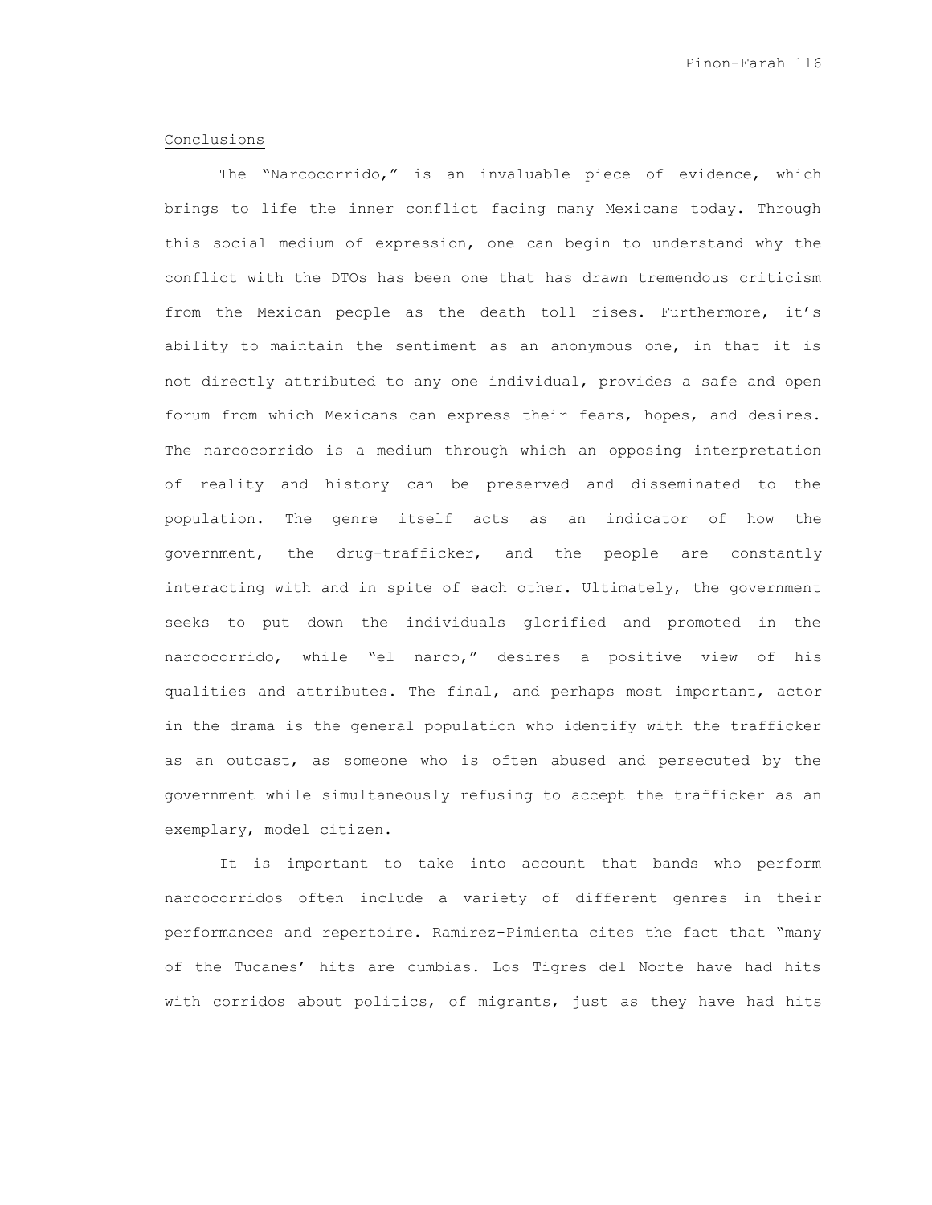Conclusions

The "Narcocorrido," is an invaluable piece of evidence, which brings to life the inner conflict facing many Mexicans today. Through this social medium of expression, one can begin to understand why the conflict with the DTOs has been one that has drawn tremendous criticism from the Mexican people as the death toll rises. Furthermore, it's ability to maintain the sentiment as an anonymous one, in that it is not directly attributed to any one individual, provides a safe and open forum from which Mexicans can express their fears, hopes, and desires. The narcocorrido is a medium through which an opposing interpretation of reality and history can be preserved and disseminated to the population. The genre itself acts as an indicator of how the government, the drug-trafficker, and the people are constantly interacting with and in spite of each other. Ultimately, the government seeks to put down the individuals glorified and promoted in the narcocorrido, while "el narco," desires a positive view of his qualities and attributes. The final, and perhaps most important, actor in the drama is the general population who identify with the trafficker as an outcast, as someone who is often abused and persecuted by the government while simultaneously refusing to accept the trafficker as an exemplary, model citizen.

It is important to take into account that bands who perform narcocorridos often include a variety of different genres in their performances and repertoire. Ramirez-Pimienta cites the fact that "many of the Tucanes' hits are cumbias. Los Tigres del Norte have had hits with corridos about politics, of migrants, just as they have had hits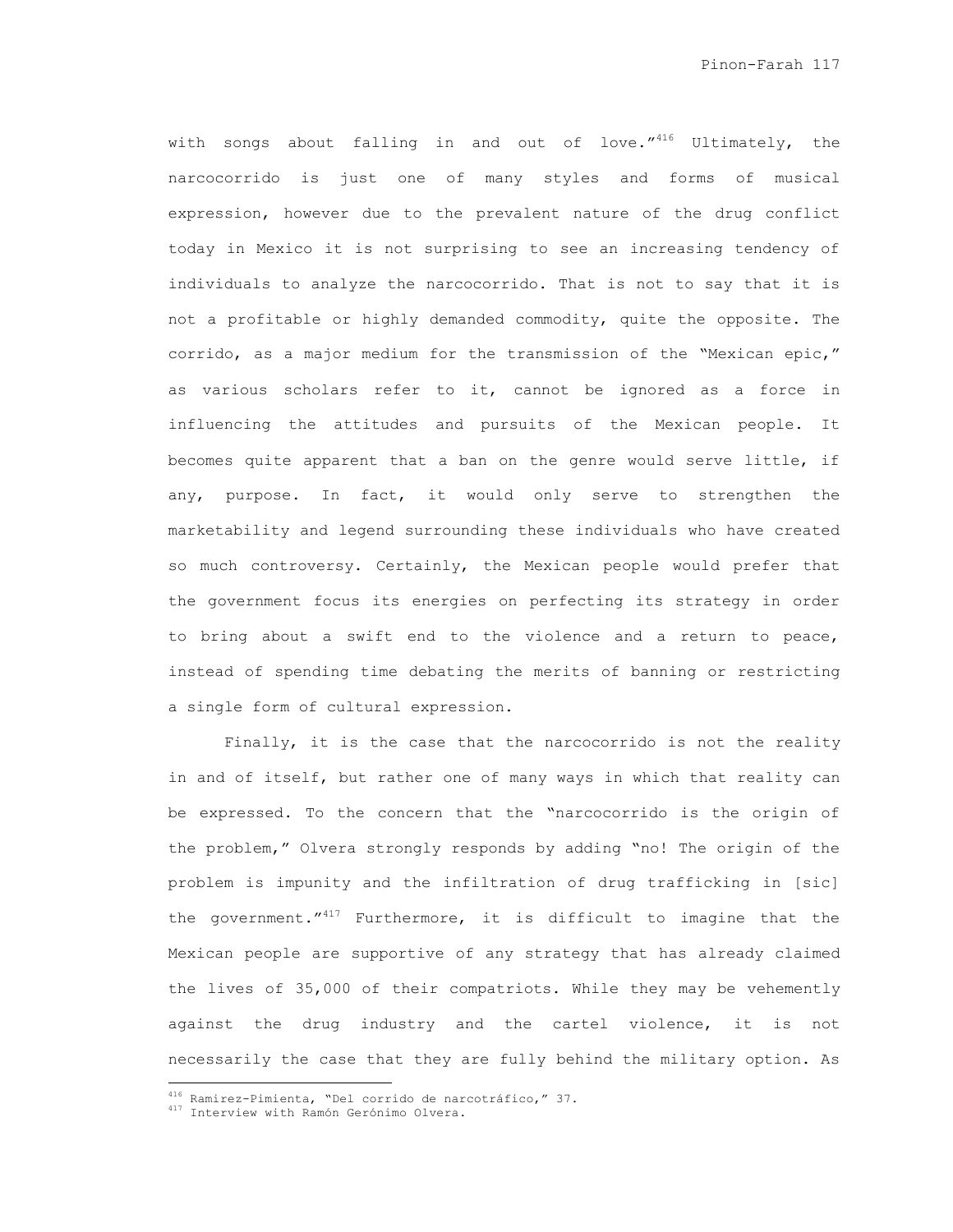with songs about falling in and out of love."[416] Ultimately, the narcocorrido is just one of many styles and forms of musical expression, however due to the prevalent nature of the drug conflict today in Mexico it is not surprising to see an increasing tendency of individuals to analyze the narcocorrido. That is not to say that it is not a profitable or highly demanded commodity, quite the opposite. The corrido, as a major medium for the transmission of the "Mexican epic," as various scholars refer to it, cannot be ignored as a force in influencing the attitudes and pursuits of the Mexican people. It becomes quite apparent that a ban on the genre would serve little, if any, purpose. In fact, it would only serve to strengthen the marketability and legend surrounding these individuals who have created so much controversy. Certainly, the Mexican people would prefer that the government focus its energies on perfecting its strategy in order to bring about a swift end to the violence and a return to peace, instead of spending time debating the merits of banning or restricting a single form of cultural expression.

Finally, it is the case that the narcocorrido is not the reality in and of itself, but rather one of many ways in which that reality can be expressed. To the concern that the "narcocorrido is the origin of the problem," Olvera strongly responds by adding "no! The origin of the problem is impunity and the infiltration of drug trafficking in [sic] the government."[417] Furthermore, it is difficult to imagine that the Mexican people are supportive of any strategy that has already claimed the lives of 35,000 of their compatriots. While they may be vehemently against the drug industry and the cartel violence, it is not necessarily the case that they are fully behind the military option. As

---

[416] Ramirez-Pimienta, "Del corrido de narcotráfico," 37.

[417] Interview with Ramón Gerónimo Olvera.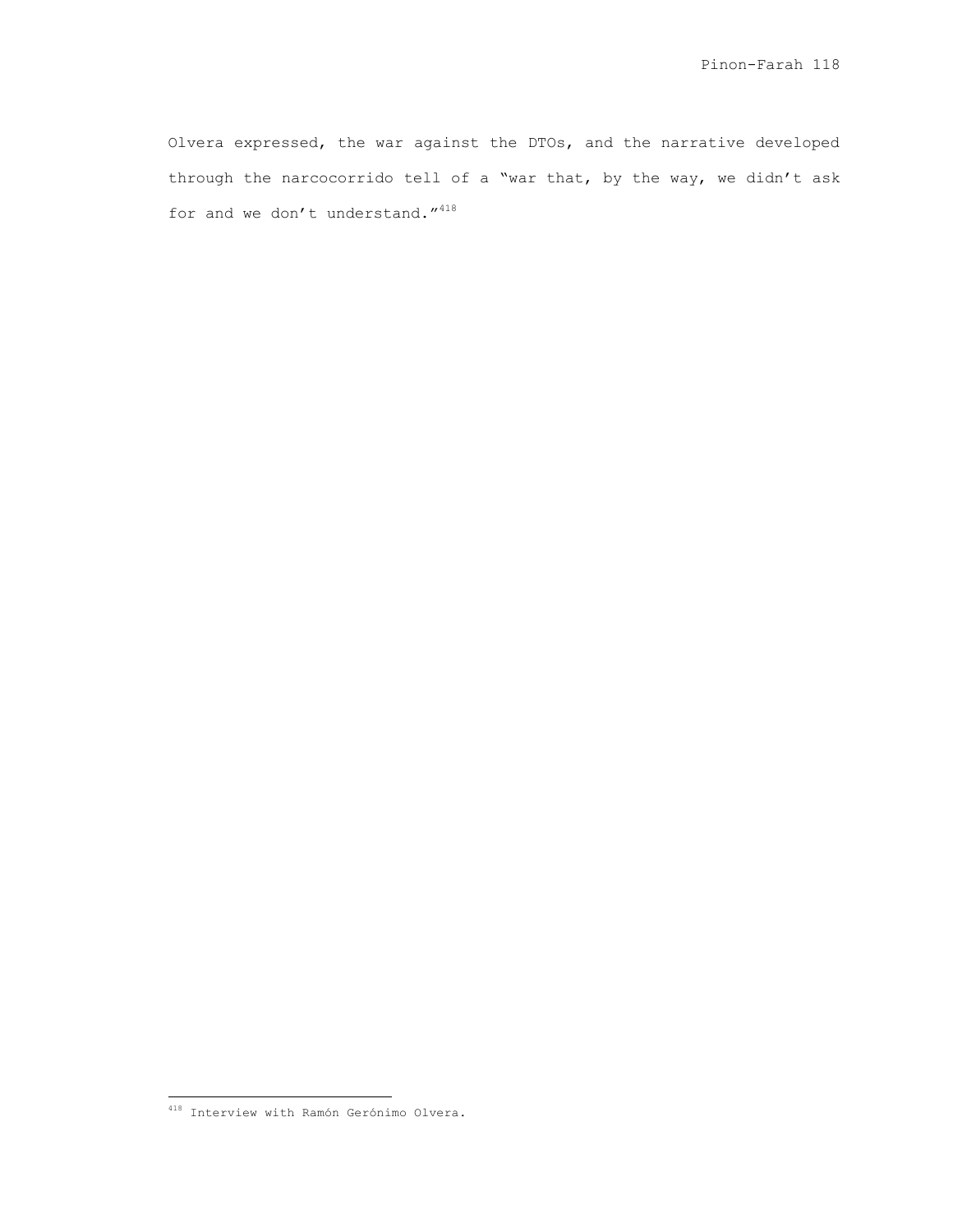Olvera expressed, the war against the DTOs, and the narrative developed through the narcocorrido tell of a "war that, by the way, we didn't ask for and we don't understand."[418]

[418] Interview with Ramón Gerónimo Olvera.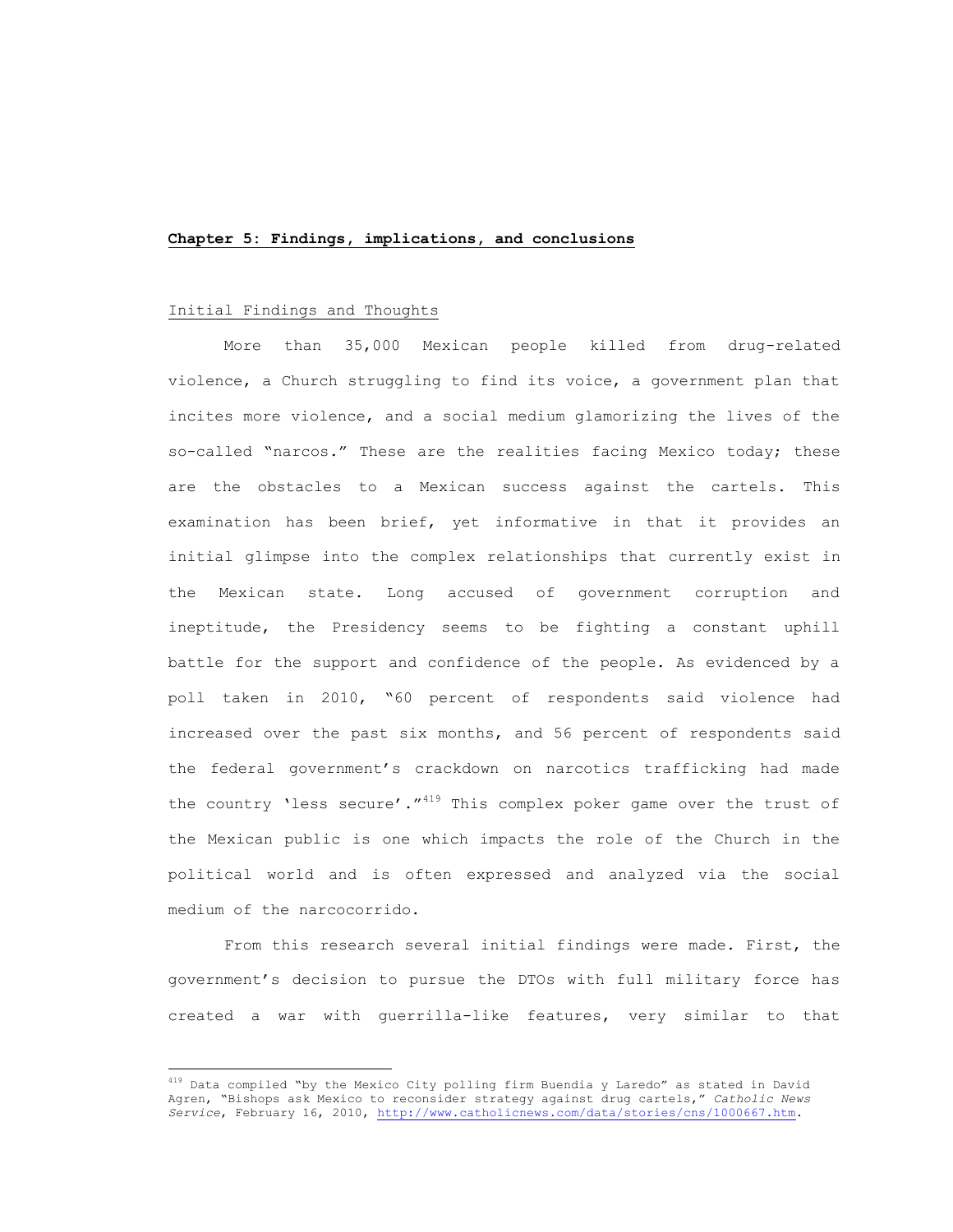## Chapter 5: Findings, implications, and conclusions

### Initial Findings and Thoughts

More than 35,000 Mexican people killed from drug-related violence, a Church struggling to find its voice, a government plan that incites more violence, and a social medium glamorizing the lives of the so-called "narcos." These are the realities facing Mexico today; these are the obstacles to a Mexican success against the cartels. This examination has been brief, yet informative in that it provides an initial glimpse into the complex relationships that currently exist in the Mexican state. Long accused of government corruption and ineptitude, the Presidency seems to be fighting a constant uphill battle for the support and confidence of the people. As evidenced by a poll taken in 2010, "60 percent of respondents said violence had increased over the past six months, and 56 percent of respondents said the federal government's crackdown on narcotics trafficking had made the country 'less secure'."[419] This complex poker game over the trust of the Mexican public is one which impacts the role of the Church in the political world and is often expressed and analyzed via the social medium of the narcocorrido.

From this research several initial findings were made. First, the government's decision to pursue the DTOs with full military force has created a war with guerrilla-like features, very similar to that

---

[419] Data compiled "by the Mexico City polling firm Buendia y Laredo" as stated in David Agren, "Bishops ask Mexico to reconsider strategy against drug cartels," *Catholic News Service*, February 16, 2010, http://www.catholicnews.com/data/stories/cns/1000667.htm.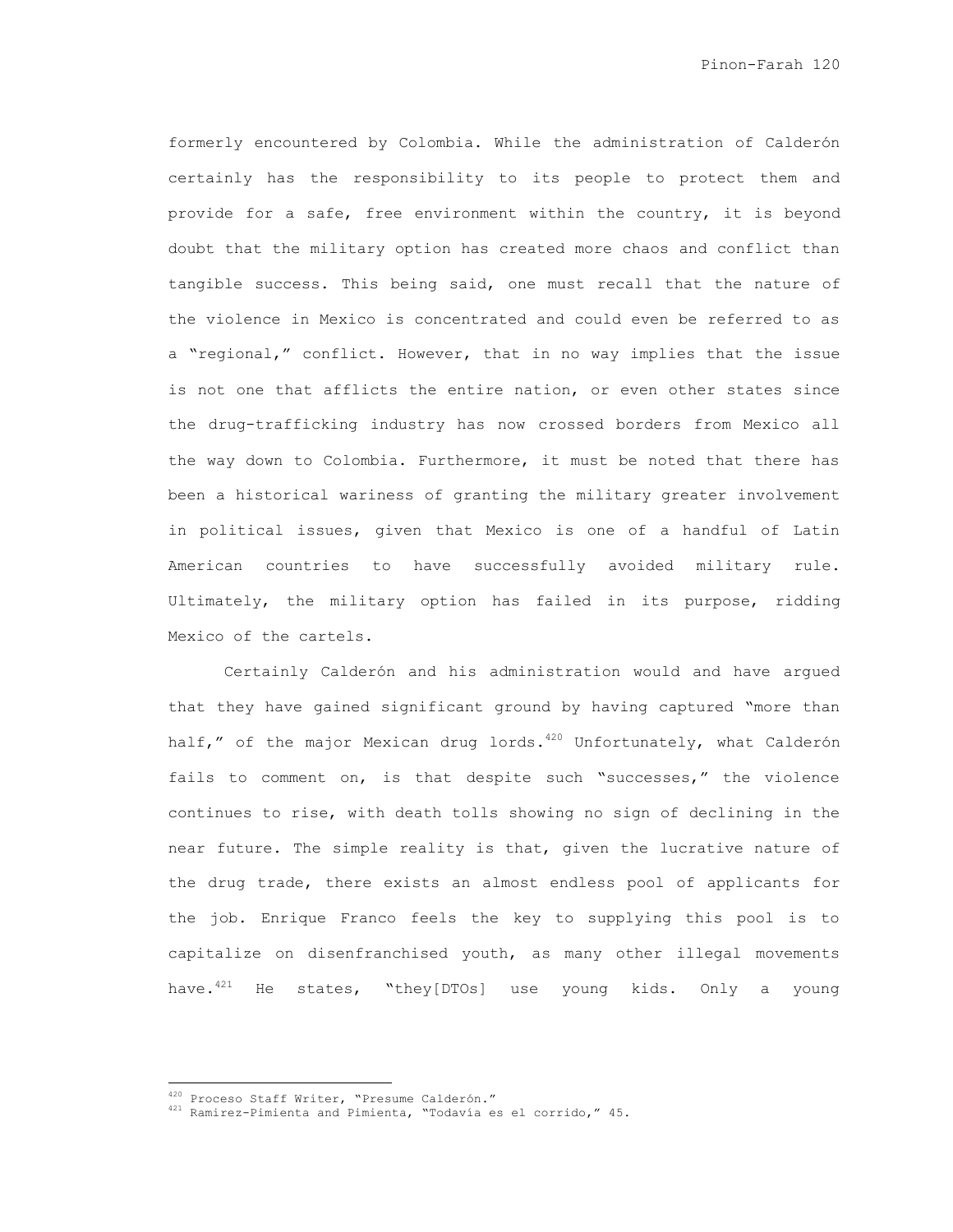formerly encountered by Colombia. While the administration of Calderón certainly has the responsibility to its people to protect them and provide for a safe, free environment within the country, it is beyond doubt that the military option has created more chaos and conflict than tangible success. This being said, one must recall that the nature of the violence in Mexico is concentrated and could even be referred to as a "regional," conflict. However, that in no way implies that the issue is not one that afflicts the entire nation, or even other states since the drug-trafficking industry has now crossed borders from Mexico all the way down to Colombia. Furthermore, it must be noted that there has been a historical wariness of granting the military greater involvement in political issues, given that Mexico is one of a handful of Latin American countries to have successfully avoided military rule. Ultimately, the military option has failed in its purpose, ridding Mexico of the cartels.

Certainly Calderón and his administration would and have argued that they have gained significant ground by having captured "more than half," of the major Mexican drug lords.[420] Unfortunately, what Calderón fails to comment on, is that despite such "successes," the violence continues to rise, with death tolls showing no sign of declining in the near future. The simple reality is that, given the lucrative nature of the drug trade, there exists an almost endless pool of applicants for the job. Enrique Franco feels the key to supplying this pool is to capitalize on disenfranchised youth, as many other illegal movements have.[421] He states, "they[DTOs] use young kids. Only a young

---

[420] Proceso Staff Writer, "Presume Calderón."

[421] Ramirez-Pimienta and Pimienta, "Todavía es el corrido," 45.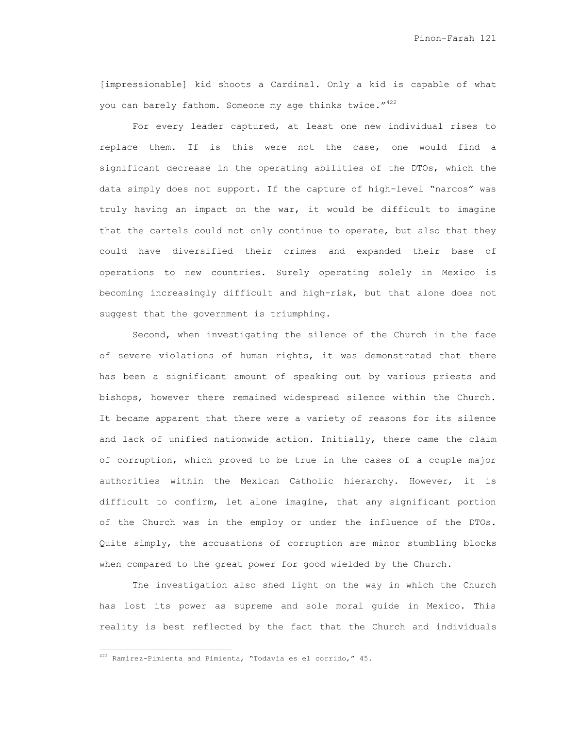[impressionable] kid shoots a Cardinal. Only a kid is capable of what you can barely fathom. Someone my age thinks twice."[422]

For every leader captured, at least one new individual rises to replace them. If is this were not the case, one would find a significant decrease in the operating abilities of the DTOs, which the data simply does not support. If the capture of high-level "narcos" was truly having an impact on the war, it would be difficult to imagine that the cartels could not only continue to operate, but also that they could have diversified their crimes and expanded their base of operations to new countries. Surely operating solely in Mexico is becoming increasingly difficult and high-risk, but that alone does not suggest that the government is triumphing.

Second, when investigating the silence of the Church in the face of severe violations of human rights, it was demonstrated that there has been a significant amount of speaking out by various priests and bishops, however there remained widespread silence within the Church. It became apparent that there were a variety of reasons for its silence and lack of unified nationwide action. Initially, there came the claim of corruption, which proved to be true in the cases of a couple major authorities within the Mexican Catholic hierarchy. However, it is difficult to confirm, let alone imagine, that any significant portion of the Church was in the employ or under the influence of the DTOs. Quite simply, the accusations of corruption are minor stumbling blocks when compared to the great power for good wielded by the Church.

The investigation also shed light on the way in which the Church has lost its power as supreme and sole moral guide in Mexico. This reality is best reflected by the fact that the Church and individuals

[422] Ramirez-Pimienta and Pimienta, "Todavía es el corrido," 45.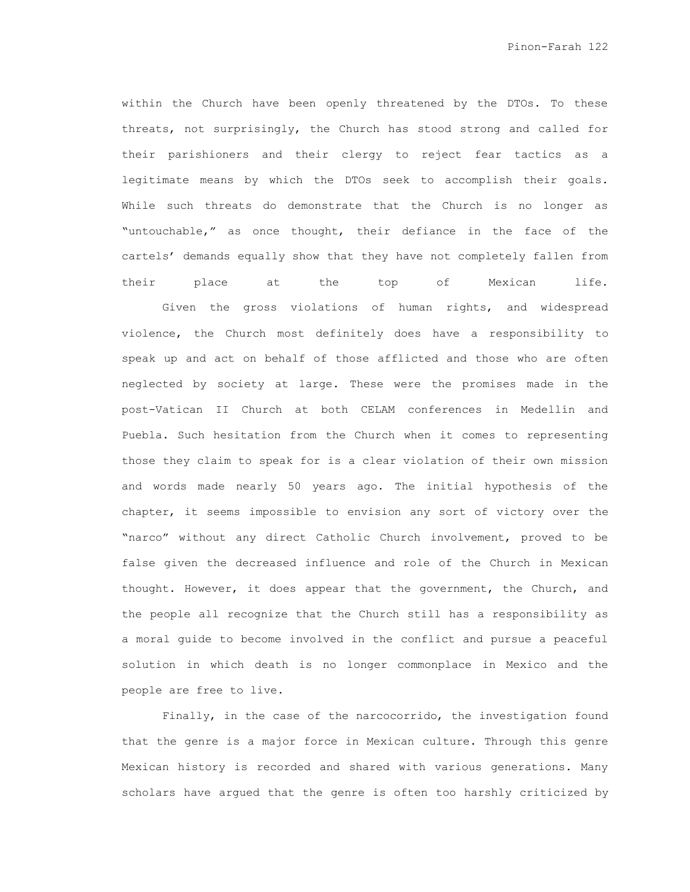within the Church have been openly threatened by the DTOs. To these threats, not surprisingly, the Church has stood strong and called for their parishioners and their clergy to reject fear tactics as a legitimate means by which the DTOs seek to accomplish their goals. While such threats do demonstrate that the Church is no longer as "untouchable," as once thought, their defiance in the face of the cartels' demands equally show that they have not completely fallen from their place at the top of Mexican life.

Given the gross violations of human rights, and widespread violence, the Church most definitely does have a responsibility to speak up and act on behalf of those afflicted and those who are often neglected by society at large. These were the promises made in the post-Vatican II Church at both CELAM conferences in Medellín and Puebla. Such hesitation from the Church when it comes to representing those they claim to speak for is a clear violation of their own mission and words made nearly 50 years ago. The initial hypothesis of the chapter, it seems impossible to envision any sort of victory over the "narco" without any direct Catholic Church involvement, proved to be false given the decreased influence and role of the Church in Mexican thought. However, it does appear that the government, the Church, and the people all recognize that the Church still has a responsibility as a moral guide to become involved in the conflict and pursue a peaceful solution in which death is no longer commonplace in Mexico and the people are free to live.

Finally, in the case of the narcocorrido, the investigation found that the genre is a major force in Mexican culture. Through this genre Mexican history is recorded and shared with various generations. Many scholars have argued that the genre is often too harshly criticized by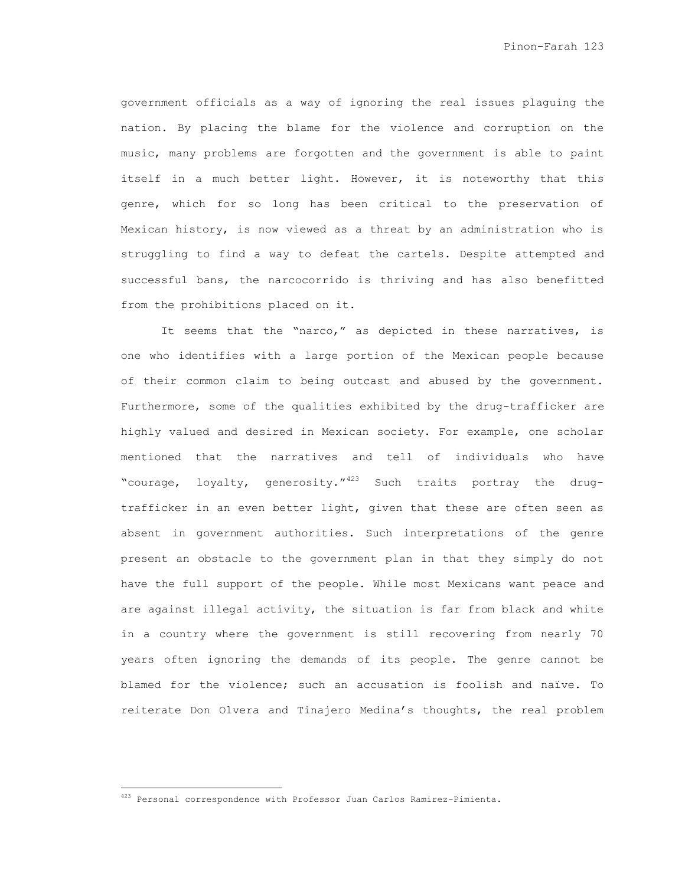government officials as a way of ignoring the real issues plaguing the nation. By placing the blame for the violence and corruption on the music, many problems are forgotten and the government is able to paint itself in a much better light. However, it is noteworthy that this genre, which for so long has been critical to the preservation of Mexican history, is now viewed as a threat by an administration who is struggling to find a way to defeat the cartels. Despite attempted and successful bans, the narcocorrido is thriving and has also benefitted from the prohibitions placed on it.

It seems that the "narco," as depicted in these narratives, is one who identifies with a large portion of the Mexican people because of their common claim to being outcast and abused by the government. Furthermore, some of the qualities exhibited by the drug-trafficker are highly valued and desired in Mexican society. For example, one scholar mentioned that the narratives and tell of individuals who have "courage, loyalty, generosity."[423] Such traits portray the drug-trafficker in an even better light, given that these are often seen as absent in government authorities. Such interpretations of the genre present an obstacle to the government plan in that they simply do not have the full support of the people. While most Mexicans want peace and are against illegal activity, the situation is far from black and white in a country where the government is still recovering from nearly 70 years often ignoring the demands of its people. The genre cannot be blamed for the violence; such an accusation is foolish and naïve. To reiterate Don Olvera and Tinajero Medina's thoughts, the real problem

---

[423] Personal correspondence with Professor Juan Carlos Ramirez-Pimienta.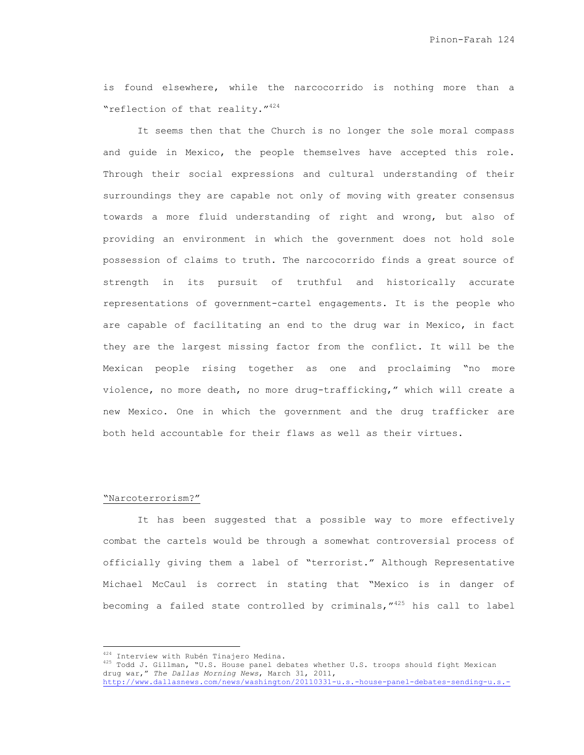is found elsewhere, while the narcocorrido is nothing more than a "reflection of that reality."[424]

It seems then that the Church is no longer the sole moral compass and guide in Mexico, the people themselves have accepted this role. Through their social expressions and cultural understanding of their surroundings they are capable not only of moving with greater consensus towards a more fluid understanding of right and wrong, but also of providing an environment in which the government does not hold sole possession of claims to truth. The narcocorrido finds a great source of strength in its pursuit of truthful and historically accurate representations of government-cartel engagements. It is the people who are capable of facilitating an end to the drug war in Mexico, in fact they are the largest missing factor from the conflict. It will be the Mexican people rising together as one and proclaiming "no more violence, no more death, no more drug-trafficking," which will create a new Mexico. One in which the government and the drug trafficker are both held accountable for their flaws as well as their virtues.

<u>"Narcoterrorism?"</u>

It has been suggested that a possible way to more effectively combat the cartels would be through a somewhat controversial process of officially giving them a label of "terrorist." Although Representative Michael McCaul is correct in stating that "Mexico is in danger of becoming a failed state controlled by criminals,"[425] his call to label

---

[424] Interview with Rubén Tinajero Medina.

[425] Todd J. Gillman, "U.S. House panel debates whether U.S. troops should fight Mexican drug war," *The Dallas Morning News*, March 31, 2011, http://www.dallasnews.com/news/washington/20110331-u.s.-house-panel-debates-sending-u.s.-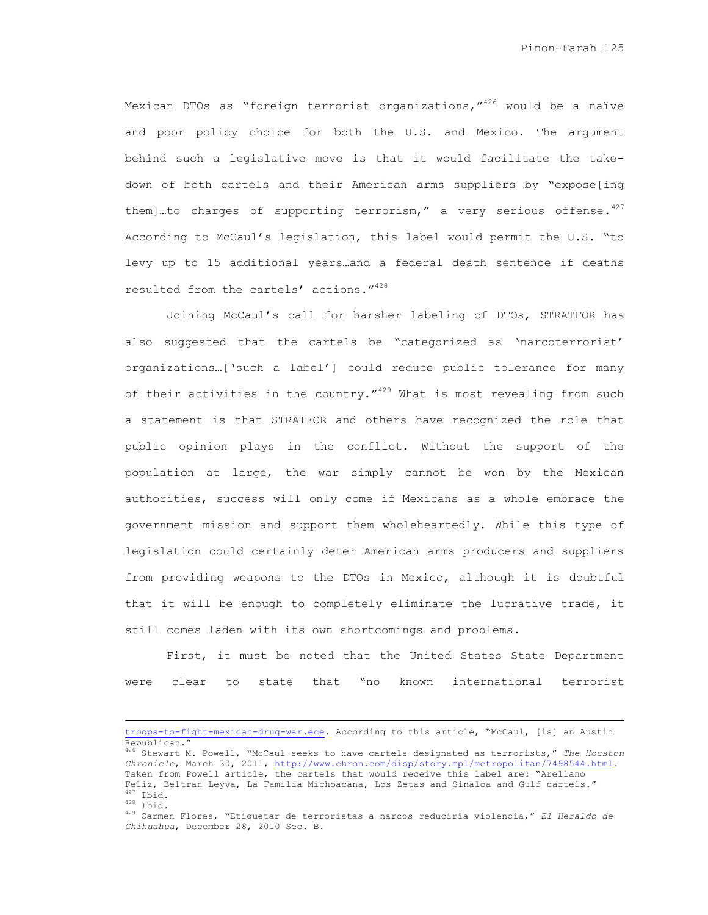Mexican DTOs as "foreign terrorist organizations,"[426] would be a naïve and poor policy choice for both the U.S. and Mexico. The argument behind such a legislative move is that it would facilitate the take-down of both cartels and their American arms suppliers by "expose[ing them]…to charges of supporting terrorism," a very serious offense.[427] According to McCaul's legislation, this label would permit the U.S. "to levy up to 15 additional years…and a federal death sentence if deaths resulted from the cartels' actions."[428]

Joining McCaul's call for harsher labeling of DTOs, STRATFOR has also suggested that the cartels be "categorized as 'narcoterrorist' organizations…['such a label'] could reduce public tolerance for many of their activities in the country."[429] What is most revealing from such a statement is that STRATFOR and others have recognized the role that public opinion plays in the conflict. Without the support of the population at large, the war simply cannot be won by the Mexican authorities, success will only come if Mexicans as a whole embrace the government mission and support them wholeheartedly. While this type of legislation could certainly deter American arms producers and suppliers from providing weapons to the DTOs in Mexico, although it is doubtful that it will be enough to completely eliminate the lucrative trade, it still comes laden with its own shortcomings and problems.

First, it must be noted that the United States State Department were clear to state that "no known international terrorist

---

troops-to-fight-mexican-drug-war.ece. According to this article, "McCaul, [is] an Austin Republican."

[426] Stewart M. Powell, "McCaul seeks to have cartels designated as terrorists," *The Houston Chronicle*, March 30, 2011, http://www.chron.com/disp/story.mpl/metropolitan/7498544.html. Taken from Powell article, the cartels that would receive this label are: "Arellano Feliz, Beltran Leyva, La Familia Michoacana, Los Zetas and Sinaloa and Gulf cartels."

[427] Ibid.

[428] Ibid.

[429] Carmen Flores, "Etiquetar de terroristas a narcos reduciría violencia," *El Heraldo de Chihuahua*, December 28, 2010 Sec. B.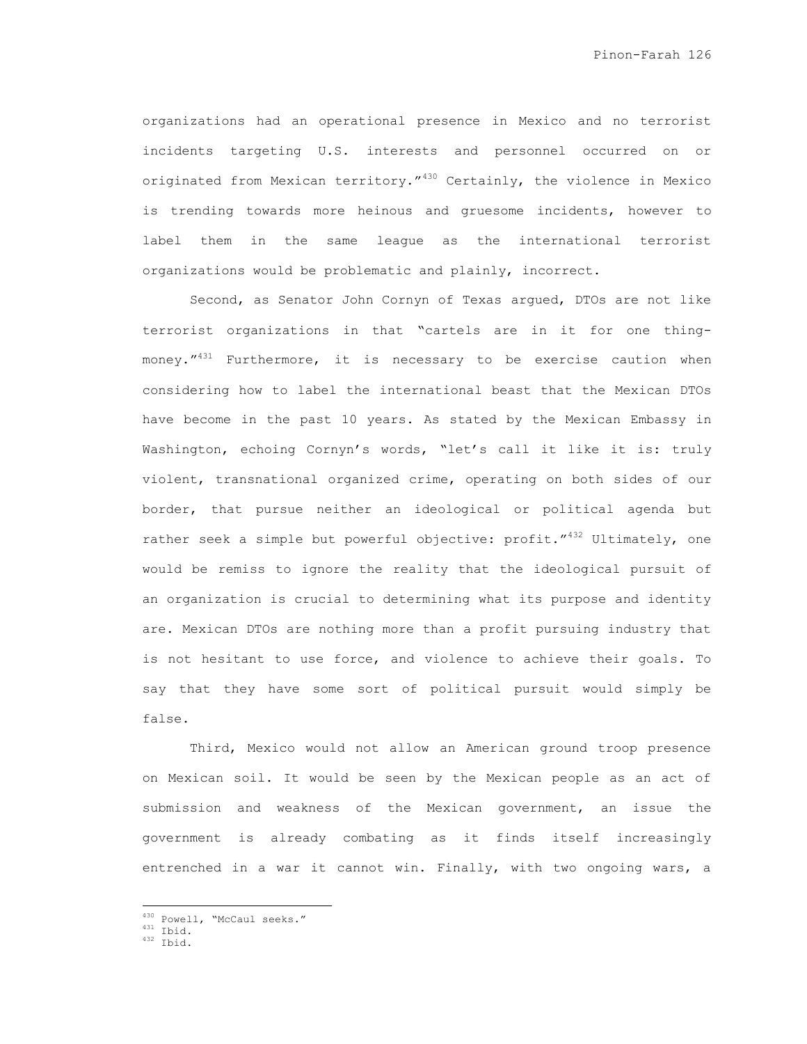organizations had an operational presence in Mexico and no terrorist incidents targeting U.S. interests and personnel occurred on or originated from Mexican territory."[430] Certainly, the violence in Mexico is trending towards more heinous and gruesome incidents, however to label them in the same league as the international terrorist organizations would be problematic and plainly, incorrect.

Second, as Senator John Cornyn of Texas argued, DTOs are not like terrorist organizations in that "cartels are in it for one thing-money."[431] Furthermore, it is necessary to be exercise caution when considering how to label the international beast that the Mexican DTOs have become in the past 10 years. As stated by the Mexican Embassy in Washington, echoing Cornyn's words, "let's call it like it is: truly violent, transnational organized crime, operating on both sides of our border, that pursue neither an ideological or political agenda but rather seek a simple but powerful objective: profit."[432] Ultimately, one would be remiss to ignore the reality that the ideological pursuit of an organization is crucial to determining what its purpose and identity are. Mexican DTOs are nothing more than a profit pursuing industry that is not hesitant to use force, and violence to achieve their goals. To say that they have some sort of political pursuit would simply be false.

Third, Mexico would not allow an American ground troop presence on Mexican soil. It would be seen by the Mexican people as an act of submission and weakness of the Mexican government, an issue the government is already combating as it finds itself increasingly entrenched in a war it cannot win. Finally, with two ongoing wars, a

---

[430] Powell, "McCaul seeks."
[431] Ibid.
[432] Ibid.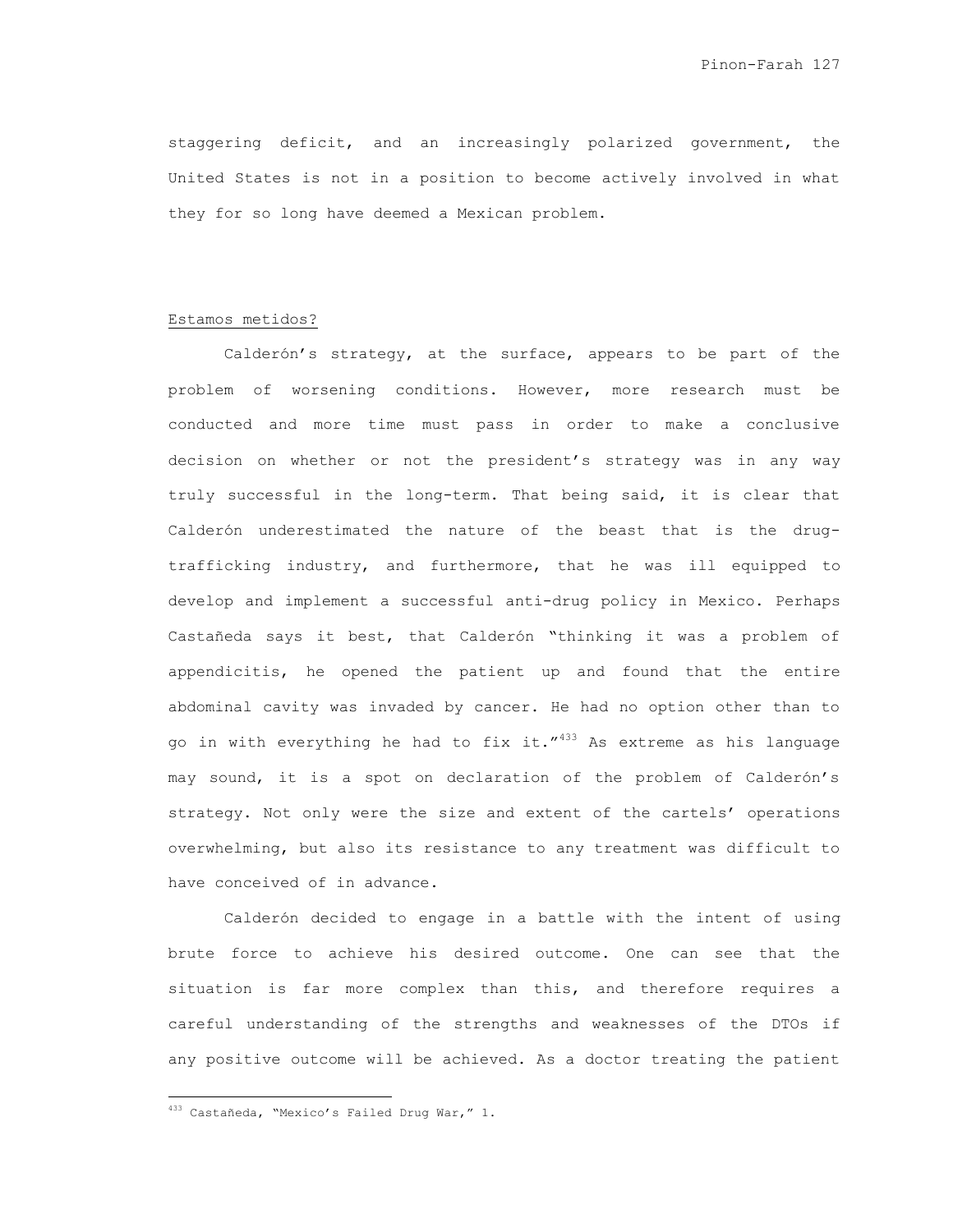staggering deficit, and an increasingly polarized government, the United States is not in a position to become actively involved in what they for so long have deemed a Mexican problem.

Estamos metidos?

Calderón's strategy, at the surface, appears to be part of the problem of worsening conditions. However, more research must be conducted and more time must pass in order to make a conclusive decision on whether or not the president's strategy was in any way truly successful in the long-term. That being said, it is clear that Calderón underestimated the nature of the beast that is the drug-trafficking industry, and furthermore, that he was ill equipped to develop and implement a successful anti-drug policy in Mexico. Perhaps Castañeda says it best, that Calderón "thinking it was a problem of appendicitis, he opened the patient up and found that the entire abdominal cavity was invaded by cancer. He had no option other than to go in with everything he had to fix it."[433] As extreme as his language may sound, it is a spot on declaration of the problem of Calderón's strategy. Not only were the size and extent of the cartels' operations overwhelming, but also its resistance to any treatment was difficult to have conceived of in advance.

Calderón decided to engage in a battle with the intent of using brute force to achieve his desired outcome. One can see that the situation is far more complex than this, and therefore requires a careful understanding of the strengths and weaknesses of the DTOs if any positive outcome will be achieved. As a doctor treating the patient

[433] Castañeda, "Mexico's Failed Drug War," 1.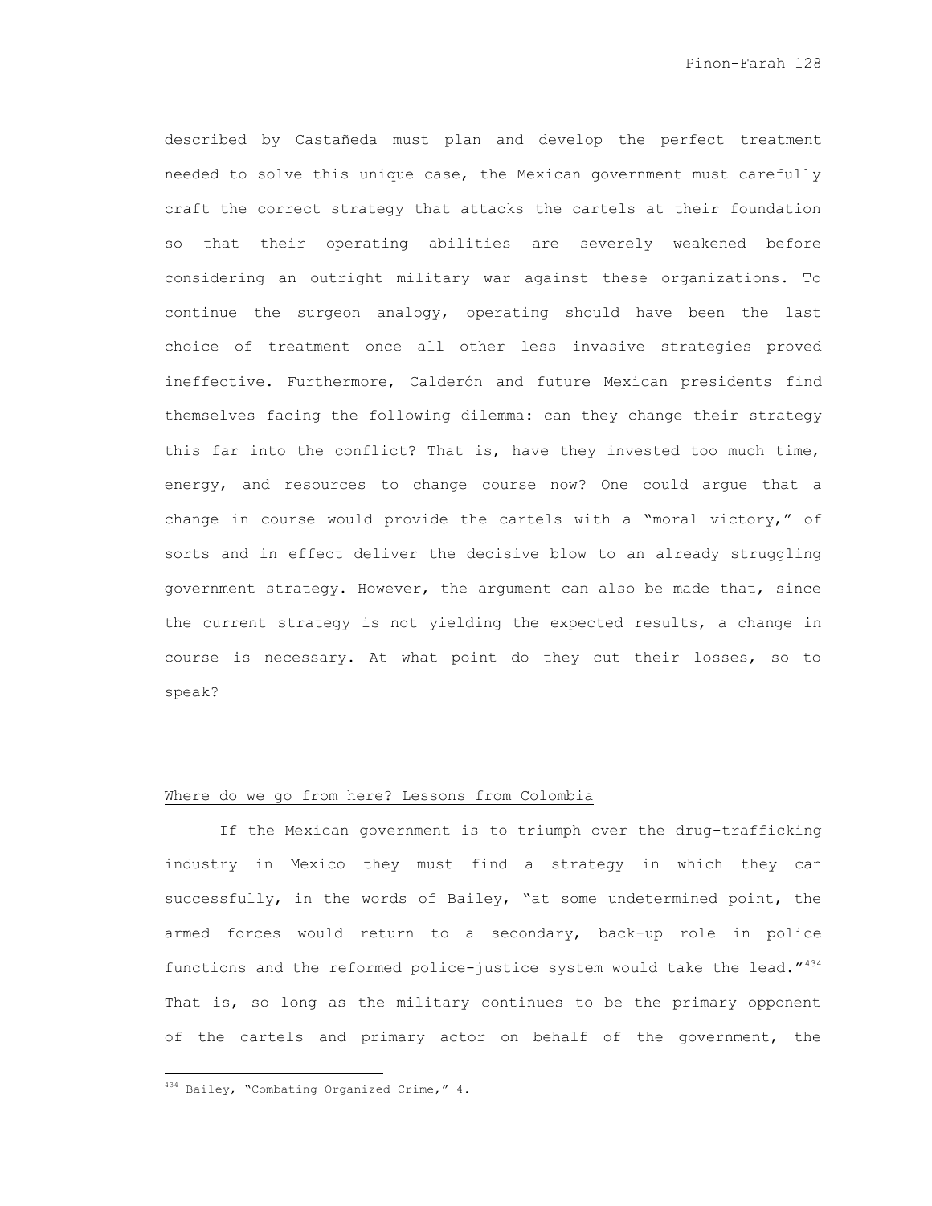described by Castañeda must plan and develop the perfect treatment needed to solve this unique case, the Mexican government must carefully craft the correct strategy that attacks the cartels at their foundation so that their operating abilities are severely weakened before considering an outright military war against these organizations. To continue the surgeon analogy, operating should have been the last choice of treatment once all other less invasive strategies proved ineffective. Furthermore, Calderón and future Mexican presidents find themselves facing the following dilemma: can they change their strategy this far into the conflict? That is, have they invested too much time, energy, and resources to change course now? One could argue that a change in course would provide the cartels with a "moral victory," of sorts and in effect deliver the decisive blow to an already struggling government strategy. However, the argument can also be made that, since the current strategy is not yielding the expected results, a change in course is necessary. At what point do they cut their losses, so to speak?

## Where do we go from here? Lessons from Colombia

If the Mexican government is to triumph over the drug-trafficking industry in Mexico they must find a strategy in which they can successfully, in the words of Bailey, "at some undetermined point, the armed forces would return to a secondary, back-up role in police functions and the reformed police-justice system would take the lead."[434] That is, so long as the military continues to be the primary opponent of the cartels and primary actor on behalf of the government, the

[434] Bailey, "Combating Organized Crime," 4.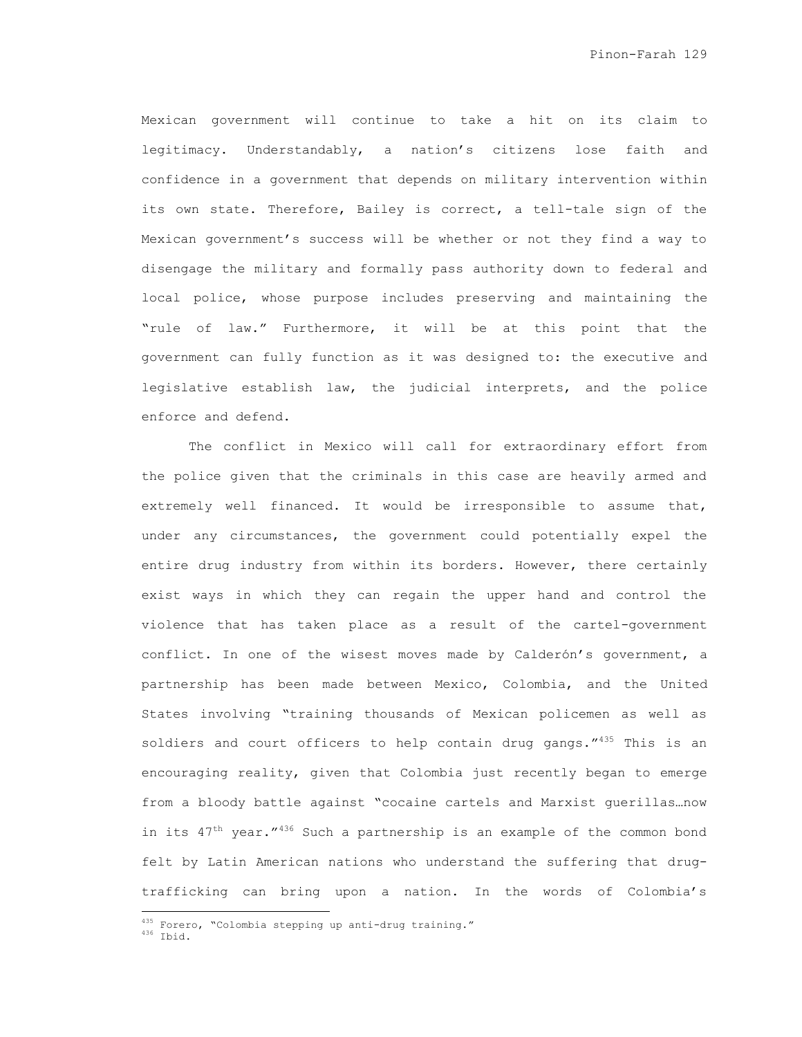Mexican government will continue to take a hit on its claim to legitimacy. Understandably, a nation's citizens lose faith and confidence in a government that depends on military intervention within its own state. Therefore, Bailey is correct, a tell-tale sign of the Mexican government's success will be whether or not they find a way to disengage the military and formally pass authority down to federal and local police, whose purpose includes preserving and maintaining the "rule of law." Furthermore, it will be at this point that the government can fully function as it was designed to: the executive and legislative establish law, the judicial interprets, and the police enforce and defend.

The conflict in Mexico will call for extraordinary effort from the police given that the criminals in this case are heavily armed and extremely well financed. It would be irresponsible to assume that, under any circumstances, the government could potentially expel the entire drug industry from within its borders. However, there certainly exist ways in which they can regain the upper hand and control the violence that has taken place as a result of the cartel-government conflict. In one of the wisest moves made by Calderón's government, a partnership has been made between Mexico, Colombia, and the United States involving "training thousands of Mexican policemen as well as soldiers and court officers to help contain drug gangs."[435] This is an encouraging reality, given that Colombia just recently began to emerge from a bloody battle against "cocaine cartels and Marxist guerillas…now in its 47th year."[436] Such a partnership is an example of the common bond felt by Latin American nations who understand the suffering that drug-trafficking can bring upon a nation. In the words of Colombia's

[435] Forero, "Colombia stepping up anti-drug training."

[436] Ibid.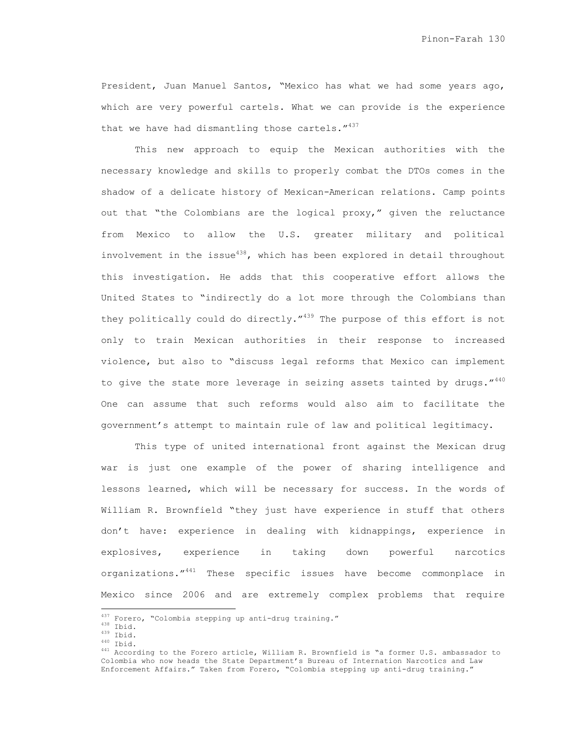President, Juan Manuel Santos, "Mexico has what we had some years ago, which are very powerful cartels. What we can provide is the experience that we have had dismantling those cartels."[437]

This new approach to equip the Mexican authorities with the necessary knowledge and skills to properly combat the DTOs comes in the shadow of a delicate history of Mexican-American relations. Camp points out that "the Colombians are the logical proxy," given the reluctance from Mexico to allow the U.S. greater military and political involvement in the issue[438], which has been explored in detail throughout this investigation. He adds that this cooperative effort allows the United States to "indirectly do a lot more through the Colombians than they politically could do directly."[439] The purpose of this effort is not only to train Mexican authorities in their response to increased violence, but also to "discuss legal reforms that Mexico can implement to give the state more leverage in seizing assets tainted by drugs."[440] One can assume that such reforms would also aim to facilitate the government's attempt to maintain rule of law and political legitimacy.

This type of united international front against the Mexican drug war is just one example of the power of sharing intelligence and lessons learned, which will be necessary for success. In the words of William R. Brownfield "they just have experience in stuff that others don't have: experience in dealing with kidnappings, experience in explosives, experience in taking down powerful narcotics organizations."[441] These specific issues have become commonplace in Mexico since 2006 and are extremely complex problems that require

---

[437] Forero, "Colombia stepping up anti-drug training."
[438] Ibid.
[439] Ibid.
[440] Ibid.
[441] According to the Forero article, William R. Brownfield is "a former U.S. ambassador to Colombia who now heads the State Department's Bureau of Internation Narcotics and Law Enforcement Affairs." Taken from Forero, "Colombia stepping up anti-drug training."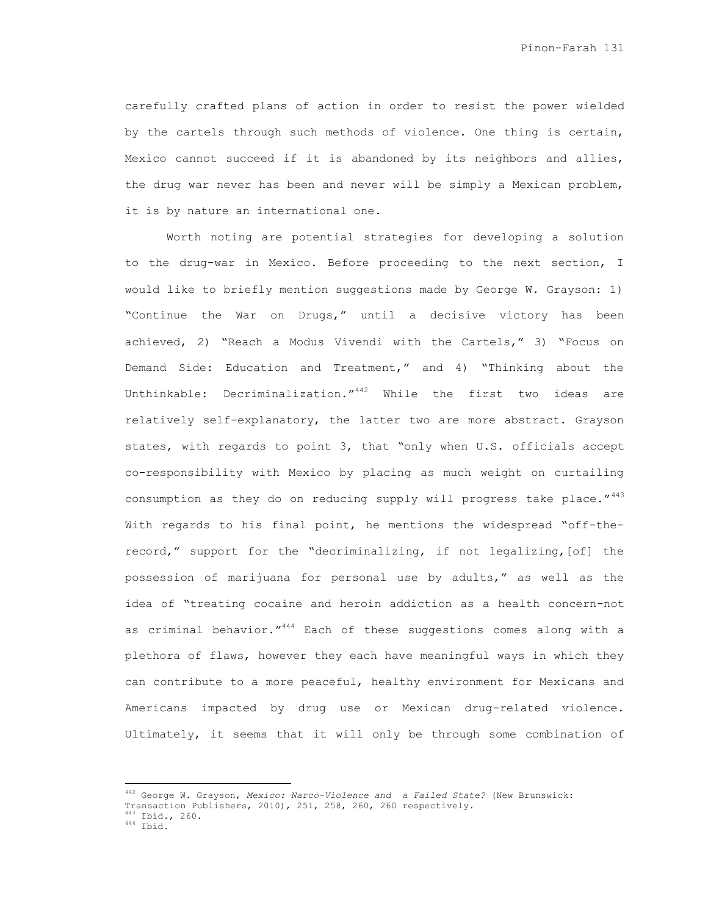carefully crafted plans of action in order to resist the power wielded by the cartels through such methods of violence. One thing is certain, Mexico cannot succeed if it is abandoned by its neighbors and allies, the drug war never has been and never will be simply a Mexican problem, it is by nature an international one.

Worth noting are potential strategies for developing a solution to the drug-war in Mexico. Before proceeding to the next section, I would like to briefly mention suggestions made by George W. Grayson: 1) "Continue the War on Drugs," until a decisive victory has been achieved, 2) "Reach a Modus Vivendi with the Cartels," 3) "Focus on Demand Side: Education and Treatment," and 4) "Thinking about the Unthinkable: Decriminalization."[442] While the first two ideas are relatively self-explanatory, the latter two are more abstract. Grayson states, with regards to point 3, that "only when U.S. officials accept co-responsibility with Mexico by placing as much weight on curtailing consumption as they do on reducing supply will progress take place."[443] With regards to his final point, he mentions the widespread "off-the-record," support for the "decriminalizing, if not legalizing,[of] the possession of marijuana for personal use by adults," as well as the idea of "treating cocaine and heroin addiction as a health concern-not as criminal behavior."[444] Each of these suggestions comes along with a plethora of flaws, however they each have meaningful ways in which they can contribute to a more peaceful, healthy environment for Mexicans and Americans impacted by drug use or Mexican drug-related violence. Ultimately, it seems that it will only be through some combination of

---

[442] George W. Grayson, *Mexico: Narco-Violence and a Failed State?* (New Brunswick: Transaction Publishers, 2010), 251, 258, 260, 260 respectively.
[443] Ibid., 260.
[444] Ibid.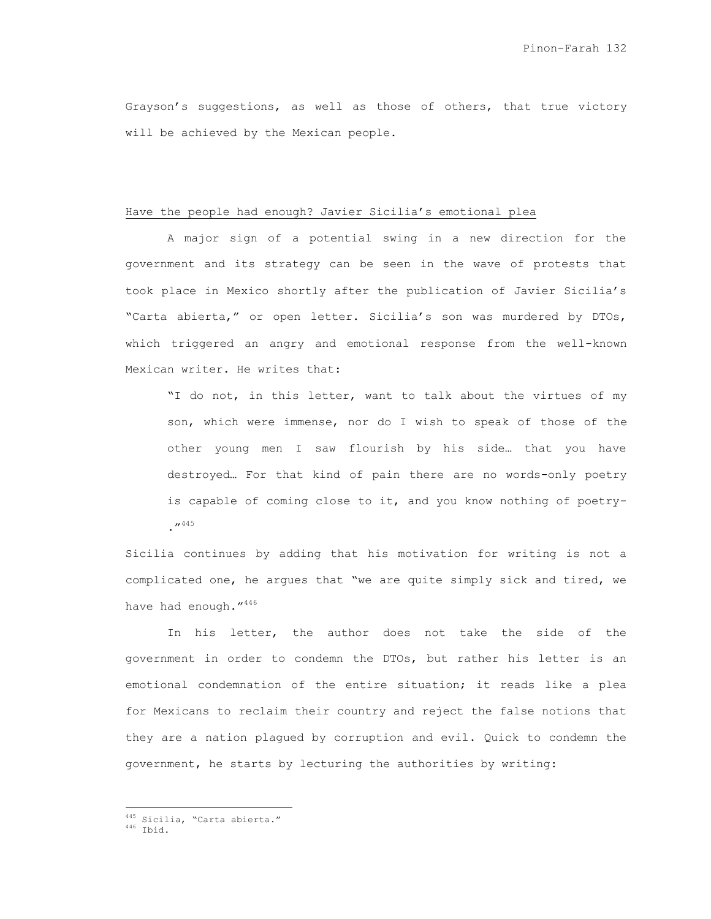Grayson's suggestions, as well as those of others, that true victory will be achieved by the Mexican people.

Have the people had enough? Javier Sicilia's emotional plea

A major sign of a potential swing in a new direction for the government and its strategy can be seen in the wave of protests that took place in Mexico shortly after the publication of Javier Sicilia's "Carta abierta," or open letter. Sicilia's son was murdered by DTOs, which triggered an angry and emotional response from the well-known Mexican writer. He writes that:

> "I do not, in this letter, want to talk about the virtues of my son, which were immense, nor do I wish to speak of those of the other young men I saw flourish by his side… that you have destroyed… For that kind of pain there are no words-only poetry is capable of coming close to it, and you know nothing of poetry-."[445]

Sicilia continues by adding that his motivation for writing is not a complicated one, he argues that "we are quite simply sick and tired, we have had enough."[446]

In his letter, the author does not take the side of the government in order to condemn the DTOs, but rather his letter is an emotional condemnation of the entire situation; it reads like a plea for Mexicans to reclaim their country and reject the false notions that they are a nation plagued by corruption and evil. Quick to condemn the government, he starts by lecturing the authorities by writing:

---

[445] Sicilia, "Carta abierta."
[446] Ibid.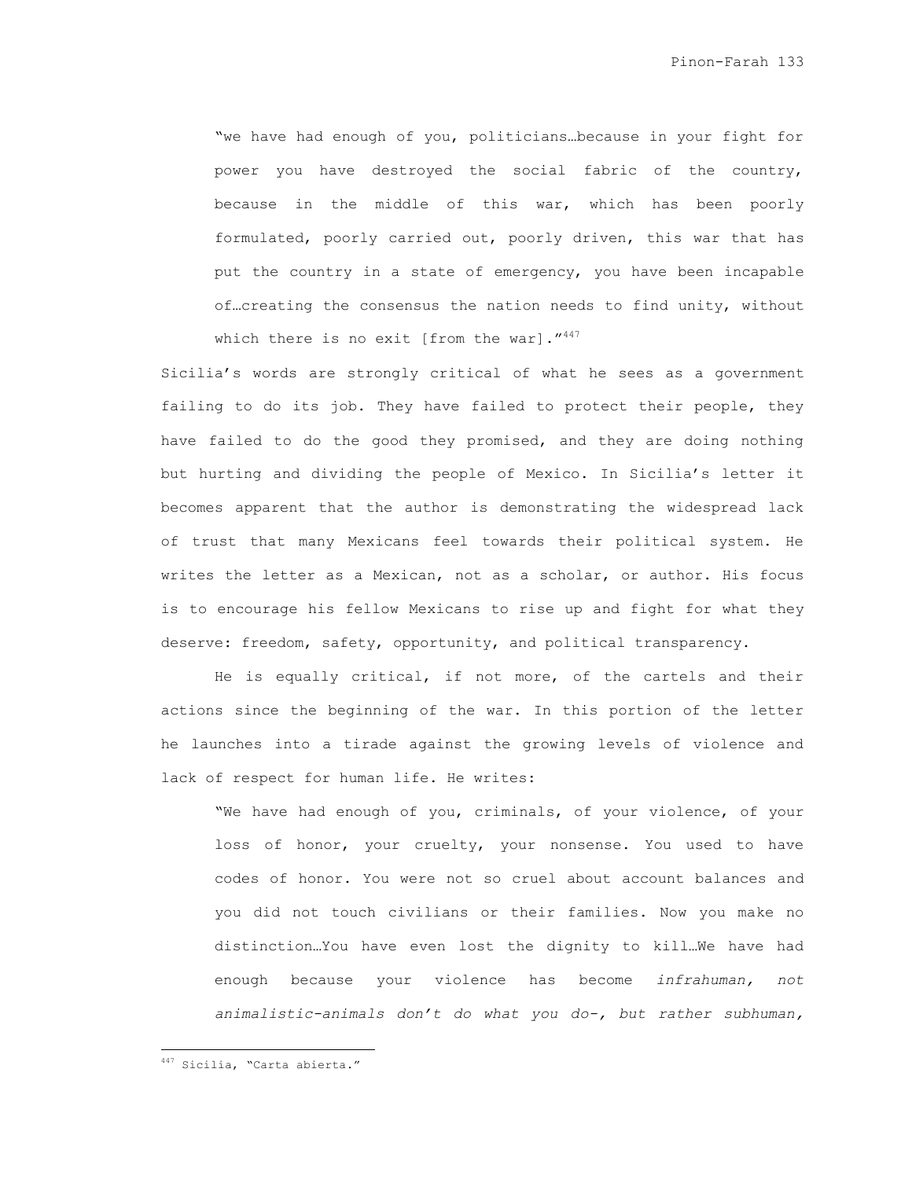> "we have had enough of you, politicians…because in your fight for power you have destroyed the social fabric of the country, because in the middle of this war, which has been poorly formulated, poorly carried out, poorly driven, this war that has put the country in a state of emergency, you have been incapable of…creating the consensus the nation needs to find unity, without which there is no exit [from the war]."[447]

Sicilia's words are strongly critical of what he sees as a government failing to do its job. They have failed to protect their people, they have failed to do the good they promised, and they are doing nothing but hurting and dividing the people of Mexico. In Sicilia's letter it becomes apparent that the author is demonstrating the widespread lack of trust that many Mexicans feel towards their political system. He writes the letter as a Mexican, not as a scholar, or author. His focus is to encourage his fellow Mexicans to rise up and fight for what they deserve: freedom, safety, opportunity, and political transparency.

He is equally critical, if not more, of the cartels and their actions since the beginning of the war. In this portion of the letter he launches into a tirade against the growing levels of violence and lack of respect for human life. He writes:

> "We have had enough of you, criminals, of your violence, of your loss of honor, your cruelty, your nonsense. You used to have codes of honor. You were not so cruel about account balances and you did not touch civilians or their families. Now you make no distinction…You have even lost the dignity to kill…We have had enough because your violence has become *infrahuman, not animalistic-animals don't do what you do-, but rather subhuman,*

[447] Sicilia, "Carta abierta."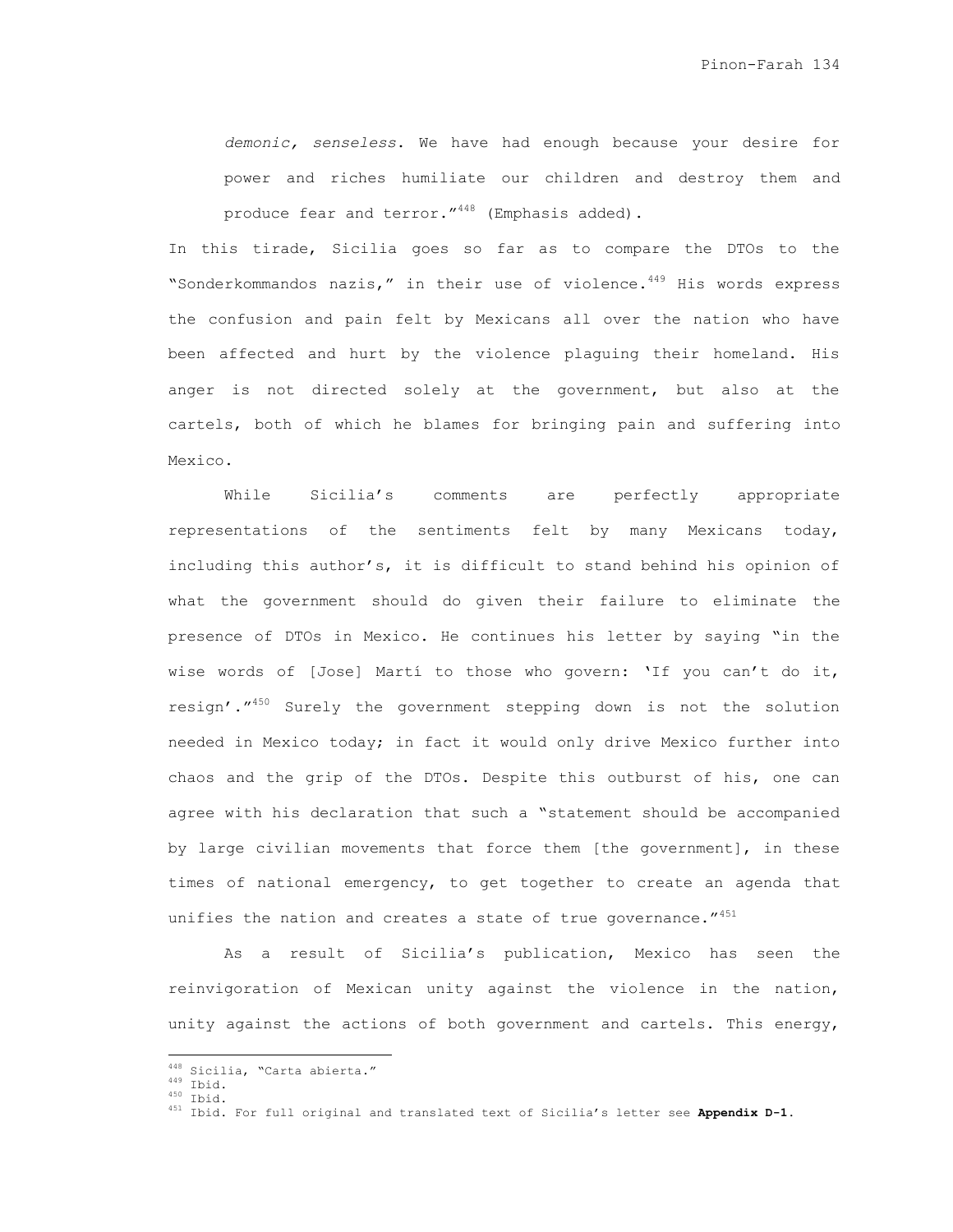> *demonic, senseless*. We have had enough because your desire for power and riches humiliate our children and destroy them and produce fear and terror."[448] (Emphasis added).

In this tirade, Sicilia goes so far as to compare the DTOs to the "Sonderkommandos nazis," in their use of violence.[449] His words express the confusion and pain felt by Mexicans all over the nation who have been affected and hurt by the violence plaguing their homeland. His anger is not directed solely at the government, but also at the cartels, both of which he blames for bringing pain and suffering into Mexico.

While Sicilia's comments are perfectly appropriate representations of the sentiments felt by many Mexicans today, including this author's, it is difficult to stand behind his opinion of what the government should do given their failure to eliminate the presence of DTOs in Mexico. He continues his letter by saying "in the wise words of [Jose] Martí to those who govern: 'If you can't do it, resign'."[450] Surely the government stepping down is not the solution needed in Mexico today; in fact it would only drive Mexico further into chaos and the grip of the DTOs. Despite this outburst of his, one can agree with his declaration that such a "statement should be accompanied by large civilian movements that force them [the government], in these times of national emergency, to get together to create an agenda that unifies the nation and creates a state of true governance."[451]

As a result of Sicilia's publication, Mexico has seen the reinvigoration of Mexican unity against the violence in the nation, unity against the actions of both government and cartels. This energy,

---

[448] Sicilia, "Carta abierta."

[449] Ibid.

[450] Ibid.

[451] Ibid. For full original and translated text of Sicilia's letter see **Appendix D-1**.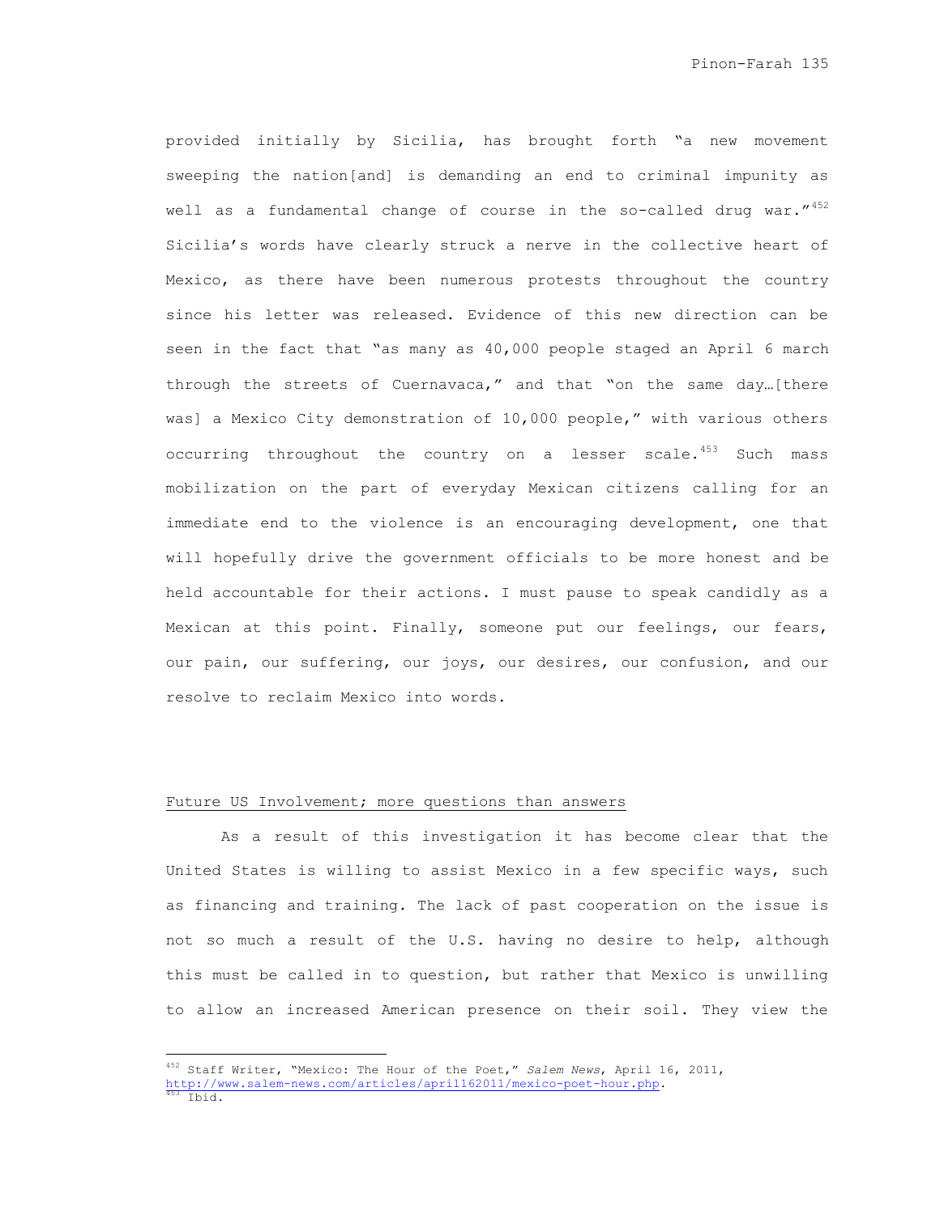provided initially by Sicilia, has brought forth "a new movement sweeping the nation[and] is demanding an end to criminal impunity as well as a fundamental change of course in the so-called drug war."[452] Sicilia's words have clearly struck a nerve in the collective heart of Mexico, as there have been numerous protests throughout the country since his letter was released. Evidence of this new direction can be seen in the fact that "as many as 40,000 people staged an April 6 march through the streets of Cuernavaca," and that "on the same day…[there was] a Mexico City demonstration of 10,000 people," with various others occurring throughout the country on a lesser scale.[453] Such mass mobilization on the part of everyday Mexican citizens calling for an immediate end to the violence is an encouraging development, one that will hopefully drive the government officials to be more honest and be held accountable for their actions. I must pause to speak candidly as a Mexican at this point. Finally, someone put our feelings, our fears, our pain, our suffering, our joys, our desires, our confusion, and our resolve to reclaim Mexico into words.

Future US Involvement; more questions than answers

As a result of this investigation it has become clear that the United States is willing to assist Mexico in a few specific ways, such as financing and training. The lack of past cooperation on the issue is not so much a result of the U.S. having no desire to help, although this must be called in to question, but rather that Mexico is unwilling to allow an increased American presence on their soil. They view the

[452] Staff Writer, "Mexico: The Hour of the Poet," *Salem News*, April 16, 2011, http://www.salem-news.com/articles/april162011/mexico-poet-hour.php.

[453] Ibid.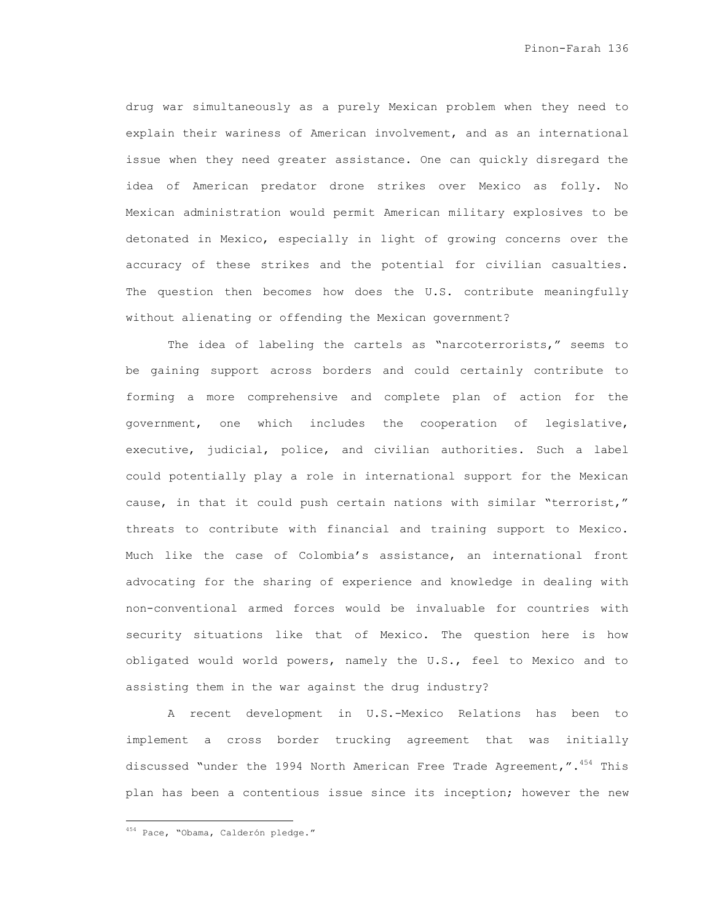drug war simultaneously as a purely Mexican problem when they need to explain their wariness of American involvement, and as an international issue when they need greater assistance. One can quickly disregard the idea of American predator drone strikes over Mexico as folly. No Mexican administration would permit American military explosives to be detonated in Mexico, especially in light of growing concerns over the accuracy of these strikes and the potential for civilian casualties. The question then becomes how does the U.S. contribute meaningfully without alienating or offending the Mexican government?

The idea of labeling the cartels as "narcoterrorists," seems to be gaining support across borders and could certainly contribute to forming a more comprehensive and complete plan of action for the government, one which includes the cooperation of legislative, executive, judicial, police, and civilian authorities. Such a label could potentially play a role in international support for the Mexican cause, in that it could push certain nations with similar "terrorist," threats to contribute with financial and training support to Mexico. Much like the case of Colombia's assistance, an international front advocating for the sharing of experience and knowledge in dealing with non-conventional armed forces would be invaluable for countries with security situations like that of Mexico. The question here is how obligated would world powers, namely the U.S., feel to Mexico and to assisting them in the war against the drug industry?

A recent development in U.S.-Mexico Relations has been to implement a cross border trucking agreement that was initially discussed "under the 1994 North American Free Trade Agreement,".[454] This plan has been a contentious issue since its inception; however the new

[454] Pace, "Obama, Calderón pledge."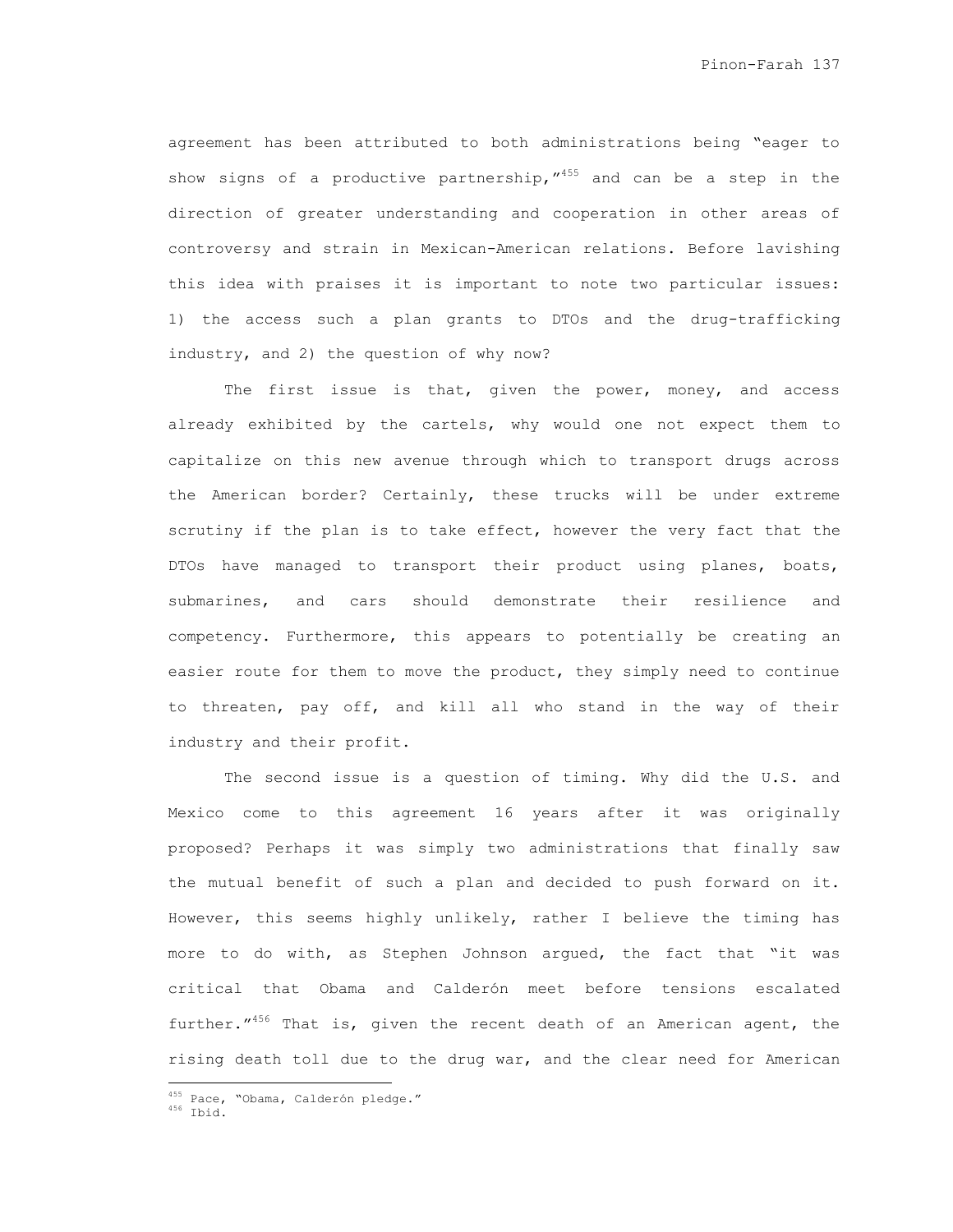agreement has been attributed to both administrations being "eager to show signs of a productive partnership,"[455] and can be a step in the direction of greater understanding and cooperation in other areas of controversy and strain in Mexican-American relations. Before lavishing this idea with praises it is important to note two particular issues: 1) the access such a plan grants to DTOs and the drug-trafficking industry, and 2) the question of why now?

The first issue is that, given the power, money, and access already exhibited by the cartels, why would one not expect them to capitalize on this new avenue through which to transport drugs across the American border? Certainly, these trucks will be under extreme scrutiny if the plan is to take effect, however the very fact that the DTOs have managed to transport their product using planes, boats, submarines, and cars should demonstrate their resilience and competency. Furthermore, this appears to potentially be creating an easier route for them to move the product, they simply need to continue to threaten, pay off, and kill all who stand in the way of their industry and their profit.

The second issue is a question of timing. Why did the U.S. and Mexico come to this agreement 16 years after it was originally proposed? Perhaps it was simply two administrations that finally saw the mutual benefit of such a plan and decided to push forward on it. However, this seems highly unlikely, rather I believe the timing has more to do with, as Stephen Johnson argued, the fact that "it was critical that Obama and Calderón meet before tensions escalated further."[456] That is, given the recent death of an American agent, the rising death toll due to the drug war, and the clear need for American

---

[455] Pace, "Obama, Calderón pledge."

[456] Ibid.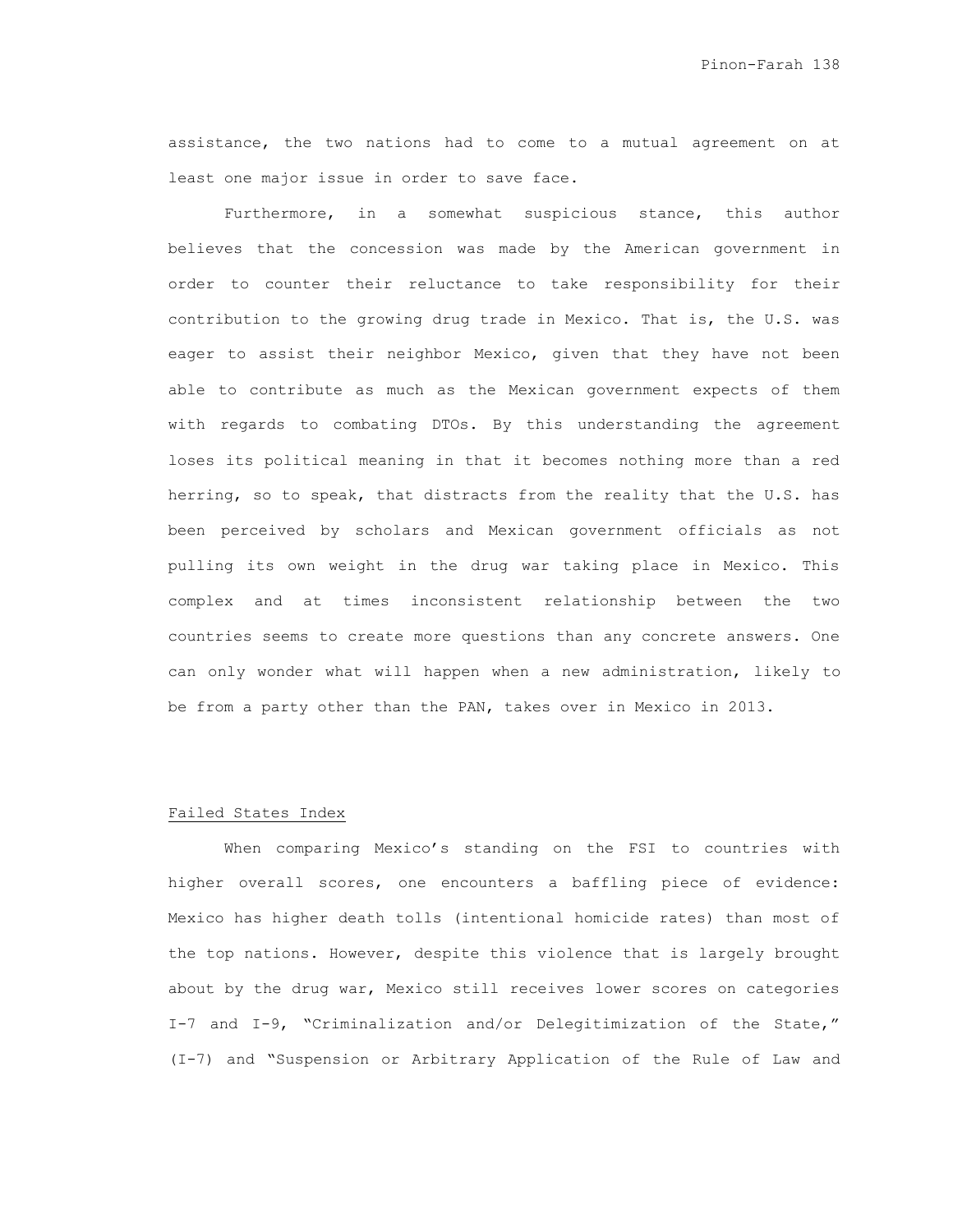assistance, the two nations had to come to a mutual agreement on at least one major issue in order to save face.

Furthermore, in a somewhat suspicious stance, this author believes that the concession was made by the American government in order to counter their reluctance to take responsibility for their contribution to the growing drug trade in Mexico. That is, the U.S. was eager to assist their neighbor Mexico, given that they have not been able to contribute as much as the Mexican government expects of them with regards to combating DTOs. By this understanding the agreement loses its political meaning in that it becomes nothing more than a red herring, so to speak, that distracts from the reality that the U.S. has been perceived by scholars and Mexican government officials as not pulling its own weight in the drug war taking place in Mexico. This complex and at times inconsistent relationship between the two countries seems to create more questions than any concrete answers. One can only wonder what will happen when a new administration, likely to be from a party other than the PAN, takes over in Mexico in 2013.

Failed States Index

When comparing Mexico's standing on the FSI to countries with higher overall scores, one encounters a baffling piece of evidence: Mexico has higher death tolls (intentional homicide rates) than most of the top nations. However, despite this violence that is largely brought about by the drug war, Mexico still receives lower scores on categories I-7 and I-9, "Criminalization and/or Delegitimization of the State," (I-7) and "Suspension or Arbitrary Application of the Rule of Law and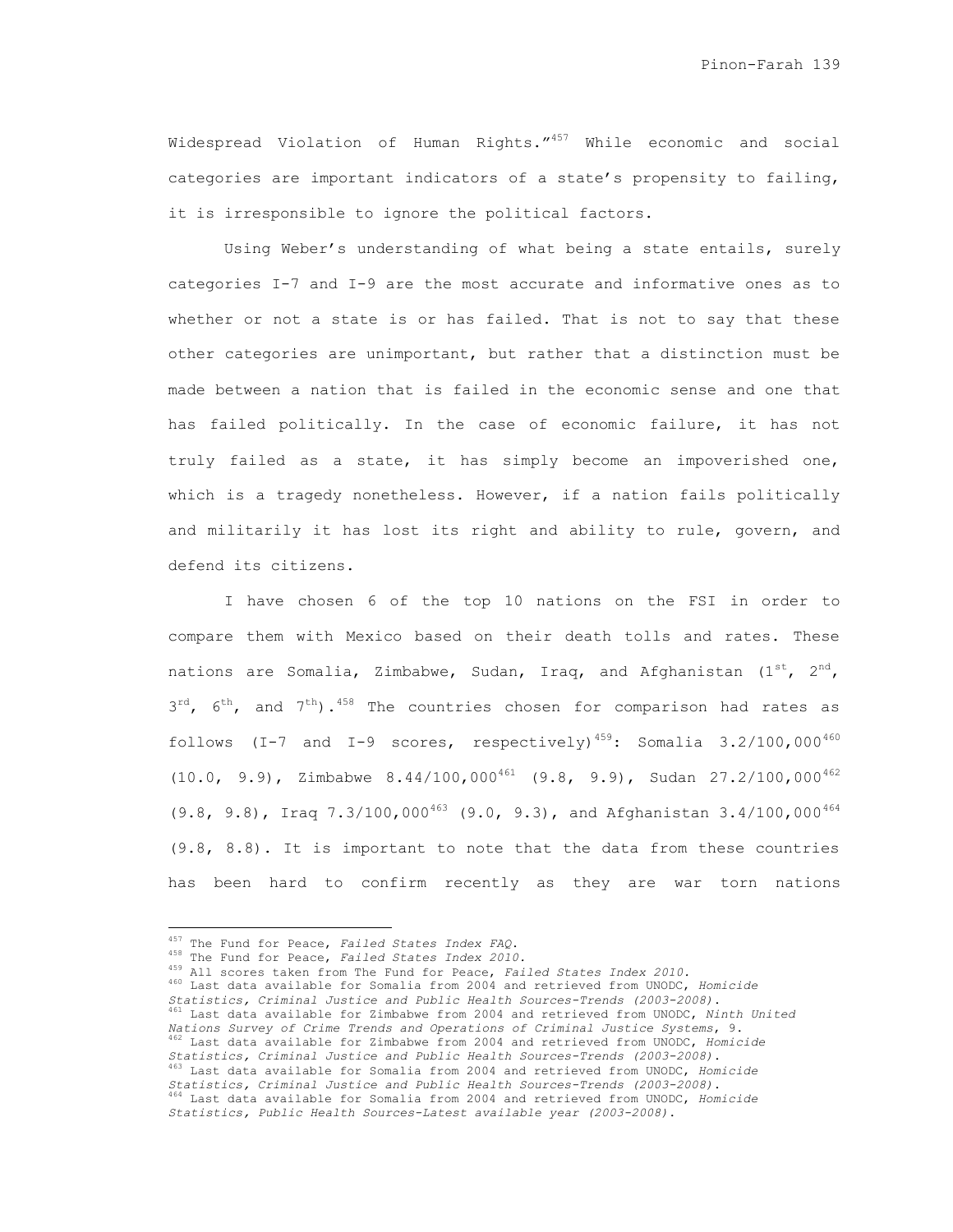Widespread Violation of Human Rights."[457] While economic and social categories are important indicators of a state's propensity to failing, it is irresponsible to ignore the political factors.

Using Weber's understanding of what being a state entails, surely categories I-7 and I-9 are the most accurate and informative ones as to whether or not a state is or has failed. That is not to say that these other categories are unimportant, but rather that a distinction must be made between a nation that is failed in the economic sense and one that has failed politically. In the case of economic failure, it has not truly failed as a state, it has simply become an impoverished one, which is a tragedy nonetheless. However, if a nation fails politically and militarily it has lost its right and ability to rule, govern, and defend its citizens.

I have chosen 6 of the top 10 nations on the FSI in order to compare them with Mexico based on their death tolls and rates. These nations are Somalia, Zimbabwe, Sudan, Iraq, and Afghanistan (1st, 2nd, 3rd, 6th, and 7th).[458] The countries chosen for comparison had rates as follows (I-7 and I-9 scores, respectively)[459]: Somalia 3.2/100,000[460] (10.0, 9.9), Zimbabwe 8.44/100,000[461] (9.8, 9.9), Sudan 27.2/100,000[462] (9.8, 9.8), Iraq 7.3/100,000[463] (9.0, 9.3), and Afghanistan 3.4/100,000[464] (9.8, 8.8). It is important to note that the data from these countries has been hard to confirm recently as they are war torn nations

---

[457] The Fund for Peace, *Failed States Index FAQ*.

[458] The Fund for Peace, *Failed States Index 2010*.

[459] All scores taken from The Fund for Peace, *Failed States Index 2010*.

[460] Last data available for Somalia from 2004 and retrieved from UNODC, *Homicide Statistics, Criminal Justice and Public Health Sources-Trends (2003-2008)*.

[461] Last data available for Zimbabwe from 2004 and retrieved from UNODC, *Ninth United Nations Survey of Crime Trends and Operations of Criminal Justice Systems*, 9.

[462] Last data available for Zimbabwe from 2004 and retrieved from UNODC, *Homicide Statistics, Criminal Justice and Public Health Sources-Trends (2003-2008)*.

[463] Last data available for Somalia from 2004 and retrieved from UNODC, *Homicide Statistics, Criminal Justice and Public Health Sources-Trends (2003-2008)*.

[464] Last data available for Somalia from 2004 and retrieved from UNODC, *Homicide Statistics, Public Health Sources-Latest available year (2003-2008)*.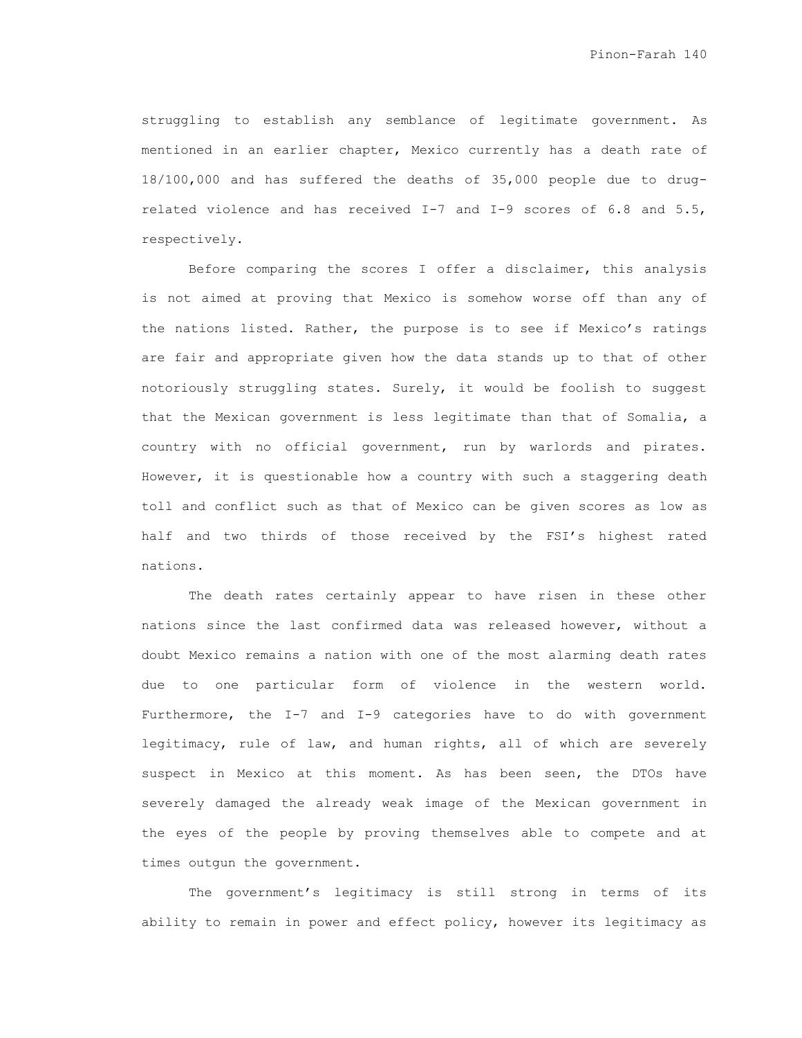struggling to establish any semblance of legitimate government. As mentioned in an earlier chapter, Mexico currently has a death rate of 18/100,000 and has suffered the deaths of 35,000 people due to drug-related violence and has received I-7 and I-9 scores of 6.8 and 5.5, respectively.

Before comparing the scores I offer a disclaimer, this analysis is not aimed at proving that Mexico is somehow worse off than any of the nations listed. Rather, the purpose is to see if Mexico's ratings are fair and appropriate given how the data stands up to that of other notoriously struggling states. Surely, it would be foolish to suggest that the Mexican government is less legitimate than that of Somalia, a country with no official government, run by warlords and pirates. However, it is questionable how a country with such a staggering death toll and conflict such as that of Mexico can be given scores as low as half and two thirds of those received by the FSI's highest rated nations.

The death rates certainly appear to have risen in these other nations since the last confirmed data was released however, without a doubt Mexico remains a nation with one of the most alarming death rates due to one particular form of violence in the western world. Furthermore, the I-7 and I-9 categories have to do with government legitimacy, rule of law, and human rights, all of which are severely suspect in Mexico at this moment. As has been seen, the DTOs have severely damaged the already weak image of the Mexican government in the eyes of the people by proving themselves able to compete and at times outgun the government.

The government's legitimacy is still strong in terms of its ability to remain in power and effect policy, however its legitimacy as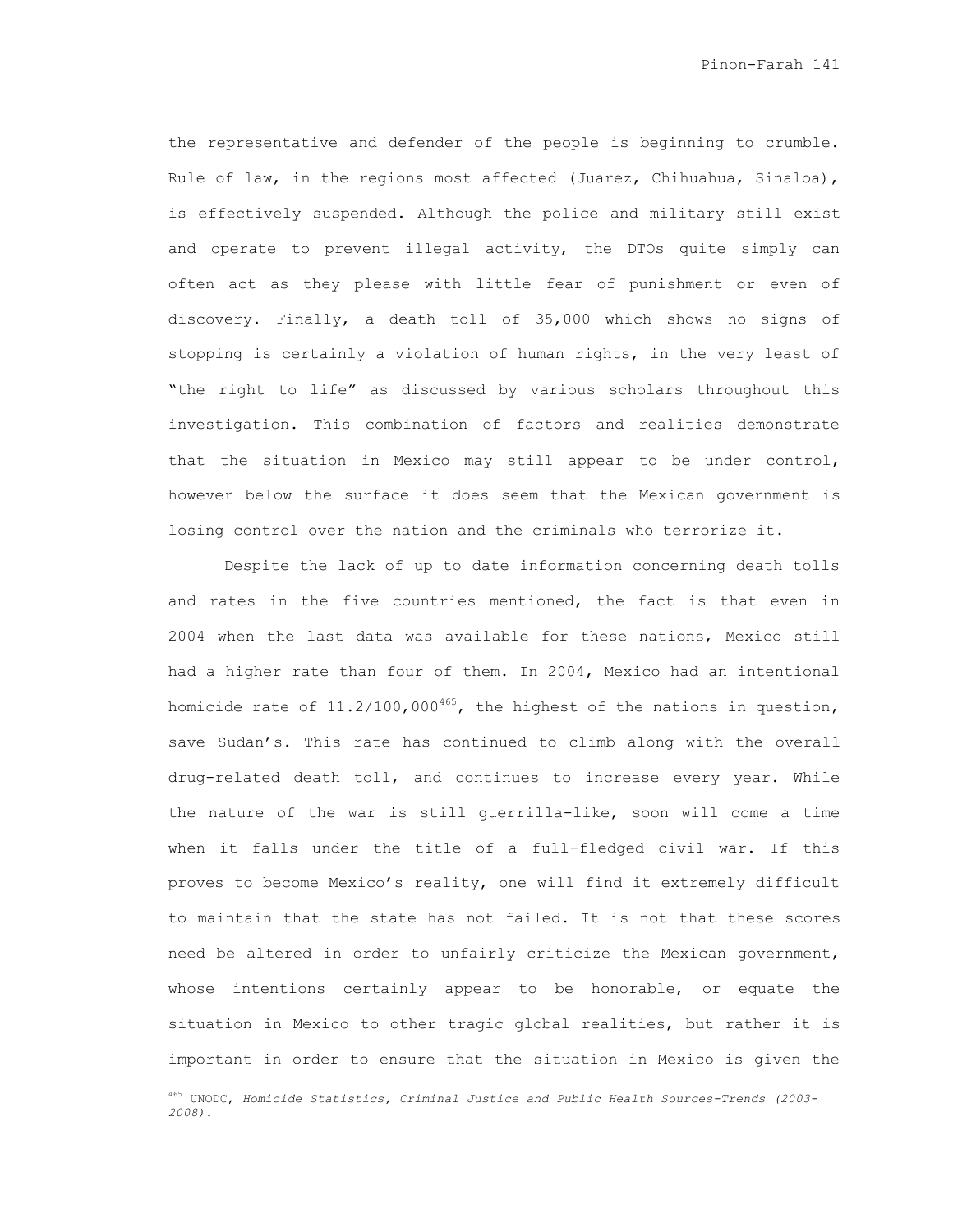the representative and defender of the people is beginning to crumble. Rule of law, in the regions most affected (Juarez, Chihuahua, Sinaloa), is effectively suspended. Although the police and military still exist and operate to prevent illegal activity, the DTOs quite simply can often act as they please with little fear of punishment or even of discovery. Finally, a death toll of 35,000 which shows no signs of stopping is certainly a violation of human rights, in the very least of "the right to life" as discussed by various scholars throughout this investigation. This combination of factors and realities demonstrate that the situation in Mexico may still appear to be under control, however below the surface it does seem that the Mexican government is losing control over the nation and the criminals who terrorize it.

Despite the lack of up to date information concerning death tolls and rates in the five countries mentioned, the fact is that even in 2004 when the last data was available for these nations, Mexico still had a higher rate than four of them. In 2004, Mexico had an intentional homicide rate of 11.2/100,000[465], the highest of the nations in question, save Sudan's. This rate has continued to climb along with the overall drug-related death toll, and continues to increase every year. While the nature of the war is still guerrilla-like, soon will come a time when it falls under the title of a full-fledged civil war. If this proves to become Mexico's reality, one will find it extremely difficult to maintain that the state has not failed. It is not that these scores need be altered in order to unfairly criticize the Mexican government, whose intentions certainly appear to be honorable, or equate the situation in Mexico to other tragic global realities, but rather it is important in order to ensure that the situation in Mexico is given the

[465] UNODC, *Homicide Statistics, Criminal Justice and Public Health Sources-Trends (2003-2008)*.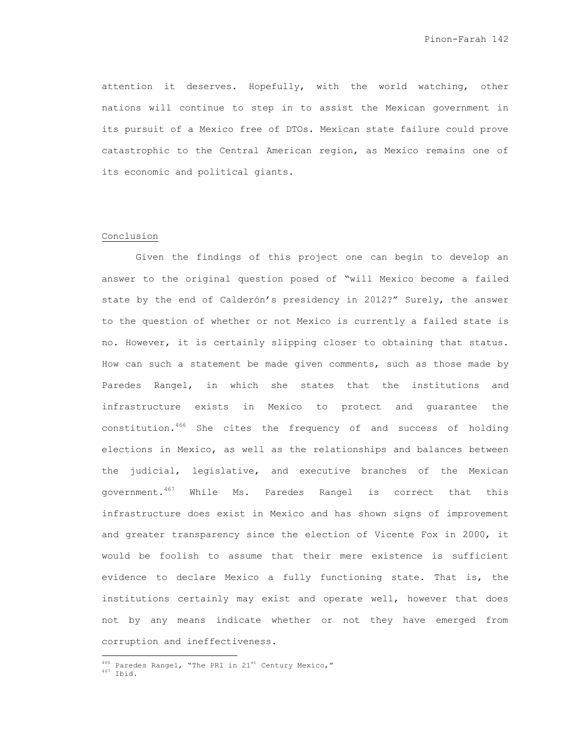attention it deserves. Hopefully, with the world watching, other nations will continue to step in to assist the Mexican government in its pursuit of a Mexico free of DTOs. Mexican state failure could prove catastrophic to the Central American region, as Mexico remains one of its economic and political giants.

## Conclusion

Given the findings of this project one can begin to develop an answer to the original question posed of "will Mexico become a failed state by the end of Calderón's presidency in 2012?" Surely, the answer to the question of whether or not Mexico is currently a failed state is no. However, it is certainly slipping closer to obtaining that status. How can such a statement be made given comments, such as those made by Paredes Rangel, in which she states that the institutions and infrastructure exists in Mexico to protect and guarantee the constitution.[466] She cites the frequency of and success of holding elections in Mexico, as well as the relationships and balances between the judicial, legislative, and executive branches of the Mexican government.[467] While Ms. Paredes Rangel is correct that this infrastructure does exist in Mexico and has shown signs of improvement and greater transparency since the election of Vicente Fox in 2000, it would be foolish to assume that their mere existence is sufficient evidence to declare Mexico a fully functioning state. That is, the institutions certainly may exist and operate well, however that does not by any means indicate whether or not they have emerged from corruption and ineffectiveness.

[466] Paredes Rangel, "The PRI in 21st Century Mexico,"
[467] Ibid.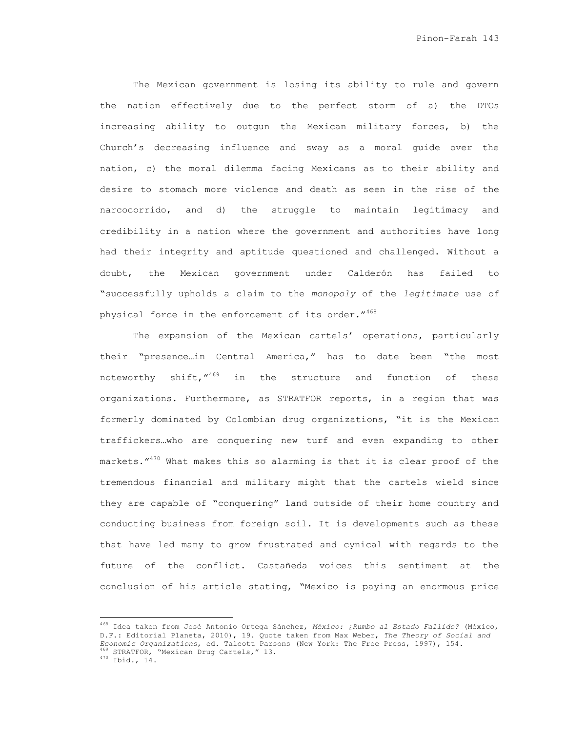The Mexican government is losing its ability to rule and govern the nation effectively due to the perfect storm of a) the DTOs increasing ability to outgun the Mexican military forces, b) the Church's decreasing influence and sway as a moral guide over the nation, c) the moral dilemma facing Mexicans as to their ability and desire to stomach more violence and death as seen in the rise of the narcocorrido, and d) the struggle to maintain legitimacy and credibility in a nation where the government and authorities have long had their integrity and aptitude questioned and challenged. Without a doubt, the Mexican government under Calderón has failed to "successfully upholds a claim to the *monopoly* of the *legitimate* use of physical force in the enforcement of its order."[468]

The expansion of the Mexican cartels' operations, particularly their "presence…in Central America," has to date been "the most noteworthy shift,"[469] in the structure and function of these organizations. Furthermore, as STRATFOR reports, in a region that was formerly dominated by Colombian drug organizations, "it is the Mexican traffickers…who are conquering new turf and even expanding to other markets."[470] What makes this so alarming is that it is clear proof of the tremendous financial and military might that the cartels wield since they are capable of "conquering" land outside of their home country and conducting business from foreign soil. It is developments such as these that have led many to grow frustrated and cynical with regards to the future of the conflict. Castañeda voices this sentiment at the conclusion of his article stating, "Mexico is paying an enormous price

---

[468] Idea taken from José Antonio Ortega Sánchez, *México: ¿Rumbo al Estado Fallido?* (México, D.F.: Editorial Planeta, 2010), 19. Quote taken from Max Weber, *The Theory of Social and Economic Organizations*, ed. Talcott Parsons (New York: The Free Press, 1997), 154.
[469] STRATFOR, "Mexican Drug Cartels," 13.
[470] Ibid., 14.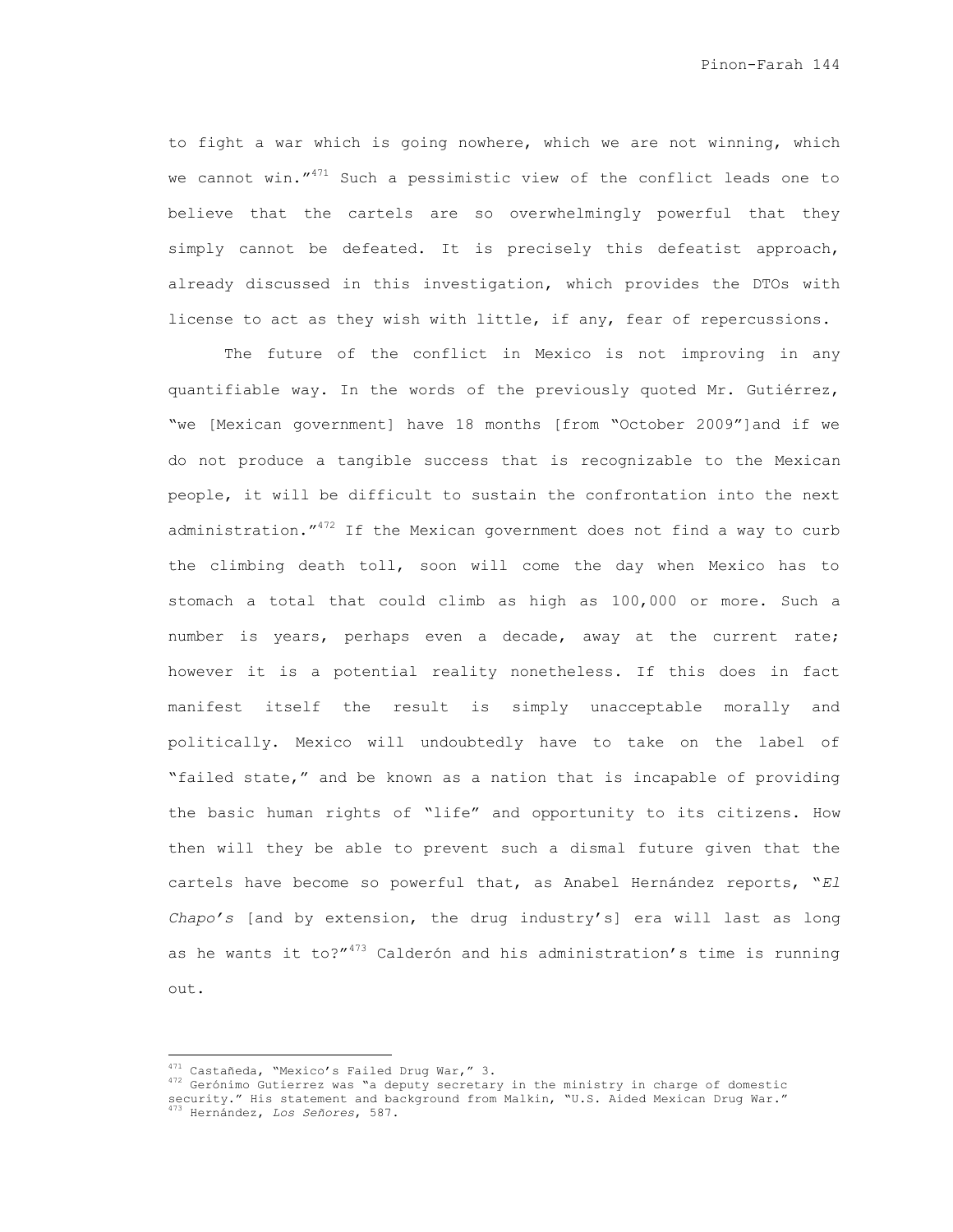to fight a war which is going nowhere, which we are not winning, which we cannot win."[471] Such a pessimistic view of the conflict leads one to believe that the cartels are so overwhelmingly powerful that they simply cannot be defeated. It is precisely this defeatist approach, already discussed in this investigation, which provides the DTOs with license to act as they wish with little, if any, fear of repercussions.

The future of the conflict in Mexico is not improving in any quantifiable way. In the words of the previously quoted Mr. Gutiérrez, "we [Mexican government] have 18 months [from "October 2009"]and if we do not produce a tangible success that is recognizable to the Mexican people, it will be difficult to sustain the confrontation into the next administration."[472] If the Mexican government does not find a way to curb the climbing death toll, soon will come the day when Mexico has to stomach a total that could climb as high as 100,000 or more. Such a number is years, perhaps even a decade, away at the current rate; however it is a potential reality nonetheless. If this does in fact manifest itself the result is simply unacceptable morally and politically. Mexico will undoubtedly have to take on the label of "failed state," and be known as a nation that is incapable of providing the basic human rights of "life" and opportunity to its citizens. How then will they be able to prevent such a dismal future given that the cartels have become so powerful that, as Anabel Hernández reports, "*El Chapo's* [and by extension, the drug industry's] era will last as long as he wants it to?"[473] Calderón and his administration's time is running out.

---

[471] Castañeda, "Mexico's Failed Drug War," 3.

[472] Gerónimo Gutierrez was "a deputy secretary in the ministry in charge of domestic security." His statement and background from Malkin, "U.S. Aided Mexican Drug War."

[473] Hernández, *Los Señores*, 587.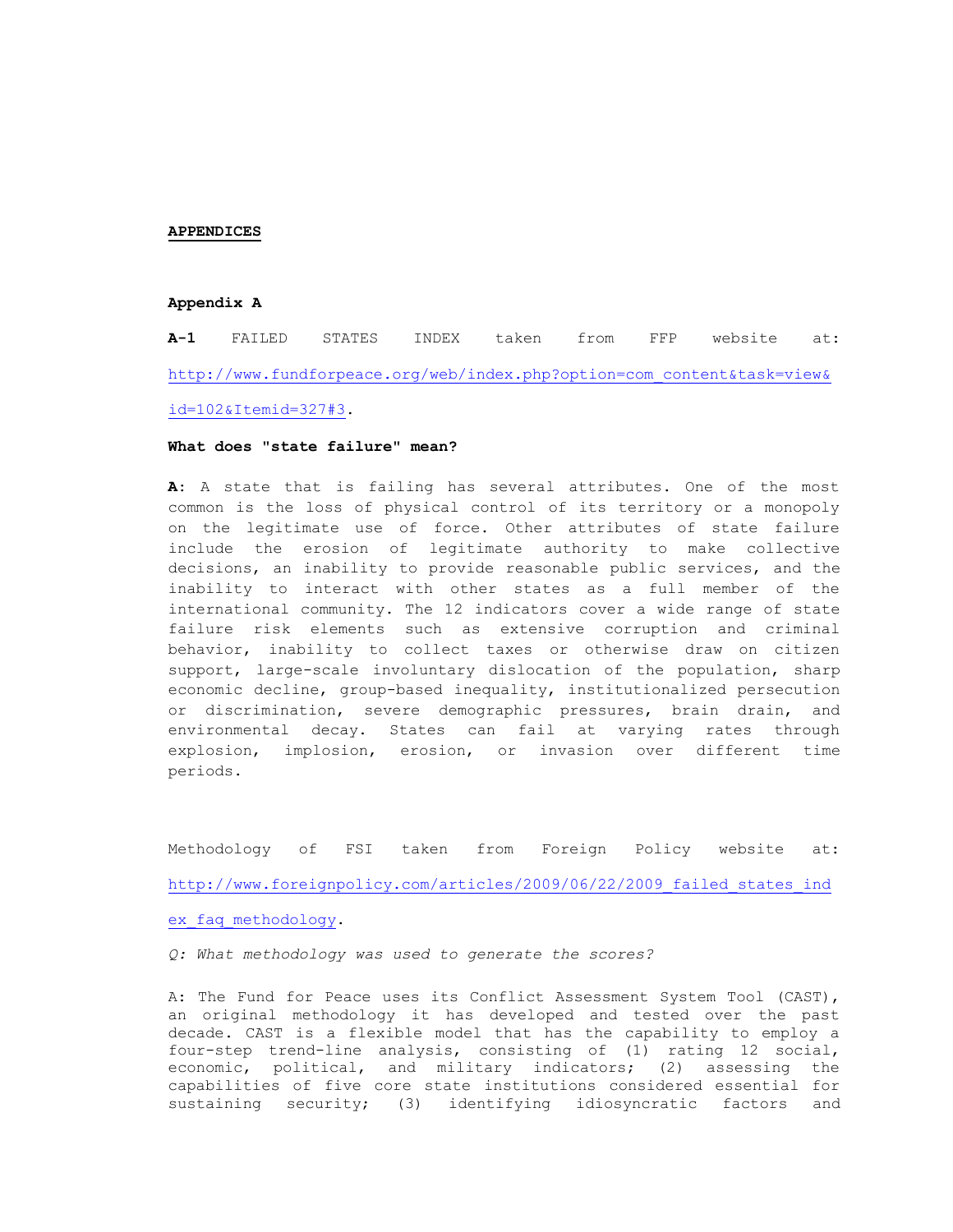## APPENDICES

### Appendix A

**A-1** FAILED STATES INDEX taken from FFP website at: http://www.fundforpeace.org/web/index.php?option=com_content&task=view&id=102&Itemid=327#3.

**What does "state failure" mean?**

**A**: A state that is failing has several attributes. One of the most common is the loss of physical control of its territory or a monopoly on the legitimate use of force. Other attributes of state failure include the erosion of legitimate authority to make collective decisions, an inability to provide reasonable public services, and the inability to interact with other states as a full member of the international community. The 12 indicators cover a wide range of state failure risk elements such as extensive corruption and criminal behavior, inability to collect taxes or otherwise draw on citizen support, large-scale involuntary dislocation of the population, sharp economic decline, group-based inequality, institutionalized persecution or discrimination, severe demographic pressures, brain drain, and environmental decay. States can fail at varying rates through explosion, implosion, erosion, or invasion over different time periods.

Methodology of FSI taken from Foreign Policy website at: http://www.foreignpolicy.com/articles/2009/06/22/2009_failed_states_index_faq_methodology.

*Q: What methodology was used to generate the scores?*

A: The Fund for Peace uses its Conflict Assessment System Tool (CAST), an original methodology it has developed and tested over the past decade. CAST is a flexible model that has the capability to employ a four-step trend-line analysis, consisting of (1) rating 12 social, economic, political, and military indicators; (2) assessing the capabilities of five core state institutions considered essential for sustaining security; (3) identifying idiosyncratic factors and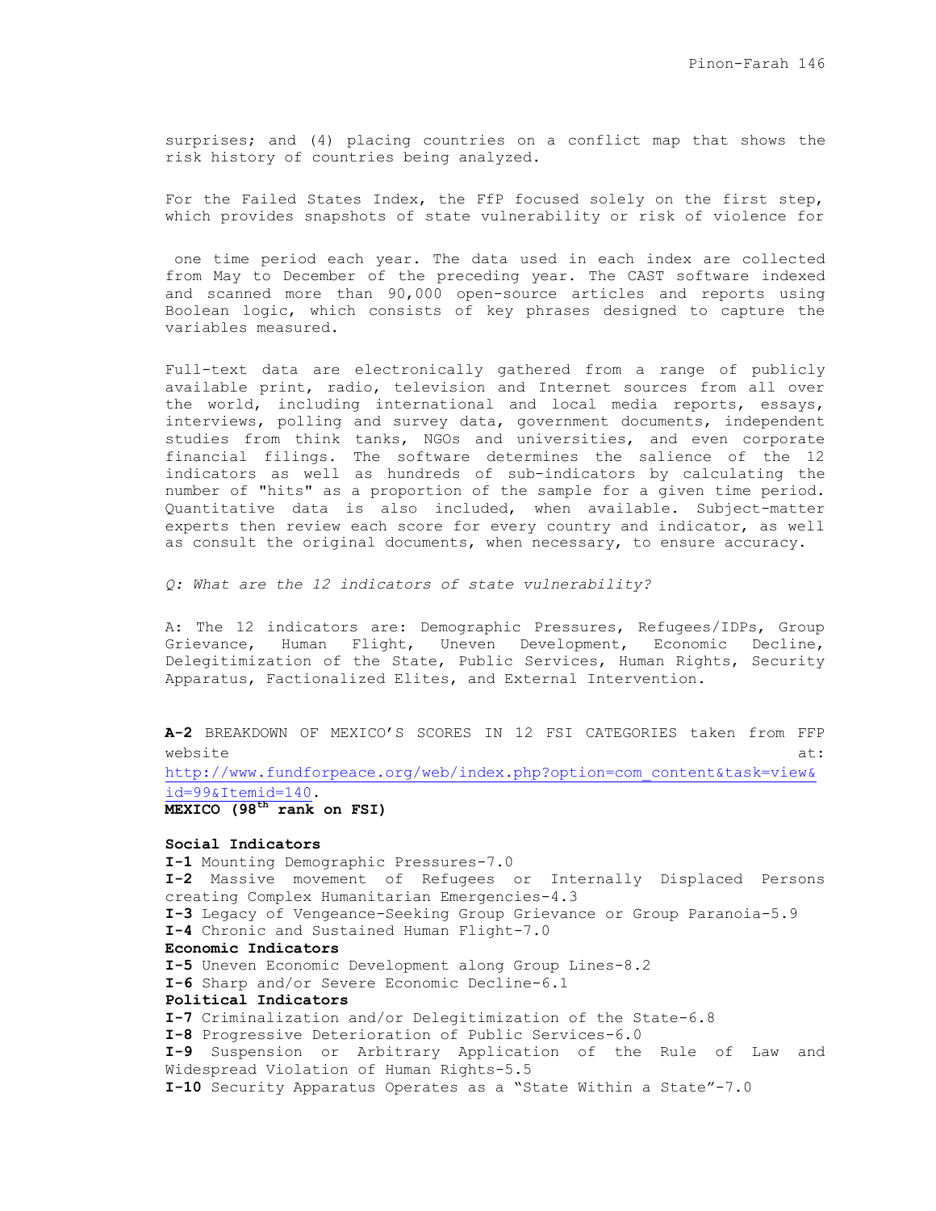surprises; and (4) placing countries on a conflict map that shows the risk history of countries being analyzed.

For the Failed States Index, the FfP focused solely on the first step, which provides snapshots of state vulnerability or risk of violence for

one time period each year. The data used in each index are collected from May to December of the preceding year. The CAST software indexed and scanned more than 90,000 open-source articles and reports using Boolean logic, which consists of key phrases designed to capture the variables measured.

Full-text data are electronically gathered from a range of publicly available print, radio, television and Internet sources from all over the world, including international and local media reports, essays, interviews, polling and survey data, government documents, independent studies from think tanks, NGOs and universities, and even corporate financial filings. The software determines the salience of the 12 indicators as well as hundreds of sub-indicators by calculating the number of "hits" as a proportion of the sample for a given time period. Quantitative data is also included, when available. Subject-matter experts then review each score for every country and indicator, as well as consult the original documents, when necessary, to ensure accuracy.

*Q: What are the 12 indicators of state vulnerability?*

A: The 12 indicators are: Demographic Pressures, Refugees/IDPs, Group Grievance, Human Flight, Uneven Development, Economic Decline, Delegitimization of the State, Public Services, Human Rights, Security Apparatus, Factionalized Elites, and External Intervention.

**A-2** BREAKDOWN OF MEXICO'S SCORES IN 12 FSI CATEGORIES taken from FFP website at: http://www.fundforpeace.org/web/index.php?option=com_content&task=view&id=99&Itemid=140.

**MEXICO (98th rank on FSI)**

**Social Indicators**

**I-1** Mounting Demographic Pressures-7.0
**I-2** Massive movement of Refugees or Internally Displaced Persons creating Complex Humanitarian Emergencies-4.3
**I-3** Legacy of Vengeance-Seeking Group Grievance or Group Paranoia-5.9
**I-4** Chronic and Sustained Human Flight-7.0

**Economic Indicators**

**I-5** Uneven Economic Development along Group Lines-8.2
**I-6** Sharp and/or Severe Economic Decline-6.1

**Political Indicators**

**I-7** Criminalization and/or Delegitimization of the State-6.8
**I-8** Progressive Deterioration of Public Services-6.0
**I-9** Suspension or Arbitrary Application of the Rule of Law and Widespread Violation of Human Rights-5.5
**I-10** Security Apparatus Operates as a "State Within a State"-7.0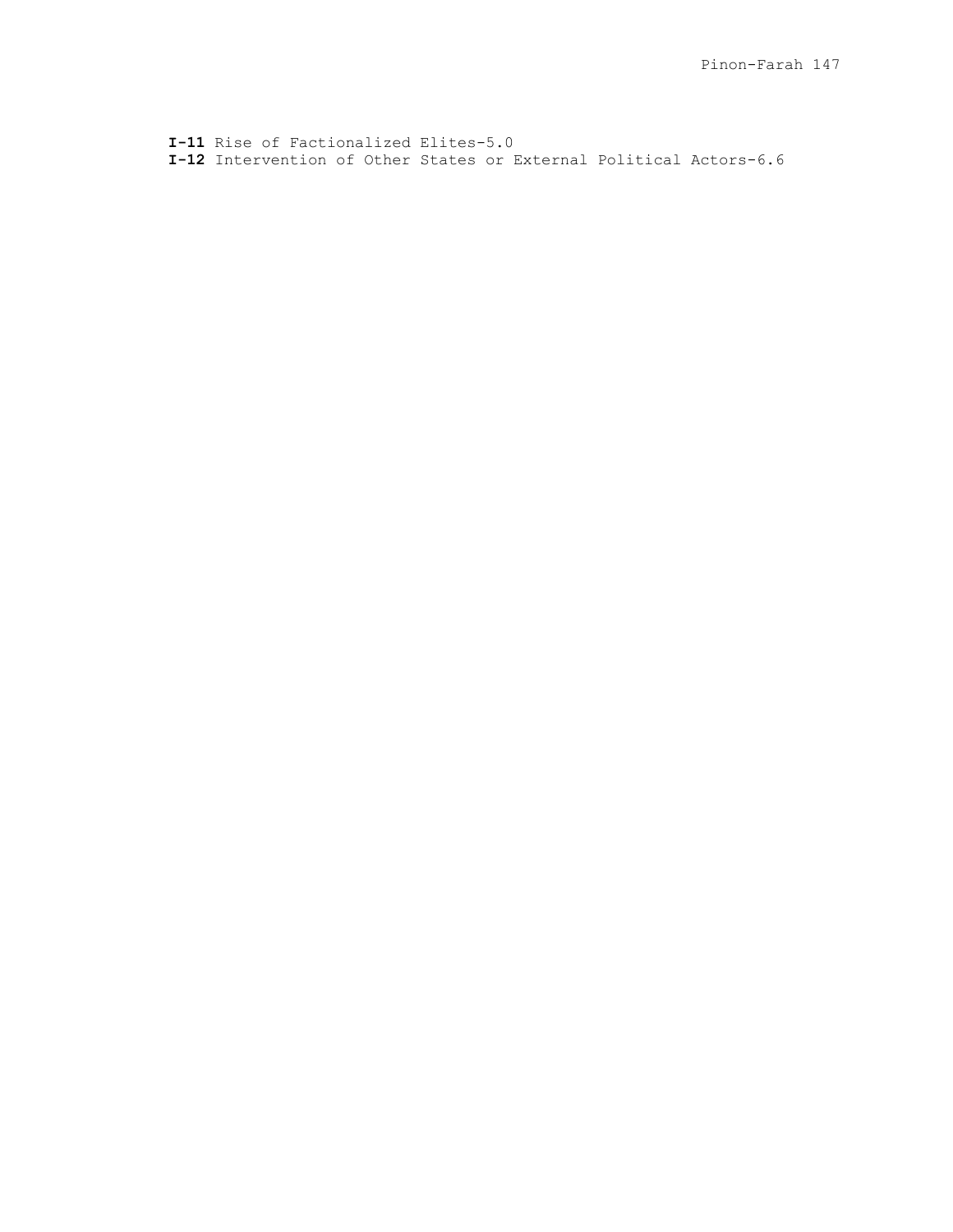**I-11** Rise of Factionalized Elites-5.0
**I-12** Intervention of Other States or External Political Actors-6.6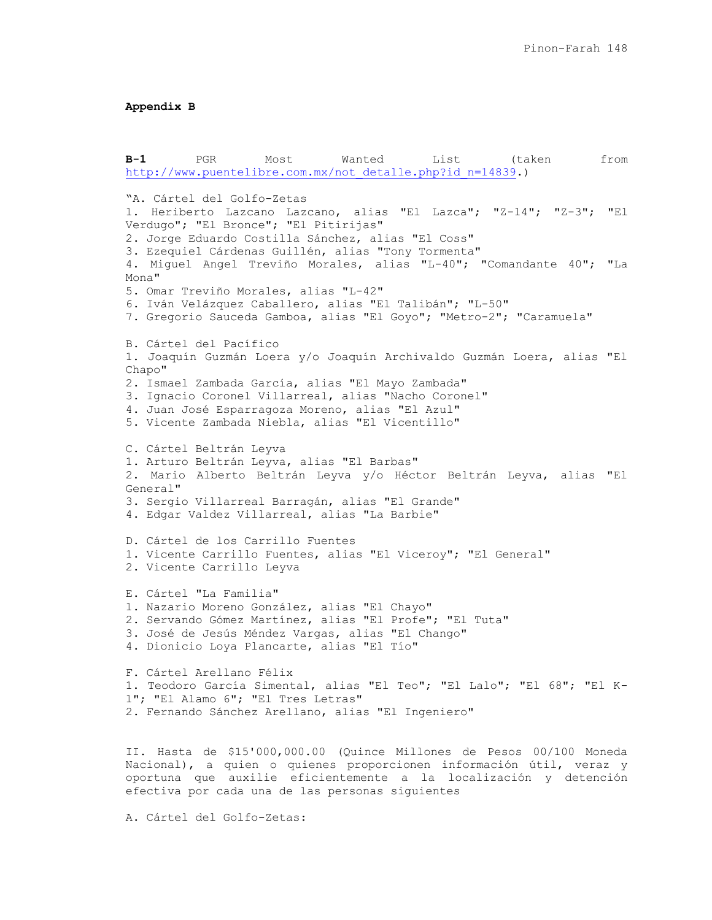**Appendix B**

**B-1** PGR Most Wanted List (taken from http://www.puentelibre.com.mx/not_detalle.php?id_n=14839.)

"A. Cártel del Golfo-Zetas
1. Heriberto Lazcano Lazcano, alias "El Lazca"; "Z-14"; "Z-3"; "El Verdugo"; "El Bronce"; "El Pitirijas"
2. Jorge Eduardo Costilla Sánchez, alias "El Coss"
3. Ezequiel Cárdenas Guillén, alias "Tony Tormenta"
4. Miguel Angel Treviño Morales, alias "L-40"; "Comandante 40"; "La Mona"
5. Omar Treviño Morales, alias "L-42"
6. Iván Velázquez Caballero, alias "El Talibán"; "L-50"
7. Gregorio Sauceda Gamboa, alias "El Goyo"; "Metro-2"; "Caramuela"

B. Cártel del Pacífico
1. Joaquín Guzmán Loera y/o Joaquín Archivaldo Guzmán Loera, alias "El Chapo"
2. Ismael Zambada García, alias "El Mayo Zambada"
3. Ignacio Coronel Villarreal, alias "Nacho Coronel"
4. Juan José Esparragoza Moreno, alias "El Azul"
5. Vicente Zambada Niebla, alias "El Vicentillo"

C. Cártel Beltrán Leyva
1. Arturo Beltrán Leyva, alias "El Barbas"
2. Mario Alberto Beltrán Leyva y/o Héctor Beltrán Leyva, alias "El General"
3. Sergio Villarreal Barragán, alias "El Grande"
4. Edgar Valdez Villarreal, alias "La Barbie"

D. Cártel de los Carrillo Fuentes
1. Vicente Carrillo Fuentes, alias "El Viceroy"; "El General"
2. Vicente Carrillo Leyva

E. Cártel "La Familia"
1. Nazario Moreno González, alias "El Chayo"
2. Servando Gómez Martínez, alias "El Profe"; "El Tuta"
3. José de Jesús Méndez Vargas, alias "El Chango"
4. Dionicio Loya Plancarte, alias "El Tío"

F. Cártel Arellano Félix
1. Teodoro García Simental, alias "El Teo"; "El Lalo"; "El 68"; "El K-1"; "El Alamo 6"; "El Tres Letras"
2. Fernando Sánchez Arellano, alias "El Ingeniero"

II. Hasta de $15'000,000.00 (Quince Millones de Pesos 00/100 Moneda Nacional), a quien o quienes proporcionen información útil, veraz y oportuna que auxilie eficientemente a la localización y detención efectiva por cada una de las personas siguientes

A. Cártel del Golfo-Zetas: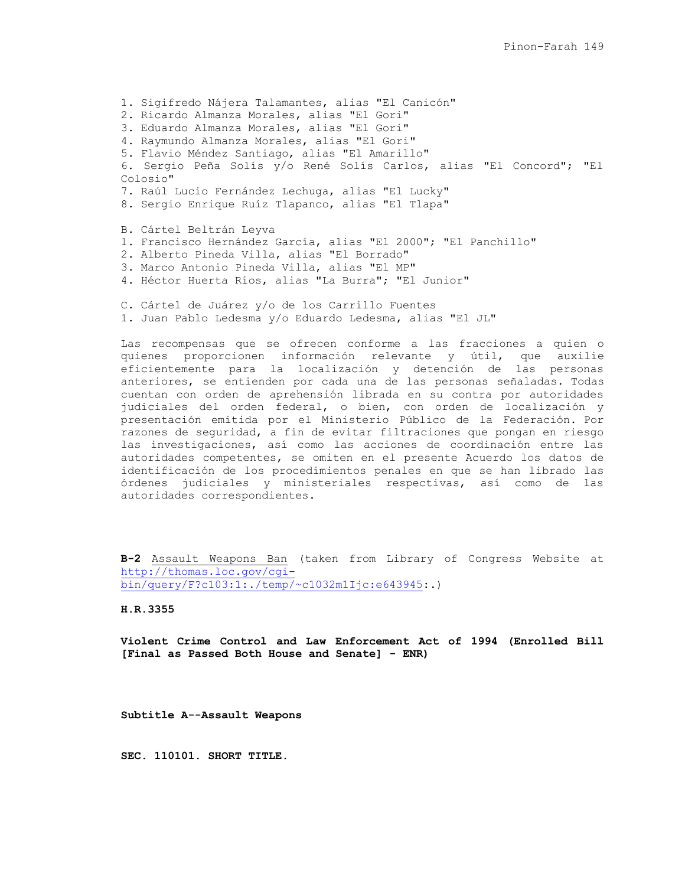1. Sigifredo Nájera Talamantes, alias "El Canicón"
2. Ricardo Almanza Morales, alias "El Gori"
3. Eduardo Almanza Morales, alias "El Gori"
4. Raymundo Almanza Morales, alias "El Gori"
5. Flavio Méndez Santiago, alias "El Amarillo"
6. Sergio Peña Solís y/o René Solís Carlos, alias "El Concord"; "El Colosio"
7. Raúl Lucio Fernández Lechuga, alias "El Lucky"
8. Sergio Enrique Ruíz Tlapanco, alias "El Tlapa"

B. Cártel Beltrán Leyva
1. Francisco Hernández García, alias "El 2000"; "El Panchillo"
2. Alberto Pineda Villa, alias "El Borrado"
3. Marco Antonio Pineda Villa, alias "El MP"
4. Héctor Huerta Ríos, alias "La Burra"; "El Junior"

C. Cártel de Juárez y/o de los Carrillo Fuentes
1. Juan Pablo Ledesma y/o Eduardo Ledesma, alias "El JL"

Las recompensas que se ofrecen conforme a las fracciones a quien o quienes proporcionen información relevante y útil, que auxilie eficientemente para la localización y detención de las personas anteriores, se entienden por cada una de las personas señaladas. Todas cuentan con orden de aprehensión librada en su contra por autoridades judiciales del orden federal, o bien, con orden de localización y presentación emitida por el Ministerio Público de la Federación. Por razones de seguridad, a fin de evitar filtraciones que pongan en riesgo las investigaciones, así como las acciones de coordinación entre las autoridades competentes, se omiten en el presente Acuerdo los datos de identificación de los procedimientos penales en que se han librado las órdenes judiciales y ministeriales respectivas, así como de las autoridades correspondientes.

**B-2** Assault Weapons Ban (taken from Library of Congress Website at http://thomas.loc.gov/cgi-bin/query/F?c103:1:./temp/~c1032m1Ijc:e643945:.)

**H.R.3355**

**Violent Crime Control and Law Enforcement Act of 1994 (Enrolled Bill [Final as Passed Both House and Senate] - ENR)**

**Subtitle A--Assault Weapons**

**SEC. 110101. SHORT TITLE.**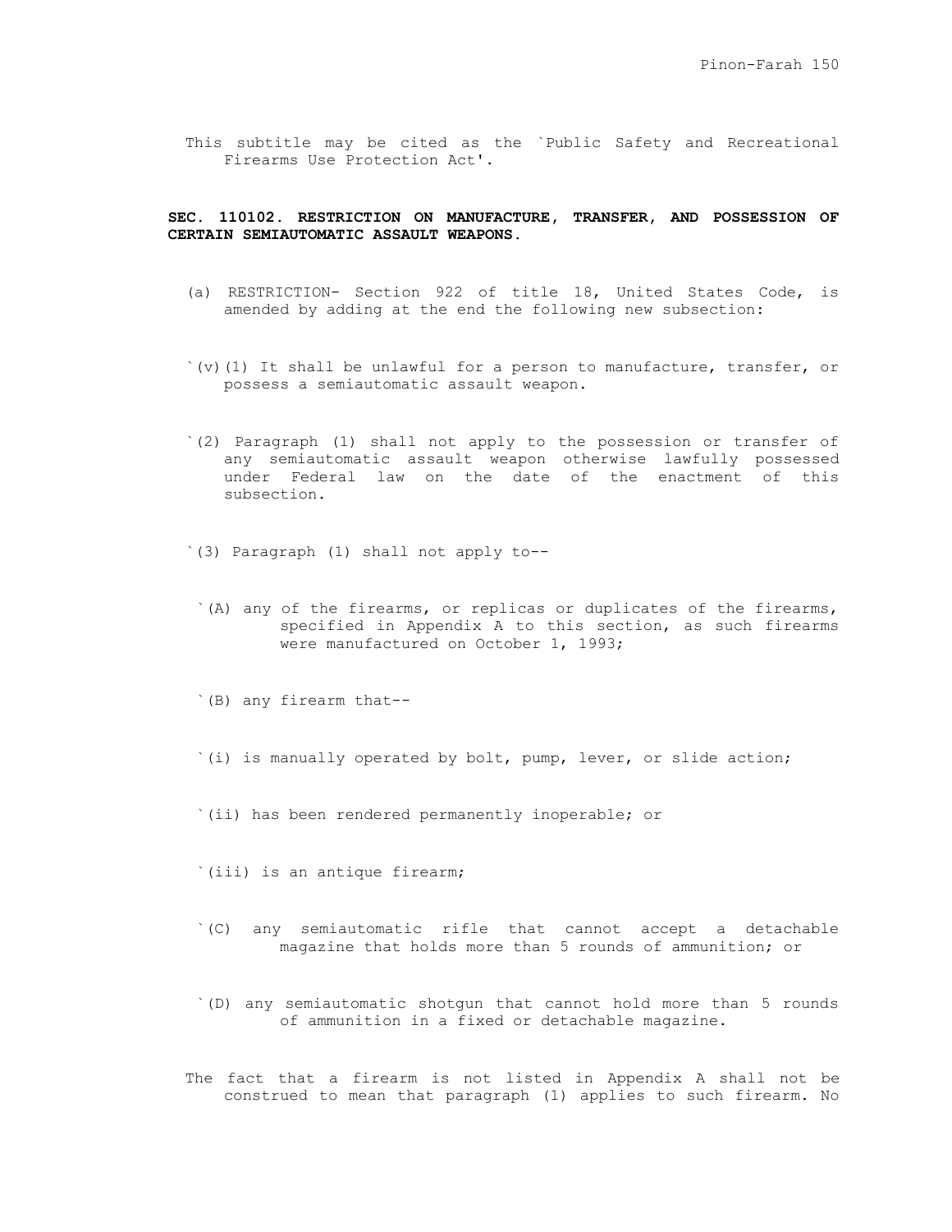This subtitle may be cited as the `Public Safety and Recreational Firearms Use Protection Act'.

**SEC. 110102. RESTRICTION ON MANUFACTURE, TRANSFER, AND POSSESSION OF CERTAIN SEMIAUTOMATIC ASSAULT WEAPONS.**

(a) RESTRICTION- Section 922 of title 18, United States Code, is amended by adding at the end the following new subsection:

`(v)(1) It shall be unlawful for a person to manufacture, transfer, or possess a semiautomatic assault weapon.

`(2) Paragraph (1) shall not apply to the possession or transfer of any semiautomatic assault weapon otherwise lawfully possessed under Federal law on the date of the enactment of this subsection.

`(3) Paragraph (1) shall not apply to--

`(A) any of the firearms, or replicas or duplicates of the firearms, specified in Appendix A to this section, as such firearms were manufactured on October 1, 1993;

`(B) any firearm that--

`(i) is manually operated by bolt, pump, lever, or slide action;

`(ii) has been rendered permanently inoperable; or

`(iii) is an antique firearm;

`(C) any semiautomatic rifle that cannot accept a detachable magazine that holds more than 5 rounds of ammunition; or

`(D) any semiautomatic shotgun that cannot hold more than 5 rounds of ammunition in a fixed or detachable magazine.

The fact that a firearm is not listed in Appendix A shall not be construed to mean that paragraph (1) applies to such firearm. No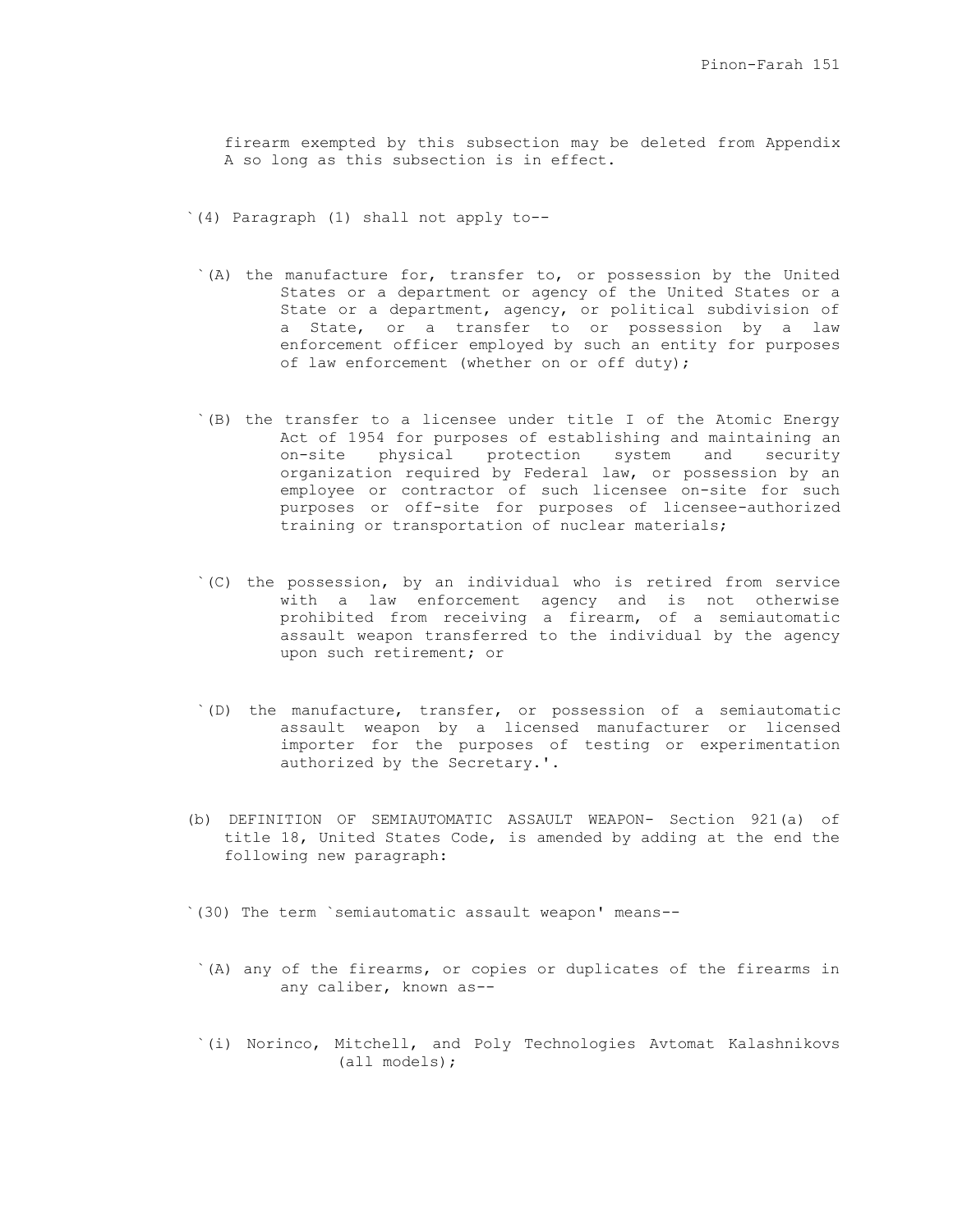firearm exempted by this subsection may be deleted from Appendix A so long as this subsection is in effect.

`(4) Paragraph (1) shall not apply to--

`(A) the manufacture for, transfer to, or possession by the United States or a department or agency of the United States or a State or a department, agency, or political subdivision of a State, or a transfer to or possession by a law enforcement officer employed by such an entity for purposes of law enforcement (whether on or off duty);

`(B) the transfer to a licensee under title I of the Atomic Energy Act of 1954 for purposes of establishing and maintaining an on-site physical protection system and security organization required by Federal law, or possession by an employee or contractor of such licensee on-site for such purposes or off-site for purposes of licensee-authorized training or transportation of nuclear materials;

`(C) the possession, by an individual who is retired from service with a law enforcement agency and is not otherwise prohibited from receiving a firearm, of a semiautomatic assault weapon transferred to the individual by the agency upon such retirement; or

`(D) the manufacture, transfer, or possession of a semiautomatic assault weapon by a licensed manufacturer or licensed importer for the purposes of testing or experimentation authorized by the Secretary.'.

(b) DEFINITION OF SEMIAUTOMATIC ASSAULT WEAPON- Section 921(a) of title 18, United States Code, is amended by adding at the end the following new paragraph:

`(30) The term `semiautomatic assault weapon' means--

`(A) any of the firearms, or copies or duplicates of the firearms in any caliber, known as--

`(i) Norinco, Mitchell, and Poly Technologies Avtomat Kalashnikovs (all models);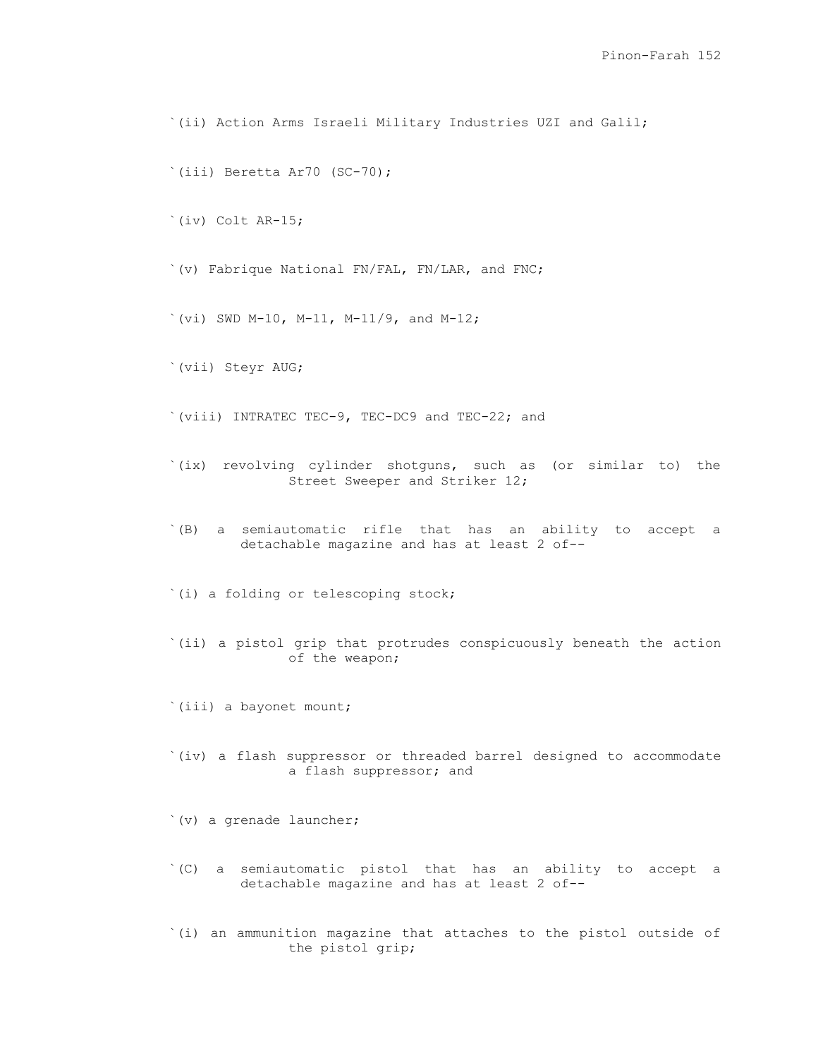`(ii) Action Arms Israeli Military Industries UZI and Galil;

`(iii) Beretta Ar70 (SC-70);

`(iv) Colt AR-15;

`(v) Fabrique National FN/FAL, FN/LAR, and FNC;

`(vi) SWD M-10, M-11, M-11/9, and M-12;

`(vii) Steyr AUG;

`(viii) INTRATEC TEC-9, TEC-DC9 and TEC-22; and

`(ix) revolving cylinder shotguns, such as (or similar to) the Street Sweeper and Striker 12;

`(B) a semiautomatic rifle that has an ability to accept a detachable magazine and has at least 2 of--

`(i) a folding or telescoping stock;

`(ii) a pistol grip that protrudes conspicuously beneath the action of the weapon;

`(iii) a bayonet mount;

`(iv) a flash suppressor or threaded barrel designed to accommodate a flash suppressor; and

`(v) a grenade launcher;

`(C) a semiautomatic pistol that has an ability to accept a detachable magazine and has at least 2 of--

`(i) an ammunition magazine that attaches to the pistol outside of the pistol grip;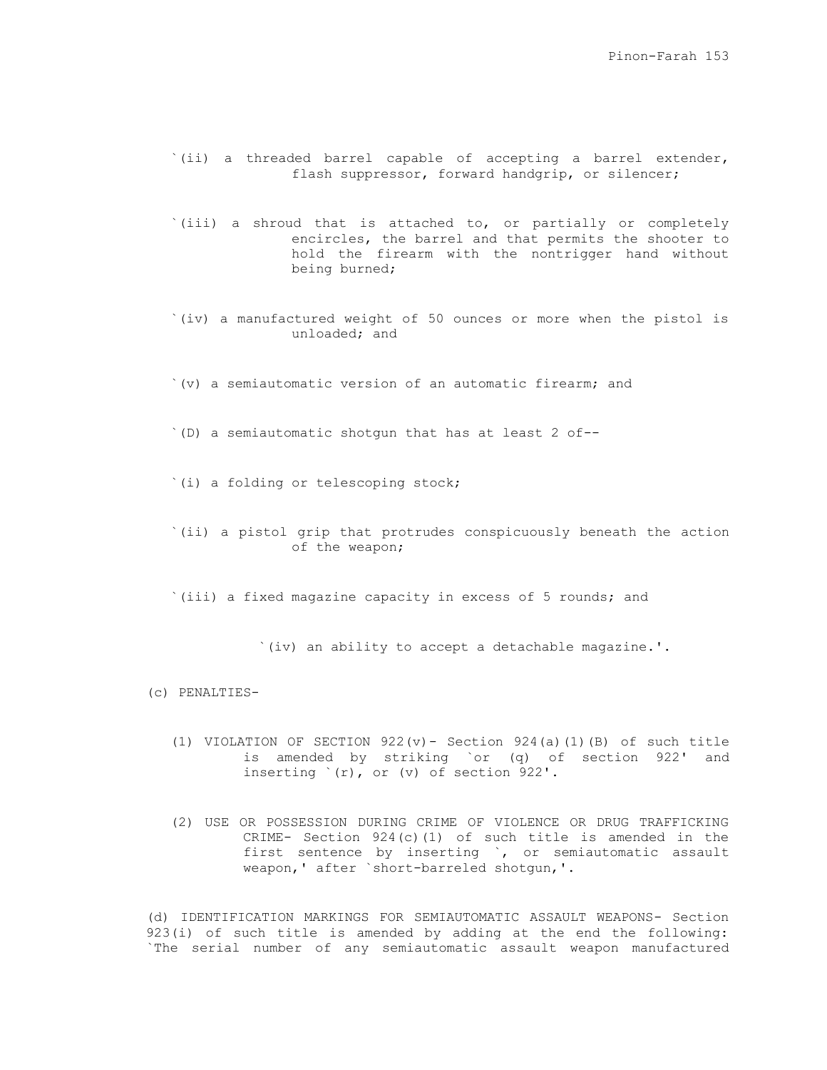`(ii) a threaded barrel capable of accepting a barrel extender, flash suppressor, forward handgrip, or silencer;

`(iii) a shroud that is attached to, or partially or completely encircles, the barrel and that permits the shooter to hold the firearm with the nontrigger hand without being burned;

`(iv) a manufactured weight of 50 ounces or more when the pistol is unloaded; and

`(v) a semiautomatic version of an automatic firearm; and

`(D) a semiautomatic shotgun that has at least 2 of--

`(i) a folding or telescoping stock;

`(ii) a pistol grip that protrudes conspicuously beneath the action of the weapon;

`(iii) a fixed magazine capacity in excess of 5 rounds; and

`(iv) an ability to accept a detachable magazine.'.

(c) PENALTIES-

(1) VIOLATION OF SECTION 922(v)- Section 924(a)(1)(B) of such title is amended by striking `or (q) of section 922' and inserting `(r), or (v) of section 922'.

(2) USE OR POSSESSION DURING CRIME OF VIOLENCE OR DRUG TRAFFICKING CRIME- Section 924(c)(1) of such title is amended in the first sentence by inserting `, or semiautomatic assault weapon,' after `short-barreled shotgun,'.

(d) IDENTIFICATION MARKINGS FOR SEMIAUTOMATIC ASSAULT WEAPONS- Section 923(i) of such title is amended by adding at the end the following: `The serial number of any semiautomatic assault weapon manufactured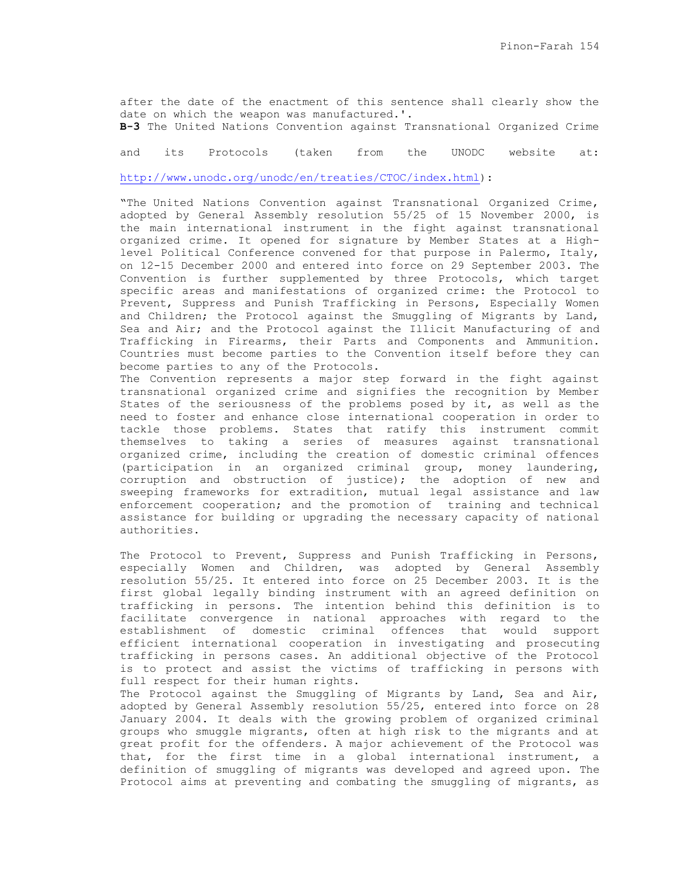after the date of the enactment of this sentence shall clearly show the date on which the weapon was manufactured.'.

**B-3** The United Nations Convention against Transnational Organized Crime and its Protocols (taken from the UNODC website at: http://www.unodc.org/unodc/en/treaties/CTOC/index.html):

"The United Nations Convention against Transnational Organized Crime, adopted by General Assembly resolution 55/25 of 15 November 2000, is the main international instrument in the fight against transnational organized crime. It opened for signature by Member States at a High-level Political Conference convened for that purpose in Palermo, Italy, on 12-15 December 2000 and entered into force on 29 September 2003. The Convention is further supplemented by three Protocols, which target specific areas and manifestations of organized crime: the Protocol to Prevent, Suppress and Punish Trafficking in Persons, Especially Women and Children; the Protocol against the Smuggling of Migrants by Land, Sea and Air; and the Protocol against the Illicit Manufacturing of and Trafficking in Firearms, their Parts and Components and Ammunition. Countries must become parties to the Convention itself before they can become parties to any of the Protocols.

The Convention represents a major step forward in the fight against transnational organized crime and signifies the recognition by Member States of the seriousness of the problems posed by it, as well as the need to foster and enhance close international cooperation in order to tackle those problems. States that ratify this instrument commit themselves to taking a series of measures against transnational organized crime, including the creation of domestic criminal offences (participation in an organized criminal group, money laundering, corruption and obstruction of justice); the adoption of new and sweeping frameworks for extradition, mutual legal assistance and law enforcement cooperation; and the promotion of training and technical assistance for building or upgrading the necessary capacity of national authorities.

The Protocol to Prevent, Suppress and Punish Trafficking in Persons, especially Women and Children, was adopted by General Assembly resolution 55/25. It entered into force on 25 December 2003. It is the first global legally binding instrument with an agreed definition on trafficking in persons. The intention behind this definition is to facilitate convergence in national approaches with regard to the establishment of domestic criminal offences that would support efficient international cooperation in investigating and prosecuting trafficking in persons cases. An additional objective of the Protocol is to protect and assist the victims of trafficking in persons with full respect for their human rights.

The Protocol against the Smuggling of Migrants by Land, Sea and Air, adopted by General Assembly resolution 55/25, entered into force on 28 January 2004. It deals with the growing problem of organized criminal groups who smuggle migrants, often at high risk to the migrants and at great profit for the offenders. A major achievement of the Protocol was that, for the first time in a global international instrument, a definition of smuggling of migrants was developed and agreed upon. The Protocol aims at preventing and combating the smuggling of migrants, as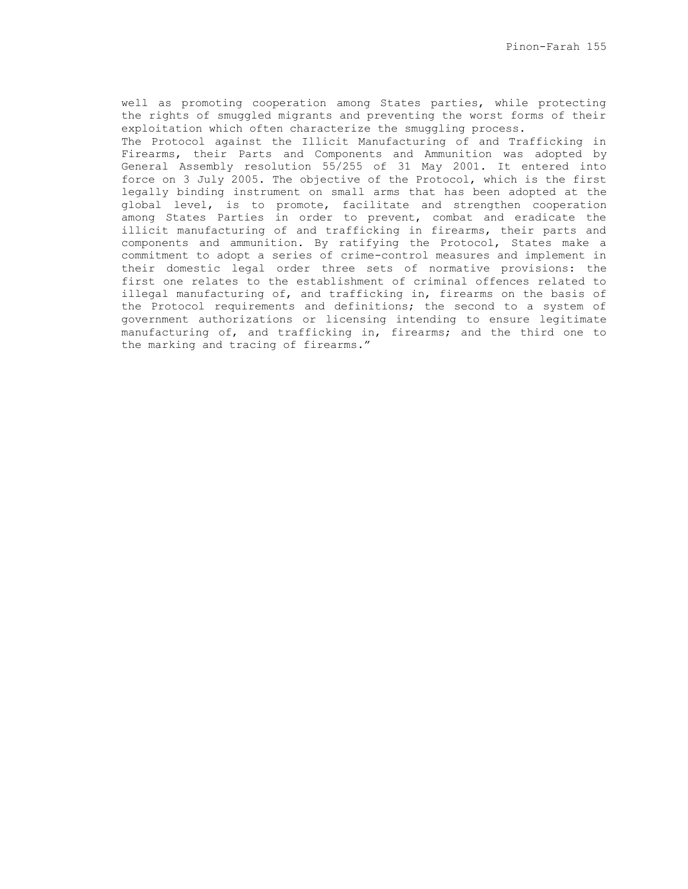well as promoting cooperation among States parties, while protecting the rights of smuggled migrants and preventing the worst forms of their exploitation which often characterize the smuggling process.

The Protocol against the Illicit Manufacturing of and Trafficking in Firearms, their Parts and Components and Ammunition was adopted by General Assembly resolution 55/255 of 31 May 2001. It entered into force on 3 July 2005. The objective of the Protocol, which is the first legally binding instrument on small arms that has been adopted at the global level, is to promote, facilitate and strengthen cooperation among States Parties in order to prevent, combat and eradicate the illicit manufacturing of and trafficking in firearms, their parts and components and ammunition. By ratifying the Protocol, States make a commitment to adopt a series of crime-control measures and implement in their domestic legal order three sets of normative provisions: the first one relates to the establishment of criminal offences related to illegal manufacturing of, and trafficking in, firearms on the basis of the Protocol requirements and definitions; the second to a system of government authorizations or licensing intending to ensure legitimate manufacturing of, and trafficking in, firearms; and the third one to the marking and tracing of firearms."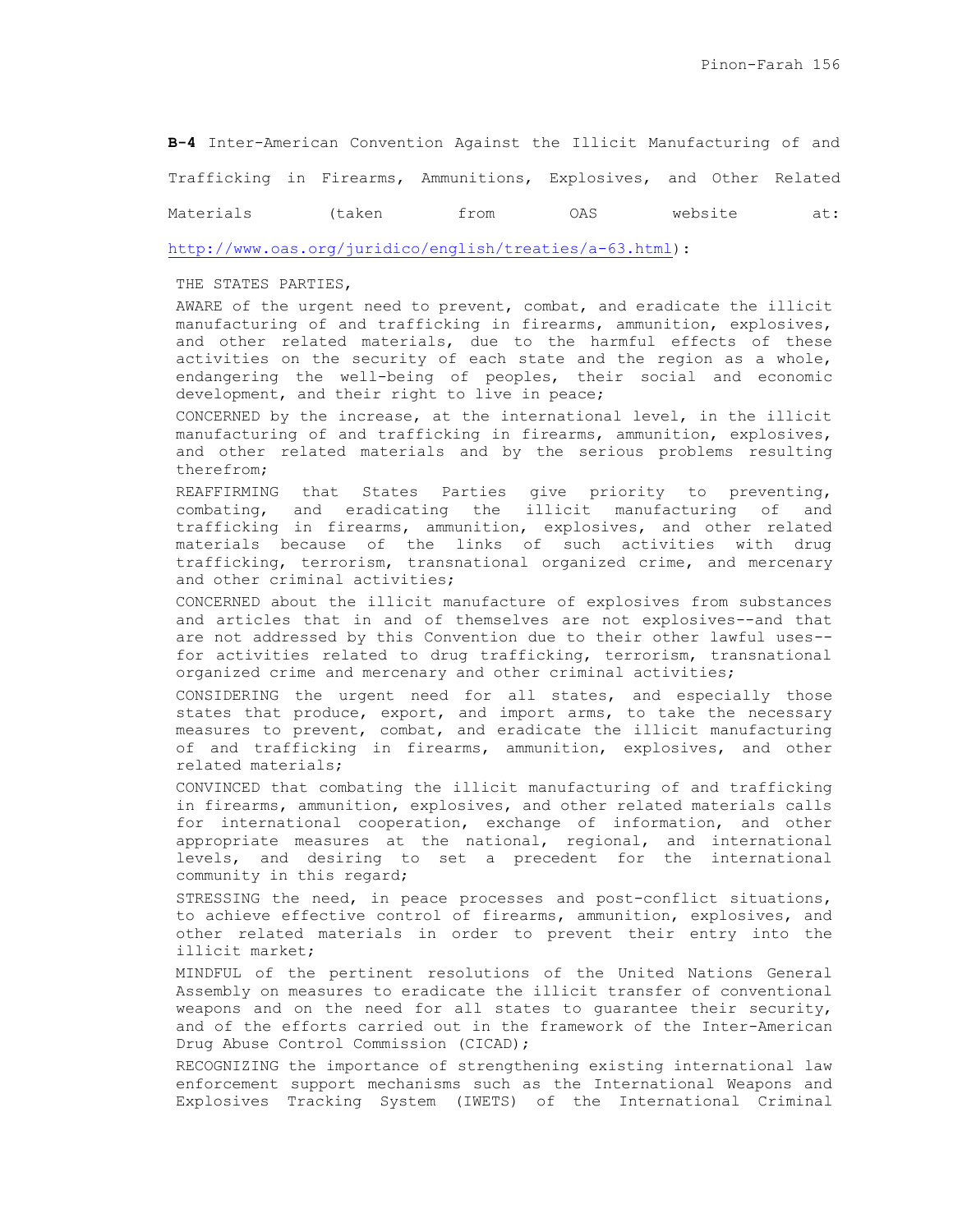**B-4** Inter-American Convention Against the Illicit Manufacturing of and Trafficking in Firearms, Ammunitions, Explosives, and Other Related Materials (taken from OAS website at: http://www.oas.org/juridico/english/treaties/a-63.html):

THE STATES PARTIES,

AWARE of the urgent need to prevent, combat, and eradicate the illicit manufacturing of and trafficking in firearms, ammunition, explosives, and other related materials, due to the harmful effects of these activities on the security of each state and the region as a whole, endangering the well-being of peoples, their social and economic development, and their right to live in peace;

CONCERNED by the increase, at the international level, in the illicit manufacturing of and trafficking in firearms, ammunition, explosives, and other related materials and by the serious problems resulting therefrom;

REAFFIRMING that States Parties give priority to preventing, combating, and eradicating the illicit manufacturing of and trafficking in firearms, ammunition, explosives, and other related materials because of the links of such activities with drug trafficking, terrorism, transnational organized crime, and mercenary and other criminal activities;

CONCERNED about the illicit manufacture of explosives from substances and articles that in and of themselves are not explosives--and that are not addressed by this Convention due to their other lawful uses--for activities related to drug trafficking, terrorism, transnational organized crime and mercenary and other criminal activities;

CONSIDERING the urgent need for all states, and especially those states that produce, export, and import arms, to take the necessary measures to prevent, combat, and eradicate the illicit manufacturing of and trafficking in firearms, ammunition, explosives, and other related materials;

CONVINCED that combating the illicit manufacturing of and trafficking in firearms, ammunition, explosives, and other related materials calls for international cooperation, exchange of information, and other appropriate measures at the national, regional, and international levels, and desiring to set a precedent for the international community in this regard;

STRESSING the need, in peace processes and post-conflict situations, to achieve effective control of firearms, ammunition, explosives, and other related materials in order to prevent their entry into the illicit market;

MINDFUL of the pertinent resolutions of the United Nations General Assembly on measures to eradicate the illicit transfer of conventional weapons and on the need for all states to guarantee their security, and of the efforts carried out in the framework of the Inter-American Drug Abuse Control Commission (CICAD);

RECOGNIZING the importance of strengthening existing international law enforcement support mechanisms such as the International Weapons and Explosives Tracking System (IWETS) of the International Criminal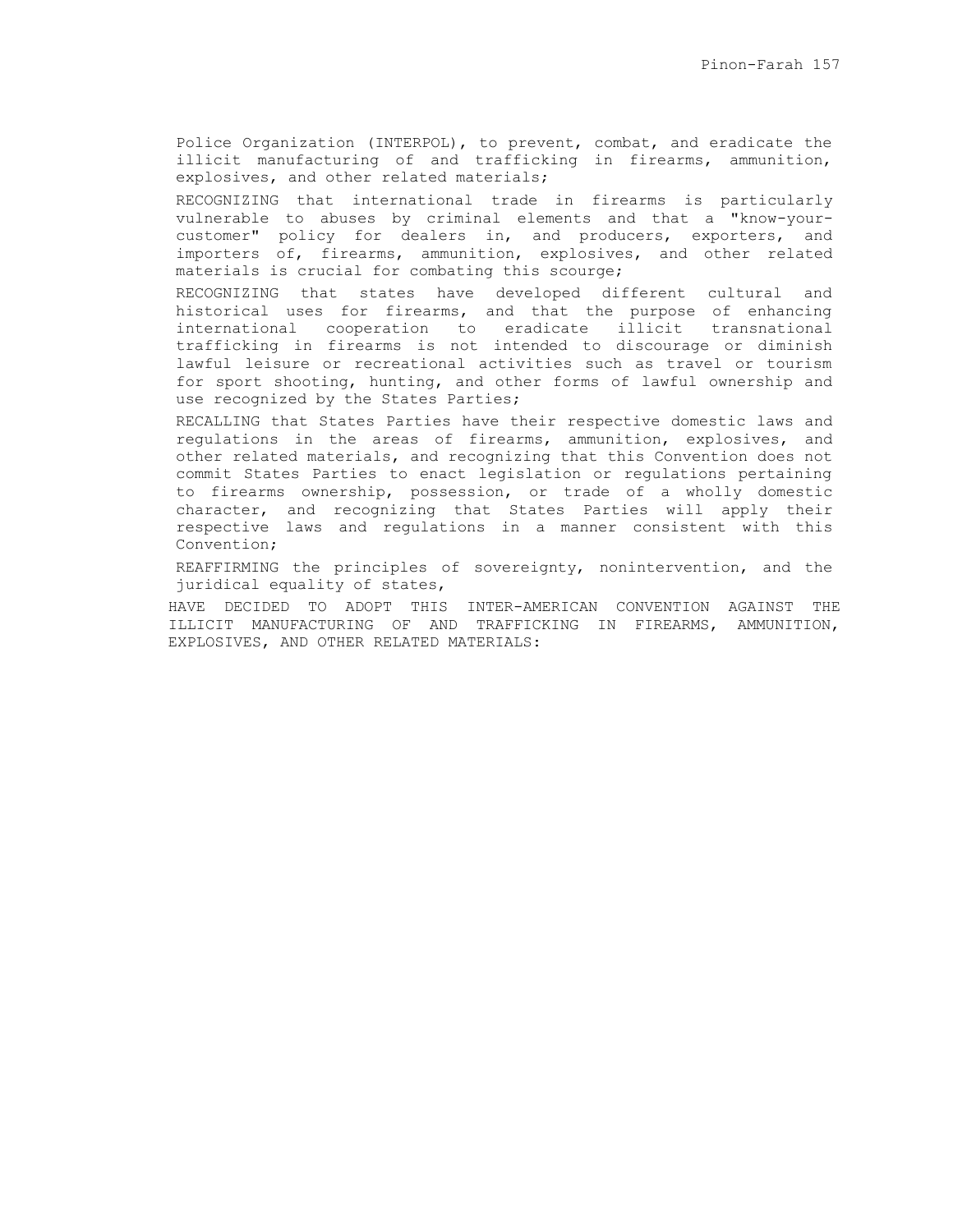Police Organization (INTERPOL), to prevent, combat, and eradicate the illicit manufacturing of and trafficking in firearms, ammunition, explosives, and other related materials;

RECOGNIZING that international trade in firearms is particularly vulnerable to abuses by criminal elements and that a "know-your-customer" policy for dealers in, and producers, exporters, and importers of, firearms, ammunition, explosives, and other related materials is crucial for combating this scourge;

RECOGNIZING that states have developed different cultural and historical uses for firearms, and that the purpose of enhancing international cooperation to eradicate illicit transnational trafficking in firearms is not intended to discourage or diminish lawful leisure or recreational activities such as travel or tourism for sport shooting, hunting, and other forms of lawful ownership and use recognized by the States Parties;

RECALLING that States Parties have their respective domestic laws and regulations in the areas of firearms, ammunition, explosives, and other related materials, and recognizing that this Convention does not commit States Parties to enact legislation or regulations pertaining to firearms ownership, possession, or trade of a wholly domestic character, and recognizing that States Parties will apply their respective laws and regulations in a manner consistent with this Convention;

REAFFIRMING the principles of sovereignty, nonintervention, and the juridical equality of states,

HAVE DECIDED TO ADOPT THIS INTER-AMERICAN CONVENTION AGAINST THE ILLICIT MANUFACTURING OF AND TRAFFICKING IN FIREARMS, AMMUNITION, EXPLOSIVES, AND OTHER RELATED MATERIALS: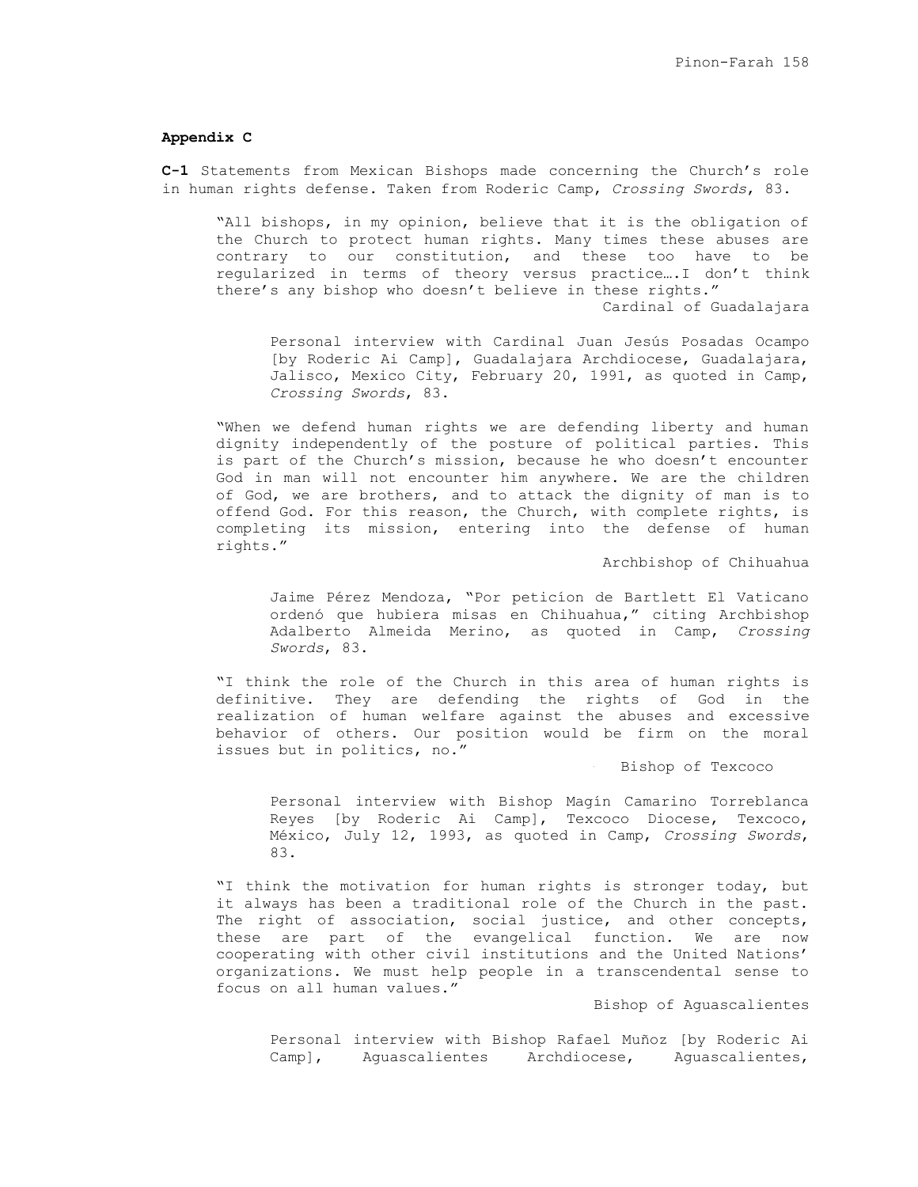**Appendix C**

**C-1** Statements from Mexican Bishops made concerning the Church's role in human rights defense. Taken from Roderic Camp, *Crossing Swords*, 83.

> "All bishops, in my opinion, believe that it is the obligation of the Church to protect human rights. Many times these abuses are contrary to our constitution, and these too have to be regularized in terms of theory versus practice….I don't think there's any bishop who doesn't believe in these rights."
>
> Cardinal of Guadalajara
>
> Personal interview with Cardinal Juan Jesús Posadas Ocampo [by Roderic Ai Camp], Guadalajara Archdiocese, Guadalajara, Jalisco, Mexico City, February 20, 1991, as quoted in Camp, *Crossing Swords*, 83.

> "When we defend human rights we are defending liberty and human dignity independently of the posture of political parties. This is part of the Church's mission, because he who doesn't encounter God in man will not encounter him anywhere. We are the children of God, we are brothers, and to attack the dignity of man is to offend God. For this reason, the Church, with complete rights, is completing its mission, entering into the defense of human rights."
>
> Archbishop of Chihuahua
>
> Jaime Pérez Mendoza, "Por peticíon de Bartlett El Vaticano ordenó que hubiera misas en Chihuahua," citing Archbishop Adalberto Almeida Merino, as quoted in Camp, *Crossing Swords*, 83.

> "I think the role of the Church in this area of human rights is definitive. They are defending the rights of God in the realization of human welfare against the abuses and excessive behavior of others. Our position would be firm on the moral issues but in politics, no."
>
> Bishop of Texcoco
>
> Personal interview with Bishop Magín Camarino Torreblanca Reyes [by Roderic Ai Camp], Texcoco Diocese, Texcoco, México, July 12, 1993, as quoted in Camp, *Crossing Swords*, 83.

> "I think the motivation for human rights is stronger today, but it always has been a traditional role of the Church in the past. The right of association, social justice, and other concepts, these are part of the evangelical function. We are now cooperating with other civil institutions and the United Nations' organizations. We must help people in a transcendental sense to focus on all human values."
>
> Bishop of Aguascalientes
>
> Personal interview with Bishop Rafael Muñoz [by Roderic Ai Camp], Aguascalientes Archdiocese, Aguascalientes,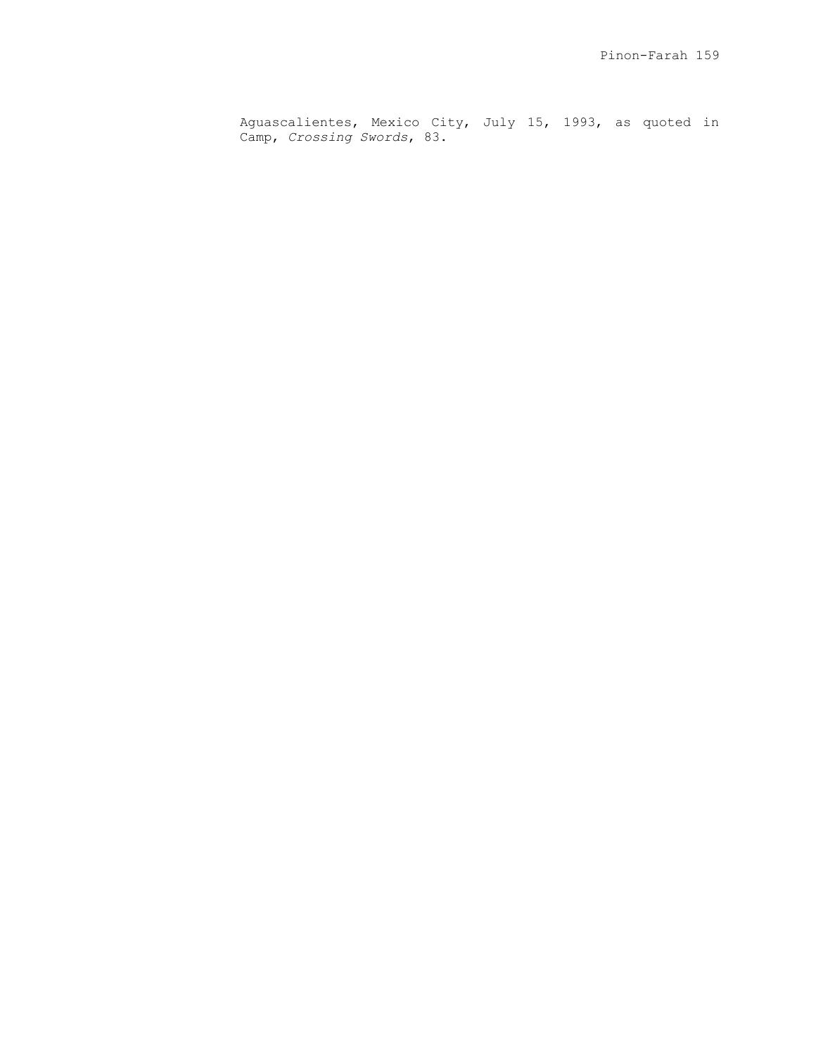Aguascalientes, Mexico City, July 15, 1993, as quoted in Camp, *Crossing Swords*, 83.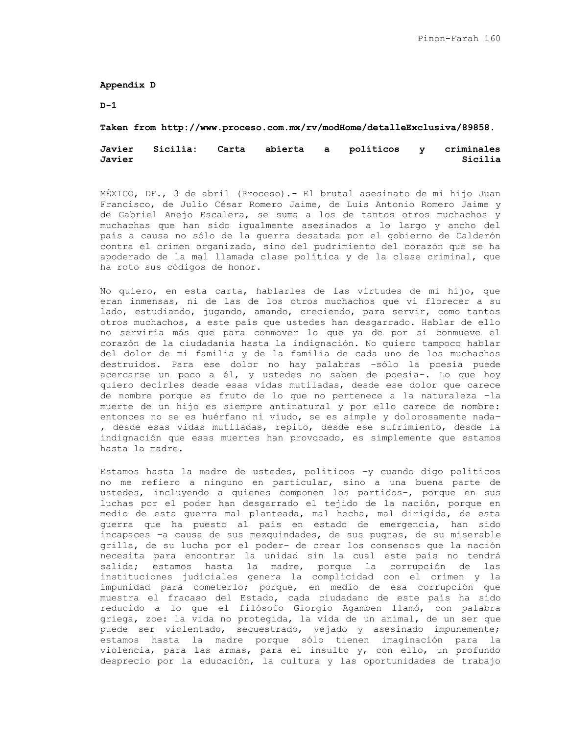**Appendix D**

**D-1**

**Taken from http://www.proceso.com.mx/rv/modHome/detalleExclusiva/89858.**

**Javier Sicilia: Carta abierta a políticos y criminales Javier Sicilia**

MÉXICO, DF., 3 de abril (Proceso).- El brutal asesinato de mi hijo Juan Francisco, de Julio César Romero Jaime, de Luis Antonio Romero Jaime y de Gabriel Anejo Escalera, se suma a los de tantos otros muchachos y muchachas que han sido igualmente asesinados a lo largo y ancho del país a causa no sólo de la guerra desatada por el gobierno de Calderón contra el crimen organizado, sino del pudrimiento del corazón que se ha apoderado de la mal llamada clase política y de la clase criminal, que ha roto sus códigos de honor.

No quiero, en esta carta, hablarles de las virtudes de mi hijo, que eran inmensas, ni de las de los otros muchachos que vi florecer a su lado, estudiando, jugando, amando, creciendo, para servir, como tantos otros muchachos, a este país que ustedes han desgarrado. Hablar de ello no serviría más que para conmover lo que ya de por sí conmueve el corazón de la ciudadanía hasta la indignación. No quiero tampoco hablar del dolor de mi familia y de la familia de cada uno de los muchachos destruidos. Para ese dolor no hay palabras –sólo la poesía puede acercarse un poco a él, y ustedes no saben de poesía–. Lo que hoy quiero decirles desde esas vidas mutiladas, desde ese dolor que carece de nombre porque es fruto de lo que no pertenece a la naturaleza –la muerte de un hijo es siempre antinatural y por ello carece de nombre: entonces no se es huérfano ni viudo, se es simple y dolorosamente nada–, desde esas vidas mutiladas, repito, desde ese sufrimiento, desde la indignación que esas muertes han provocado, es simplemente que estamos hasta la madre.

Estamos hasta la madre de ustedes, políticos –y cuando digo políticos no me refiero a ninguno en particular, sino a una buena parte de ustedes, incluyendo a quienes componen los partidos–, porque en sus luchas por el poder han desgarrado el tejido de la nación, porque en medio de esta guerra mal planteada, mal hecha, mal dirigida, de esta guerra que ha puesto al país en estado de emergencia, han sido incapaces –a causa de sus mezquindades, de sus pugnas, de su miserable grilla, de su lucha por el poder– de crear los consensos que la nación necesita para encontrar la unidad sin la cual este país no tendrá salida; estamos hasta la madre, porque la corrupción de las instituciones judiciales genera la complicidad con el crimen y la impunidad para cometerlo; porque, en medio de esa corrupción que muestra el fracaso del Estado, cada ciudadano de este país ha sido reducido a lo que el filósofo Giorgio Agamben llamó, con palabra griega, zoe: la vida no protegida, la vida de un animal, de un ser que puede ser violentado, secuestrado, vejado y asesinado impunemente; estamos hasta la madre porque sólo tienen imaginación para la violencia, para las armas, para el insulto y, con ello, un profundo desprecio por la educación, la cultura y las oportunidades de trabajo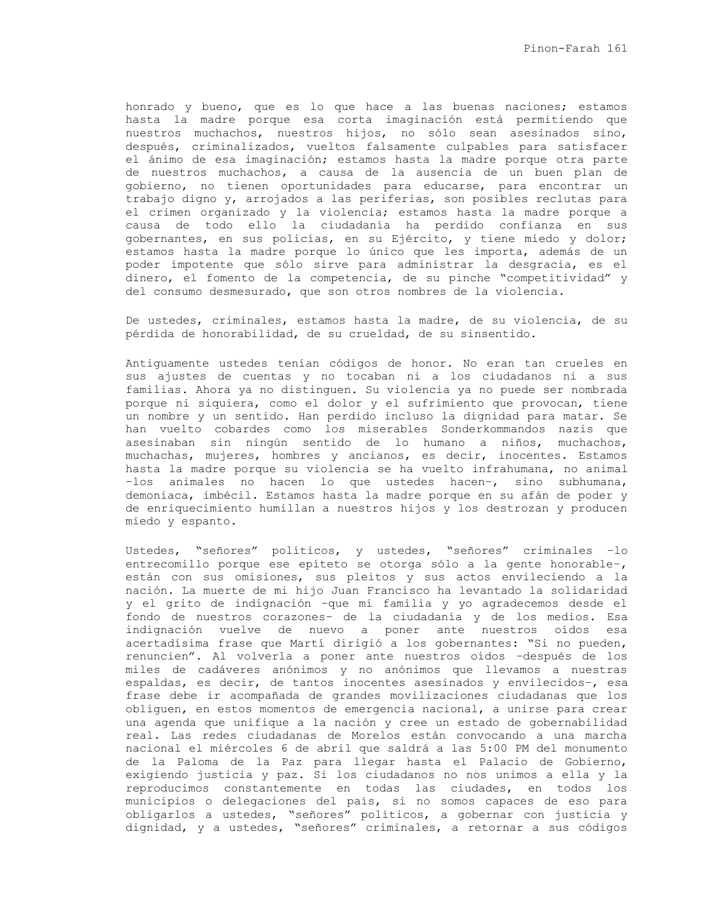honrado y bueno, que es lo que hace a las buenas naciones; estamos hasta la madre porque esa corta imaginación está permitiendo que nuestros muchachos, nuestros hijos, no sólo sean asesinados sino, después, criminalizados, vueltos falsamente culpables para satisfacer el ánimo de esa imaginación; estamos hasta la madre porque otra parte de nuestros muchachos, a causa de la ausencia de un buen plan de gobierno, no tienen oportunidades para educarse, para encontrar un trabajo digno y, arrojados a las periferias, son posibles reclutas para el crimen organizado y la violencia; estamos hasta la madre porque a causa de todo ello la ciudadanía ha perdido confianza en sus gobernantes, en sus policías, en su Ejército, y tiene miedo y dolor; estamos hasta la madre porque lo único que les importa, además de un poder impotente que sólo sirve para administrar la desgracia, es el dinero, el fomento de la competencia, de su pinche "competitividad" y del consumo desmesurado, que son otros nombres de la violencia.

De ustedes, criminales, estamos hasta la madre, de su violencia, de su pérdida de honorabilidad, de su crueldad, de su sinsentido.

Antiguamente ustedes tenían códigos de honor. No eran tan crueles en sus ajustes de cuentas y no tocaban ni a los ciudadanos ni a sus familias. Ahora ya no distinguen. Su violencia ya no puede ser nombrada porque ni siquiera, como el dolor y el sufrimiento que provocan, tiene un nombre y un sentido. Han perdido incluso la dignidad para matar. Se han vuelto cobardes como los miserables Sonderkommandos nazis que asesinaban sin ningún sentido de lo humano a niños, muchachos, muchachas, mujeres, hombres y ancianos, es decir, inocentes. Estamos hasta la madre porque su violencia se ha vuelto infrahumana, no animal –los animales no hacen lo que ustedes hacen–, sino subhumana, demoniaca, imbécil. Estamos hasta la madre porque en su afán de poder y de enriquecimiento humillan a nuestros hijos y los destrozan y producen miedo y espanto.

Ustedes, "señores" políticos, y ustedes, "señores" criminales –lo entrecomillo porque ese epíteto se otorga sólo a la gente honorable–, están con sus omisiones, sus pleitos y sus actos envileciendo a la nación. La muerte de mi hijo Juan Francisco ha levantado la solidaridad y el grito de indignación –que mi familia y yo agradecemos desde el fondo de nuestros corazones– de la ciudadanía y de los medios. Esa indignación vuelve de nuevo a poner ante nuestros oídos esa acertadísima frase que Martí dirigió a los gobernantes: "Si no pueden, renuncien". Al volverla a poner ante nuestros oídos –después de los miles de cadáveres anónimos y no anónimos que llevamos a nuestras espaldas, es decir, de tantos inocentes asesinados y envilecidos–, esa frase debe ir acompañada de grandes movilizaciones ciudadanas que los obliguen, en estos momentos de emergencia nacional, a unirse para crear una agenda que unifique a la nación y cree un estado de gobernabilidad real. Las redes ciudadanas de Morelos están convocando a una marcha nacional el miércoles 6 de abril que saldrá a las 5:00 PM del monumento de la Paloma de la Paz para llegar hasta el Palacio de Gobierno, exigiendo justicia y paz. Si los ciudadanos no nos unimos a ella y la reproducimos constantemente en todas las ciudades, en todos los municipios o delegaciones del país, si no somos capaces de eso para obligarlos a ustedes, "señores" políticos, a gobernar con justicia y dignidad, y a ustedes, "señores" criminales, a retornar a sus códigos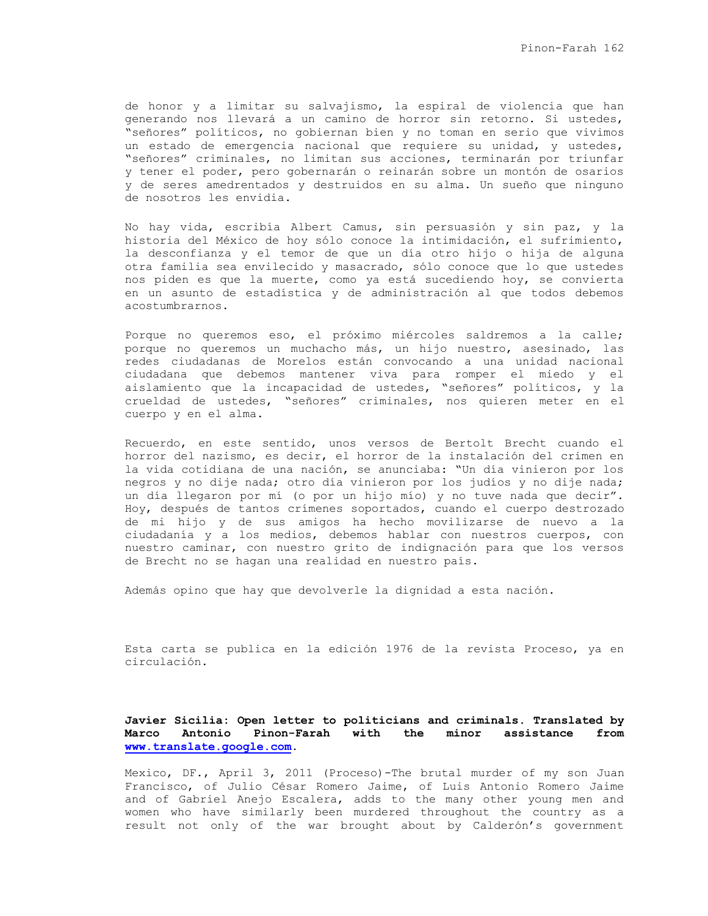de honor y a limitar su salvajismo, la espiral de violencia que han generando nos llevará a un camino de horror sin retorno. Si ustedes, "señores" políticos, no gobiernan bien y no toman en serio que vivimos un estado de emergencia nacional que requiere su unidad, y ustedes, "señores" criminales, no limitan sus acciones, terminarán por triunfar y tener el poder, pero gobernarán o reinarán sobre un montón de osarios y de seres amedrentados y destruidos en su alma. Un sueño que ninguno de nosotros les envidia.

No hay vida, escribía Albert Camus, sin persuasión y sin paz, y la historia del México de hoy sólo conoce la intimidación, el sufrimiento, la desconfianza y el temor de que un día otro hijo o hija de alguna otra familia sea envilecido y masacrado, sólo conoce que lo que ustedes nos piden es que la muerte, como ya está sucediendo hoy, se convierta en un asunto de estadística y de administración al que todos debemos acostumbrarnos.

Porque no queremos eso, el próximo miércoles saldremos a la calle; porque no queremos un muchacho más, un hijo nuestro, asesinado, las redes ciudadanas de Morelos están convocando a una unidad nacional ciudadana que debemos mantener viva para romper el miedo y el aislamiento que la incapacidad de ustedes, "señores" políticos, y la crueldad de ustedes, "señores" criminales, nos quieren meter en el cuerpo y en el alma.

Recuerdo, en este sentido, unos versos de Bertolt Brecht cuando el horror del nazismo, es decir, el horror de la instalación del crimen en la vida cotidiana de una nación, se anunciaba: "Un día vinieron por los negros y no dije nada; otro día vinieron por los judíos y no dije nada; un día llegaron por mí (o por un hijo mío) y no tuve nada que decir". Hoy, después de tantos crímenes soportados, cuando el cuerpo destrozado de mi hijo y de sus amigos ha hecho movilizarse de nuevo a la ciudadanía y a los medios, debemos hablar con nuestros cuerpos, con nuestro caminar, con nuestro grito de indignación para que los versos de Brecht no se hagan una realidad en nuestro país.

Además opino que hay que devolverle la dignidad a esta nación.

Esta carta se publica en la edición 1976 de la revista Proceso, ya en circulación.

**Javier Sicilia: Open letter to politicians and criminals. Translated by Marco Antonio Pinon-Farah with the minor assistance from [www.translate.google.com](www.translate.google.com).**

Mexico, DF., April 3, 2011 (Proceso)-The brutal murder of my son Juan Francisco, of Julio César Romero Jaime, of Luis Antonio Romero Jaime and of Gabriel Anejo Escalera, adds to the many other young men and women who have similarly been murdered throughout the country as a result not only of the war brought about by Calderón's government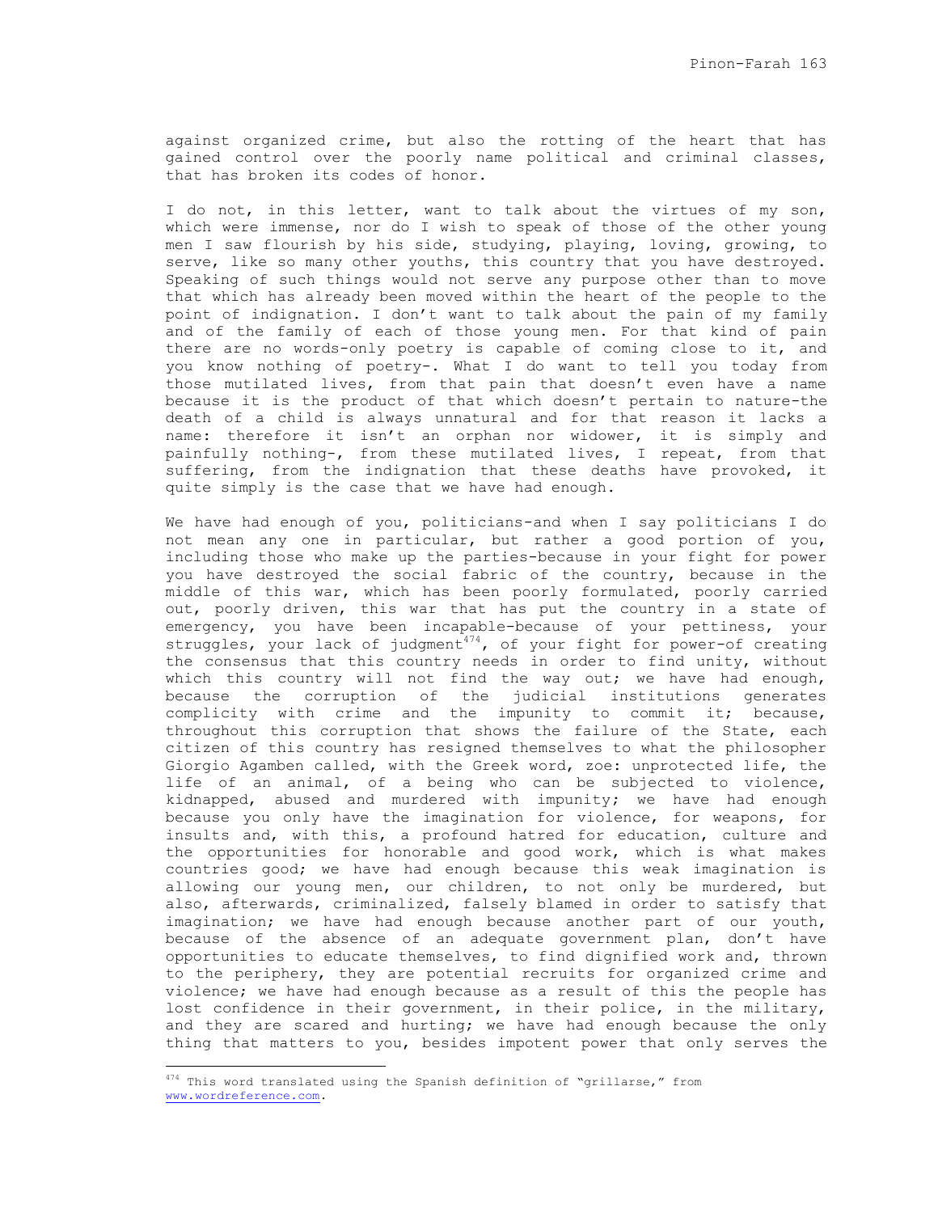against organized crime, but also the rotting of the heart that has gained control over the poorly name political and criminal classes, that has broken its codes of honor.

I do not, in this letter, want to talk about the virtues of my son, which were immense, nor do I wish to speak of those of the other young men I saw flourish by his side, studying, playing, loving, growing, to serve, like so many other youths, this country that you have destroyed. Speaking of such things would not serve any purpose other than to move that which has already been moved within the heart of the people to the point of indignation. I don't want to talk about the pain of my family and of the family of each of those young men. For that kind of pain there are no words-only poetry is capable of coming close to it, and you know nothing of poetry-. What I do want to tell you today from those mutilated lives, from that pain that doesn't even have a name because it is the product of that which doesn't pertain to nature-the death of a child is always unnatural and for that reason it lacks a name: therefore it isn't an orphan nor widower, it is simply and painfully nothing-, from these mutilated lives, I repeat, from that suffering, from the indignation that these deaths have provoked, it quite simply is the case that we have had enough.

We have had enough of you, politicians-and when I say politicians I do not mean any one in particular, but rather a good portion of you, including those who make up the parties-because in your fight for power you have destroyed the social fabric of the country, because in the middle of this war, which has been poorly formulated, poorly carried out, poorly driven, this war that has put the country in a state of emergency, you have been incapable-because of your pettiness, your struggles, your lack of judgment[474], of your fight for power-of creating the consensus that this country needs in order to find unity, without which this country will not find the way out; we have had enough, because the corruption of the judicial institutions generates complicity with crime and the impunity to commit it; because, throughout this corruption that shows the failure of the State, each citizen of this country has resigned themselves to what the philosopher Giorgio Agamben called, with the Greek word, zoe: unprotected life, the life of an animal, of a being who can be subjected to violence, kidnapped, abused and murdered with impunity; we have had enough because you only have the imagination for violence, for weapons, for insults and, with this, a profound hatred for education, culture and the opportunities for honorable and good work, which is what makes countries good; we have had enough because this weak imagination is allowing our young men, our children, to not only be murdered, but also, afterwards, criminalized, falsely blamed in order to satisfy that imagination; we have had enough because another part of our youth, because of the absence of an adequate government plan, don't have opportunities to educate themselves, to find dignified work and, thrown to the periphery, they are potential recruits for organized crime and violence; we have had enough because as a result of this the people has lost confidence in their government, in their police, in the military, and they are scared and hurting; we have had enough because the only thing that matters to you, besides impotent power that only serves the

[474] This word translated using the Spanish definition of "grillarse," from www.wordreference.com.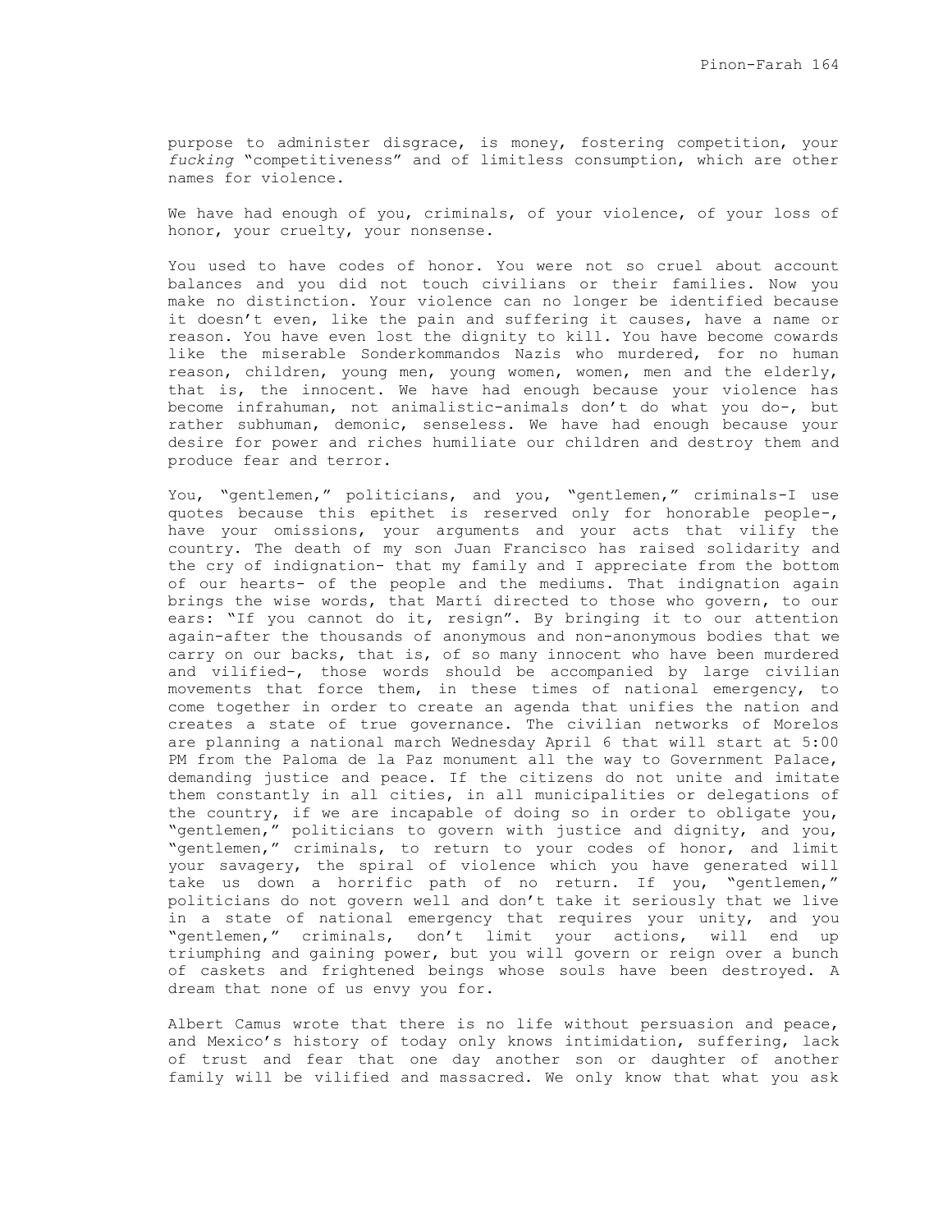purpose to administer disgrace, is money, fostering competition, your *fucking* "competitiveness" and of limitless consumption, which are other names for violence.

We have had enough of you, criminals, of your violence, of your loss of honor, your cruelty, your nonsense.

You used to have codes of honor. You were not so cruel about account balances and you did not touch civilians or their families. Now you make no distinction. Your violence can no longer be identified because it doesn't even, like the pain and suffering it causes, have a name or reason. You have even lost the dignity to kill. You have become cowards like the miserable Sonderkommandos Nazis who murdered, for no human reason, children, young men, young women, women, men and the elderly, that is, the innocent. We have had enough because your violence has become infrahuman, not animalistic-animals don't do what you do-, but rather subhuman, demonic, senseless. We have had enough because your desire for power and riches humiliate our children and destroy them and produce fear and terror.

You, "gentlemen," politicians, and you, "gentlemen," criminals-I use quotes because this epithet is reserved only for honorable people-, have your omissions, your arguments and your acts that vilify the country. The death of my son Juan Francisco has raised solidarity and the cry of indignation- that my family and I appreciate from the bottom of our hearts- of the people and the mediums. That indignation again brings the wise words, that Martí directed to those who govern, to our ears: "If you cannot do it, resign". By bringing it to our attention again-after the thousands of anonymous and non-anonymous bodies that we carry on our backs, that is, of so many innocent who have been murdered and vilified-, those words should be accompanied by large civilian movements that force them, in these times of national emergency, to come together in order to create an agenda that unifies the nation and creates a state of true governance. The civilian networks of Morelos are planning a national march Wednesday April 6 that will start at 5:00 PM from the Paloma de la Paz monument all the way to Government Palace, demanding justice and peace. If the citizens do not unite and imitate them constantly in all cities, in all municipalities or delegations of the country, if we are incapable of doing so in order to obligate you, "gentlemen," politicians to govern with justice and dignity, and you, "gentlemen," criminals, to return to your codes of honor, and limit your savagery, the spiral of violence which you have generated will take us down a horrific path of no return. If you, "gentlemen," politicians do not govern well and don't take it seriously that we live in a state of national emergency that requires your unity, and you "gentlemen," criminals, don't limit your actions, will end up triumphing and gaining power, but you will govern or reign over a bunch of caskets and frightened beings whose souls have been destroyed. A dream that none of us envy you for.

Albert Camus wrote that there is no life without persuasion and peace, and Mexico's history of today only knows intimidation, suffering, lack of trust and fear that one day another son or daughter of another family will be vilified and massacred. We only know that what you ask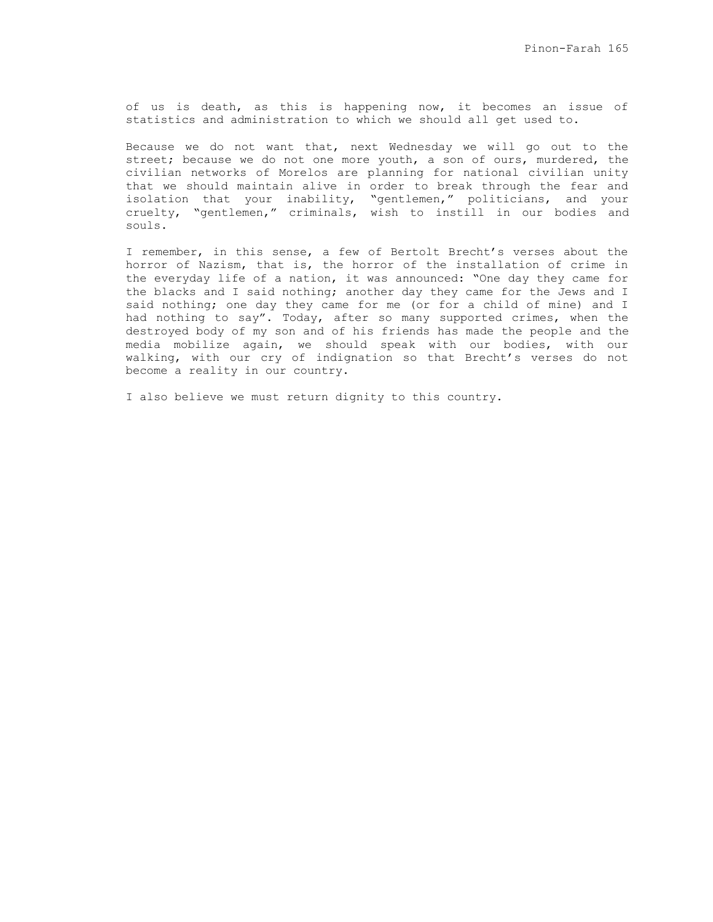of us is death, as this is happening now, it becomes an issue of statistics and administration to which we should all get used to.

Because we do not want that, next Wednesday we will go out to the street; because we do not one more youth, a son of ours, murdered, the civilian networks of Morelos are planning for national civilian unity that we should maintain alive in order to break through the fear and isolation that your inability, "gentlemen," politicians, and your cruelty, "gentlemen," criminals, wish to instill in our bodies and souls.

I remember, in this sense, a few of Bertolt Brecht's verses about the horror of Nazism, that is, the horror of the installation of crime in the everyday life of a nation, it was announced: "One day they came for the blacks and I said nothing; another day they came for the Jews and I said nothing; one day they came for me (or for a child of mine) and I had nothing to say". Today, after so many supported crimes, when the destroyed body of my son and of his friends has made the people and the media mobilize again, we should speak with our bodies, with our walking, with our cry of indignation so that Brecht's verses do not become a reality in our country.

I also believe we must return dignity to this country.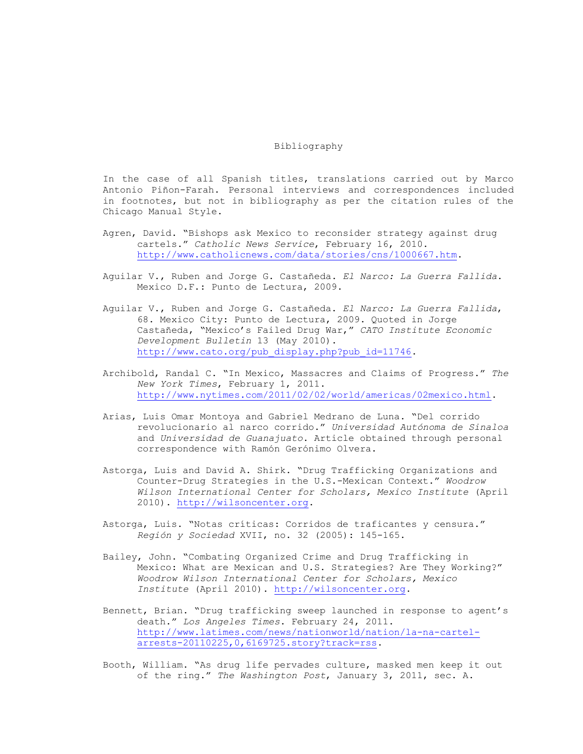# Bibliography

In the case of all Spanish titles, translations carried out by Marco Antonio Piñon-Farah. Personal interviews and correspondences included in footnotes, but not in bibliography as per the citation rules of the Chicago Manual Style.

Agren, David. "Bishops ask Mexico to reconsider strategy against drug cartels." *Catholic News Service*, February 16, 2010. http://www.catholicnews.com/data/stories/cns/1000667.htm.

Aguilar V., Ruben and Jorge G. Castañeda. *El Narco: La Guerra Fallida*. Mexico D.F.: Punto de Lectura, 2009.

Aguilar V., Ruben and Jorge G. Castañeda. *El Narco: La Guerra Fallida*, 68. Mexico City: Punto de Lectura, 2009. Quoted in Jorge Castañeda, "Mexico's Failed Drug War," *CATO Institute Economic Development Bulletin* 13 (May 2010). http://www.cato.org/pub_display.php?pub_id=11746.

Archibold, Randal C. "In Mexico, Massacres and Claims of Progress." *The New York Times*, February 1, 2011. http://www.nytimes.com/2011/02/02/world/americas/02mexico.html.

Arias, Luis Omar Montoya and Gabriel Medrano de Luna. "Del corrido revolucionario al narco corrido." *Universidad Autónoma de Sinaloa* and *Universidad de Guanajuato*. Article obtained through personal correspondence with Ramón Gerónimo Olvera.

Astorga, Luis and David A. Shirk. "Drug Trafficking Organizations and Counter-Drug Strategies in the U.S.-Mexican Context." *Woodrow Wilson International Center for Scholars, Mexico Institute* (April 2010). http://wilsoncenter.org.

Astorga, Luis. "Notas críticas: Corridos de traficantes y censura." *Región y Sociedad* XVII, no. 32 (2005): 145-165.

Bailey, John. "Combating Organized Crime and Drug Trafficking in Mexico: What are Mexican and U.S. Strategies? Are They Working?" *Woodrow Wilson International Center for Scholars, Mexico Institute* (April 2010). http://wilsoncenter.org.

Bennett, Brian. "Drug trafficking sweep launched in response to agent's death." *Los Angeles Times*. February 24, 2011. http://www.latimes.com/news/nationworld/nation/la-na-cartel-arrests-20110225,0,6169725.story?track=rss.

Booth, William. "As drug life pervades culture, masked men keep it out of the ring." *The Washington Post*, January 3, 2011, sec. A.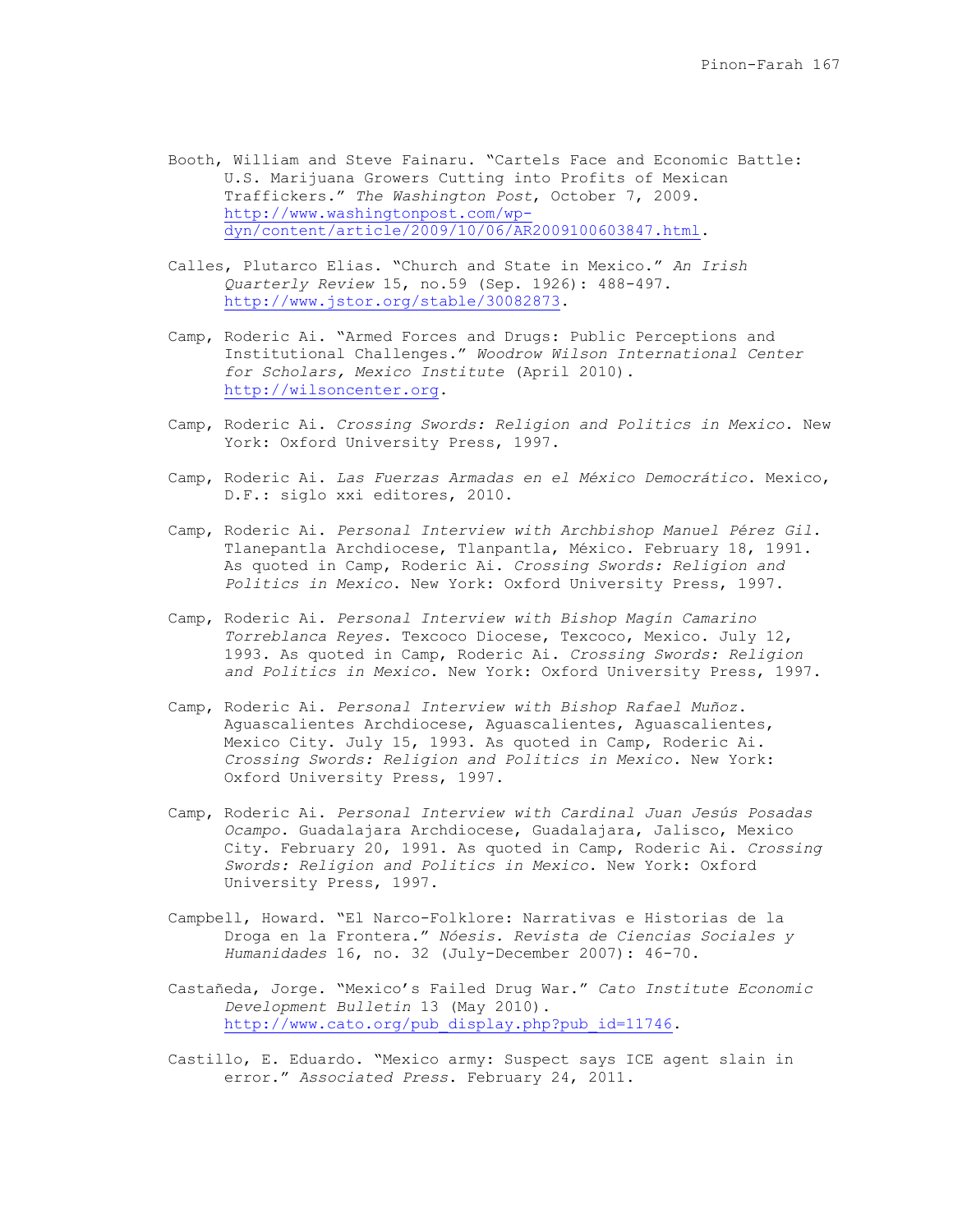Booth, William and Steve Fainaru. "Cartels Face and Economic Battle: U.S. Marijuana Growers Cutting into Profits of Mexican Traffickers." *The Washington Post*, October 7, 2009. http://www.washingtonpost.com/wp-dyn/content/article/2009/10/06/AR2009100603847.html.

Calles, Plutarco Elias. "Church and State in Mexico." *An Irish Quarterly Review* 15, no.59 (Sep. 1926): 488-497. http://www.jstor.org/stable/30082873.

Camp, Roderic Ai. "Armed Forces and Drugs: Public Perceptions and Institutional Challenges." *Woodrow Wilson International Center for Scholars, Mexico Institute* (April 2010). http://wilsoncenter.org.

Camp, Roderic Ai. *Crossing Swords: Religion and Politics in Mexico*. New York: Oxford University Press, 1997.

Camp, Roderic Ai. *Las Fuerzas Armadas en el México Democrático*. Mexico, D.F.: siglo xxi editores, 2010.

Camp, Roderic Ai. *Personal Interview with Archbishop Manuel Pérez Gil*. Tlanepantla Archdiocese, Tlanpantla, México. February 18, 1991. As quoted in Camp, Roderic Ai. *Crossing Swords: Religion and Politics in Mexico*. New York: Oxford University Press, 1997.

Camp, Roderic Ai. *Personal Interview with Bishop Magín Camarino Torreblanca Reyes*. Texcoco Diocese, Texcoco, Mexico. July 12, 1993. As quoted in Camp, Roderic Ai. *Crossing Swords: Religion and Politics in Mexico*. New York: Oxford University Press, 1997.

Camp, Roderic Ai. *Personal Interview with Bishop Rafael Muñoz*. Aguascalientes Archdiocese, Aguascalientes, Aguascalientes, Mexico City. July 15, 1993. As quoted in Camp, Roderic Ai. *Crossing Swords: Religion and Politics in Mexico*. New York: Oxford University Press, 1997.

Camp, Roderic Ai. *Personal Interview with Cardinal Juan Jesús Posadas Ocampo*. Guadalajara Archdiocese, Guadalajara, Jalisco, Mexico City. February 20, 1991. As quoted in Camp, Roderic Ai. *Crossing Swords: Religion and Politics in Mexico*. New York: Oxford University Press, 1997.

Campbell, Howard. "El Narco-Folklore: Narrativas e Historias de la Droga en la Frontera." *Nóesis. Revista de Ciencias Sociales y Humanidades* 16, no. 32 (July-December 2007): 46-70.

Castañeda, Jorge. "Mexico's Failed Drug War." *Cato Institute Economic Development Bulletin* 13 (May 2010). http://www.cato.org/pub_display.php?pub_id=11746.

Castillo, E. Eduardo. "Mexico army: Suspect says ICE agent slain in error." *Associated Press*. February 24, 2011.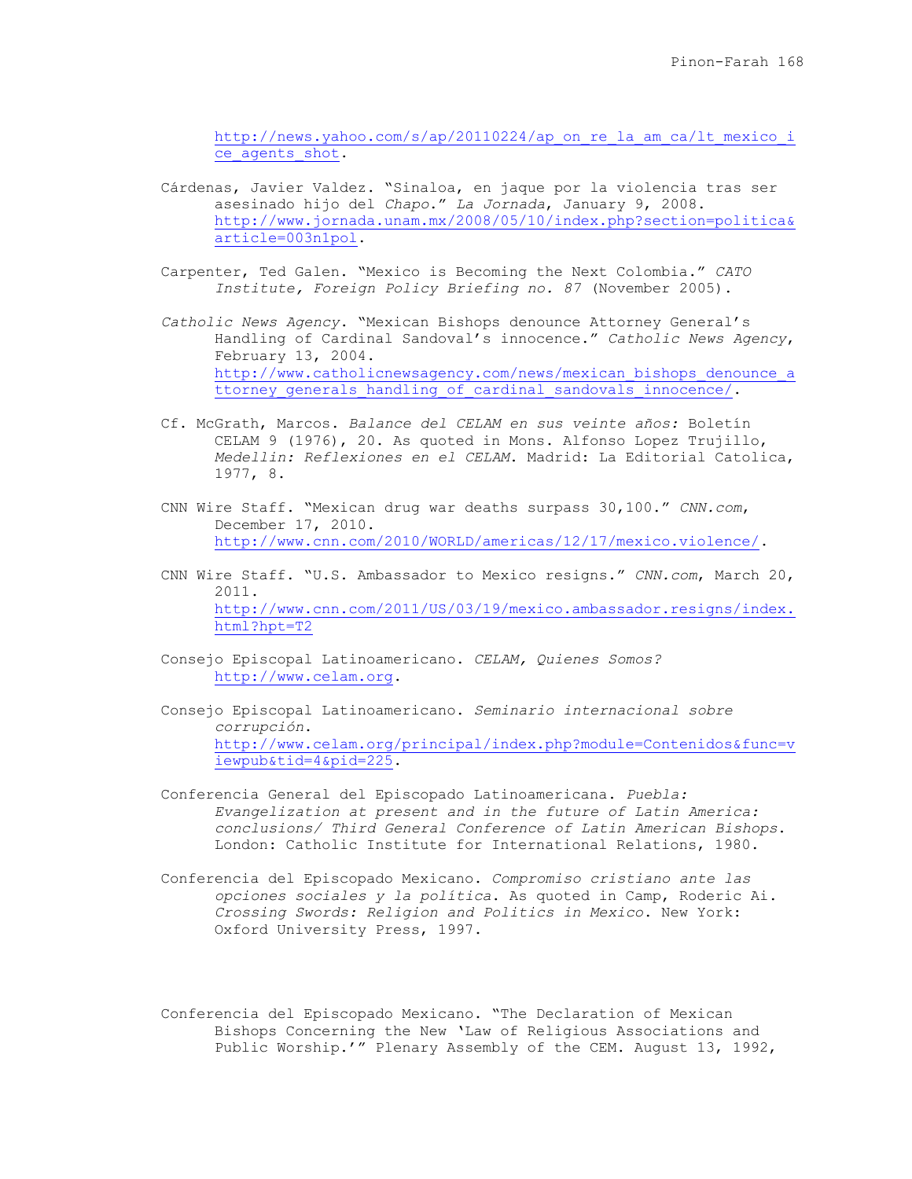http://news.yahoo.com/s/ap/20110224/ap_on_re_la_am_ca/lt_mexico_ice_agents_shot.

Cárdenas, Javier Valdez. "Sinaloa, en jaque por la violencia tras ser asesinado hijo del *Chapo*." *La Jornada*, January 9, 2008. http://www.jornada.unam.mx/2008/05/10/index.php?section=politica&article=003n1pol.

Carpenter, Ted Galen. "Mexico is Becoming the Next Colombia." *CATO Institute, Foreign Policy Briefing no. 87* (November 2005).

*Catholic News Agency*. "Mexican Bishops denounce Attorney General's Handling of Cardinal Sandoval's innocence." *Catholic News Agency*, February 13, 2004. http://www.catholicnewsagency.com/news/mexican_bishops_denounce_attorney_generals_handling_of_cardinal_sandovals_innocence/.

Cf. McGrath, Marcos. *Balance del CELAM en sus veinte años:* Boletín CELAM 9 (1976), 20. As quoted in Mons. Alfonso Lopez Trujillo, *Medellin: Reflexiones en el CELAM*. Madrid: La Editorial Catolica, 1977, 8.

CNN Wire Staff. "Mexican drug war deaths surpass 30,100." *CNN.com*, December 17, 2010. http://www.cnn.com/2010/WORLD/americas/12/17/mexico.violence/.

CNN Wire Staff. "U.S. Ambassador to Mexico resigns." *CNN.com*, March 20, 2011. http://www.cnn.com/2011/US/03/19/mexico.ambassador.resigns/index.html?hpt=T2

Consejo Episcopal Latinoamericano. *CELAM, Quienes Somos?* http://www.celam.org.

Consejo Episcopal Latinoamericano. *Seminario internacional sobre corrupción*. http://www.celam.org/principal/index.php?module=Contenidos&func=viewpub&tid=4&pid=225.

Conferencia General del Episcopado Latinoamericana. *Puebla: Evangelization at present and in the future of Latin America: conclusions/ Third General Conference of Latin American Bishops*. London: Catholic Institute for International Relations, 1980.

Conferencia del Episcopado Mexicano. *Compromiso cristiano ante las opciones sociales y la política*. As quoted in Camp, Roderic Ai. *Crossing Swords: Religion and Politics in Mexico*. New York: Oxford University Press, 1997.

Conferencia del Episcopado Mexicano. "The Declaration of Mexican Bishops Concerning the New 'Law of Religious Associations and Public Worship.'" Plenary Assembly of the CEM. August 13, 1992,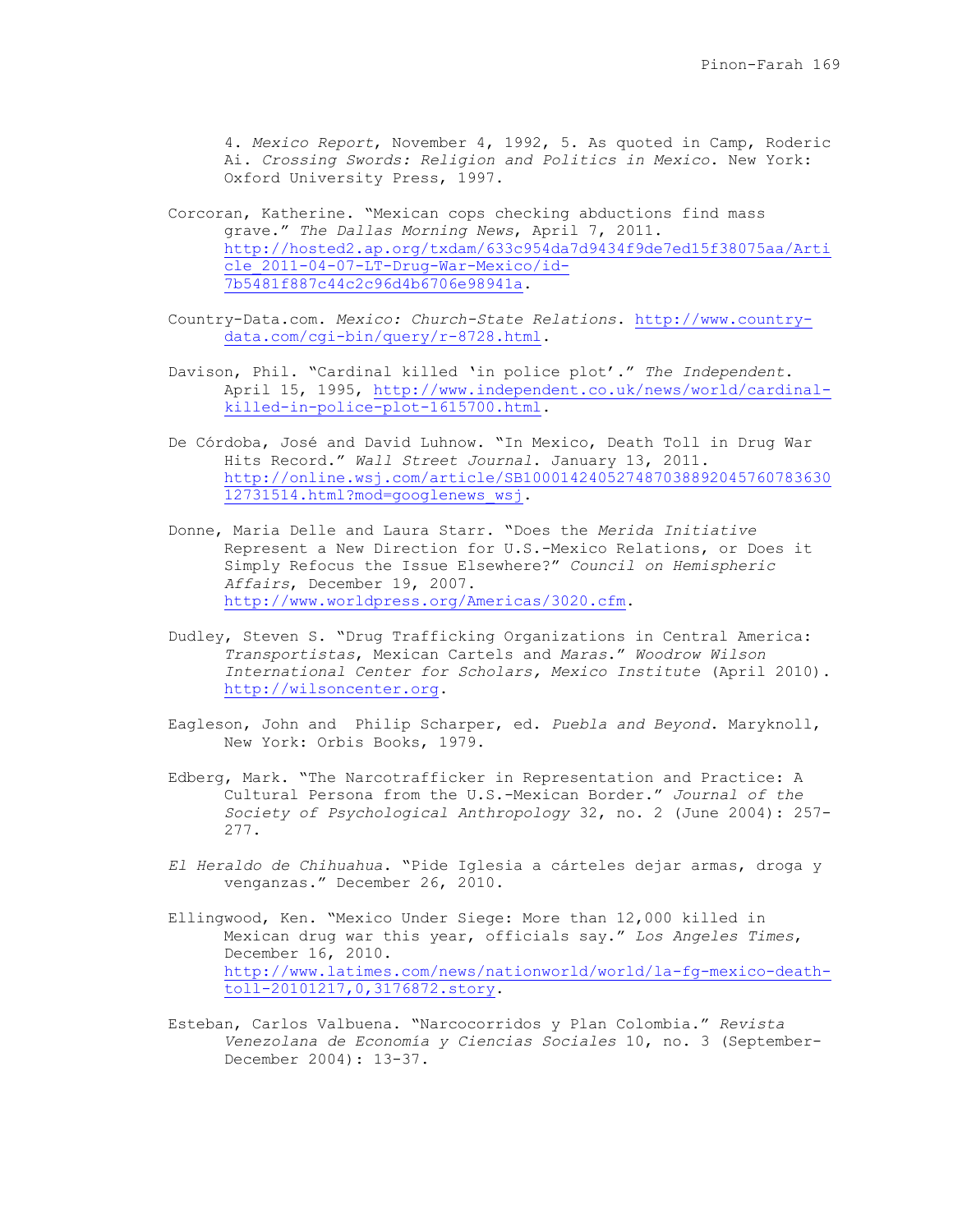4. *Mexico Report*, November 4, 1992, 5. As quoted in Camp, Roderic Ai. *Crossing Swords: Religion and Politics in Mexico*. New York: Oxford University Press, 1997.

Corcoran, Katherine. "Mexican cops checking abductions find mass grave." *The Dallas Morning News*, April 7, 2011. http://hosted2.ap.org/txdam/633c954da7d9434f9de7ed15f38075aa/Article_2011-04-07-LT-Drug-War-Mexico/id-7b5481f887c44c2c96d4b6706e98941a.

Country-Data.com. *Mexico: Church-State Relations*. http://www.country-data.com/cgi-bin/query/r-8728.html.

Davison, Phil. "Cardinal killed 'in police plot'." *The Independent*. April 15, 1995, http://www.independent.co.uk/news/world/cardinal-killed-in-police-plot-1615700.html.

De Córdoba, José and David Luhnow. "In Mexico, Death Toll in Drug War Hits Record." *Wall Street Journal*. January 13, 2011. http://online.wsj.com/article/SB10001424052748703889204576078363012731514.html?mod=googlenews_wsj.

Donne, Maria Delle and Laura Starr. "Does the *Merida Initiative* Represent a New Direction for U.S.-Mexico Relations, or Does it Simply Refocus the Issue Elsewhere?" *Council on Hemispheric Affairs*, December 19, 2007. http://www.worldpress.org/Americas/3020.cfm.

Dudley, Steven S. "Drug Trafficking Organizations in Central America: *Transportistas*, Mexican Cartels and *Maras*." *Woodrow Wilson International Center for Scholars, Mexico Institute* (April 2010). http://wilsoncenter.org.

Eagleson, John and  Philip Scharper, ed. *Puebla and Beyond*. Maryknoll, New York: Orbis Books, 1979.

Edberg, Mark. "The Narcotrafficker in Representation and Practice: A Cultural Persona from the U.S.-Mexican Border." *Journal of the Society of Psychological Anthropology* 32, no. 2 (June 2004): 257-277.

*El Heraldo de Chihuahua*. "Pide Iglesia a cárteles dejar armas, droga y venganzas." December 26, 2010.

Ellingwood, Ken. "Mexico Under Siege: More than 12,000 killed in Mexican drug war this year, officials say." *Los Angeles Times*, December 16, 2010. http://www.latimes.com/news/nationworld/world/la-fg-mexico-death-toll-20101217,0,3176872.story.

Esteban, Carlos Valbuena. "Narcocorridos y Plan Colombia." *Revista Venezolana de Economía y Ciencias Sociales* 10, no. 3 (September-December 2004): 13-37.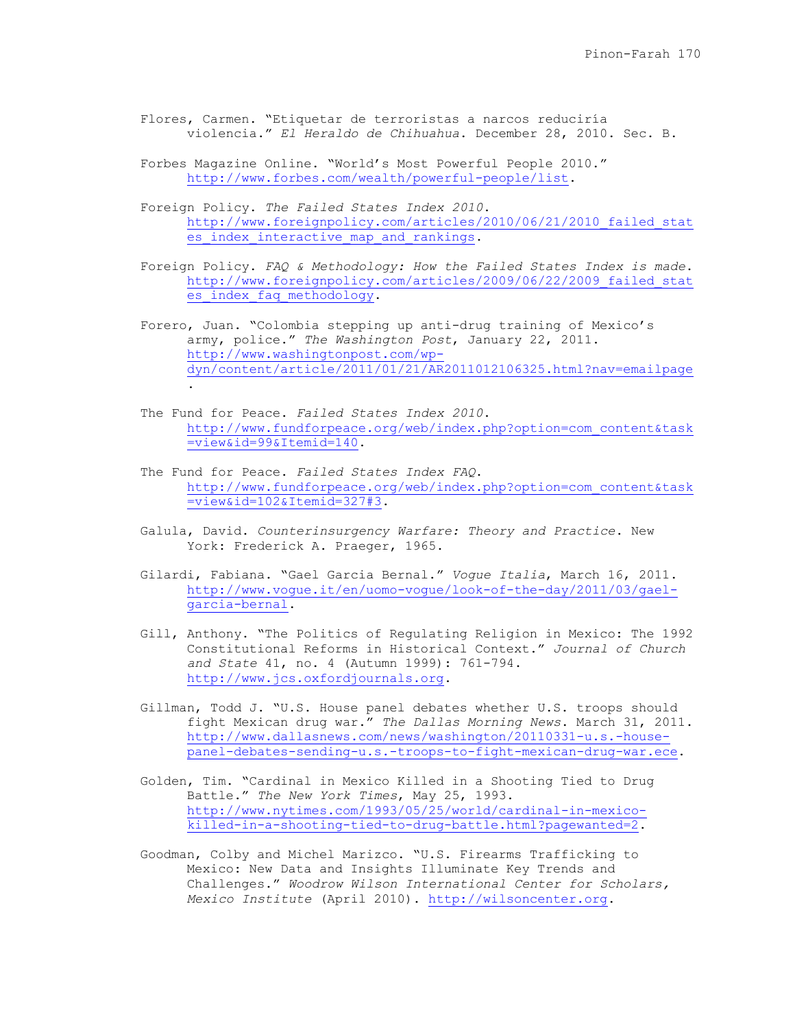Flores, Carmen. “Etiquetar de terroristas a narcos reduciría violencia.” *El Heraldo de Chihuahua*. December 28, 2010. Sec. B.

Forbes Magazine Online. “World’s Most Powerful People 2010.” http://www.forbes.com/wealth/powerful-people/list.

Foreign Policy. *The Failed States Index 2010*. http://www.foreignpolicy.com/articles/2010/06/21/2010_failed_states_index_interactive_map_and_rankings.

Foreign Policy. *FAQ & Methodology: How the Failed States Index is made*. http://www.foreignpolicy.com/articles/2009/06/22/2009_failed_states_index_faq_methodology.

Forero, Juan. “Colombia stepping up anti-drug training of Mexico’s army, police.” *The Washington Post*, January 22, 2011. http://www.washingtonpost.com/wp-dyn/content/article/2011/01/21/AR2011012106325.html?nav=emailpage.

The Fund for Peace. *Failed States Index 2010*. http://www.fundforpeace.org/web/index.php?option=com_content&task=view&id=99&Itemid=140.

The Fund for Peace. *Failed States Index FAQ*. http://www.fundforpeace.org/web/index.php?option=com_content&task=view&id=102&Itemid=327#3.

Galula, David. *Counterinsurgency Warfare: Theory and Practice*. New York: Frederick A. Praeger, 1965.

Gilardi, Fabiana. “Gael Garcia Bernal.” *Vogue Italia*, March 16, 2011. http://www.vogue.it/en/uomo-vogue/look-of-the-day/2011/03/gael-garcia-bernal.

Gill, Anthony. “The Politics of Regulating Religion in Mexico: The 1992 Constitutional Reforms in Historical Context.” *Journal of Church and State* 41, no. 4 (Autumn 1999): 761-794. http://www.jcs.oxfordjournals.org.

Gillman, Todd J. “U.S. House panel debates whether U.S. troops should fight Mexican drug war.” *The Dallas Morning News*. March 31, 2011. http://www.dallasnews.com/news/washington/20110331-u.s.-house-panel-debates-sending-u.s.-troops-to-fight-mexican-drug-war.ece.

Golden, Tim. “Cardinal in Mexico Killed in a Shooting Tied to Drug Battle.” *The New York Times*, May 25, 1993. http://www.nytimes.com/1993/05/25/world/cardinal-in-mexico-killed-in-a-shooting-tied-to-drug-battle.html?pagewanted=2.

Goodman, Colby and Michel Marizco. “U.S. Firearms Trafficking to Mexico: New Data and Insights Illuminate Key Trends and Challenges.” *Woodrow Wilson International Center for Scholars, Mexico Institute* (April 2010). http://wilsoncenter.org.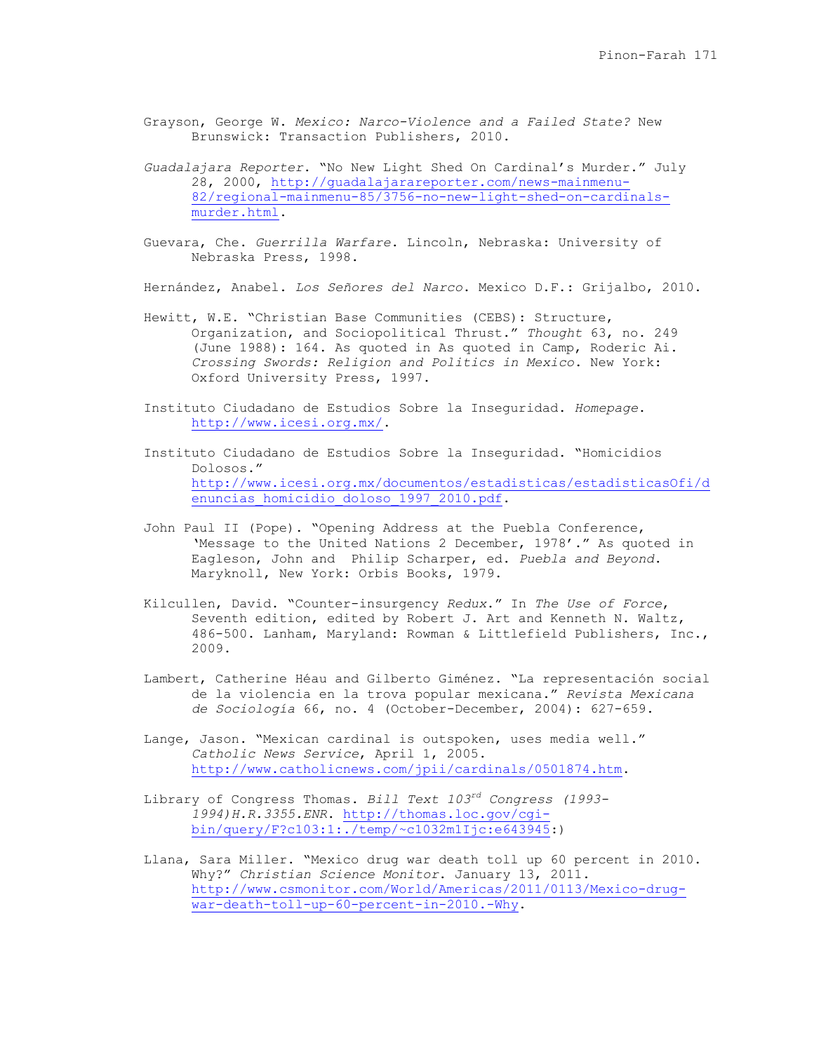Grayson, George W. *Mexico: Narco-Violence and a Failed State?* New Brunswick: Transaction Publishers, 2010.

*Guadalajara Reporter*. "No New Light Shed On Cardinal's Murder." July 28, 2000, http://guadalajarareporter.com/news-mainmenu-82/regional-mainmenu-85/3756-no-new-light-shed-on-cardinals-murder.html.

Guevara, Che. *Guerrilla Warfare*. Lincoln, Nebraska: University of Nebraska Press, 1998.

Hernández, Anabel. *Los Señores del Narco*. Mexico D.F.: Grijalbo, 2010.

Hewitt, W.E. "Christian Base Communities (CEBS): Structure, Organization, and Sociopolitical Thrust." *Thought* 63, no. 249 (June 1988): 164. As quoted in As quoted in Camp, Roderic Ai. *Crossing Swords: Religion and Politics in Mexico*. New York: Oxford University Press, 1997.

Instituto Ciudadano de Estudios Sobre la Inseguridad. *Homepage*. http://www.icesi.org.mx/.

Instituto Ciudadano de Estudios Sobre la Inseguridad. "Homicidios Dolosos." http://www.icesi.org.mx/documentos/estadisticas/estadisticasOfi/denuncias_homicidio_doloso_1997_2010.pdf.

John Paul II (Pope). "Opening Address at the Puebla Conference, 'Message to the United Nations 2 December, 1978'." As quoted in Eagleson, John and Philip Scharper, ed. *Puebla and Beyond*. Maryknoll, New York: Orbis Books, 1979.

Kilcullen, David. "Counter-insurgency *Redux*." In *The Use of Force*, Seventh edition, edited by Robert J. Art and Kenneth N. Waltz, 486-500. Lanham, Maryland: Rowman & Littlefield Publishers, Inc., 2009.

Lambert, Catherine Héau and Gilberto Giménez. "La representación social de la violencia en la trova popular mexicana." *Revista Mexicana de Sociología* 66, no. 4 (October-December, 2004): 627-659.

Lange, Jason. "Mexican cardinal is outspoken, uses media well." *Catholic News Service*, April 1, 2005. http://www.catholicnews.com/jpii/cardinals/0501874.htm.

Library of Congress Thomas. *Bill Text 103rd Congress (1993-1994)H.R.3355.ENR*. http://thomas.loc.gov/cgi-bin/query/F?c103:1:./temp/~c1032m1Ijc:e643945:)

Llana, Sara Miller. "Mexico drug war death toll up 60 percent in 2010. Why?" *Christian Science Monitor*. January 13, 2011. http://www.csmonitor.com/World/Americas/2011/0113/Mexico-drug-war-death-toll-up-60-percent-in-2010.-Why.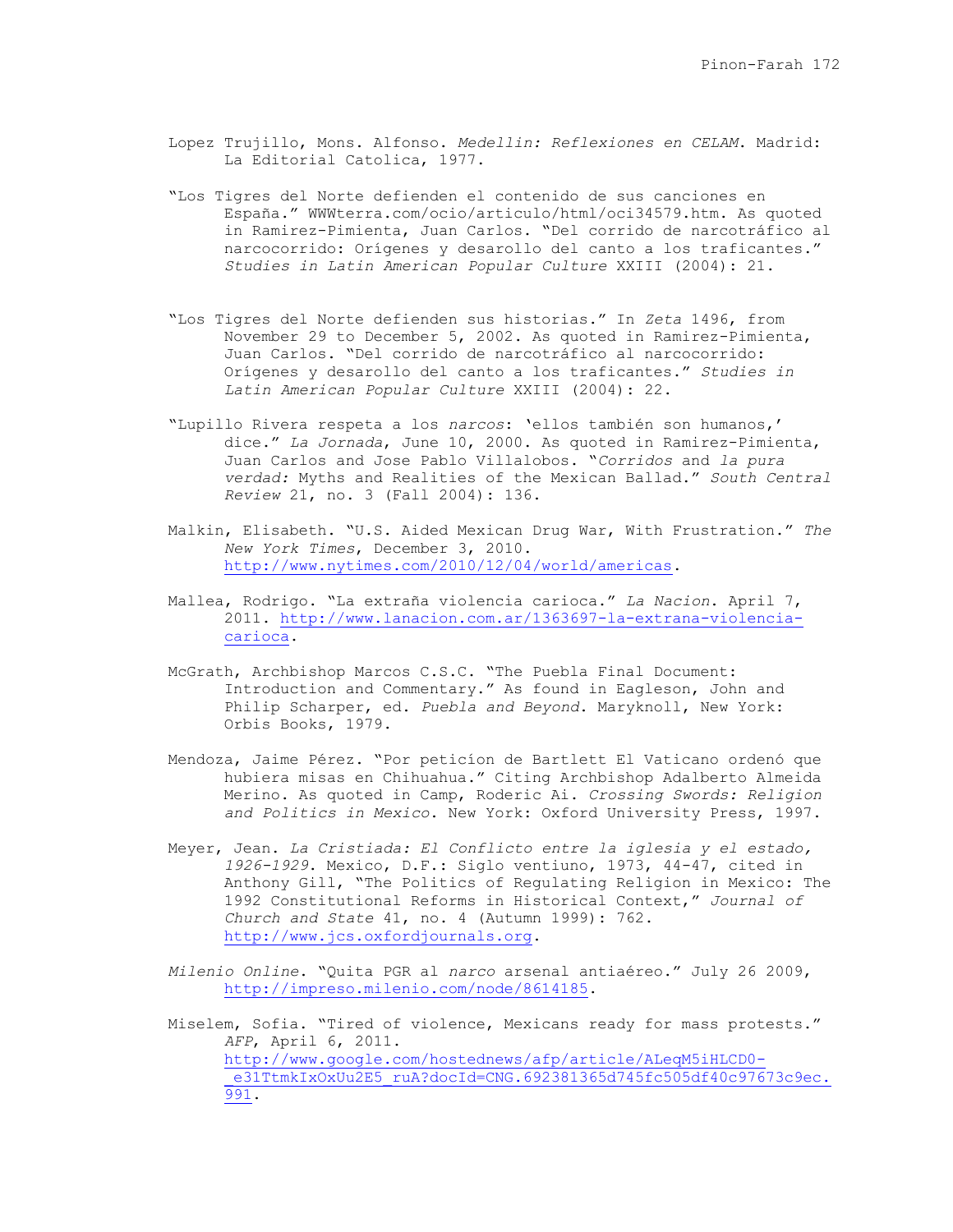Lopez Trujillo, Mons. Alfonso. *Medellin: Reflexiones en CELAM*. Madrid: La Editorial Catolica, 1977.

"Los Tigres del Norte defienden el contenido de sus canciones en España." WWWterra.com/ocio/articulo/html/oci34579.htm. As quoted in Ramirez-Pimienta, Juan Carlos. "Del corrido de narcotráfico al narcocorrido: Orígenes y desarollo del canto a los traficantes." *Studies in Latin American Popular Culture* XXIII (2004): 21.

"Los Tigres del Norte defienden sus historias." In *Zeta* 1496, from November 29 to December 5, 2002. As quoted in Ramirez-Pimienta, Juan Carlos. "Del corrido de narcotráfico al narcocorrido: Orígenes y desarollo del canto a los traficantes." *Studies in Latin American Popular Culture* XXIII (2004): 22.

"Lupillo Rivera respeta a los *narcos*: 'ellos también son humanos,' dice." *La Jornada*, June 10, 2000. As quoted in Ramirez-Pimienta, Juan Carlos and Jose Pablo Villalobos. "*Corridos* and *la pura verdad:* Myths and Realities of the Mexican Ballad." *South Central Review* 21, no. 3 (Fall 2004): 136.

Malkin, Elisabeth. "U.S. Aided Mexican Drug War, With Frustration." *The New York Times*, December 3, 2010. http://www.nytimes.com/2010/12/04/world/americas.

Mallea, Rodrigo. "La extraña violencia carioca." *La Nacion*. April 7, 2011. http://www.lanacion.com.ar/1363697-la-extrana-violencia-carioca.

McGrath, Archbishop Marcos C.S.C. "The Puebla Final Document: Introduction and Commentary." As found in Eagleson, John and Philip Scharper, ed. *Puebla and Beyond*. Maryknoll, New York: Orbis Books, 1979.

Mendoza, Jaime Pérez. "Por peticíon de Bartlett El Vaticano ordenó que hubiera misas en Chihuahua." Citing Archbishop Adalberto Almeida Merino. As quoted in Camp, Roderic Ai. *Crossing Swords: Religion and Politics in Mexico*. New York: Oxford University Press, 1997.

Meyer, Jean. *La Cristiada: El Conflicto entre la iglesia y el estado, 1926-1929*. Mexico, D.F.: Siglo ventiuno, 1973, 44-47, cited in Anthony Gill, "The Politics of Regulating Religion in Mexico: The 1992 Constitutional Reforms in Historical Context," *Journal of Church and State* 41, no. 4 (Autumn 1999): 762. http://www.jcs.oxfordjournals.org.

*Milenio Online*. "Quita PGR al *narco* arsenal antiaéreo." July 26 2009, http://impreso.milenio.com/node/8614185.

Miselem, Sofia. "Tired of violence, Mexicans ready for mass protests." *AFP*, April 6, 2011. http://www.google.com/hostednews/afp/article/ALeqM5iHLCD0-_e31TtmkIxOxUu2E5_ruA?docId=CNG.692381365d745fc505df40c97673c9ec.991.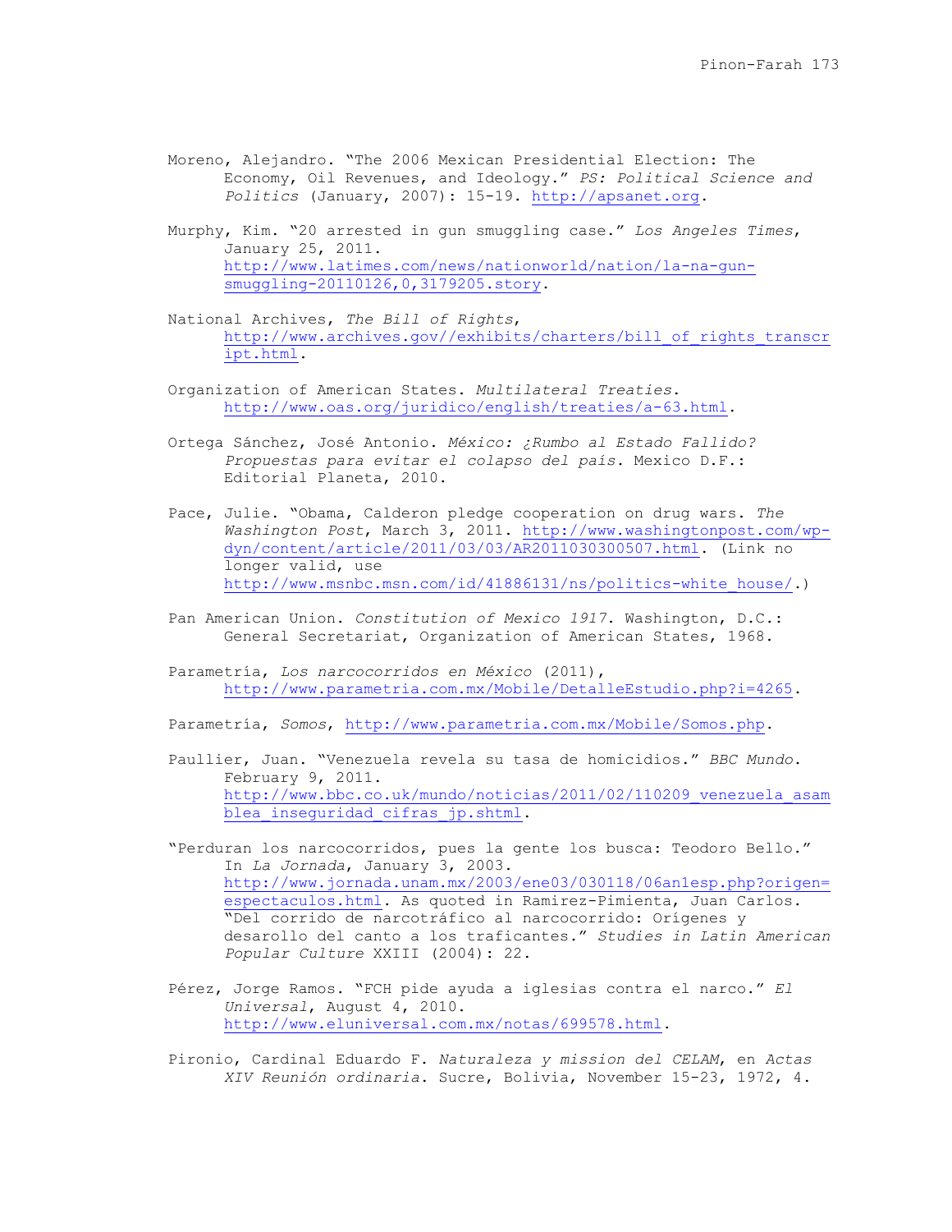Moreno, Alejandro. "The 2006 Mexican Presidential Election: The Economy, Oil Revenues, and Ideology." *PS: Political Science and Politics* (January, 2007): 15-19. http://apsanet.org.

Murphy, Kim. "20 arrested in gun smuggling case." *Los Angeles Times*, January 25, 2011. http://www.latimes.com/news/nationworld/nation/la-na-gun-smuggling-20110126,0,3179205.story.

National Archives, *The Bill of Rights*, http://www.archives.gov//exhibits/charters/bill_of_rights_transcript.html.

Organization of American States. *Multilateral Treaties*. http://www.oas.org/juridico/english/treaties/a-63.html.

Ortega Sánchez, José Antonio. *México: ¿Rumbo al Estado Fallido? Propuestas para evitar el colapso del país*. Mexico D.F.: Editorial Planeta, 2010.

Pace, Julie. "Obama, Calderon pledge cooperation on drug wars. *The Washington Post*, March 3, 2011. http://www.washingtonpost.com/wp-dyn/content/article/2011/03/03/AR2011030300507.html. (Link no longer valid, use http://www.msnbc.msn.com/id/41886131/ns/politics-white_house/.)

Pan American Union. *Constitution of Mexico 1917*. Washington, D.C.: General Secretariat, Organization of American States, 1968.

Parametría, *Los narcocorridos en México* (2011), http://www.parametria.com.mx/Mobile/DetalleEstudio.php?i=4265.

Parametría, *Somos*, http://www.parametria.com.mx/Mobile/Somos.php.

Paullier, Juan. "Venezuela revela su tasa de homicidios." *BBC Mundo*. February 9, 2011. http://www.bbc.co.uk/mundo/noticias/2011/02/110209_venezuela_asamblea_inseguridad_cifras_jp.shtml.

"Perduran los narcocorridos, pues la gente los busca: Teodoro Bello." In *La Jornada*, January 3, 2003. http://www.jornada.unam.mx/2003/ene03/030118/06an1esp.php?origen=espectaculos.html. As quoted in Ramirez-Pimienta, Juan Carlos. "Del corrido de narcotráfico al narcocorrido: Orígenes y desarollo del canto a los traficantes." *Studies in Latin American Popular Culture* XXIII (2004): 22.

Pérez, Jorge Ramos. "FCH pide ayuda a iglesias contra el narco." *El Universal*, August 4, 2010. http://www.eluniversal.com.mx/notas/699578.html.

Pironio, Cardinal Eduardo F. *Naturaleza y mission del CELAM*, en *Actas XIV Reunión ordinaria*. Sucre, Bolivia, November 15-23, 1972, 4.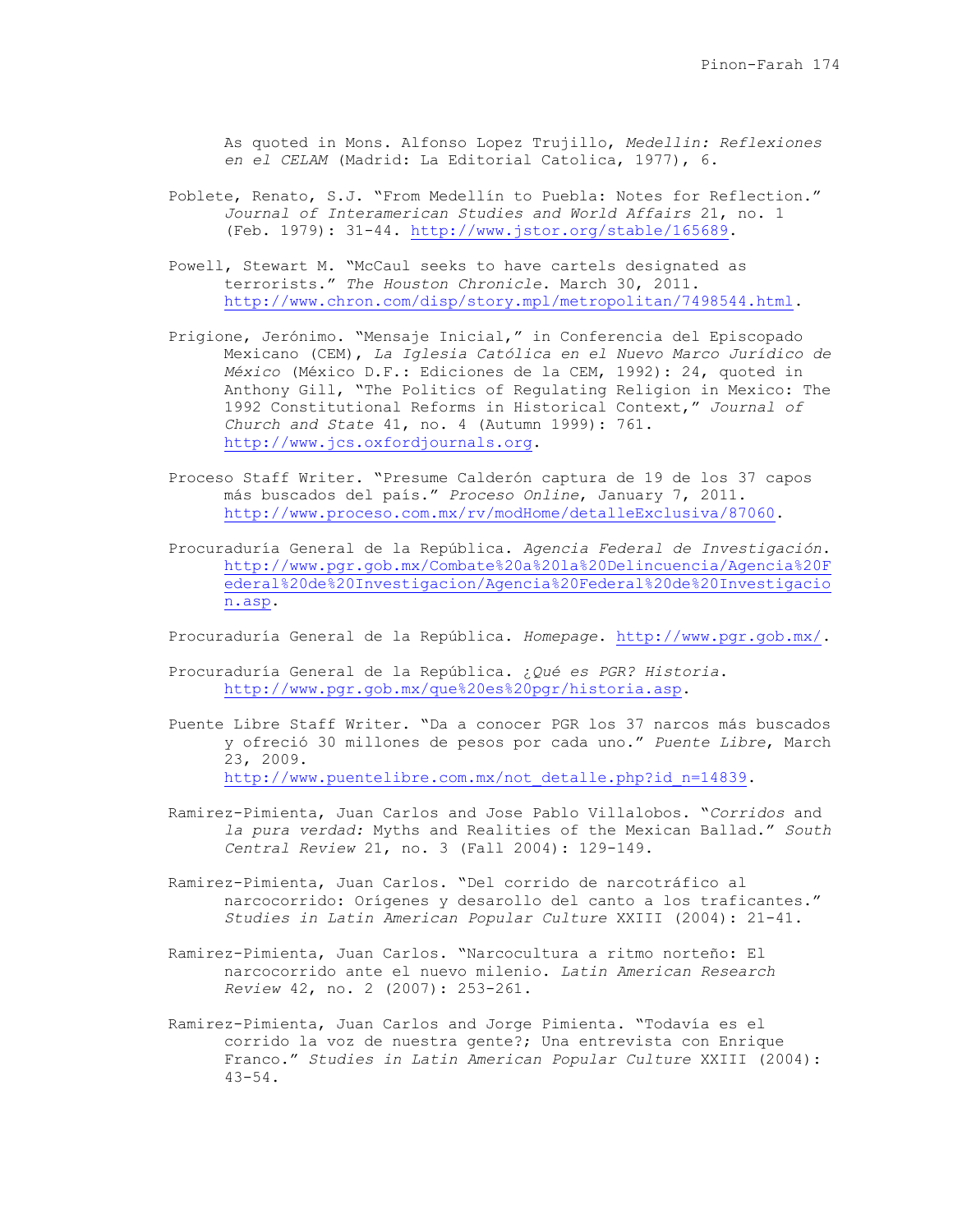As quoted in Mons. Alfonso Lopez Trujillo, *Medellin: Reflexiones en el CELAM* (Madrid: La Editorial Catolica, 1977), 6.

Poblete, Renato, S.J. "From Medellín to Puebla: Notes for Reflection." *Journal of Interamerican Studies and World Affairs* 21, no. 1 (Feb. 1979): 31-44. http://www.jstor.org/stable/165689.

Powell, Stewart M. "McCaul seeks to have cartels designated as terrorists." *The Houston Chronicle*. March 30, 2011. http://www.chron.com/disp/story.mpl/metropolitan/7498544.html.

Prigione, Jerónimo. "Mensaje Inicial," in Conferencia del Episcopado Mexicano (CEM), *La Iglesia Católica en el Nuevo Marco Jurídico de México* (México D.F.: Ediciones de la CEM, 1992): 24, quoted in Anthony Gill, "The Politics of Regulating Religion in Mexico: The 1992 Constitutional Reforms in Historical Context," *Journal of Church and State* 41, no. 4 (Autumn 1999): 761. http://www.jcs.oxfordjournals.org.

Proceso Staff Writer. "Presume Calderón captura de 19 de los 37 capos más buscados del país." *Proceso Online*, January 7, 2011. http://www.proceso.com.mx/rv/modHome/detalleExclusiva/87060.

Procuraduría General de la República. *Agencia Federal de Investigación*. http://www.pgr.gob.mx/Combate%20a%20la%20Delincuencia/Agencia%20Federal%20de%20Investigacion/Agencia%20Federal%20de%20Investigacion.asp.

Procuraduría General de la República. *Homepage*. http://www.pgr.gob.mx/.

Procuraduría General de la República. *¿Qué es PGR? Historia*. http://www.pgr.gob.mx/que%20es%20pgr/historia.asp.

Puente Libre Staff Writer. "Da a conocer PGR los 37 narcos más buscados y ofreció 30 millones de pesos por cada uno." *Puente Libre*, March 23, 2009. http://www.puentelibre.com.mx/not_detalle.php?id_n=14839.

Ramirez-Pimienta, Juan Carlos and Jose Pablo Villalobos. "*Corridos* and *la pura verdad:* Myths and Realities of the Mexican Ballad." *South Central Review* 21, no. 3 (Fall 2004): 129-149.

Ramirez-Pimienta, Juan Carlos. "Del corrido de narcotráfico al narcocorrido: Orígenes y desarollo del canto a los traficantes." *Studies in Latin American Popular Culture* XXIII (2004): 21-41.

Ramirez-Pimienta, Juan Carlos. "Narcocultura a ritmo norteño: El narcocorrido ante el nuevo milenio. *Latin American Research Review* 42, no. 2 (2007): 253-261.

Ramirez-Pimienta, Juan Carlos and Jorge Pimienta. "Todavía es el corrido la voz de nuestra gente?; Una entrevista con Enrique Franco." *Studies in Latin American Popular Culture* XXIII (2004): 43-54.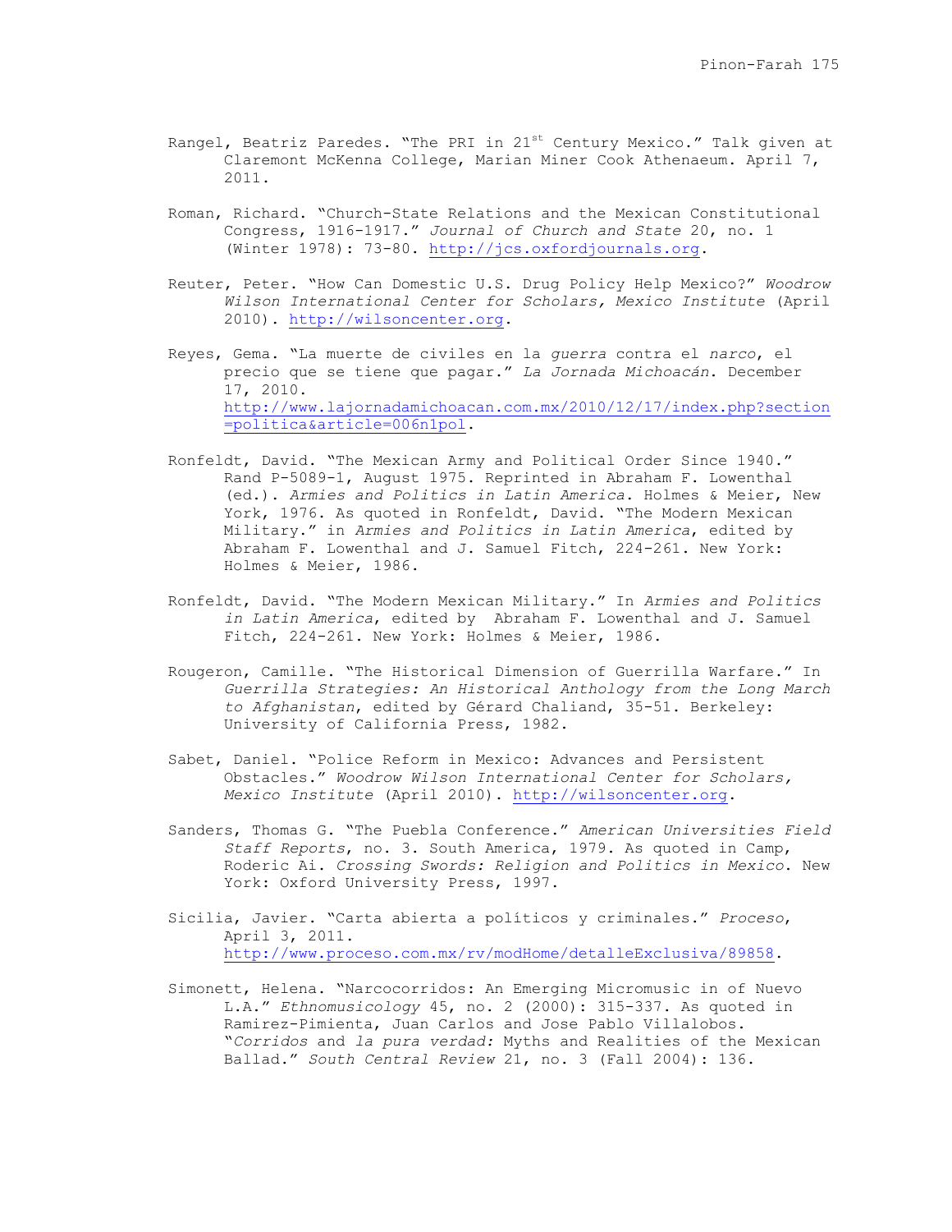Rangel, Beatriz Paredes. "The PRI in 21st Century Mexico." Talk given at Claremont McKenna College, Marian Miner Cook Athenaeum. April 7, 2011.

Roman, Richard. "Church-State Relations and the Mexican Constitutional Congress, 1916-1917." *Journal of Church and State* 20, no. 1 (Winter 1978): 73-80. http://jcs.oxfordjournals.org.

Reuter, Peter. "How Can Domestic U.S. Drug Policy Help Mexico?" *Woodrow Wilson International Center for Scholars, Mexico Institute* (April 2010). http://wilsoncenter.org.

Reyes, Gema. "La muerte de civiles en la *guerra* contra el *narco*, el precio que se tiene que pagar." *La Jornada Michoacán*. December 17, 2010. http://www.lajornadamichoacan.com.mx/2010/12/17/index.php?section=politica&article=006n1pol.

Ronfeldt, David. "The Mexican Army and Political Order Since 1940." Rand P-5089-1, August 1975. Reprinted in Abraham F. Lowenthal (ed.). *Armies and Politics in Latin America.* Holmes & Meier, New York, 1976. As quoted in Ronfeldt, David. "The Modern Mexican Military." in *Armies and Politics in Latin America*, edited by Abraham F. Lowenthal and J. Samuel Fitch, 224-261. New York: Holmes & Meier, 1986.

Ronfeldt, David. "The Modern Mexican Military." In *Armies and Politics in Latin America*, edited by Abraham F. Lowenthal and J. Samuel Fitch, 224-261. New York: Holmes & Meier, 1986.

Rougeron, Camille. "The Historical Dimension of Guerrilla Warfare." In *Guerrilla Strategies: An Historical Anthology from the Long March to Afghanistan*, edited by Gérard Chaliand, 35-51. Berkeley: University of California Press, 1982.

Sabet, Daniel. "Police Reform in Mexico: Advances and Persistent Obstacles." *Woodrow Wilson International Center for Scholars, Mexico Institute* (April 2010). http://wilsoncenter.org.

Sanders, Thomas G. "The Puebla Conference." *American Universities Field Staff Reports*, no. 3. South America, 1979. As quoted in Camp, Roderic Ai. *Crossing Swords: Religion and Politics in Mexico*. New York: Oxford University Press, 1997.

Sicilia, Javier. "Carta abierta a políticos y criminales." *Proceso*, April 3, 2011. http://www.proceso.com.mx/rv/modHome/detalleExclusiva/89858.

Simonett, Helena. "Narcocorridos: An Emerging Micromusic in of Nuevo L.A." *Ethnomusicology* 45, no. 2 (2000): 315-337. As quoted in Ramirez-Pimienta, Juan Carlos and Jose Pablo Villalobos. "*Corridos* and *la pura verdad:* Myths and Realities of the Mexican Ballad." *South Central Review* 21, no. 3 (Fall 2004): 136.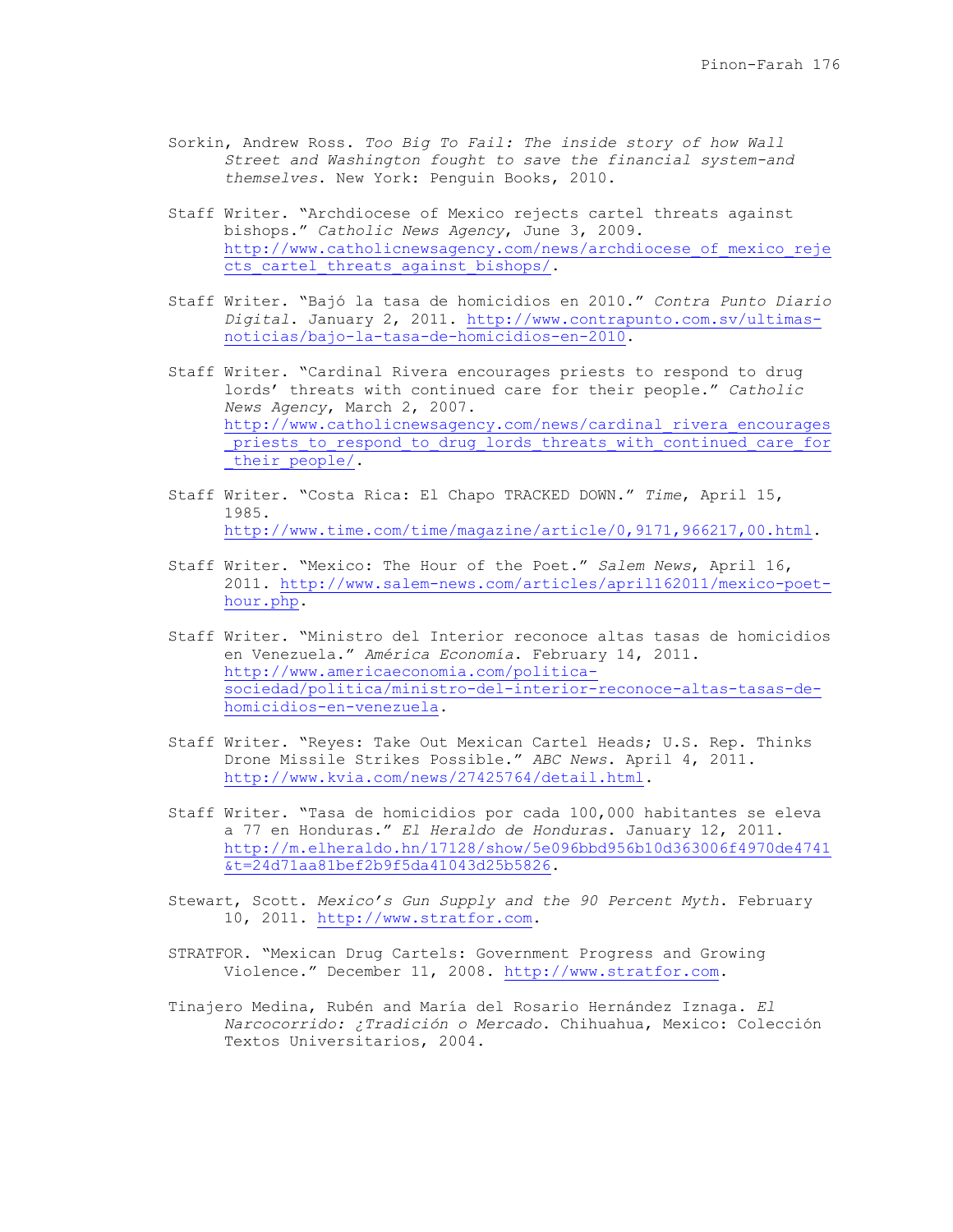Sorkin, Andrew Ross. *Too Big To Fail: The inside story of how Wall Street and Washington fought to save the financial system-and themselves*. New York: Penguin Books, 2010.

Staff Writer. "Archdiocese of Mexico rejects cartel threats against bishops." *Catholic News Agency*, June 3, 2009. http://www.catholicnewsagency.com/news/archdiocese_of_mexico_rejects_cartel_threats_against_bishops/.

Staff Writer. "Bajó la tasa de homicidios en 2010." *Contra Punto Diario Digital*. January 2, 2011. http://www.contrapunto.com.sv/ultimas-noticias/bajo-la-tasa-de-homicidios-en-2010.

Staff Writer. "Cardinal Rivera encourages priests to respond to drug lords' threats with continued care for their people." *Catholic News Agency*, March 2, 2007. http://www.catholicnewsagency.com/news/cardinal_rivera_encourages_priests_to_respond_to_drug_lords_threats_with_continued_care_for_their_people/.

Staff Writer. "Costa Rica: El Chapo TRACKED DOWN." *Time*, April 15, 1985. http://www.time.com/time/magazine/article/0,9171,966217,00.html.

Staff Writer. "Mexico: The Hour of the Poet." *Salem News*, April 16, 2011. http://www.salem-news.com/articles/april162011/mexico-poet-hour.php.

Staff Writer. "Ministro del Interior reconoce altas tasas de homicidios en Venezuela." *América Economía*. February 14, 2011. http://www.americaeconomia.com/politica-sociedad/politica/ministro-del-interior-reconoce-altas-tasas-de-homicidios-en-venezuela.

Staff Writer. "Reyes: Take Out Mexican Cartel Heads; U.S. Rep. Thinks Drone Missile Strikes Possible." *ABC News*. April 4, 2011. http://www.kvia.com/news/27425764/detail.html.

Staff Writer. "Tasa de homicidios por cada 100,000 habitantes se eleva a 77 en Honduras." *El Heraldo de Honduras*. January 12, 2011. http://m.elheraldo.hn/17128/show/5e096bbd956b10d363006f4970de4741&t=24d71aa81bef2b9f5da41043d25b5826.

Stewart, Scott. *Mexico's Gun Supply and the 90 Percent Myth*. February 10, 2011. http://www.stratfor.com.

STRATFOR. "Mexican Drug Cartels: Government Progress and Growing Violence." December 11, 2008. http://www.stratfor.com.

Tinajero Medina, Rubén and María del Rosario Hernández Iznaga. *El Narcocorrido: ¿Tradición o Mercado*. Chihuahua, Mexico: Colección Textos Universitarios, 2004.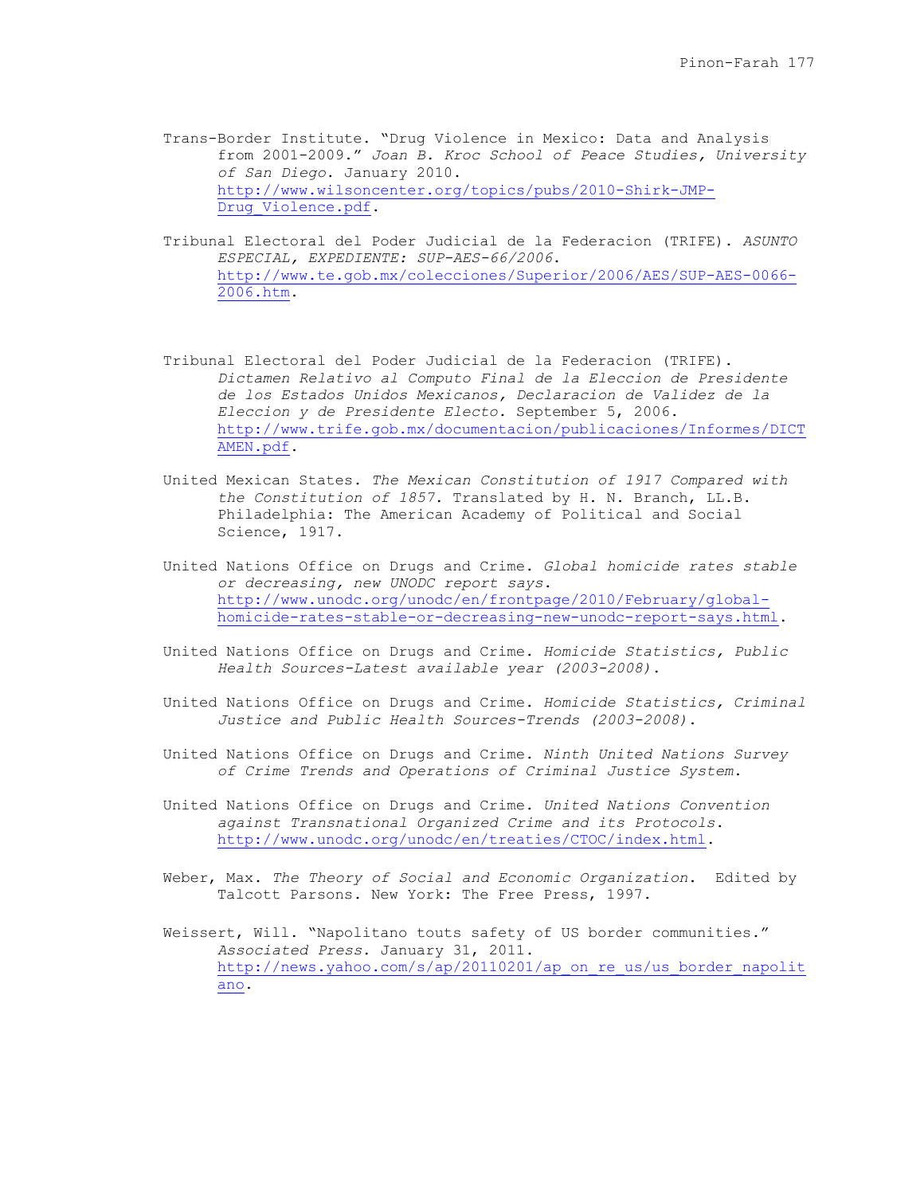Trans-Border Institute. "Drug Violence in Mexico: Data and Analysis from 2001-2009." *Joan B. Kroc School of Peace Studies, University of San Diego*. January 2010. http://www.wilsoncenter.org/topics/pubs/2010-Shirk-JMP-Drug_Violence.pdf.

Tribunal Electoral del Poder Judicial de la Federacion (TRIFE). *ASUNTO ESPECIAL, EXPEDIENTE: SUP-AES-66/2006*. http://www.te.gob.mx/colecciones/Superior/2006/AES/SUP-AES-0066-2006.htm.

Tribunal Electoral del Poder Judicial de la Federacion (TRIFE). *Dictamen Relativo al Computo Final de la Eleccion de Presidente de los Estados Unidos Mexicanos, Declaracion de Validez de la Eleccion y de Presidente Electo.* September 5, 2006. http://www.trife.gob.mx/documentacion/publicaciones/Informes/DICTAMEN.pdf.

United Mexican States. *The Mexican Constitution of 1917 Compared with the Constitution of 1857.* Translated by H. N. Branch, LL.B. Philadelphia: The American Academy of Political and Social Science, 1917.

United Nations Office on Drugs and Crime. *Global homicide rates stable or decreasing, new UNODC report says.* http://www.unodc.org/unodc/en/frontpage/2010/February/global-homicide-rates-stable-or-decreasing-new-unodc-report-says.html.

United Nations Office on Drugs and Crime. *Homicide Statistics, Public Health Sources-Latest available year (2003-2008).*

United Nations Office on Drugs and Crime. *Homicide Statistics, Criminal Justice and Public Health Sources-Trends (2003-2008).*

United Nations Office on Drugs and Crime. *Ninth United Nations Survey of Crime Trends and Operations of Criminal Justice System.*

United Nations Office on Drugs and Crime. *United Nations Convention against Transnational Organized Crime and its Protocols.* http://www.unodc.org/unodc/en/treaties/CTOC/index.html.

Weber, Max. *The Theory of Social and Economic Organization.* Edited by Talcott Parsons. New York: The Free Press, 1997.

Weissert, Will. "Napolitano touts safety of US border communities." *Associated Press.* January 31, 2011. http://news.yahoo.com/s/ap/20110201/ap_on_re_us/us_border_napolitano.